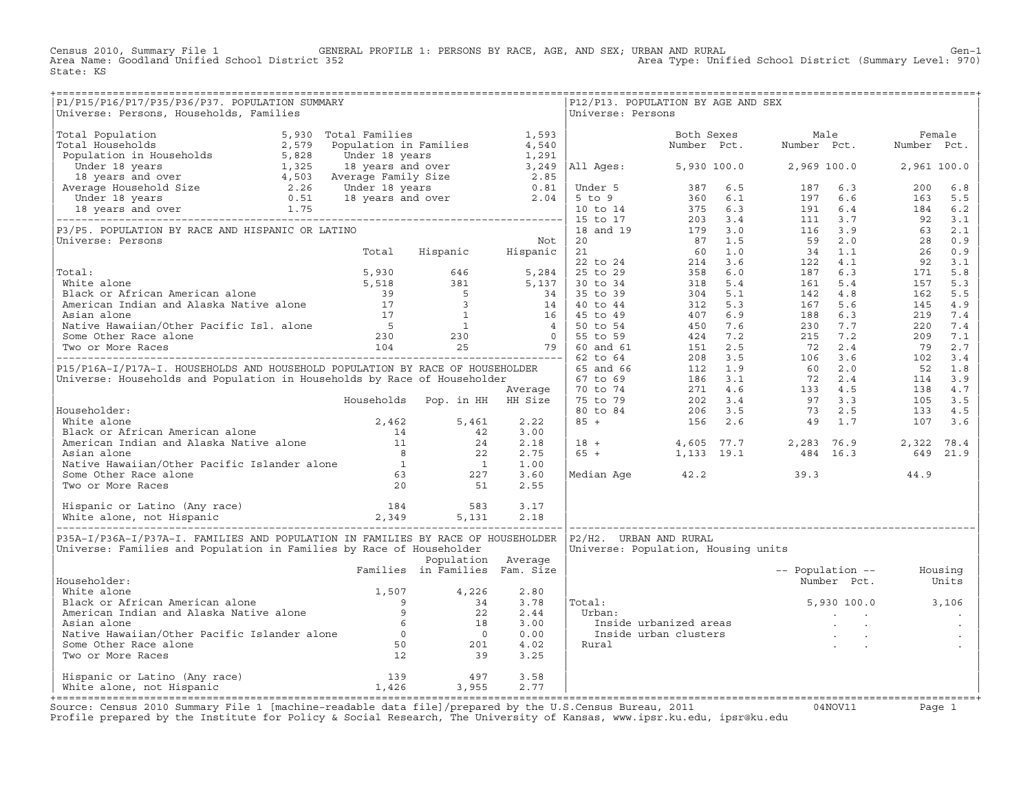Census 2010, Summary File 1 GENERAL PROFILE 1: PERSONS BY RACE, AGE, AND SEX; URBAN AND RURAL Gen-1
Area Name: Goodland Unified School District 352 Area Type: Unified School District (Summary Level: 970)
State: KS

## P1/P15/P16/P17/P35/P36/P37. POPULATION SUMMARY

Universe: Persons, Households, Families

| | | | |
|---|---|---|---|
| Total Population | 5,930 | Total Families | 1,593 |
| Total Households | 2,579 | Population in Families | 4,540 |
| Population in Households | 5,828 | Under 18 years | 1,291 |
| Under 18 years | 1,325 | 18 years and over | 3,249 |
| 18 years and over | 4,503 | Average Family Size | 2.85 |
| Average Household Size | 2.26 | Under 18 years | 0.81 |
| Under 18 years | 0.51 | 18 years and over | 2.04 |
| 18 years and over | 1.75 | | |

## P3/P5. POPULATION BY RACE AND HISPANIC OR LATINO

Universe: Persons

| | Total | Hispanic | Not Hispanic |
|---|---|---|---|
| Total: | 5,930 | 646 | 5,284 |
| White alone | 5,518 | 381 | 5,137 |
| Black or African American alone | 39 | 5 | 34 |
| American Indian and Alaska Native alone | 17 | 3 | 14 |
| Asian alone | 17 | 1 | 16 |
| Native Hawaiian/Other Pacific Isl. alone | 5 | 1 | 4 |
| Some Other Race alone | 230 | 230 | 0 |
| Two or More Races | 104 | 25 | 79 |

## P15/P16A-I/P17A-I. HOUSEHOLDS AND HOUSEHOLD POPULATION BY RACE OF HOUSEHOLDER

Universe: Households and Population in Households by Race of Householder

| | Households | Pop. in HH | Average HH Size |
|---|---|---|---|
| Householder: | | | |
| White alone | 2,462 | 5,461 | 2.22 |
| Black or African American alone | 14 | 42 | 3.00 |
| American Indian and Alaska Native alone | 11 | 24 | 2.18 |
| Asian alone | 8 | 22 | 2.75 |
| Native Hawaiian/Other Pacific Islander alone | 1 | 1 | 1.00 |
| Some Other Race alone | 63 | 227 | 3.60 |
| Two or More Races | 20 | 51 | 2.55 |
| | | | |
| Hispanic or Latino (Any race) | 184 | 583 | 3.17 |
| White alone, not Hispanic | 2,349 | 5,131 | 2.18 |

## P35A-I/P36A-I/P37A-I. FAMILIES AND POPULATION IN FAMILIES BY RACE OF HOUSEHOLDER

Universe: Families and Population in Families by Race of Householder

| | Families | Population in Families | Average Fam. Size |
|---|---|---|---|
| Householder: | | | |
| White alone | 1,507 | 4,226 | 2.80 |
| Black or African American alone | 9 | 34 | 3.78 |
| American Indian and Alaska Native alone | 9 | 22 | 2.44 |
| Asian alone | 6 | 18 | 3.00 |
| Native Hawaiian/Other Pacific Islander alone | 0 | 0 | 0.00 |
| Some Other Race alone | 50 | 201 | 4.02 |
| Two or More Races | 12 | 39 | 3.25 |
| | | | |
| Hispanic or Latino (Any race) | 139 | 497 | 3.58 |
| White alone, not Hispanic | 1,426 | 3,955 | 2.77 |

## P12/P13. POPULATION BY AGE AND SEX

Universe: Persons

| | Both Sexes Number | Both Sexes Pct. | Male Number | Male Pct. | Female Number | Female Pct. |
|---|---|---|---|---|---|---|
| All Ages: | 5,930 | 100.0 | 2,969 | 100.0 | 2,961 | 100.0 |
| Under 5 | 387 | 6.5 | 187 | 6.3 | 200 | 6.8 |
| 5 to 9 | 360 | 6.1 | 197 | 6.6 | 163 | 5.5 |
| 10 to 14 | 375 | 6.3 | 191 | 6.4 | 184 | 6.2 |
| 15 to 17 | 203 | 3.4 | 111 | 3.7 | 92 | 3.1 |
| 18 and 19 | 179 | 3.0 | 116 | 3.9 | 63 | 2.1 |
| 20 | 87 | 1.5 | 59 | 2.0 | 28 | 0.9 |
| 21 | 60 | 1.0 | 34 | 1.1 | 26 | 0.9 |
| 22 to 24 | 214 | 3.6 | 122 | 4.1 | 92 | 3.1 |
| 25 to 29 | 358 | 6.0 | 187 | 6.3 | 171 | 5.8 |
| 30 to 34 | 318 | 5.4 | 161 | 5.4 | 157 | 5.3 |
| 35 to 39 | 304 | 5.1 | 142 | 4.8 | 162 | 5.5 |
| 40 to 44 | 312 | 5.3 | 167 | 5.6 | 145 | 4.9 |
| 45 to 49 | 407 | 6.9 | 188 | 6.3 | 219 | 7.4 |
| 50 to 54 | 450 | 7.6 | 230 | 7.7 | 220 | 7.4 |
| 55 to 59 | 424 | 7.2 | 215 | 7.2 | 209 | 7.1 |
| 60 and 61 | 151 | 2.5 | 72 | 2.4 | 79 | 2.7 |
| 62 to 64 | 208 | 3.5 | 106 | 3.6 | 102 | 3.4 |
| 65 and 66 | 112 | 1.9 | 60 | 2.0 | 52 | 1.8 |
| 67 to 69 | 186 | 3.1 | 72 | 2.4 | 114 | 3.9 |
| 70 to 74 | 271 | 4.6 | 133 | 4.5 | 138 | 4.7 |
| 75 to 79 | 202 | 3.4 | 97 | 3.3 | 105 | 3.5 |
| 80 to 84 | 206 | 3.5 | 73 | 2.5 | 133 | 4.5 |
| 85 + | 156 | 2.6 | 49 | 1.7 | 107 | 3.6 |
| | | | | | | |
| 18 + | 4,605 | 77.7 | 2,283 | 76.9 | 2,322 | 78.4 |
| 65 + | 1,133 | 19.1 | 484 | 16.3 | 649 | 21.9 |
| | | | | | | |
| Median Age | 42.2 | | 39.3 | | 44.9 | |

## P2/H2. URBAN AND RURAL

Universe: Population, Housing units

| | Population Number | Population Pct. | Housing Units |
|---|---|---|---|
| Total: | 5,930 | 100.0 | 3,106 |
| Urban: | . | . | . |
| Inside urbanized areas | . | . | . |
| Inside urban clusters | . | . | . |
| Rural | . | . | . |

Source: Census 2010 Summary File 1 [machine-readable data file]/prepared by the U.S.Census Bureau, 2011 04NOV11
Profile prepared by the Institute for Policy & Social Research, The University of Kansas, www.ipsr.ku.edu, ipsr@ku.edu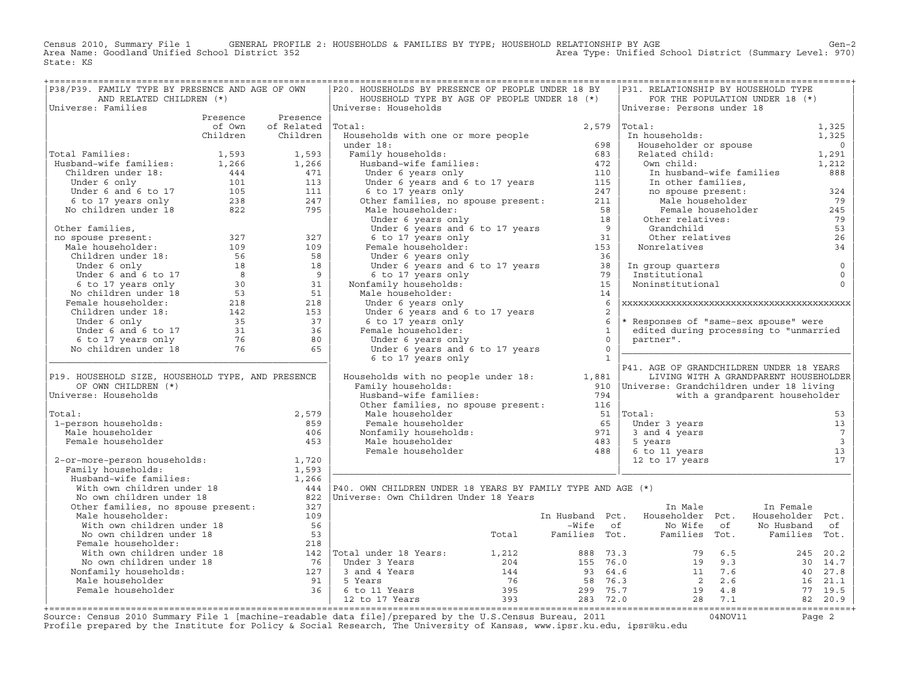Census 2010, Summary File 1 GENERAL PROFILE 2: HOUSEHOLDS & FAMILIES BY TYPE; HOUSEHOLD RELATIONSHIP BY AGE

Area Name: Goodland Unified School District 352 — Area Type: Unified School District (Summary Level: 970)

State: KS

## P38/P39. FAMILY TYPE BY PRESENCE AND AGE OF OWN AND RELATED CHILDREN (*)

Universe: Families

| | Presence of Own Children | Presence of Related Children |
|---|---|---|
| Total Families: | 1,593 | 1,593 |
| Husband-wife families: | 1,266 | 1,266 |
| Children under 18: | 444 | 471 |
| Under 6 only | 101 | 113 |
| Under 6 and 6 to 17 | 105 | 111 |
| 6 to 17 years only | 238 | 247 |
| No children under 18 | 822 | 795 |
| Other families, no spouse present: | 327 | 327 |
| Male householder: | 109 | 109 |
| Children under 18: | 56 | 58 |
| Under 6 only | 18 | 18 |
| Under 6 and 6 to 17 | 8 | 9 |
| 6 to 17 years only | 30 | 31 |
| No children under 18 | 53 | 51 |
| Female householder: | 218 | 218 |
| Children under 18: | 142 | 153 |
| Under 6 only | 35 | 37 |
| Under 6 and 6 to 17 | 31 | 36 |
| 6 to 17 years only | 76 | 80 |
| No children under 18 | 76 | 65 |

## P19. HOUSEHOLD SIZE, HOUSEHOLD TYPE, AND PRESENCE OF OWN CHILDREN (*)

Universe: Households

| | |
|---|---|
| Total: | 2,579 |
| 1-person households: | 859 |
| Male householder | 406 |
| Female householder | 453 |
| 2-or-more-person households: | 1,720 |
| Family households: | 1,593 |
| Husband-wife families: | 1,266 |
| With own children under 18 | 444 |
| No own children under 18 | 822 |
| Other families, no spouse present: | 327 |
| Male householder: | 109 |
| With own children under 18 | 56 |
| No own children under 18 | 53 |
| Female householder: | 218 |
| With own children under 18 | 142 |
| No own children under 18 | 76 |
| Nonfamily households: | 127 |
| Male householder | 91 |
| Female householder | 36 |

## P20. HOUSEHOLDS BY PRESENCE OF PEOPLE UNDER 18 BY HOUSEHOLD TYPE BY AGE OF PEOPLE UNDER 18 (*)

Universe: Households

| | |
|---|---|
| Total: | 2,579 |
| Households with one or more people under 18: | 698 |
| Family households: | 683 |
| Husband-wife families: | 472 |
| Under 6 years only | 110 |
| Under 6 years and 6 to 17 years | 115 |
| 6 to 17 years only | 247 |
| Other families, no spouse present: | 211 |
| Male householder: | 58 |
| Under 6 years only | 18 |
| Under 6 years and 6 to 17 years | 9 |
| 6 to 17 years only | 31 |
| Female householder: | 153 |
| Under 6 years only | 36 |
| Under 6 years and 6 to 17 years | 38 |
| 6 to 17 years only | 79 |
| Nonfamily households: | 15 |
| Male householder: | 14 |
| Under 6 years only | 6 |
| Under 6 years and 6 to 17 years | 2 |
| 6 to 17 years only | 6 |
| Female householder: | 1 |
| Under 6 years only | 0 |
| Under 6 years and 6 to 17 years | 0 |
| 6 to 17 years only | 1 |
| Households with no people under 18: | 1,881 |
| Family households: | 910 |
| Husband-wife families: | 794 |
| Other families, no spouse present: | 116 |
| Male householder | 51 |
| Female householder | 65 |
| Nonfamily households: | 971 |
| Male householder | 483 |
| Female householder | 488 |

## P40. OWN CHILDREN UNDER 18 YEARS BY FAMILY TYPE AND AGE (*)

Universe: Own Children Under 18 Years

| | Total | In Husband-Wife Families | Pct. of Tot. | In Male Householder No Wife Families | Pct. of Tot. | In Female Householder No Husband Families | Pct. of Tot. |
|---|---|---|---|---|---|---|---|
| Total under 18 Years: | 1,212 | 888 | 73.3 | 79 | 6.5 | 245 | 20.2 |
| Under 3 Years | 204 | 155 | 76.0 | 19 | 9.3 | 30 | 14.7 |
| 3 and 4 Years | 144 | 93 | 64.6 | 11 | 7.6 | 40 | 27.8 |
| 5 Years | 76 | 58 | 76.3 | 2 | 2.6 | 16 | 21.1 |
| 6 to 11 Years | 395 | 299 | 75.7 | 19 | 4.8 | 77 | 19.5 |
| 12 to 17 Years | 393 | 283 | 72.0 | 28 | 7.1 | 82 | 20.9 |

## P31. RELATIONSHIP BY HOUSEHOLD TYPE FOR THE POPULATION UNDER 18 (*)

Universe: Persons under 18

| | |
|---|---|
| Total: | 1,325 |
| In households: | 1,325 |
| Householder or spouse | 0 |
| Related child: | 1,291 |
| Own child: | 1,212 |
| In husband-wife families | 888 |
| In other families, no spouse present: | 324 |
| Male householder | 79 |
| Female householder | 245 |
| Other relatives: | 79 |
| Grandchild | 53 |
| Other relatives | 26 |
| Nonrelatives | 34 |
| In group quarters | 0 |
| Institutional | 0 |
| Noninstitutional | 0 |

\* Responses of "same-sex spouse" were edited during processing to "unmarried partner".

## P41. AGE OF GRANDCHILDREN UNDER 18 YEARS LIVING WITH A GRANDPARENT HOUSEHOLDER

Universe: Grandchildren under 18 living with a grandparent householder

| | |
|---|---|
| Total: | 53 |
| Under 3 years | 13 |
| 3 and 4 years | 7 |
| 5 years | 3 |
| 6 to 11 years | 13 |
| 12 to 17 years | 17 |

Source: Census 2010 Summary File 1 [machine-readable data file]/prepared by the U.S.Census Bureau, 2011 04NOV11

Profile prepared by the Institute for Policy & Social Research, The University of Kansas, www.ipsr.ku.edu, ipsr@ku.edu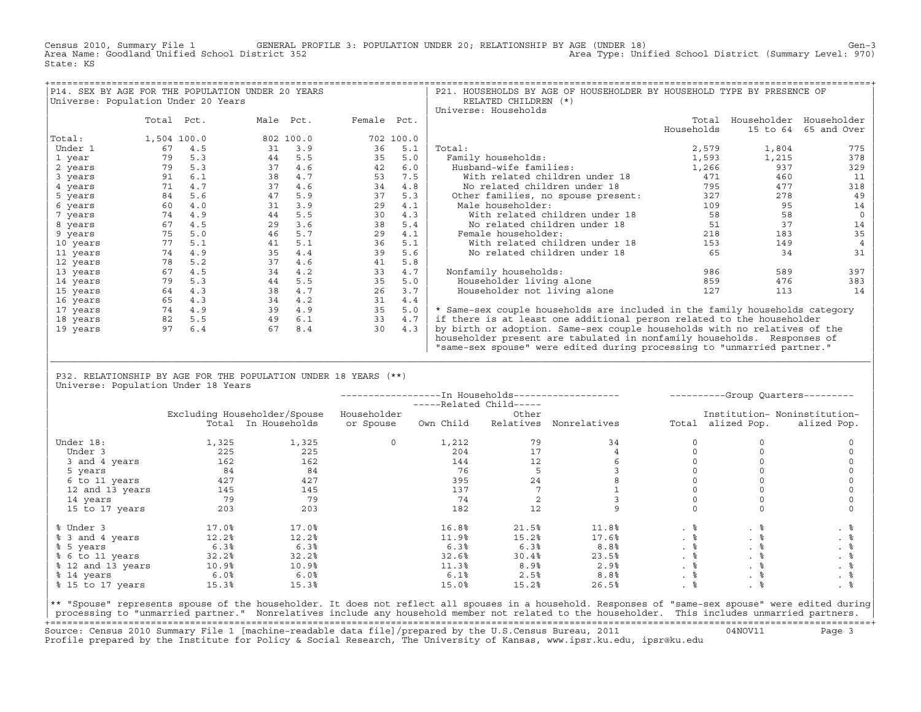Census 2010, Summary File 1 GENERAL PROFILE 3: POPULATION UNDER 20; RELATIONSHIP BY AGE (UNDER 18) Gen-3
Area Name: Goodland Unified School District 352 Area Type: Unified School District (Summary Level: 970)
State: KS

## P14. SEX BY AGE FOR THE POPULATION UNDER 20 YEARS

Universe: Population Under 20 Years

| | Total | Pct. | Male | Pct. | Female | Pct. |
|---|---|---|---|---|---|---|
| Total: | 1,504 | 100.0 | 802 | 100.0 | 702 | 100.0 |
| Under 1 | 67 | 4.5 | 31 | 3.9 | 36 | 5.1 |
| 1 year | 79 | 5.3 | 44 | 5.5 | 35 | 5.0 |
| 2 years | 79 | 5.3 | 37 | 4.6 | 42 | 6.0 |
| 3 years | 91 | 6.1 | 38 | 4.7 | 53 | 7.5 |
| 4 years | 71 | 4.7 | 37 | 4.6 | 34 | 4.8 |
| 5 years | 84 | 5.6 | 47 | 5.9 | 37 | 5.3 |
| 6 years | 60 | 4.0 | 31 | 3.9 | 29 | 4.1 |
| 7 years | 74 | 4.9 | 44 | 5.5 | 30 | 4.3 |
| 8 years | 67 | 4.5 | 29 | 3.6 | 38 | 5.4 |
| 9 years | 75 | 5.0 | 46 | 5.7 | 29 | 4.1 |
| 10 years | 77 | 5.1 | 41 | 5.1 | 36 | 5.1 |
| 11 years | 74 | 4.9 | 35 | 4.4 | 39 | 5.6 |
| 12 years | 78 | 5.2 | 37 | 4.6 | 41 | 5.8 |
| 13 years | 67 | 4.5 | 34 | 4.2 | 33 | 4.7 |
| 14 years | 79 | 5.3 | 44 | 5.5 | 35 | 5.0 |
| 15 years | 64 | 4.3 | 38 | 4.7 | 26 | 3.7 |
| 16 years | 65 | 4.3 | 34 | 4.2 | 31 | 4.4 |
| 17 years | 74 | 4.9 | 39 | 4.9 | 35 | 5.0 |
| 18 years | 82 | 5.5 | 49 | 6.1 | 33 | 4.7 |
| 19 years | 97 | 6.4 | 67 | 8.4 | 30 | 4.3 |

## P21. HOUSEHOLDS BY AGE OF HOUSEHOLDER BY HOUSEHOLD TYPE BY PRESENCE OF RELATED CHILDREN (*)

Universe: Households

| | Total Households | Householder 15 to 64 | Householder 65 and Over |
|---|---|---|---|
| Total: | 2,579 | 1,804 | 775 |
| Family households: | 1,593 | 1,215 | 378 |
| Husband-wife families: | 1,266 | 937 | 329 |
| With related children under 18 | 471 | 460 | 11 |
| No related children under 18 | 795 | 477 | 318 |
| Other families, no spouse present: | 327 | 278 | 49 |
| Male householder: | 109 | 95 | 14 |
| With related children under 18 | 58 | 58 | 0 |
| No related children under 18 | 51 | 37 | 14 |
| Female householder: | 218 | 183 | 35 |
| With related children under 18 | 153 | 149 | 4 |
| No related children under 18 | 65 | 34 | 31 |
| Nonfamily households: | 986 | 589 | 397 |
| Householder living alone | 859 | 476 | 383 |
| Householder not living alone | 127 | 113 | 14 |

\* Same-sex couple households are included in the family households category if there is at least one additional person related to the householder by birth or adoption. Same-sex couple households with no relatives of the householder present are tabulated in nonfamily households. Responses of "same-sex spouse" were edited during processing to "unmarried partner."

## P32. RELATIONSHIP BY AGE FOR THE POPULATION UNDER 18 YEARS (**)

Universe: Population Under 18 Years

| | Excluding Householder/Spouse Total | In Households | Householder or Spouse | Related Child: Own Child | Related Child: Other Relatives | Nonrelatives | Group Quarters: Total | Institutionalized Pop. | Noninstitutionalized Pop. |
|---|---|---|---|---|---|---|---|---|---|
| Under 18: | 1,325 | 1,325 | 0 | 1,212 | 79 | 34 | 0 | 0 | 0 |
| Under 3 | 225 | 225 | | 204 | 17 | 4 | 0 | 0 | 0 |
| 3 and 4 years | 162 | 162 | | 144 | 12 | 6 | 0 | 0 | 0 |
| 5 years | 84 | 84 | | 76 | 5 | 3 | 0 | 0 | 0 |
| 6 to 11 years | 427 | 427 | | 395 | 24 | 8 | 0 | 0 | 0 |
| 12 and 13 years | 145 | 145 | | 137 | 7 | 1 | 0 | 0 | 0 |
| 14 years | 79 | 79 | | 74 | 2 | 3 | 0 | 0 | 0 |
| 15 to 17 years | 203 | 203 | | 182 | 12 | 9 | 0 | 0 | 0 |
| % Under 3 | 17.0% | 17.0% | | 16.8% | 21.5% | 11.8% | . % | . % | . % |
| % 3 and 4 years | 12.2% | 12.2% | | 11.9% | 15.2% | 17.6% | . % | . % | . % |
| % 5 years | 6.3% | 6.3% | | 6.3% | 6.3% | 8.8% | . % | . % | . % |
| % 6 to 11 years | 32.2% | 32.2% | | 32.6% | 30.4% | 23.5% | . % | . % | . % |
| % 12 and 13 years | 10.9% | 10.9% | | 11.3% | 8.9% | 2.9% | . % | . % | . % |
| % 14 years | 6.0% | 6.0% | | 6.1% | 2.5% | 8.8% | . % | . % | . % |
| % 15 to 17 years | 15.3% | 15.3% | | 15.0% | 15.2% | 26.5% | . % | . % | . % |

** "Spouse" represents spouse of the householder. It does not reflect all spouses in a household. Responses of "same-sex spouse" were edited during processing to "unmarried partner." Nonrelatives include any household member not related to the householder. This includes unmarried partners.

Source: Census 2010 Summary File 1 [machine-readable data file]/prepared by the U.S.Census Bureau, 2011 04NOV11
Profile prepared by the Institute for Policy & Social Research, The University of Kansas, www.ipsr.ku.edu, ipsr@ku.edu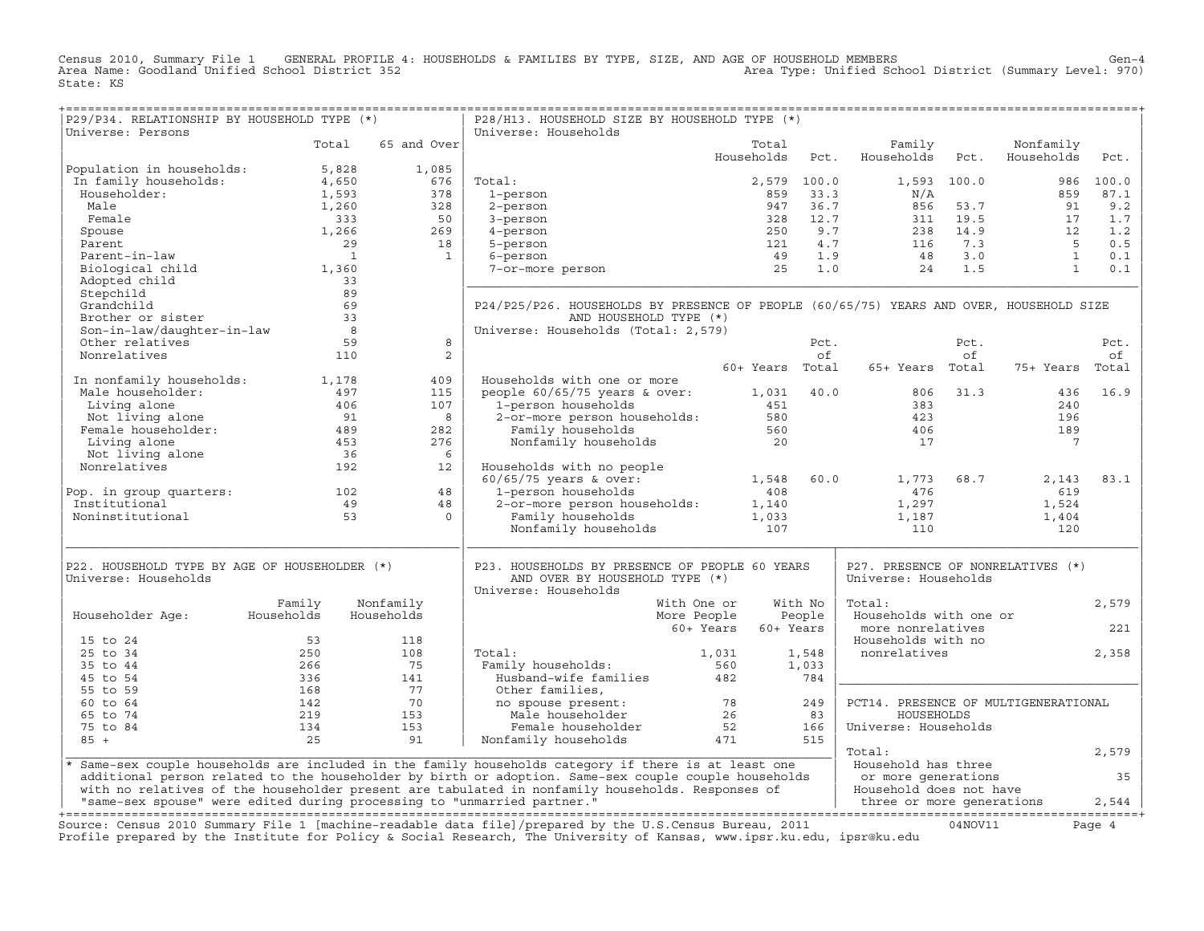Census 2010, Summary File 1 GENERAL PROFILE 4: HOUSEHOLDS & FAMILIES BY TYPE, SIZE, AND AGE OF HOUSEHOLD MEMBERS Gen-4
Area Name: Goodland Unified School District 352 Area Type: Unified School District (Summary Level: 970)
State: KS

## P29/P34. RELATIONSHIP BY HOUSEHOLD TYPE (*)

Universe: Persons

| | Total | 65 and Over |
|---|---|---|
| Population in households: | 5,828 | 1,085 |
| In family households: | 4,650 | 676 |
| Householder: | 1,593 | 378 |
| Male | 1,260 | 328 |
| Female | 333 | 50 |
| Spouse | 1,266 | 269 |
| Parent | 29 | 18 |
| Parent-in-law | 1 | 1 |
| Biological child | 1,360 | |
| Adopted child | 33 | |
| Stepchild | 89 | |
| Grandchild | 69 | |
| Brother or sister | 33 | |
| Son-in-law/daughter-in-law | 8 | |
| Other relatives | 59 | 8 |
| Nonrelatives | 110 | 2 |
| In nonfamily households: | 1,178 | 409 |
| Male householder: | 497 | 115 |
| Living alone | 406 | 107 |
| Not living alone | 91 | 8 |
| Female householder: | 489 | 282 |
| Living alone | 453 | 276 |
| Not living alone | 36 | 6 |
| Nonrelatives | 192 | 12 |
| Pop. in group quarters: | 102 | 48 |
| Institutional | 49 | 48 |
| Noninstitutional | 53 | 0 |

## P28/H13. HOUSEHOLD SIZE BY HOUSEHOLD TYPE (*)

Universe: Households

| | Total Households | Pct. | Family Households | Pct. | Nonfamily Households | Pct. |
|---|---|---|---|---|---|---|
| Total: | 2,579 | 100.0 | 1,593 | 100.0 | 986 | 100.0 |
| 1-person | 859 | 33.3 | N/A | | 859 | 87.1 |
| 2-person | 947 | 36.7 | 856 | 53.7 | 91 | 9.2 |
| 3-person | 328 | 12.7 | 311 | 19.5 | 17 | 1.7 |
| 4-person | 250 | 9.7 | 238 | 14.9 | 12 | 1.2 |
| 5-person | 121 | 4.7 | 116 | 7.3 | 5 | 0.5 |
| 6-person | 49 | 1.9 | 48 | 3.0 | 1 | 0.1 |
| 7-or-more person | 25 | 1.0 | 24 | 1.5 | 1 | 0.1 |

## P24/P25/P26. HOUSEHOLDS BY PRESENCE OF PEOPLE (60/65/75) YEARS AND OVER, HOUSEHOLD SIZE AND HOUSEHOLD TYPE (*)

Universe: Households (Total: 2,579)

| | 60+ Years | Pct. of Total | 65+ Years | Pct. of Total | 75+ Years | Pct. of Total |
|---|---|---|---|---|---|---|
| Households with one or more people 60/65/75 years & over: | 1,031 | 40.0 | 806 | 31.3 | 436 | 16.9 |
| 1-person households | 451 | | 383 | | 240 | |
| 2-or-more person households: | 580 | | 423 | | 196 | |
| Family households | 560 | | 406 | | 189 | |
| Nonfamily households | 20 | | 17 | | 7 | |
| Households with no people 60/65/75 years & over: | 1,548 | 60.0 | 1,773 | 68.7 | 2,143 | 83.1 |
| 1-person households | 408 | | 476 | | 619 | |
| 2-or-more person households: | 1,140 | | 1,297 | | 1,524 | |
| Family households | 1,033 | | 1,187 | | 1,404 | |
| Nonfamily households | 107 | | 110 | | 120 | |

## P22. HOUSEHOLD TYPE BY AGE OF HOUSEHOLDER (*)

Universe: Households

| Householder Age: | Family Households | Nonfamily Households |
|---|---|---|
| 15 to 24 | 53 | 118 |
| 25 to 34 | 250 | 108 |
| 35 to 44 | 266 | 75 |
| 45 to 54 | 336 | 141 |
| 55 to 59 | 168 | 77 |
| 60 to 64 | 142 | 70 |
| 65 to 74 | 219 | 153 |
| 75 to 84 | 134 | 153 |
| 85 + | 25 | 91 |

## P23. HOUSEHOLDS BY PRESENCE OF PEOPLE 60 YEARS AND OVER BY HOUSEHOLD TYPE (*)

Universe: Households

| | With One or More People 60+ Years | With No People 60+ Years |
|---|---|---|
| Total: | 1,031 | 1,548 |
| Family households: | 560 | 1,033 |
| Husband-wife families | 482 | 784 |
| Other families, no spouse present: | 78 | 249 |
| Male householder | 26 | 83 |
| Female householder | 52 | 166 |
| Nonfamily households | 471 | 515 |

## P27. PRESENCE OF NONRELATIVES (*)

Universe: Households

| | |
|---|---|
| Total: | 2,579 |
| Households with one or more nonrelatives | 221 |
| Households with no nonrelatives | 2,358 |

## PCT14. PRESENCE OF MULTIGENERATIONAL HOUSEHOLDS

Universe: Households

| | |
|---|---|
| Total: | 2,579 |
| Household has three or more generations | 35 |
| Household does not have three or more generations | 2,544 |

\* Same-sex couple households are included in the family households category if there is at least one additional person related to the householder by birth or adoption. Same-sex couple couple households with no relatives of the householder present are tabulated in nonfamily households. Responses of "same-sex spouse" were edited during processing to "unmarried partner."

Source: Census 2010 Summary File 1 [machine-readable data file]/prepared by the U.S.Census Bureau, 2011 04NOV11
Profile prepared by the Institute for Policy & Social Research, The University of Kansas, www.ipsr.ku.edu, ipsr@ku.edu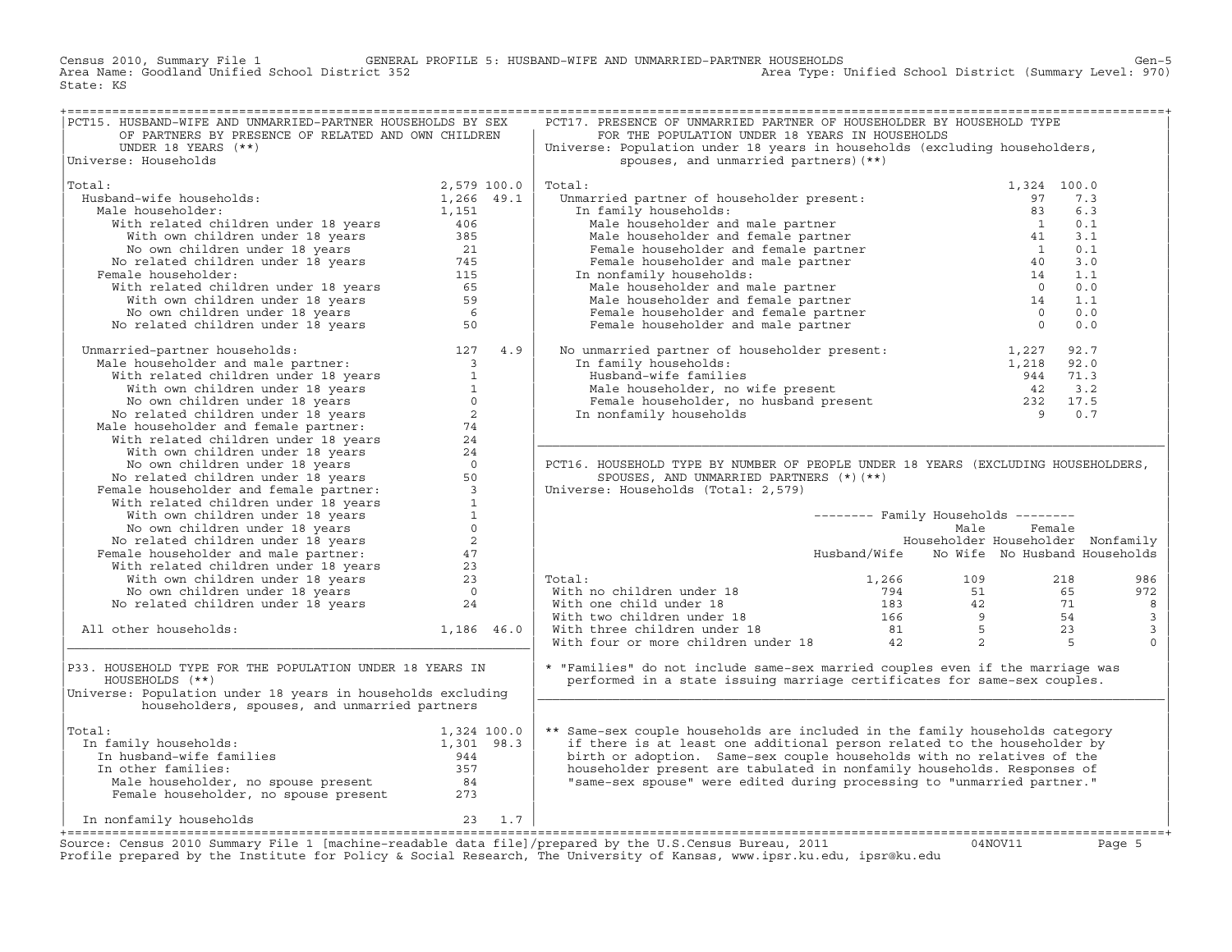Census 2010, Summary File 1 GENERAL PROFILE 5: HUSBAND-WIFE AND UNMARRIED-PARTNER HOUSEHOLDS
Area Name: Goodland Unified School District 352 Area Type: Unified School District (Summary Level: 970)
State: KS

## PCT15. HUSBAND-WIFE AND UNMARRIED-PARTNER HOUSEHOLDS BY SEX OF PARTNERS BY PRESENCE OF RELATED AND OWN CHILDREN UNDER 18 YEARS (**)

Universe: Households

| | Number | Percent |
|---|---|---|
| Total: | 2,579 | 100.0 |
| Husband-wife households: | 1,266 | 49.1 |
| Male householder: | 1,151 | |
| With related children under 18 years | 406 | |
| With own children under 18 years | 385 | |
| No own children under 18 years | 21 | |
| No related children under 18 years | 745 | |
| Female householder: | 115 | |
| With related children under 18 years | 65 | |
| With own children under 18 years | 59 | |
| No own children under 18 years | 6 | |
| No related children under 18 years | 50 | |
| Unmarried-partner households: | 127 | 4.9 |
| Male householder and male partner: | 3 | |
| With related children under 18 years | 1 | |
| With own children under 18 years | 1 | |
| No own children under 18 years | 0 | |
| No related children under 18 years | 2 | |
| Male householder and female partner: | 74 | |
| With related children under 18 years | 24 | |
| With own children under 18 years | 24 | |
| No own children under 18 years | 0 | |
| No related children under 18 years | 50 | |
| Female householder and female partner: | 3 | |
| With related children under 18 years | 1 | |
| With own children under 18 years | 1 | |
| No own children under 18 years | 0 | |
| No related children under 18 years | 2 | |
| Female householder and male partner: | 47 | |
| With related children under 18 years | 23 | |
| With own children under 18 years | 23 | |
| No own children under 18 years | 0 | |
| No related children under 18 years | 24 | |
| All other households: | 1,186 | 46.0 |

## P33. HOUSEHOLD TYPE FOR THE POPULATION UNDER 18 YEARS IN HOUSEHOLDS (**)

Universe: Population under 18 years in households excluding householders, spouses, and unmarried partners

| | Number | Percent |
|---|---|---|
| Total: | 1,324 | 100.0 |
| In family households: | 1,301 | 98.3 |
| In husband-wife families | 944 | |
| In other families: | 357 | |
| Male householder, no spouse present | 84 | |
| Female householder, no spouse present | 273 | |
| In nonfamily households | 23 | 1.7 |

## PCT17. PRESENCE OF UNMARRIED PARTNER OF HOUSEHOLDER BY HOUSEHOLD TYPE FOR THE POPULATION UNDER 18 YEARS IN HOUSEHOLDS

Universe: Population under 18 years in households (excluding householders, spouses, and unmarried partners)(**)

| | Number | Percent |
|---|---|---|
| Total: | 1,324 | 100.0 |
| Unmarried partner of householder present: | 97 | 7.3 |
| In family households: | 83 | 6.3 |
| Male householder and male partner | 1 | 0.1 |
| Male householder and female partner | 41 | 3.1 |
| Female householder and female partner | 1 | 0.1 |
| Female householder and male partner | 40 | 3.0 |
| In nonfamily households: | 14 | 1.1 |
| Male householder and male partner | 0 | 0.0 |
| Male householder and female partner | 14 | 1.1 |
| Female householder and female partner | 0 | 0.0 |
| Female householder and male partner | 0 | 0.0 |
| No unmarried partner of householder present: | 1,227 | 92.7 |
| In family households: | 1,218 | 92.0 |
| Husband-wife families | 944 | 71.3 |
| Male householder, no wife present | 42 | 3.2 |
| Female householder, no husband present | 232 | 17.5 |
| In nonfamily households | 9 | 0.7 |

## PCT16. HOUSEHOLD TYPE BY NUMBER OF PEOPLE UNDER 18 YEARS (EXCLUDING HOUSEHOLDERS, SPOUSES, AND UNMARRIED PARTNERS (*)(**)

Universe: Households (Total: 2,579)

| | Family Households: Husband/Wife | Family Households: Male Householder No Wife | Family Households: Female Householder No Husband | Nonfamily Households |
|---|---|---|---|---|
| Total: | 1,266 | 109 | 218 | 986 |
| With no children under 18 | 794 | 51 | 65 | 972 |
| With one child under 18 | 183 | 42 | 71 | 8 |
| With two children under 18 | 166 | 9 | 54 | 3 |
| With three children under 18 | 81 | 5 | 23 | 3 |
| With four or more children under 18 | 42 | 2 | 5 | 0 |

\* "Families" do not include same-sex married couples even if the marriage was performed in a state issuing marriage certificates for same-sex couples.

** Same-sex couple households are included in the family households category if there is at least one additional person related to the householder by birth or adoption. Same-sex couple households with no relatives of the householder present are tabulated in nonfamily households. Responses of "same-sex spouse" were edited during processing to "unmarried partner."

Source: Census 2010 Summary File 1 [machine-readable data file]/prepared by the U.S.Census Bureau, 2011 04NOV11
Profile prepared by the Institute for Policy & Social Research, The University of Kansas, www.ipsr.ku.edu, ipsr@ku.edu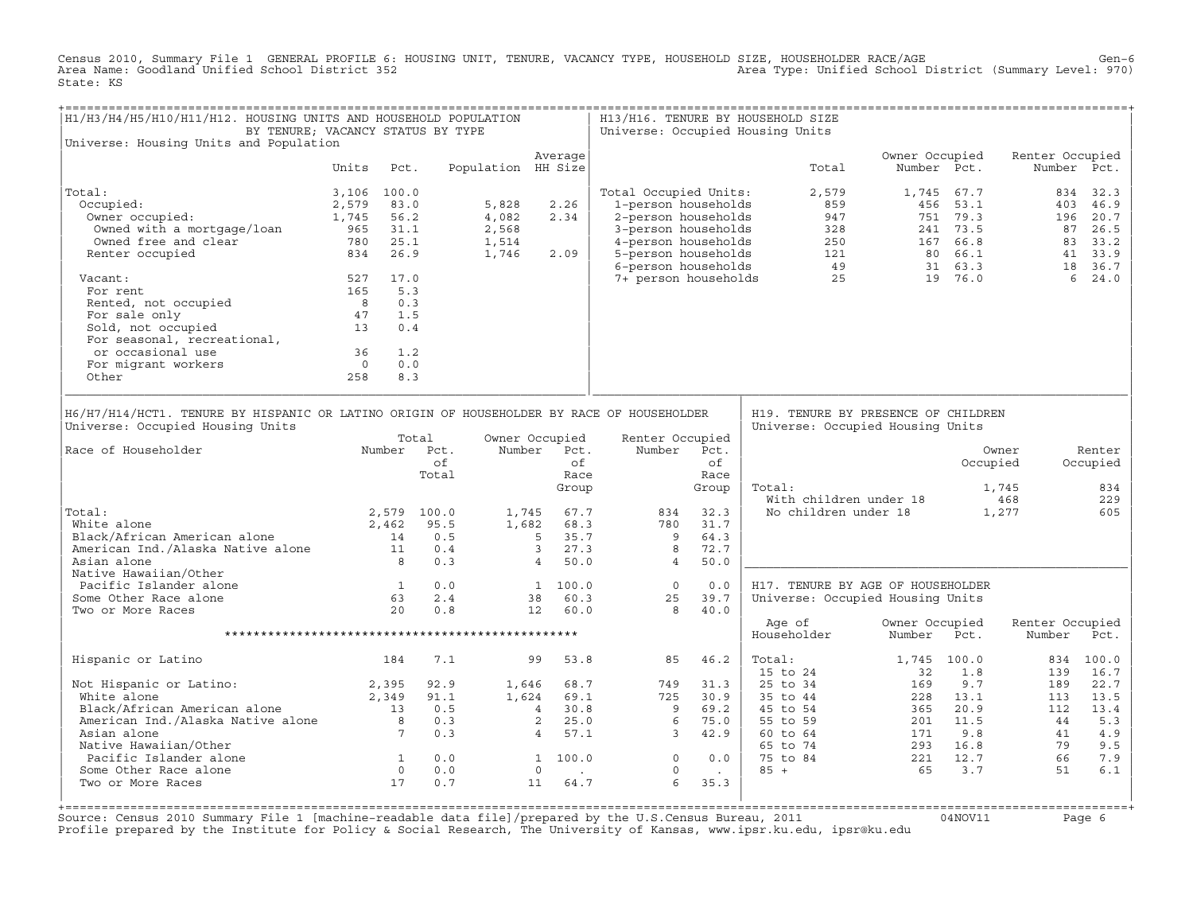Census 2010, Summary File 1 GENERAL PROFILE 6: HOUSING UNIT, TENURE, VACANCY TYPE, HOUSEHOLD SIZE, HOUSEHOLDER RACE/AGE Gen-6
Area Name: Goodland Unified School District 352 Area Type: Unified School District (Summary Level: 970)
State: KS

## H1/H3/H4/H5/H10/H11/H12. HOUSING UNITS AND HOUSEHOLD POPULATION BY TENURE; VACANCY STATUS BY TYPE

Universe: Housing Units and Population

| | Units | Pct. | Population | Average HH Size |
|---|---|---|---|---|
| Total: | 3,106 | 100.0 | | |
| Occupied: | 2,579 | 83.0 | 5,828 | 2.26 |
| Owner occupied: | 1,745 | 56.2 | 4,082 | 2.34 |
| Owned with a mortgage/loan | 965 | 31.1 | 2,568 | |
| Owned free and clear | 780 | 25.1 | 1,514 | |
| Renter occupied | 834 | 26.9 | 1,746 | 2.09 |
| Vacant: | 527 | 17.0 | | |
| For rent | 165 | 5.3 | | |
| Rented, not occupied | 8 | 0.3 | | |
| For sale only | 47 | 1.5 | | |
| Sold, not occupied | 13 | 0.4 | | |
| For seasonal, recreational, or occasional use | 36 | 1.2 | | |
| For migrant workers | 0 | 0.0 | | |
| Other | 258 | 8.3 | | |

## H13/H16. TENURE BY HOUSEHOLD SIZE

Universe: Occupied Housing Units

| | Total | Owner Occupied Number | Owner Occupied Pct. | Renter Occupied Number | Renter Occupied Pct. |
|---|---|---|---|---|---|
| Total Occupied Units: | 2,579 | 1,745 | 67.7 | 834 | 32.3 |
| 1-person households | 859 | 456 | 53.1 | 403 | 46.9 |
| 2-person households | 947 | 751 | 79.3 | 196 | 20.7 |
| 3-person households | 328 | 241 | 73.5 | 87 | 26.5 |
| 4-person households | 250 | 167 | 66.8 | 83 | 33.2 |
| 5-person households | 121 | 80 | 66.1 | 41 | 33.9 |
| 6-person households | 49 | 31 | 63.3 | 18 | 36.7 |
| 7+ person households | 25 | 19 | 76.0 | 6 | 24.0 |

## H6/H7/H14/HCT1. TENURE BY HISPANIC OR LATINO ORIGIN OF HOUSEHOLDER BY RACE OF HOUSEHOLDER

Universe: Occupied Housing Units

| Race of Householder | Total Number | Total Pct. of Total | Owner Occupied Number | Owner Occupied Pct. of Race Group | Renter Occupied Number | Renter Occupied Pct. of Race Group |
|---|---|---|---|---|---|---|
| Total: | 2,579 | 100.0 | 1,745 | 67.7 | 834 | 32.3 |
| White alone | 2,462 | 95.5 | 1,682 | 68.3 | 780 | 31.7 |
| Black/African American alone | 14 | 0.5 | 5 | 35.7 | 9 | 64.3 |
| American Ind./Alaska Native alone | 11 | 0.4 | 3 | 27.3 | 8 | 72.7 |
| Asian alone | 8 | 0.3 | 4 | 50.0 | 4 | 50.0 |
| Native Hawaiian/Other Pacific Islander alone | 1 | 0.0 | 1 | 100.0 | 0 | 0.0 |
| Some Other Race alone | 63 | 2.4 | 38 | 60.3 | 25 | 39.7 |
| Two or More Races | 20 | 0.8 | 12 | 60.0 | 8 | 40.0 |
| ************************************************** | | | | | | |
| Hispanic or Latino | 184 | 7.1 | 99 | 53.8 | 85 | 46.2 |
| Not Hispanic or Latino: | 2,395 | 92.9 | 1,646 | 68.7 | 749 | 31.3 |
| White alone | 2,349 | 91.1 | 1,624 | 69.1 | 725 | 30.9 |
| Black/African American alone | 13 | 0.5 | 4 | 30.8 | 9 | 69.2 |
| American Ind./Alaska Native alone | 8 | 0.3 | 2 | 25.0 | 6 | 75.0 |
| Asian alone | 7 | 0.3 | 4 | 57.1 | 3 | 42.9 |
| Native Hawaiian/Other Pacific Islander alone | 1 | 0.0 | 1 | 100.0 | 0 | 0.0 |
| Some Other Race alone | 0 | 0.0 | 0 | . | 0 | . |
| Two or More Races | 17 | 0.7 | 11 | 64.7 | 6 | 35.3 |

## H19. TENURE BY PRESENCE OF CHILDREN

Universe: Occupied Housing Units

| | Owner Occupied | Renter Occupied |
|---|---|---|
| Total: | 1,745 | 834 |
| With children under 18 | 468 | 229 |
| No children under 18 | 1,277 | 605 |

## H17. TENURE BY AGE OF HOUSEHOLDER

Universe: Occupied Housing Units

| Age of Householder | Owner Occupied Number | Owner Occupied Pct. | Renter Occupied Number | Renter Occupied Pct. |
|---|---|---|---|---|
| Total: | 1,745 | 100.0 | 834 | 100.0 |
| 15 to 24 | 32 | 1.8 | 139 | 16.7 |
| 25 to 34 | 169 | 9.7 | 189 | 22.7 |
| 35 to 44 | 228 | 13.1 | 113 | 13.5 |
| 45 to 54 | 365 | 20.9 | 112 | 13.4 |
| 55 to 59 | 201 | 11.5 | 44 | 5.3 |
| 60 to 64 | 171 | 9.8 | 41 | 4.9 |
| 65 to 74 | 293 | 16.8 | 79 | 9.5 |
| 75 to 84 | 221 | 12.7 | 66 | 7.9 |
| 85 + | 65 | 3.7 | 51 | 6.1 |

Source: Census 2010 Summary File 1 [machine-readable data file]/prepared by the U.S.Census Bureau, 2011 04NOV11
Profile prepared by the Institute for Policy & Social Research, The University of Kansas, www.ipsr.ku.edu, ipsr@ku.edu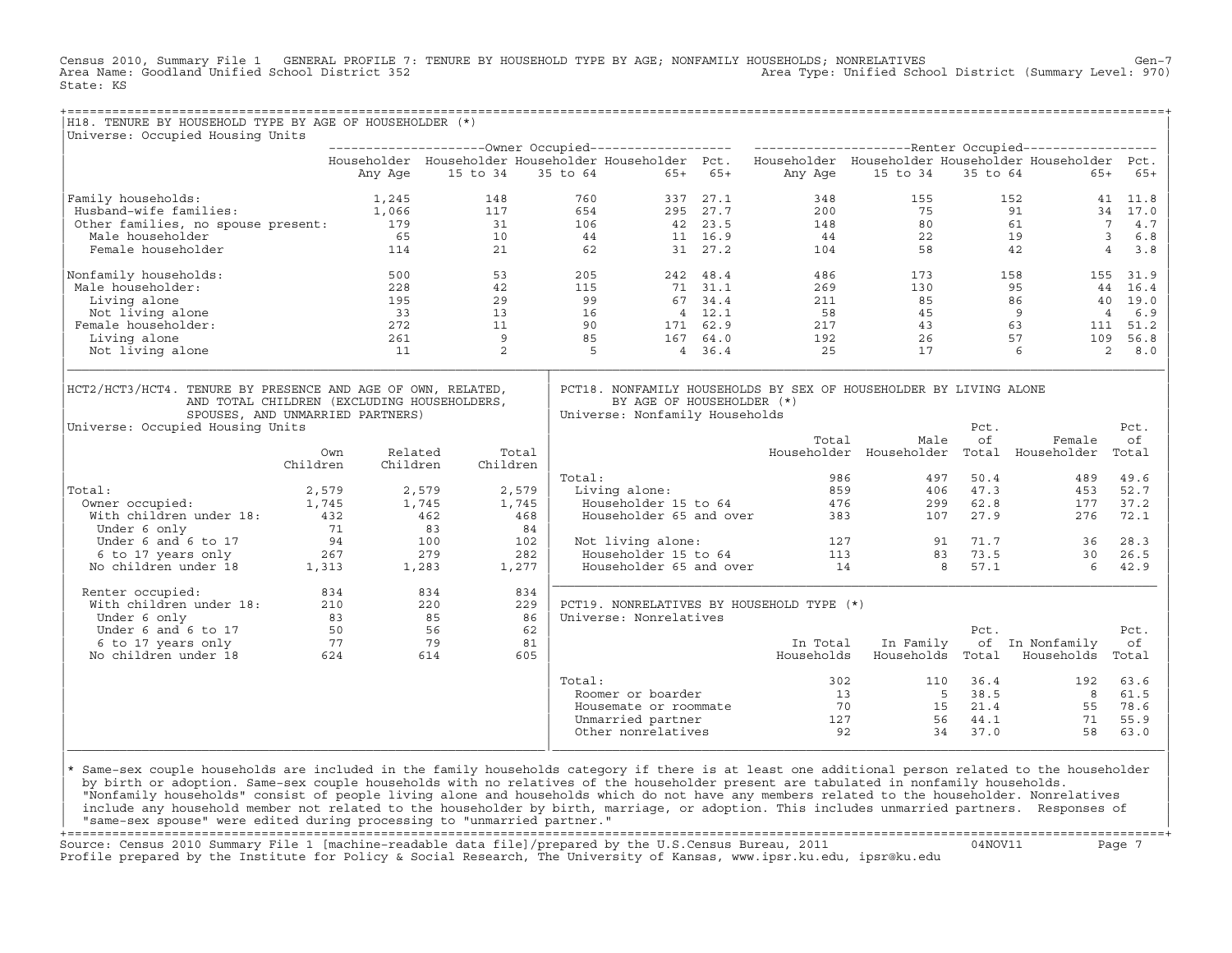Census 2010, Summary File 1 GENERAL PROFILE 7: TENURE BY HOUSEHOLD TYPE BY AGE; NONFAMILY HOUSEHOLDS; NONRELATIVES Gen-7
Area Name: Goodland Unified School District 352 Area Type: Unified School District (Summary Level: 970)
State: KS

## H18. TENURE BY HOUSEHOLD TYPE BY AGE OF HOUSEHOLDER (*)

Universe: Occupied Housing Units

| | Owner Occupied | | | | | Renter Occupied | | | | |
|---|---|---|---|---|---|---|---|---|---|---|
| | Householder Any Age | Householder 15 to 34 | Householder 35 to 64 | Householder 65+ | Pct. 65+ | Householder Any Age | Householder 15 to 34 | Householder 35 to 64 | Householder 65+ | Pct. 65+ |
| Family households: | 1,245 | 148 | 760 | 337 | 27.1 | 348 | 155 | 152 | 41 | 11.8 |
| Husband-wife families: | 1,066 | 117 | 654 | 295 | 27.7 | 200 | 75 | 91 | 34 | 17.0 |
| Other families, no spouse present: | 179 | 31 | 106 | 42 | 23.5 | 148 | 80 | 61 | 7 | 4.7 |
| Male householder | 65 | 10 | 44 | 11 | 16.9 | 44 | 22 | 19 | 3 | 6.8 |
| Female householder | 114 | 21 | 62 | 31 | 27.2 | 104 | 58 | 42 | 4 | 3.8 |
| Nonfamily households: | 500 | 53 | 205 | 242 | 48.4 | 486 | 173 | 158 | 155 | 31.9 |
| Male householder: | 228 | 42 | 115 | 71 | 31.1 | 269 | 130 | 95 | 44 | 16.4 |
| Living alone | 195 | 29 | 99 | 67 | 34.4 | 211 | 85 | 86 | 40 | 19.0 |
| Not living alone | 33 | 13 | 16 | 4 | 12.1 | 58 | 45 | 9 | 4 | 6.9 |
| Female householder: | 272 | 11 | 90 | 171 | 62.9 | 217 | 43 | 63 | 111 | 51.2 |
| Living alone | 261 | 9 | 85 | 167 | 64.0 | 192 | 26 | 57 | 109 | 56.8 |
| Not living alone | 11 | 2 | 5 | 4 | 36.4 | 25 | 17 | 6 | 2 | 8.0 |

## HCT2/HCT3/HCT4. TENURE BY PRESENCE AND AGE OF OWN, RELATED, AND TOTAL CHILDREN (EXCLUDING HOUSEHOLDERS, SPOUSES, AND UNMARRIED PARTNERS)

Universe: Occupied Housing Units

| | Own Children | Related Children | Total Children |
|---|---|---|---|
| Total: | 2,579 | 2,579 | 2,579 |
| Owner occupied: | 1,745 | 1,745 | 1,745 |
| With children under 18: | 432 | 462 | 468 |
| Under 6 only | 71 | 83 | 84 |
| Under 6 and 6 to 17 | 94 | 100 | 102 |
| 6 to 17 years only | 267 | 279 | 282 |
| No children under 18 | 1,313 | 1,283 | 1,277 |
| Renter occupied: | 834 | 834 | 834 |
| With children under 18: | 210 | 220 | 229 |
| Under 6 only | 83 | 85 | 86 |
| Under 6 and 6 to 17 | 50 | 56 | 62 |
| 6 to 17 years only | 77 | 79 | 81 |
| No children under 18 | 624 | 614 | 605 |

## PCT18. NONFAMILY HOUSEHOLDS BY SEX OF HOUSEHOLDER BY LIVING ALONE BY AGE OF HOUSEHOLDER (*)

Universe: Nonfamily Households

| | Total Householder | Male Householder | Pct. of Total | Female Householder | Pct. of Total |
|---|---|---|---|---|---|
| Total: | 986 | 497 | 50.4 | 489 | 49.6 |
| Living alone: | 859 | 406 | 47.3 | 453 | 52.7 |
| Householder 15 to 64 | 476 | 299 | 62.8 | 177 | 37.2 |
| Householder 65 and over | 383 | 107 | 27.9 | 276 | 72.1 |
| Not living alone: | 127 | 91 | 71.7 | 36 | 28.3 |
| Householder 15 to 64 | 113 | 83 | 73.5 | 30 | 26.5 |
| Householder 65 and over | 14 | 8 | 57.1 | 6 | 42.9 |

## PCT19. NONRELATIVES BY HOUSEHOLD TYPE (*)

Universe: Nonrelatives

| | In Total Households | In Family Households | Pct. of Total | In Nonfamily Households | Pct. of Total |
|---|---|---|---|---|---|
| Total: | 302 | 110 | 36.4 | 192 | 63.6 |
| Roomer or boarder | 13 | 5 | 38.5 | 8 | 61.5 |
| Housemate or roommate | 70 | 15 | 21.4 | 55 | 78.6 |
| Unmarried partner | 127 | 56 | 44.1 | 71 | 55.9 |
| Other nonrelatives | 92 | 34 | 37.0 | 58 | 63.0 |

* Same-sex couple households are included in the family households category if there is at least one additional person related to the householder by birth or adoption. Same-sex couple households with no relatives of the householder present are tabulated in nonfamily households. "Nonfamily households" consist of people living alone and households which do not have any members related to the householder. Nonrelatives include any household member not related to the householder by birth, marriage, or adoption. This includes unmarried partners. Responses of "same-sex spouse" were edited during processing to "unmarried partner."

Source: Census 2010 Summary File 1 [machine-readable data file]/prepared by the U.S.Census Bureau, 2011 04NOV11
Profile prepared by the Institute for Policy & Social Research, The University of Kansas, www.ipsr.ku.edu, ipsr@ku.edu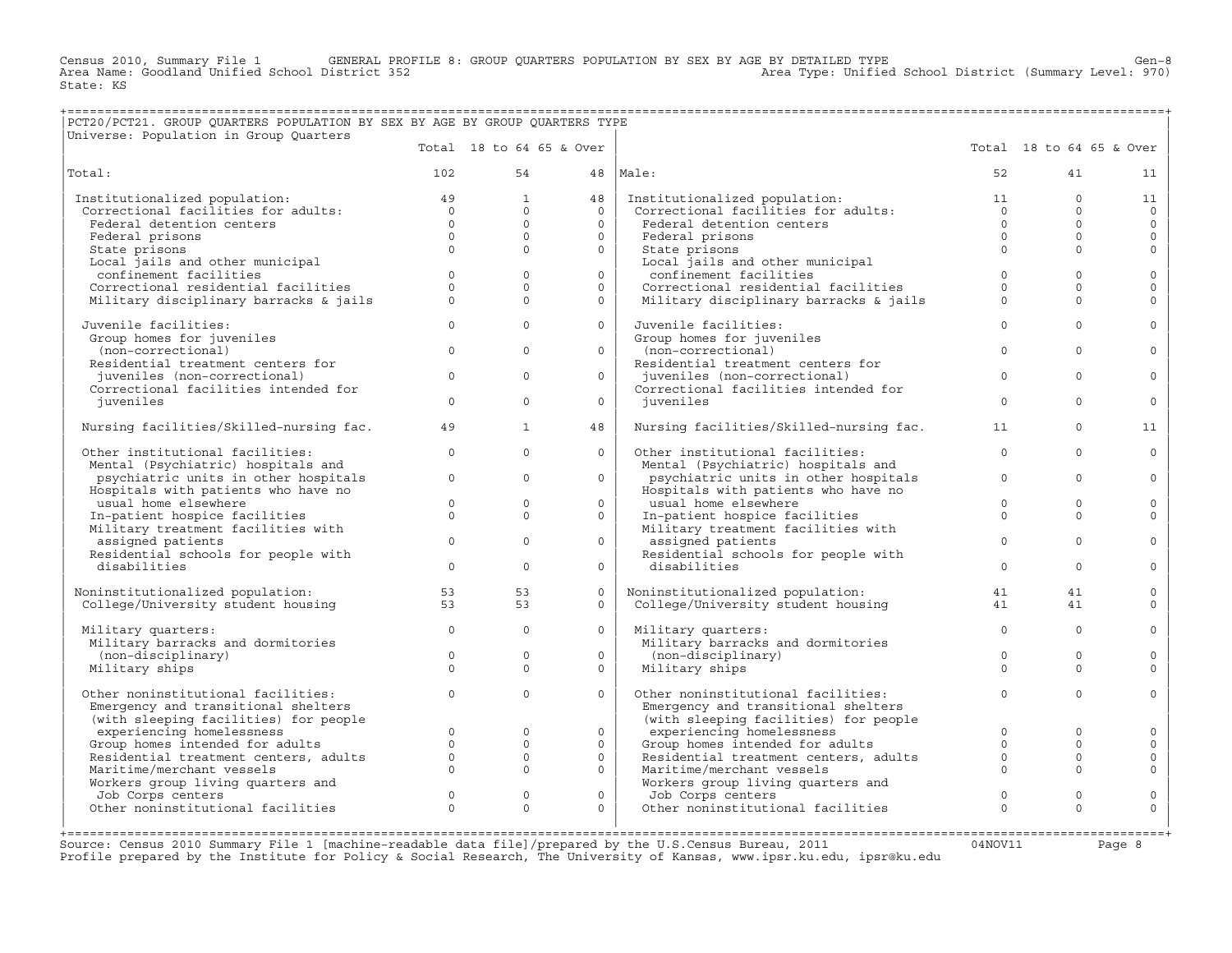Census 2010, Summary File 1 GENERAL PROFILE 8: GROUP QUARTERS POPULATION BY SEX BY AGE BY DETAILED TYPE Gen-8
Area Name: Goodland Unified School District 352 Area Type: Unified School District (Summary Level: 970)
State: KS

## PCT20/PCT21. GROUP QUARTERS POPULATION BY SEX BY AGE BY GROUP QUARTERS TYPE

Universe: Population in Group Quarters

| | Total | 18 to 64 | 65 & Over | | Total | 18 to 64 | 65 & Over |
|---|---|---|---|---|---|---|---|
| Total: | 102 | 54 | 48 | Male: | 52 | 41 | 11 |
| Institutionalized population: | 49 | 1 | 48 | Institutionalized population: | 11 | 0 | 11 |
| Correctional facilities for adults: | 0 | 0 | 0 | Correctional facilities for adults: | 0 | 0 | 0 |
| Federal detention centers | 0 | 0 | 0 | Federal detention centers | 0 | 0 | 0 |
| Federal prisons | 0 | 0 | 0 | Federal prisons | 0 | 0 | 0 |
| State prisons | 0 | 0 | 0 | State prisons | 0 | 0 | 0 |
| Local jails and other municipal confinement facilities | 0 | 0 | 0 | Local jails and other municipal confinement facilities | 0 | 0 | 0 |
| Correctional residential facilities | 0 | 0 | 0 | Correctional residential facilities | 0 | 0 | 0 |
| Military disciplinary barracks & jails | 0 | 0 | 0 | Military disciplinary barracks & jails | 0 | 0 | 0 |
| Juvenile facilities: | 0 | 0 | 0 | Juvenile facilities: | 0 | 0 | 0 |
| Group homes for juveniles (non-correctional) | 0 | 0 | 0 | Group homes for juveniles (non-correctional) | 0 | 0 | 0 |
| Residential treatment centers for juveniles (non-correctional) | 0 | 0 | 0 | Residential treatment centers for juveniles (non-correctional) | 0 | 0 | 0 |
| Correctional facilities intended for juveniles | 0 | 0 | 0 | Correctional facilities intended for juveniles | 0 | 0 | 0 |
| Nursing facilities/Skilled-nursing fac. | 49 | 1 | 48 | Nursing facilities/Skilled-nursing fac. | 11 | 0 | 11 |
| Other institutional facilities: | 0 | 0 | 0 | Other institutional facilities: | 0 | 0 | 0 |
| Mental (Psychiatric) hospitals and psychiatric units in other hospitals | 0 | 0 | 0 | Mental (Psychiatric) hospitals and psychiatric units in other hospitals | 0 | 0 | 0 |
| Hospitals with patients who have no usual home elsewhere | 0 | 0 | 0 | Hospitals with patients who have no usual home elsewhere | 0 | 0 | 0 |
| In-patient hospice facilities | 0 | 0 | 0 | In-patient hospice facilities | 0 | 0 | 0 |
| Military treatment facilities with assigned patients | 0 | 0 | 0 | Military treatment facilities with assigned patients | 0 | 0 | 0 |
| Residential schools for people with disabilities | 0 | 0 | 0 | Residential schools for people with disabilities | 0 | 0 | 0 |
| Noninstitutionalized population: | 53 | 53 | 0 | Noninstitutionalized population: | 41 | 41 | 0 |
| College/University student housing | 53 | 53 | 0 | College/University student housing | 41 | 41 | 0 |
| Military quarters: | 0 | 0 | 0 | Military quarters: | 0 | 0 | 0 |
| Military barracks and dormitories (non-disciplinary) | 0 | 0 | 0 | Military barracks and dormitories (non-disciplinary) | 0 | 0 | 0 |
| Military ships | 0 | 0 | 0 | Military ships | 0 | 0 | 0 |
| Other noninstitutional facilities: | 0 | 0 | 0 | Other noninstitutional facilities: | 0 | 0 | 0 |
| Emergency and transitional shelters (with sleeping facilities) for people experiencing homelessness | 0 | 0 | 0 | Emergency and transitional shelters (with sleeping facilities) for people experiencing homelessness | 0 | 0 | 0 |
| Group homes intended for adults | 0 | 0 | 0 | Group homes intended for adults | 0 | 0 | 0 |
| Residential treatment centers, adults | 0 | 0 | 0 | Residential treatment centers, adults | 0 | 0 | 0 |
| Maritime/merchant vessels | 0 | 0 | 0 | Maritime/merchant vessels | 0 | 0 | 0 |
| Workers group living quarters and Job Corps centers | 0 | 0 | 0 | Workers group living quarters and Job Corps centers | 0 | 0 | 0 |
| Other noninstitutional facilities | 0 | 0 | 0 | Other noninstitutional facilities | 0 | 0 | 0 |

Source: Census 2010 Summary File 1 [machine-readable data file]/prepared by the U.S.Census Bureau, 2011 04NOV11
Profile prepared by the Institute for Policy & Social Research, The University of Kansas, www.ipsr.ku.edu, ipsr@ku.edu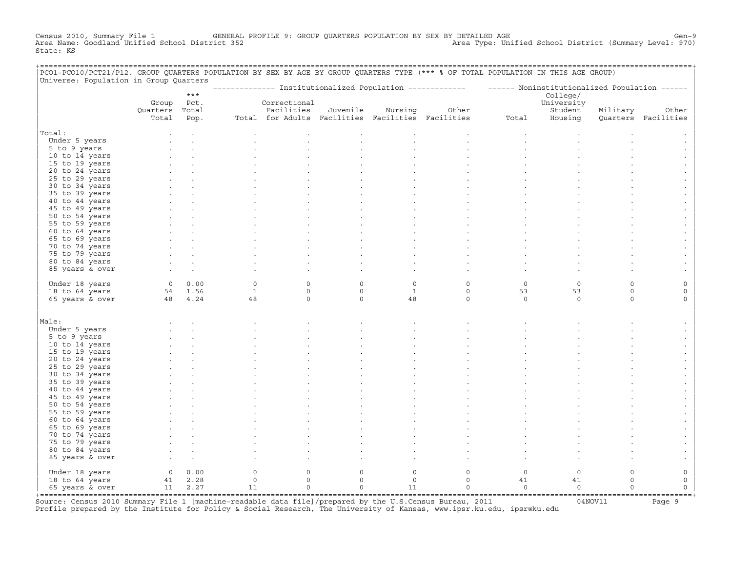Census 2010, Summary File 1 GENERAL PROFILE 9: GROUP QUARTERS POPULATION BY SEX BY DETAILED AGE Gen-9
Area Name: Goodland Unified School District 352 Area Type: Unified School District (Summary Level: 970)
State: KS

PCO1-PCO10/PCT21/P12. GROUP QUARTERS POPULATION BY SEX BY AGE BY GROUP QUARTERS TYPE (*** % OF TOTAL POPULATION IN THIS AGE GROUP)
Universe: Population in Group Quarters

| | Group Quarters Total | *** Pct. Total Pop. | Institutionalized Population: Total | Correctional Facilities for Adults | Juvenile Facilities | Nursing Facilities | Other Facilities | Noninstitutionalized Population: Total | College/ University Student Housing | Military Quarters | Other Facilities |
|---|---|---|---|---|---|---|---|---|---|---|---|
| **Total:** | . | . | . | . | . | . | . | . | . | . | . |
| Under 5 years | . | . | . | . | . | . | . | . | . | . | . |
| 5 to 9 years | . | . | . | . | . | . | . | . | . | . | . |
| 10 to 14 years | . | . | . | . | . | . | . | . | . | . | . |
| 15 to 19 years | . | . | . | . | . | . | . | . | . | . | . |
| 20 to 24 years | . | . | . | . | . | . | . | . | . | . | . |
| 25 to 29 years | . | . | . | . | . | . | . | . | . | . | . |
| 30 to 34 years | . | . | . | . | . | . | . | . | . | . | . |
| 35 to 39 years | . | . | . | . | . | . | . | . | . | . | . |
| 40 to 44 years | . | . | . | . | . | . | . | . | . | . | . |
| 45 to 49 years | . | . | . | . | . | . | . | . | . | . | . |
| 50 to 54 years | . | . | . | . | . | . | . | . | . | . | . |
| 55 to 59 years | . | . | . | . | . | . | . | . | . | . | . |
| 60 to 64 years | . | . | . | . | . | . | . | . | . | . | . |
| 65 to 69 years | . | . | . | . | . | . | . | . | . | . | . |
| 70 to 74 years | . | . | . | . | . | . | . | . | . | . | . |
| 75 to 79 years | . | . | . | . | . | . | . | . | . | . | . |
| 80 to 84 years | . | . | . | . | . | . | . | . | . | . | . |
| 85 years & over | . | . | . | . | . | . | . | . | . | . | . |
| Under 18 years | 0 | 0.00 | 0 | 0 | 0 | 0 | 0 | 0 | 0 | 0 | 0 |
| 18 to 64 years | 54 | 1.56 | 1 | 0 | 0 | 1 | 0 | 53 | 53 | 0 | 0 |
| 65 years & over | 48 | 4.24 | 48 | 0 | 0 | 48 | 0 | 0 | 0 | 0 | 0 |
| **Male:** | . | . | . | . | . | . | . | . | . | . | . |
| Under 5 years | . | . | . | . | . | . | . | . | . | . | . |
| 5 to 9 years | . | . | . | . | . | . | . | . | . | . | . |
| 10 to 14 years | . | . | . | . | . | . | . | . | . | . | . |
| 15 to 19 years | . | . | . | . | . | . | . | . | . | . | . |
| 20 to 24 years | . | . | . | . | . | . | . | . | . | . | . |
| 25 to 29 years | . | . | . | . | . | . | . | . | . | . | . |
| 30 to 34 years | . | . | . | . | . | . | . | . | . | . | . |
| 35 to 39 years | . | . | . | . | . | . | . | . | . | . | . |
| 40 to 44 years | . | . | . | . | . | . | . | . | . | . | . |
| 45 to 49 years | . | . | . | . | . | . | . | . | . | . | . |
| 50 to 54 years | . | . | . | . | . | . | . | . | . | . | . |
| 55 to 59 years | . | . | . | . | . | . | . | . | . | . | . |
| 60 to 64 years | . | . | . | . | . | . | . | . | . | . | . |
| 65 to 69 years | . | . | . | . | . | . | . | . | . | . | . |
| 70 to 74 years | . | . | . | . | . | . | . | . | . | . | . |
| 75 to 79 years | . | . | . | . | . | . | . | . | . | . | . |
| 80 to 84 years | . | . | . | . | . | . | . | . | . | . | . |
| 85 years & over | . | . | . | . | . | . | . | . | . | . | . |
| Under 18 years | 0 | 0.00 | 0 | 0 | 0 | 0 | 0 | 0 | 0 | 0 | 0 |
| 18 to 64 years | 41 | 2.28 | 0 | 0 | 0 | 0 | 0 | 41 | 41 | 0 | 0 |
| 65 years & over | 11 | 2.27 | 11 | 0 | 0 | 11 | 0 | 0 | 0 | 0 | 0 |

Source: Census 2010 Summary File 1 [machine-readable data file]/prepared by the U.S.Census Bureau, 2011 04NOV11
Profile prepared by the Institute for Policy & Social Research, The University of Kansas, www.ipsr.ku.edu, ipsr@ku.edu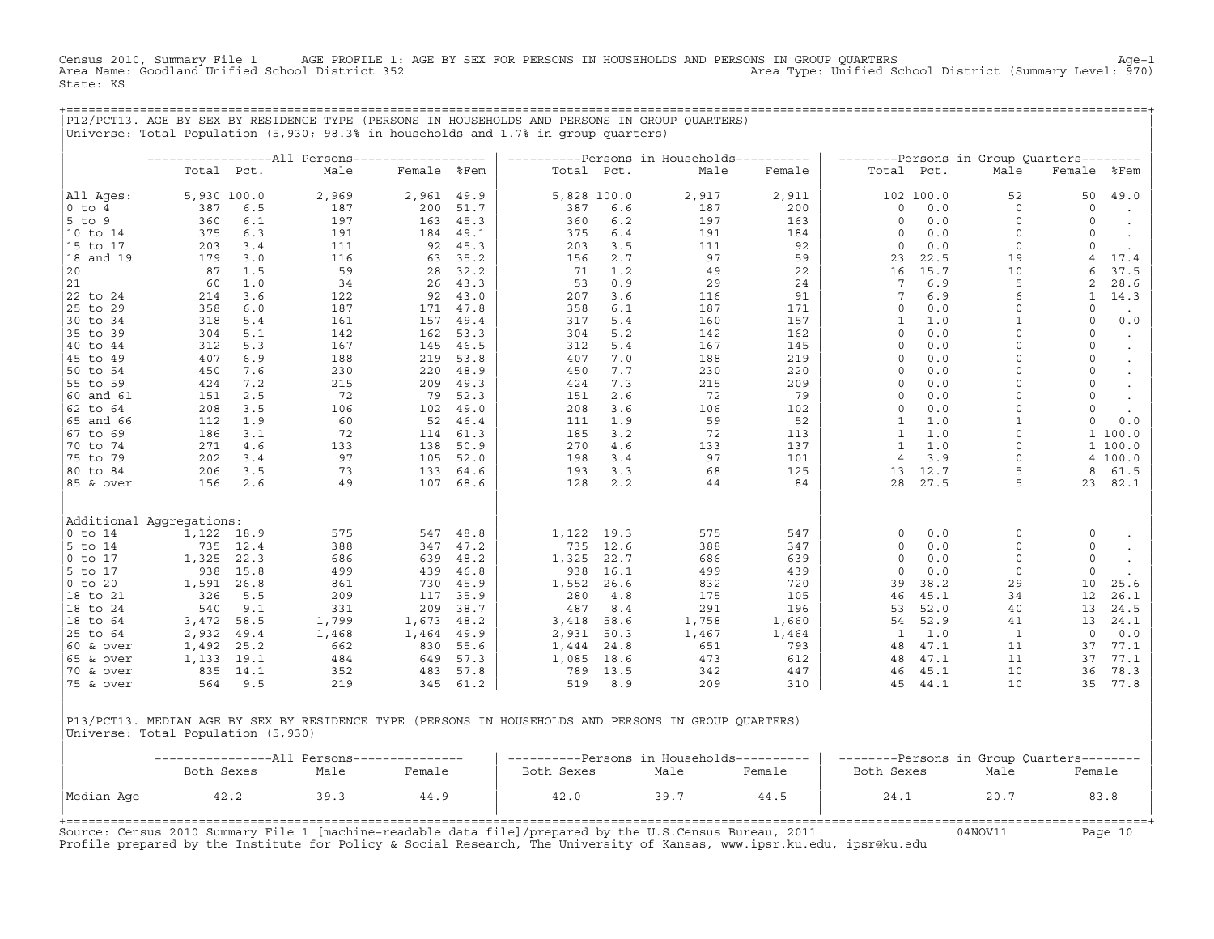Census 2010, Summary File 1 AGE PROFILE 1: AGE BY SEX FOR PERSONS IN HOUSEHOLDS AND PERSONS IN GROUP QUARTERS Age-1
Area Name: Goodland Unified School District 352 Area Type: Unified School District (Summary Level: 970)
State: KS

## P12/PCT13. AGE BY SEX BY RESIDENCE TYPE (PERSONS IN HOUSEHOLDS AND PERSONS IN GROUP QUARTERS)

Universe: Total Population (5,930; 98.3% in households and 1.7% in group quarters)

| | All Persons | | | | | Persons in Households | | | | Persons in Group Quarters | | | | |
|---|---|---|---|---|---|---|---|---|---|---|---|---|---|---|
| | Total | Pct. | Male | Female | %Fem | Total | Pct. | Male | Female | Total | Pct. | Male | Female | %Fem |
| All Ages: | 5,930 | 100.0 | 2,969 | 2,961 | 49.9 | 5,828 | 100.0 | 2,917 | 2,911 | 102 | 100.0 | 52 | 50 | 49.0 |
| 0 to 4 | 387 | 6.5 | 187 | 200 | 51.7 | 387 | 6.6 | 187 | 200 | 0 | 0.0 | 0 | 0 | . |
| 5 to 9 | 360 | 6.1 | 197 | 163 | 45.3 | 360 | 6.2 | 197 | 163 | 0 | 0.0 | 0 | 0 | . |
| 10 to 14 | 375 | 6.3 | 191 | 184 | 49.1 | 375 | 6.4 | 191 | 184 | 0 | 0.0 | 0 | 0 | . |
| 15 to 17 | 203 | 3.4 | 111 | 92 | 45.3 | 203 | 3.5 | 111 | 92 | 0 | 0.0 | 0 | 0 | . |
| 18 and 19 | 179 | 3.0 | 116 | 63 | 35.2 | 156 | 2.7 | 97 | 59 | 23 | 22.5 | 19 | 4 | 17.4 |
| 20 | 87 | 1.5 | 59 | 28 | 32.2 | 71 | 1.2 | 49 | 22 | 16 | 15.7 | 10 | 6 | 37.5 |
| 21 | 60 | 1.0 | 34 | 26 | 43.3 | 53 | 0.9 | 29 | 24 | 7 | 6.9 | 5 | 2 | 28.6 |
| 22 to 24 | 214 | 3.6 | 122 | 92 | 43.0 | 207 | 3.6 | 116 | 91 | 7 | 6.9 | 6 | 1 | 14.3 |
| 25 to 29 | 358 | 6.0 | 187 | 171 | 47.8 | 358 | 6.1 | 187 | 171 | 0 | 0.0 | 0 | 0 | . |
| 30 to 34 | 318 | 5.4 | 161 | 157 | 49.4 | 317 | 5.4 | 160 | 157 | 1 | 1.0 | 1 | 0 | 0.0 |
| 35 to 39 | 304 | 5.1 | 142 | 162 | 53.3 | 304 | 5.2 | 142 | 162 | 0 | 0.0 | 0 | 0 | . |
| 40 to 44 | 312 | 5.3 | 167 | 145 | 46.5 | 312 | 5.4 | 167 | 145 | 0 | 0.0 | 0 | 0 | . |
| 45 to 49 | 407 | 6.9 | 188 | 219 | 53.8 | 407 | 7.0 | 188 | 219 | 0 | 0.0 | 0 | 0 | . |
| 50 to 54 | 450 | 7.6 | 230 | 220 | 48.9 | 450 | 7.7 | 230 | 220 | 0 | 0.0 | 0 | 0 | . |
| 55 to 59 | 424 | 7.2 | 215 | 209 | 49.3 | 424 | 7.3 | 215 | 209 | 0 | 0.0 | 0 | 0 | . |
| 60 and 61 | 151 | 2.5 | 72 | 79 | 52.3 | 151 | 2.6 | 72 | 79 | 0 | 0.0 | 0 | 0 | . |
| 62 to 64 | 208 | 3.5 | 106 | 102 | 49.0 | 208 | 3.6 | 106 | 102 | 0 | 0.0 | 0 | 0 | . |
| 65 and 66 | 112 | 1.9 | 60 | 52 | 46.4 | 111 | 1.9 | 59 | 52 | 1 | 1.0 | 1 | 0 | 0.0 |
| 67 to 69 | 186 | 3.1 | 72 | 114 | 61.3 | 185 | 3.2 | 72 | 113 | 1 | 1.0 | 0 | 1 | 100.0 |
| 70 to 74 | 271 | 4.6 | 133 | 138 | 50.9 | 270 | 4.6 | 133 | 137 | 1 | 1.0 | 0 | 1 | 100.0 |
| 75 to 79 | 202 | 3.4 | 97 | 105 | 52.0 | 198 | 3.4 | 97 | 101 | 4 | 3.9 | 0 | 4 | 100.0 |
| 80 to 84 | 206 | 3.5 | 73 | 133 | 64.6 | 193 | 3.3 | 68 | 125 | 13 | 12.7 | 5 | 8 | 61.5 |
| 85 & over | 156 | 2.6 | 49 | 107 | 68.6 | 128 | 2.2 | 44 | 84 | 28 | 27.5 | 5 | 23 | 82.1 |
| Additional Aggregations: | | | | | | | | | | | | | | |
| 0 to 14 | 1,122 | 18.9 | 575 | 547 | 48.8 | 1,122 | 19.3 | 575 | 547 | 0 | 0.0 | 0 | 0 | . |
| 5 to 14 | 735 | 12.4 | 388 | 347 | 47.2 | 735 | 12.6 | 388 | 347 | 0 | 0.0 | 0 | 0 | . |
| 0 to 17 | 1,325 | 22.3 | 686 | 639 | 48.2 | 1,325 | 22.7 | 686 | 639 | 0 | 0.0 | 0 | 0 | . |
| 5 to 17 | 938 | 15.8 | 499 | 439 | 46.8 | 938 | 16.1 | 499 | 439 | 0 | 0.0 | 0 | 0 | . |
| 0 to 20 | 1,591 | 26.8 | 861 | 730 | 45.9 | 1,552 | 26.6 | 832 | 720 | 39 | 38.2 | 29 | 10 | 25.6 |
| 18 to 21 | 326 | 5.5 | 209 | 117 | 35.9 | 280 | 4.8 | 175 | 105 | 46 | 45.1 | 34 | 12 | 26.1 |
| 18 to 24 | 540 | 9.1 | 331 | 209 | 38.7 | 487 | 8.4 | 291 | 196 | 53 | 52.0 | 40 | 13 | 24.5 |
| 18 to 64 | 3,472 | 58.5 | 1,799 | 1,673 | 48.2 | 3,418 | 58.6 | 1,758 | 1,660 | 54 | 52.9 | 41 | 13 | 24.1 |
| 25 to 64 | 2,932 | 49.4 | 1,468 | 1,464 | 49.9 | 2,931 | 50.3 | 1,467 | 1,464 | 1 | 1.0 | 1 | 0 | 0.0 |
| 60 & over | 1,492 | 25.2 | 662 | 830 | 55.6 | 1,444 | 24.8 | 651 | 793 | 48 | 47.1 | 11 | 37 | 77.1 |
| 65 & over | 1,133 | 19.1 | 484 | 649 | 57.3 | 1,085 | 18.6 | 473 | 612 | 48 | 47.1 | 11 | 37 | 77.1 |
| 70 & over | 835 | 14.1 | 352 | 483 | 57.8 | 789 | 13.5 | 342 | 447 | 46 | 45.1 | 10 | 36 | 78.3 |
| 75 & over | 564 | 9.5 | 219 | 345 | 61.2 | 519 | 8.9 | 209 | 310 | 45 | 44.1 | 10 | 35 | 77.8 |

## P13/PCT13. MEDIAN AGE BY SEX BY RESIDENCE TYPE (PERSONS IN HOUSEHOLDS AND PERSONS IN GROUP QUARTERS)

Universe: Total Population (5,930)

| | All Persons | | | Persons in Households | | | Persons in Group Quarters | | |
|---|---|---|---|---|---|---|---|---|---|
| | Both Sexes | Male | Female | Both Sexes | Male | Female | Both Sexes | Male | Female |
| Median Age | 42.2 | 39.3 | 44.9 | 42.0 | 39.7 | 44.5 | 24.1 | 20.7 | 83.8 |

Source: Census 2010 Summary File 1 [machine-readable data file]/prepared by the U.S.Census Bureau, 2011 04NOV11
Profile prepared by the Institute for Policy & Social Research, The University of Kansas, www.ipsr.ku.edu, ipsr@ku.edu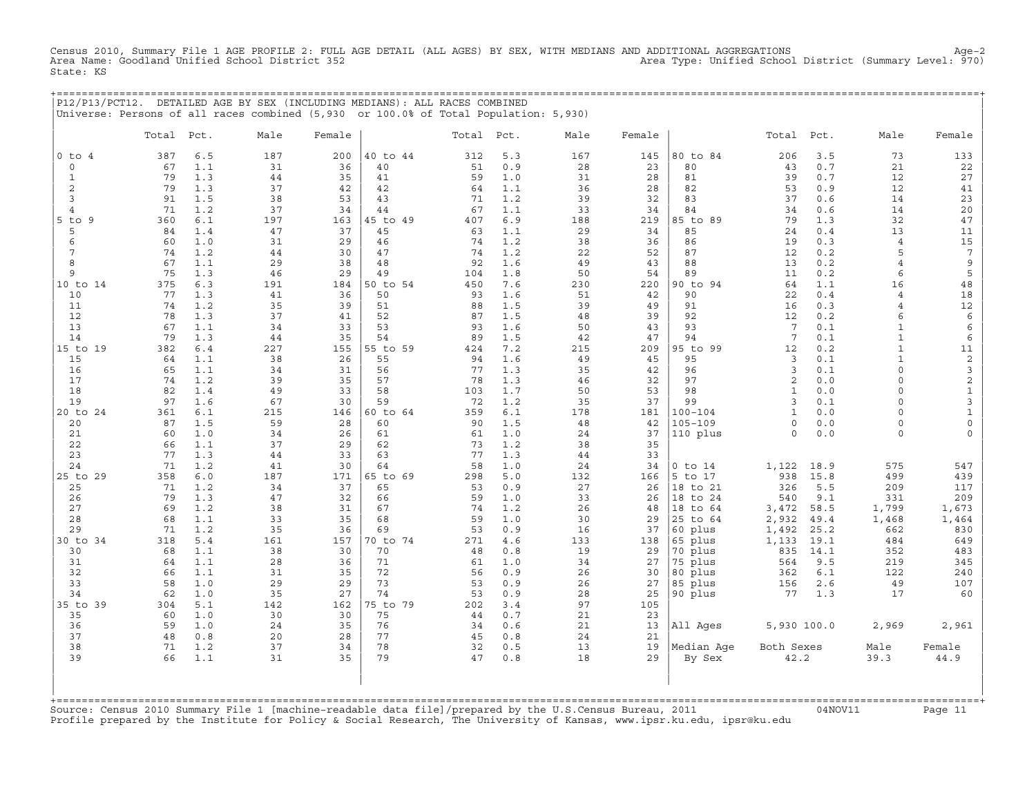Census 2010, Summary File 1 AGE PROFILE 2: FULL AGE DETAIL (ALL AGES) BY SEX, WITH MEDIANS AND ADDITIONAL AGGREGATIONS

Age-2

Area Name: Goodland Unified School District 352

Area Type: Unified School District (Summary Level: 970)

State: KS

## P12/P13/PCT12. DETAILED AGE BY SEX (INCLUDING MEDIANS): ALL RACES COMBINED

Universe: Persons of all races combined (5,930 or 100.0% of Total Population: 5,930)

| | Total | Pct. | Male | Female | | Total | Pct. | Male | Female | | Total | Pct. | Male | Female |
|---|---|---|---|---|---|---|---|---|---|---|---|---|---|---|
| 0 to 4 | 387 | 6.5 | 187 | 200 | 40 to 44 | 312 | 5.3 | 167 | 145 | 80 to 84 | 206 | 3.5 | 73 | 133 |
| 0 | 67 | 1.1 | 31 | 36 | 40 | 51 | 0.9 | 28 | 23 | 80 | 43 | 0.7 | 21 | 22 |
| 1 | 79 | 1.3 | 44 | 35 | 41 | 59 | 1.0 | 31 | 28 | 81 | 39 | 0.7 | 12 | 27 |
| 2 | 79 | 1.3 | 37 | 42 | 42 | 64 | 1.1 | 36 | 28 | 82 | 53 | 0.9 | 12 | 41 |
| 3 | 91 | 1.5 | 38 | 53 | 43 | 71 | 1.2 | 39 | 32 | 83 | 37 | 0.6 | 14 | 23 |
| 4 | 71 | 1.2 | 37 | 34 | 44 | 67 | 1.1 | 33 | 34 | 84 | 34 | 0.6 | 14 | 20 |
| 5 to 9 | 360 | 6.1 | 197 | 163 | 45 to 49 | 407 | 6.9 | 188 | 219 | 85 to 89 | 79 | 1.3 | 32 | 47 |
| 5 | 84 | 1.4 | 47 | 37 | 45 | 63 | 1.1 | 29 | 34 | 85 | 24 | 0.4 | 13 | 11 |
| 6 | 60 | 1.0 | 31 | 29 | 46 | 74 | 1.2 | 38 | 36 | 86 | 19 | 0.3 | 4 | 15 |
| 7 | 74 | 1.2 | 44 | 30 | 47 | 74 | 1.2 | 22 | 52 | 87 | 12 | 0.2 | 5 | 7 |
| 8 | 67 | 1.1 | 29 | 38 | 48 | 92 | 1.6 | 49 | 43 | 88 | 13 | 0.2 | 4 | 9 |
| 9 | 75 | 1.3 | 46 | 29 | 49 | 104 | 1.8 | 50 | 54 | 89 | 11 | 0.2 | 6 | 5 |
| 10 to 14 | 375 | 6.3 | 191 | 184 | 50 to 54 | 450 | 7.6 | 230 | 220 | 90 to 94 | 64 | 1.1 | 16 | 48 |
| 10 | 77 | 1.3 | 41 | 36 | 50 | 93 | 1.6 | 51 | 42 | 90 | 22 | 0.4 | 4 | 18 |
| 11 | 74 | 1.2 | 35 | 39 | 51 | 88 | 1.5 | 39 | 49 | 91 | 16 | 0.3 | 4 | 12 |
| 12 | 78 | 1.3 | 37 | 41 | 52 | 87 | 1.5 | 48 | 39 | 92 | 12 | 0.2 | 6 | 6 |
| 13 | 67 | 1.1 | 34 | 33 | 53 | 93 | 1.6 | 50 | 43 | 93 | 7 | 0.1 | 1 | 6 |
| 14 | 79 | 1.3 | 44 | 35 | 54 | 89 | 1.5 | 42 | 47 | 94 | 7 | 0.1 | 1 | 6 |
| 15 to 19 | 382 | 6.4 | 227 | 155 | 55 to 59 | 424 | 7.2 | 215 | 209 | 95 to 99 | 12 | 0.2 | 1 | 11 |
| 15 | 64 | 1.1 | 38 | 26 | 55 | 94 | 1.6 | 49 | 45 | 95 | 3 | 0.1 | 1 | 2 |
| 16 | 65 | 1.1 | 34 | 31 | 56 | 77 | 1.3 | 35 | 42 | 96 | 3 | 0.1 | 0 | 3 |
| 17 | 74 | 1.2 | 39 | 35 | 57 | 78 | 1.3 | 46 | 32 | 97 | 2 | 0.0 | 0 | 2 |
| 18 | 82 | 1.4 | 49 | 33 | 58 | 103 | 1.7 | 50 | 53 | 98 | 1 | 0.0 | 0 | 1 |
| 19 | 97 | 1.6 | 67 | 30 | 59 | 72 | 1.2 | 35 | 37 | 99 | 3 | 0.1 | 0 | 3 |
| 20 to 24 | 361 | 6.1 | 215 | 146 | 60 to 64 | 359 | 6.1 | 178 | 181 | 100-104 | 1 | 0.0 | 0 | 1 |
| 20 | 87 | 1.5 | 59 | 28 | 60 | 90 | 1.5 | 48 | 42 | 105-109 | 0 | 0.0 | 0 | 0 |
| 21 | 60 | 1.0 | 34 | 26 | 61 | 61 | 1.0 | 24 | 37 | 110 plus | 0 | 0.0 | 0 | 0 |
| 22 | 66 | 1.1 | 37 | 29 | 62 | 73 | 1.2 | 38 | 35 | | | | | |
| 23 | 77 | 1.3 | 44 | 33 | 63 | 77 | 1.3 | 44 | 33 | | | | | |
| 24 | 71 | 1.2 | 41 | 30 | 64 | 58 | 1.0 | 24 | 34 | 0 to 14 | 1,122 | 18.9 | 575 | 547 |
| 25 to 29 | 358 | 6.0 | 187 | 171 | 65 to 69 | 298 | 5.0 | 132 | 166 | 5 to 17 | 938 | 15.8 | 499 | 439 |
| 25 | 71 | 1.2 | 34 | 37 | 65 | 53 | 0.9 | 27 | 26 | 18 to 21 | 326 | 5.5 | 209 | 117 |
| 26 | 79 | 1.3 | 47 | 32 | 66 | 59 | 1.0 | 33 | 26 | 18 to 24 | 540 | 9.1 | 331 | 209 |
| 27 | 69 | 1.2 | 38 | 31 | 67 | 74 | 1.2 | 26 | 48 | 18 to 64 | 3,472 | 58.5 | 1,799 | 1,673 |
| 28 | 68 | 1.1 | 33 | 35 | 68 | 59 | 1.0 | 30 | 29 | 25 to 64 | 2,932 | 49.4 | 1,468 | 1,464 |
| 29 | 71 | 1.2 | 35 | 36 | 69 | 53 | 0.9 | 16 | 37 | 60 plus | 1,492 | 25.2 | 662 | 830 |
| 30 to 34 | 318 | 5.4 | 161 | 157 | 70 to 74 | 271 | 4.6 | 133 | 138 | 65 plus | 1,133 | 19.1 | 484 | 649 |
| 30 | 68 | 1.1 | 38 | 30 | 70 | 48 | 0.8 | 19 | 29 | 70 plus | 835 | 14.1 | 352 | 483 |
| 31 | 64 | 1.1 | 28 | 36 | 71 | 61 | 1.0 | 34 | 27 | 75 plus | 564 | 9.5 | 219 | 345 |
| 32 | 66 | 1.1 | 31 | 35 | 72 | 56 | 0.9 | 26 | 30 | 80 plus | 362 | 6.1 | 122 | 240 |
| 33 | 58 | 1.0 | 29 | 29 | 73 | 53 | 0.9 | 26 | 27 | 85 plus | 156 | 2.6 | 49 | 107 |
| 34 | 62 | 1.0 | 35 | 27 | 74 | 53 | 0.9 | 28 | 25 | 90 plus | 77 | 1.3 | 17 | 60 |
| 35 to 39 | 304 | 5.1 | 142 | 162 | 75 to 79 | 202 | 3.4 | 97 | 105 | | | | | |
| 35 | 60 | 1.0 | 30 | 30 | 75 | 44 | 0.7 | 21 | 23 | | | | | |
| 36 | 59 | 1.0 | 24 | 35 | 76 | 34 | 0.6 | 21 | 13 | All Ages | 5,930 | 100.0 | 2,969 | 2,961 |
| 37 | 48 | 0.8 | 20 | 28 | 77 | 45 | 0.8 | 24 | 21 | | | | | |
| 38 | 71 | 1.2 | 37 | 34 | 78 | 32 | 0.5 | 13 | 19 | Median Age | Both Sexes | | Male | Female |
| 39 | 66 | 1.1 | 31 | 35 | 79 | 47 | 0.8 | 18 | 29 | By Sex | 42.2 | | 39.3 | 44.9 |

Source: Census 2010 Summary File 1 [machine-readable data file]/prepared by the U.S.Census Bureau, 2011 04NOV11

Profile prepared by the Institute for Policy & Social Research, The University of Kansas, www.ipsr.ku.edu, ipsr@ku.edu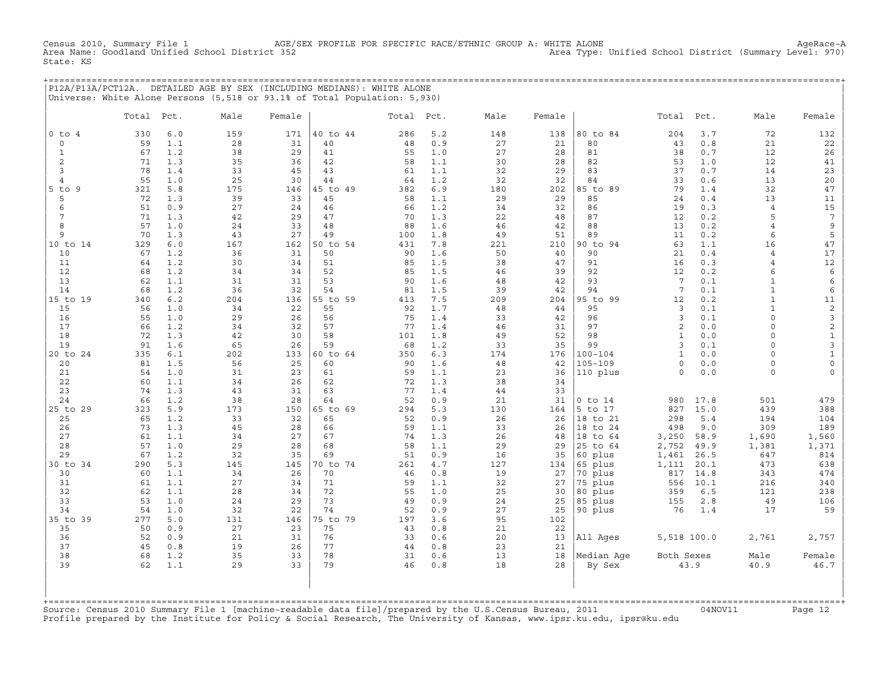Census 2010, Summary File 1 AGE/SEX PROFILE FOR SPECIFIC RACE/ETHNIC GROUP A: WHITE ALONE AgeRace-A
Area Name: Goodland Unified School District 352 Area Type: Unified School District (Summary Level: 970)
State: KS

## P12A/P13A/PCT12A. DETAILED AGE BY SEX (INCLUDING MEDIANS): WHITE ALONE

Universe: White Alone Persons (5,518 or 93.1% of Total Population: 5,930)

| | Total | Pct. | Male | Female | | Total | Pct. | Male | Female | | Total | Pct. | Male | Female |
|---|---|---|---|---|---|---|---|---|---|---|---|---|---|---|
| 0 to 4 | 330 | 6.0 | 159 | 171 | 40 to 44 | 286 | 5.2 | 148 | 138 | 80 to 84 | 204 | 3.7 | 72 | 132 |
| 0 | 59 | 1.1 | 28 | 31 | 40 | 48 | 0.9 | 27 | 21 | 80 | 43 | 0.8 | 21 | 22 |
| 1 | 67 | 1.2 | 38 | 29 | 41 | 55 | 1.0 | 27 | 28 | 81 | 38 | 0.7 | 12 | 26 |
| 2 | 71 | 1.3 | 35 | 36 | 42 | 58 | 1.1 | 30 | 28 | 82 | 53 | 1.0 | 12 | 41 |
| 3 | 78 | 1.4 | 33 | 45 | 43 | 61 | 1.1 | 32 | 29 | 83 | 37 | 0.7 | 14 | 23 |
| 4 | 55 | 1.0 | 25 | 30 | 44 | 64 | 1.2 | 32 | 32 | 84 | 33 | 0.6 | 13 | 20 |
| 5 to 9 | 321 | 5.8 | 175 | 146 | 45 to 49 | 382 | 6.9 | 180 | 202 | 85 to 89 | 79 | 1.4 | 32 | 47 |
| 5 | 72 | 1.3 | 39 | 33 | 45 | 58 | 1.1 | 29 | 29 | 85 | 24 | 0.4 | 13 | 11 |
| 6 | 51 | 0.9 | 27 | 24 | 46 | 66 | 1.2 | 34 | 32 | 86 | 19 | 0.3 | 4 | 15 |
| 7 | 71 | 1.3 | 42 | 29 | 47 | 70 | 1.3 | 22 | 48 | 87 | 12 | 0.2 | 5 | 7 |
| 8 | 57 | 1.0 | 24 | 33 | 48 | 88 | 1.6 | 46 | 42 | 88 | 13 | 0.2 | 4 | 9 |
| 9 | 70 | 1.3 | 43 | 27 | 49 | 100 | 1.8 | 49 | 51 | 89 | 11 | 0.2 | 6 | 5 |
| 10 to 14 | 329 | 6.0 | 167 | 162 | 50 to 54 | 431 | 7.8 | 221 | 210 | 90 to 94 | 63 | 1.1 | 16 | 47 |
| 10 | 67 | 1.2 | 36 | 31 | 50 | 90 | 1.6 | 50 | 40 | 90 | 21 | 0.4 | 4 | 17 |
| 11 | 64 | 1.2 | 30 | 34 | 51 | 85 | 1.5 | 38 | 47 | 91 | 16 | 0.3 | 4 | 12 |
| 12 | 68 | 1.2 | 34 | 34 | 52 | 85 | 1.5 | 46 | 39 | 92 | 12 | 0.2 | 6 | 6 |
| 13 | 62 | 1.1 | 31 | 31 | 53 | 90 | 1.6 | 48 | 42 | 93 | 7 | 0.1 | 1 | 6 |
| 14 | 68 | 1.2 | 36 | 32 | 54 | 81 | 1.5 | 39 | 42 | 94 | 7 | 0.1 | 1 | 6 |
| 15 to 19 | 340 | 6.2 | 204 | 136 | 55 to 59 | 413 | 7.5 | 209 | 204 | 95 to 99 | 12 | 0.2 | 1 | 11 |
| 15 | 56 | 1.0 | 34 | 22 | 55 | 92 | 1.7 | 48 | 44 | 95 | 3 | 0.1 | 1 | 2 |
| 16 | 55 | 1.0 | 29 | 26 | 56 | 75 | 1.4 | 33 | 42 | 96 | 3 | 0.1 | 0 | 3 |
| 17 | 66 | 1.2 | 34 | 32 | 57 | 77 | 1.4 | 46 | 31 | 97 | 2 | 0.0 | 0 | 2 |
| 18 | 72 | 1.3 | 42 | 30 | 58 | 101 | 1.8 | 49 | 52 | 98 | 1 | 0.0 | 0 | 1 |
| 19 | 91 | 1.6 | 65 | 26 | 59 | 68 | 1.2 | 33 | 35 | 99 | 3 | 0.1 | 0 | 3 |
| 20 to 24 | 335 | 6.1 | 202 | 133 | 60 to 64 | 350 | 6.3 | 174 | 176 | 100-104 | 1 | 0.0 | 0 | 1 |
| 20 | 81 | 1.5 | 56 | 25 | 60 | 90 | 1.6 | 48 | 42 | 105-109 | 0 | 0.0 | 0 | 0 |
| 21 | 54 | 1.0 | 31 | 23 | 61 | 59 | 1.1 | 23 | 36 | 110 plus | 0 | 0.0 | 0 | 0 |
| 22 | 60 | 1.1 | 34 | 26 | 62 | 72 | 1.3 | 38 | 34 | | | | | |
| 23 | 74 | 1.3 | 43 | 31 | 63 | 77 | 1.4 | 44 | 33 | | | | | |
| 24 | 66 | 1.2 | 38 | 28 | 64 | 52 | 0.9 | 21 | 31 | 0 to 14 | 980 | 17.8 | 501 | 479 |
| 25 to 29 | 323 | 5.9 | 173 | 150 | 65 to 69 | 294 | 5.3 | 130 | 164 | 5 to 17 | 827 | 15.0 | 439 | 388 |
| 25 | 65 | 1.2 | 33 | 32 | 65 | 52 | 0.9 | 26 | 26 | 18 to 21 | 298 | 5.4 | 194 | 104 |
| 26 | 73 | 1.3 | 45 | 28 | 66 | 59 | 1.1 | 33 | 26 | 18 to 24 | 498 | 9.0 | 309 | 189 |
| 27 | 61 | 1.1 | 34 | 27 | 67 | 74 | 1.3 | 26 | 48 | 18 to 64 | 3,250 | 58.9 | 1,690 | 1,560 |
| 28 | 57 | 1.0 | 29 | 28 | 68 | 58 | 1.1 | 29 | 29 | 25 to 64 | 2,752 | 49.9 | 1,381 | 1,371 |
| 29 | 67 | 1.2 | 32 | 35 | 69 | 51 | 0.9 | 16 | 35 | 60 plus | 1,461 | 26.5 | 647 | 814 |
| 30 to 34 | 290 | 5.3 | 145 | 145 | 70 to 74 | 261 | 4.7 | 127 | 134 | 65 plus | 1,111 | 20.1 | 473 | 638 |
| 30 | 60 | 1.1 | 34 | 26 | 70 | 46 | 0.8 | 19 | 27 | 70 plus | 817 | 14.8 | 343 | 474 |
| 31 | 61 | 1.1 | 27 | 34 | 71 | 59 | 1.1 | 32 | 27 | 75 plus | 556 | 10.1 | 216 | 340 |
| 32 | 62 | 1.1 | 28 | 34 | 72 | 55 | 1.0 | 25 | 30 | 80 plus | 359 | 6.5 | 121 | 238 |
| 33 | 53 | 1.0 | 24 | 29 | 73 | 49 | 0.9 | 24 | 25 | 85 plus | 155 | 2.8 | 49 | 106 |
| 34 | 54 | 1.0 | 32 | 22 | 74 | 52 | 0.9 | 27 | 25 | 90 plus | 76 | 1.4 | 17 | 59 |
| 35 to 39 | 277 | 5.0 | 131 | 146 | 75 to 79 | 197 | 3.6 | 95 | 102 | | | | | |
| 35 | 50 | 0.9 | 27 | 23 | 75 | 43 | 0.8 | 21 | 22 | | | | | |
| 36 | 52 | 0.9 | 21 | 31 | 76 | 33 | 0.6 | 20 | 13 | All Ages | 5,518 | 100.0 | 2,761 | 2,757 |
| 37 | 45 | 0.8 | 19 | 26 | 77 | 44 | 0.8 | 23 | 21 | | | | | |
| 38 | 68 | 1.2 | 35 | 33 | 78 | 31 | 0.6 | 13 | 18 | Median Age | Both Sexes | | Male | Female |
| 39 | 62 | 1.1 | 29 | 33 | 79 | 46 | 0.8 | 18 | 28 | By Sex | 43.9 | | 40.9 | 46.7 |

Source: Census 2010 Summary File 1 [machine-readable data file]/prepared by the U.S.Census Bureau, 2011 04NOV11
Profile prepared by the Institute for Policy & Social Research, The University of Kansas, www.ipsr.ku.edu, ipsr@ku.edu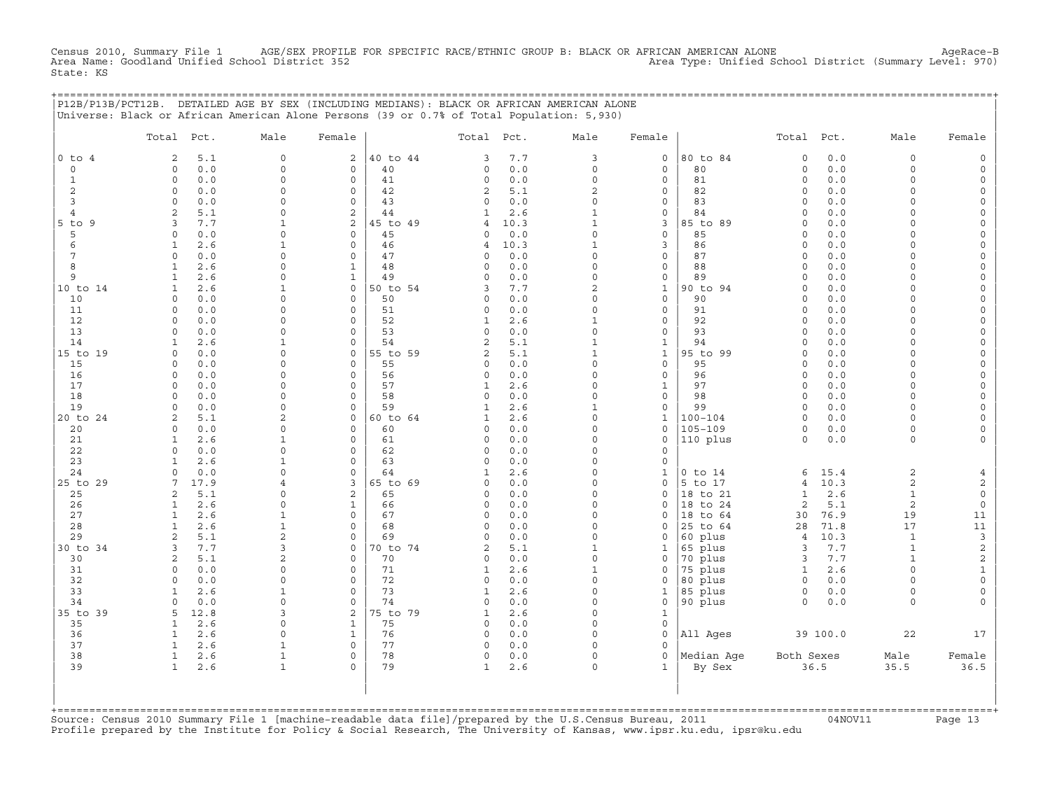Census 2010, Summary File 1 AGE/SEX PROFILE FOR SPECIFIC RACE/ETHNIC GROUP B: BLACK OR AFRICAN AMERICAN ALONE AgeRace-B
Area Name: Goodland Unified School District 352 Area Type: Unified School District (Summary Level: 970)
State: KS

P12B/P13B/PCT12B. DETAILED AGE BY SEX (INCLUDING MEDIANS): BLACK OR AFRICAN AMERICAN ALONE
Universe: Black or African American Alone Persons (39 or 0.7% of Total Population: 5,930)

| | Total | Pct. | Male | Female | | Total | Pct. | Male | Female | | Total | Pct. | Male | Female |
|---|---|---|---|---|---|---|---|---|---|---|---|---|---|---|
| 0 to 4 | 2 | 5.1 | 0 | 2 | 40 to 44 | 3 | 7.7 | 3 | 0 | 80 to 84 | 0 | 0.0 | 0 | 0 |
| 0 | 0 | 0.0 | 0 | 0 | 40 | 0 | 0.0 | 0 | 0 | 80 | 0 | 0.0 | 0 | 0 |
| 1 | 0 | 0.0 | 0 | 0 | 41 | 0 | 0.0 | 0 | 0 | 81 | 0 | 0.0 | 0 | 0 |
| 2 | 0 | 0.0 | 0 | 0 | 42 | 2 | 5.1 | 2 | 0 | 82 | 0 | 0.0 | 0 | 0 |
| 3 | 0 | 0.0 | 0 | 0 | 43 | 0 | 0.0 | 0 | 0 | 83 | 0 | 0.0 | 0 | 0 |
| 4 | 2 | 5.1 | 0 | 2 | 44 | 1 | 2.6 | 1 | 0 | 84 | 0 | 0.0 | 0 | 0 |
| 5 to 9 | 3 | 7.7 | 1 | 2 | 45 to 49 | 4 | 10.3 | 1 | 3 | 85 to 89 | 0 | 0.0 | 0 | 0 |
| 5 | 0 | 0.0 | 0 | 0 | 45 | 0 | 0.0 | 0 | 0 | 85 | 0 | 0.0 | 0 | 0 |
| 6 | 1 | 2.6 | 1 | 0 | 46 | 4 | 10.3 | 1 | 3 | 86 | 0 | 0.0 | 0 | 0 |
| 7 | 0 | 0.0 | 0 | 0 | 47 | 0 | 0.0 | 0 | 0 | 87 | 0 | 0.0 | 0 | 0 |
| 8 | 1 | 2.6 | 0 | 1 | 48 | 0 | 0.0 | 0 | 0 | 88 | 0 | 0.0 | 0 | 0 |
| 9 | 1 | 2.6 | 0 | 1 | 49 | 0 | 0.0 | 0 | 0 | 89 | 0 | 0.0 | 0 | 0 |
| 10 to 14 | 1 | 2.6 | 1 | 0 | 50 to 54 | 3 | 7.7 | 2 | 1 | 90 to 94 | 0 | 0.0 | 0 | 0 |
| 10 | 0 | 0.0 | 0 | 0 | 50 | 0 | 0.0 | 0 | 0 | 90 | 0 | 0.0 | 0 | 0 |
| 11 | 0 | 0.0 | 0 | 0 | 51 | 0 | 0.0 | 0 | 0 | 91 | 0 | 0.0 | 0 | 0 |
| 12 | 0 | 0.0 | 0 | 0 | 52 | 1 | 2.6 | 1 | 0 | 92 | 0 | 0.0 | 0 | 0 |
| 13 | 0 | 0.0 | 0 | 0 | 53 | 0 | 0.0 | 0 | 0 | 93 | 0 | 0.0 | 0 | 0 |
| 14 | 1 | 2.6 | 1 | 0 | 54 | 2 | 5.1 | 1 | 1 | 94 | 0 | 0.0 | 0 | 0 |
| 15 to 19 | 0 | 0.0 | 0 | 0 | 55 to 59 | 2 | 5.1 | 1 | 1 | 95 to 99 | 0 | 0.0 | 0 | 0 |
| 15 | 0 | 0.0 | 0 | 0 | 55 | 0 | 0.0 | 0 | 0 | 95 | 0 | 0.0 | 0 | 0 |
| 16 | 0 | 0.0 | 0 | 0 | 56 | 0 | 0.0 | 0 | 0 | 96 | 0 | 0.0 | 0 | 0 |
| 17 | 0 | 0.0 | 0 | 0 | 57 | 1 | 2.6 | 0 | 1 | 97 | 0 | 0.0 | 0 | 0 |
| 18 | 0 | 0.0 | 0 | 0 | 58 | 0 | 0.0 | 0 | 0 | 98 | 0 | 0.0 | 0 | 0 |
| 19 | 0 | 0.0 | 0 | 0 | 59 | 1 | 2.6 | 1 | 0 | 99 | 0 | 0.0 | 0 | 0 |
| 20 to 24 | 2 | 5.1 | 2 | 0 | 60 to 64 | 1 | 2.6 | 0 | 1 | 100-104 | 0 | 0.0 | 0 | 0 |
| 20 | 0 | 0.0 | 0 | 0 | 60 | 0 | 0.0 | 0 | 0 | 105-109 | 0 | 0.0 | 0 | 0 |
| 21 | 1 | 2.6 | 1 | 0 | 61 | 0 | 0.0 | 0 | 0 | 110 plus | 0 | 0.0 | 0 | 0 |
| 22 | 0 | 0.0 | 0 | 0 | 62 | 0 | 0.0 | 0 | 0 | | | | | |
| 23 | 1 | 2.6 | 1 | 0 | 63 | 0 | 0.0 | 0 | 0 | | | | | |
| 24 | 0 | 0.0 | 0 | 0 | 64 | 1 | 2.6 | 0 | 1 | 0 to 14 | 6 | 15.4 | 2 | 4 |
| 25 to 29 | 7 | 17.9 | 4 | 3 | 65 to 69 | 0 | 0.0 | 0 | 0 | 5 to 17 | 4 | 10.3 | 2 | 2 |
| 25 | 2 | 5.1 | 0 | 2 | 65 | 0 | 0.0 | 0 | 0 | 18 to 21 | 1 | 2.6 | 1 | 0 |
| 26 | 1 | 2.6 | 0 | 1 | 66 | 0 | 0.0 | 0 | 0 | 18 to 24 | 2 | 5.1 | 2 | 0 |
| 27 | 1 | 2.6 | 1 | 0 | 67 | 0 | 0.0 | 0 | 0 | 18 to 64 | 30 | 76.9 | 19 | 11 |
| 28 | 1 | 2.6 | 1 | 0 | 68 | 0 | 0.0 | 0 | 0 | 25 to 64 | 28 | 71.8 | 17 | 11 |
| 29 | 2 | 5.1 | 2 | 0 | 69 | 0 | 0.0 | 0 | 0 | 60 plus | 4 | 10.3 | 1 | 3 |
| 30 to 34 | 3 | 7.7 | 3 | 0 | 70 to 74 | 2 | 5.1 | 1 | 1 | 65 plus | 3 | 7.7 | 1 | 2 |
| 30 | 2 | 5.1 | 2 | 0 | 70 | 0 | 0.0 | 0 | 0 | 70 plus | 3 | 7.7 | 1 | 2 |
| 31 | 0 | 0.0 | 0 | 0 | 71 | 1 | 2.6 | 1 | 0 | 75 plus | 1 | 2.6 | 0 | 1 |
| 32 | 0 | 0.0 | 0 | 0 | 72 | 0 | 0.0 | 0 | 0 | 80 plus | 0 | 0.0 | 0 | 0 |
| 33 | 1 | 2.6 | 1 | 0 | 73 | 1 | 2.6 | 0 | 1 | 85 plus | 0 | 0.0 | 0 | 0 |
| 34 | 0 | 0.0 | 0 | 0 | 74 | 0 | 0.0 | 0 | 0 | 90 plus | 0 | 0.0 | 0 | 0 |
| 35 to 39 | 5 | 12.8 | 3 | 2 | 75 to 79 | 1 | 2.6 | 0 | 1 | | | | | |
| 35 | 1 | 2.6 | 0 | 1 | 75 | 0 | 0.0 | 0 | 0 | | | | | |
| 36 | 1 | 2.6 | 0 | 1 | 76 | 0 | 0.0 | 0 | 0 | All Ages | 39 | 100.0 | 22 | 17 |
| 37 | 1 | 2.6 | 1 | 0 | 77 | 0 | 0.0 | 0 | 0 | | | | | |
| 38 | 1 | 2.6 | 1 | 0 | 78 | 0 | 0.0 | 0 | 0 | Median Age | Both Sexes | | Male | Female |
| 39 | 1 | 2.6 | 1 | 0 | 79 | 1 | 2.6 | 0 | 1 | By Sex | 36.5 | | 35.5 | 36.5 |

Source: Census 2010 Summary File 1 [machine-readable data file]/prepared by the U.S.Census Bureau, 2011 04NOV11
Profile prepared by the Institute for Policy & Social Research, The University of Kansas, www.ipsr.ku.edu, ipsr@ku.edu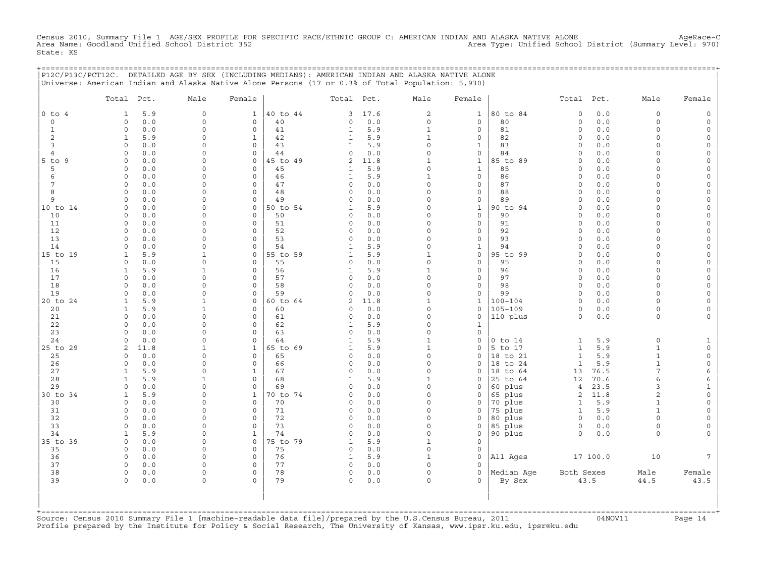Census 2010, Summary File 1 AGE/SEX PROFILE FOR SPECIFIC RACE/ETHNIC GROUP C: AMERICAN INDIAN AND ALASKA NATIVE ALONE AgeRace-C
Area Name: Goodland Unified School District 352 Area Type: Unified School District (Summary Level: 970)
State: KS

P12C/P13C/PCT12C. DETAILED AGE BY SEX (INCLUDING MEDIANS): AMERICAN INDIAN AND ALASKA NATIVE ALONE
Universe: American Indian and Alaska Native Alone Persons (17 or 0.3% of Total Population: 5,930)

| | Total | Pct. | Male | Female | | Total | Pct. | Male | Female | | Total | Pct. | Male | Female |
|---|---|---|---|---|---|---|---|---|---|---|---|---|---|---|
| 0 to 4 | 1 | 5.9 | 0 | 1 | 40 to 44 | 3 | 17.6 | 2 | 1 | 80 to 84 | 0 | 0.0 | 0 | 0 |
| 0 | 0 | 0.0 | 0 | 0 | 40 | 0 | 0.0 | 0 | 0 | 80 | 0 | 0.0 | 0 | 0 |
| 1 | 0 | 0.0 | 0 | 0 | 41 | 1 | 5.9 | 1 | 0 | 81 | 0 | 0.0 | 0 | 0 |
| 2 | 1 | 5.9 | 0 | 1 | 42 | 1 | 5.9 | 1 | 0 | 82 | 0 | 0.0 | 0 | 0 |
| 3 | 0 | 0.0 | 0 | 0 | 43 | 1 | 5.9 | 0 | 1 | 83 | 0 | 0.0 | 0 | 0 |
| 4 | 0 | 0.0 | 0 | 0 | 44 | 0 | 0.0 | 0 | 0 | 84 | 0 | 0.0 | 0 | 0 |
| 5 to 9 | 0 | 0.0 | 0 | 0 | 45 to 49 | 2 | 11.8 | 1 | 1 | 85 to 89 | 0 | 0.0 | 0 | 0 |
| 5 | 0 | 0.0 | 0 | 0 | 45 | 1 | 5.9 | 0 | 1 | 85 | 0 | 0.0 | 0 | 0 |
| 6 | 0 | 0.0 | 0 | 0 | 46 | 1 | 5.9 | 1 | 0 | 86 | 0 | 0.0 | 0 | 0 |
| 7 | 0 | 0.0 | 0 | 0 | 47 | 0 | 0.0 | 0 | 0 | 87 | 0 | 0.0 | 0 | 0 |
| 8 | 0 | 0.0 | 0 | 0 | 48 | 0 | 0.0 | 0 | 0 | 88 | 0 | 0.0 | 0 | 0 |
| 9 | 0 | 0.0 | 0 | 0 | 49 | 0 | 0.0 | 0 | 0 | 89 | 0 | 0.0 | 0 | 0 |
| 10 to 14 | 0 | 0.0 | 0 | 0 | 50 to 54 | 1 | 5.9 | 0 | 1 | 90 to 94 | 0 | 0.0 | 0 | 0 |
| 10 | 0 | 0.0 | 0 | 0 | 50 | 0 | 0.0 | 0 | 0 | 90 | 0 | 0.0 | 0 | 0 |
| 11 | 0 | 0.0 | 0 | 0 | 51 | 0 | 0.0 | 0 | 0 | 91 | 0 | 0.0 | 0 | 0 |
| 12 | 0 | 0.0 | 0 | 0 | 52 | 0 | 0.0 | 0 | 0 | 92 | 0 | 0.0 | 0 | 0 |
| 13 | 0 | 0.0 | 0 | 0 | 53 | 0 | 0.0 | 0 | 0 | 93 | 0 | 0.0 | 0 | 0 |
| 14 | 0 | 0.0 | 0 | 0 | 54 | 1 | 5.9 | 0 | 1 | 94 | 0 | 0.0 | 0 | 0 |
| 15 to 19 | 1 | 5.9 | 1 | 0 | 55 to 59 | 1 | 5.9 | 1 | 0 | 95 to 99 | 0 | 0.0 | 0 | 0 |
| 15 | 0 | 0.0 | 0 | 0 | 55 | 0 | 0.0 | 0 | 0 | 95 | 0 | 0.0 | 0 | 0 |
| 16 | 1 | 5.9 | 1 | 0 | 56 | 1 | 5.9 | 1 | 0 | 96 | 0 | 0.0 | 0 | 0 |
| 17 | 0 | 0.0 | 0 | 0 | 57 | 0 | 0.0 | 0 | 0 | 97 | 0 | 0.0 | 0 | 0 |
| 18 | 0 | 0.0 | 0 | 0 | 58 | 0 | 0.0 | 0 | 0 | 98 | 0 | 0.0 | 0 | 0 |
| 19 | 0 | 0.0 | 0 | 0 | 59 | 0 | 0.0 | 0 | 0 | 99 | 0 | 0.0 | 0 | 0 |
| 20 to 24 | 1 | 5.9 | 1 | 0 | 60 to 64 | 2 | 11.8 | 1 | 1 | 100-104 | 0 | 0.0 | 0 | 0 |
| 20 | 1 | 5.9 | 1 | 0 | 60 | 0 | 0.0 | 0 | 0 | 105-109 | 0 | 0.0 | 0 | 0 |
| 21 | 0 | 0.0 | 0 | 0 | 61 | 0 | 0.0 | 0 | 0 | 110 plus | 0 | 0.0 | 0 | 0 |
| 22 | 0 | 0.0 | 0 | 0 | 62 | 1 | 5.9 | 0 | 1 | | | | | |
| 23 | 0 | 0.0 | 0 | 0 | 63 | 0 | 0.0 | 0 | 0 | | | | | |
| 24 | 0 | 0.0 | 0 | 0 | 64 | 1 | 5.9 | 1 | 0 | 0 to 14 | 1 | 5.9 | 0 | 1 |
| 25 to 29 | 2 | 11.8 | 1 | 1 | 65 to 69 | 1 | 5.9 | 1 | 0 | 5 to 17 | 1 | 5.9 | 1 | 0 |
| 25 | 0 | 0.0 | 0 | 0 | 65 | 0 | 0.0 | 0 | 0 | 18 to 21 | 1 | 5.9 | 1 | 0 |
| 26 | 0 | 0.0 | 0 | 0 | 66 | 0 | 0.0 | 0 | 0 | 18 to 24 | 1 | 5.9 | 1 | 0 |
| 27 | 1 | 5.9 | 0 | 1 | 67 | 0 | 0.0 | 0 | 0 | 18 to 64 | 13 | 76.5 | 7 | 6 |
| 28 | 1 | 5.9 | 1 | 0 | 68 | 1 | 5.9 | 1 | 0 | 25 to 64 | 12 | 70.6 | 6 | 6 |
| 29 | 0 | 0.0 | 0 | 0 | 69 | 0 | 0.0 | 0 | 0 | 60 plus | 4 | 23.5 | 3 | 1 |
| 30 to 34 | 1 | 5.9 | 0 | 1 | 70 to 74 | 0 | 0.0 | 0 | 0 | 65 plus | 2 | 11.8 | 2 | 0 |
| 30 | 0 | 0.0 | 0 | 0 | 70 | 0 | 0.0 | 0 | 0 | 70 plus | 1 | 5.9 | 1 | 0 |
| 31 | 0 | 0.0 | 0 | 0 | 71 | 0 | 0.0 | 0 | 0 | 75 plus | 1 | 5.9 | 1 | 0 |
| 32 | 0 | 0.0 | 0 | 0 | 72 | 0 | 0.0 | 0 | 0 | 80 plus | 0 | 0.0 | 0 | 0 |
| 33 | 0 | 0.0 | 0 | 0 | 73 | 0 | 0.0 | 0 | 0 | 85 plus | 0 | 0.0 | 0 | 0 |
| 34 | 1 | 5.9 | 0 | 1 | 74 | 0 | 0.0 | 0 | 0 | 90 plus | 0 | 0.0 | 0 | 0 |
| 35 to 39 | 0 | 0.0 | 0 | 0 | 75 to 79 | 1 | 5.9 | 1 | 0 | | | | | |
| 35 | 0 | 0.0 | 0 | 0 | 75 | 0 | 0.0 | 0 | 0 | | | | | |
| 36 | 0 | 0.0 | 0 | 0 | 76 | 1 | 5.9 | 1 | 0 | All Ages | 17 | 100.0 | 10 | 7 |
| 37 | 0 | 0.0 | 0 | 0 | 77 | 0 | 0.0 | 0 | 0 | | | | | |
| 38 | 0 | 0.0 | 0 | 0 | 78 | 0 | 0.0 | 0 | 0 | Median Age | Both Sexes | | Male | Female |
| 39 | 0 | 0.0 | 0 | 0 | 79 | 0 | 0.0 | 0 | 0 | By Sex | 43.5 | | 44.5 | 43.5 |

Source: Census 2010 Summary File 1 [machine-readable data file]/prepared by the U.S.Census Bureau, 2011 04NOV11
Profile prepared by the Institute for Policy & Social Research, The University of Kansas, www.ipsr.ku.edu, ipsr@ku.edu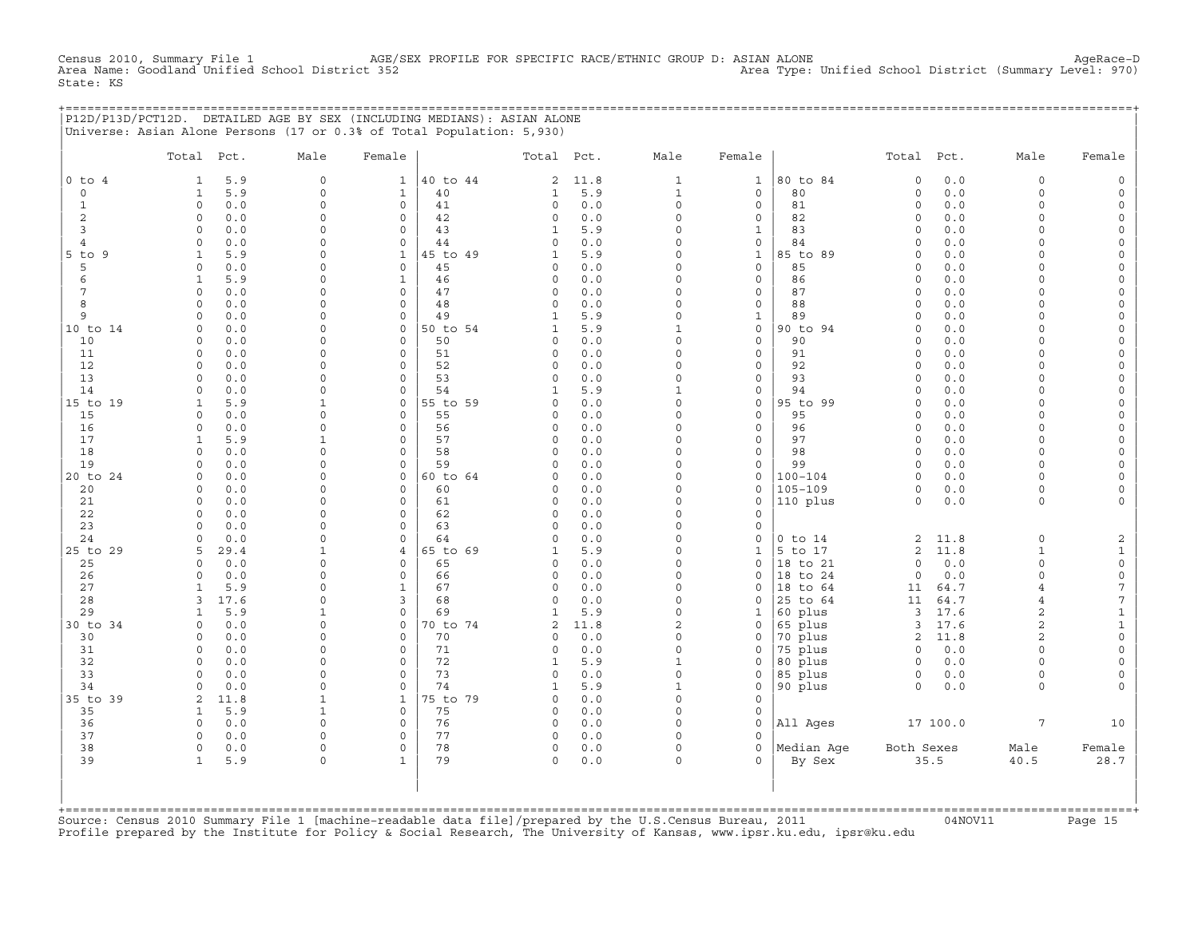Census 2010, Summary File 1 AGE/SEX PROFILE FOR SPECIFIC RACE/ETHNIC GROUP D: ASIAN ALONE AgeRace-D
Area Name: Goodland Unified School District 352 Area Type: Unified School District (Summary Level: 970)
State: KS

## P12D/P13D/PCT12D. DETAILED AGE BY SEX (INCLUDING MEDIANS): ASIAN ALONE

Universe: Asian Alone Persons (17 or 0.3% of Total Population: 5,930)

| | Total | Pct. | Male | Female | | Total | Pct. | Male | Female | | Total | Pct. | Male | Female |
|---|---|---|---|---|---|---|---|---|---|---|---|---|---|---|
| 0 to 4 | 1 | 5.9 | 0 | 1 | 40 to 44 | 2 | 11.8 | 1 | 1 | 80 to 84 | 0 | 0.0 | 0 | 0 |
| 0 | 1 | 5.9 | 0 | 1 | 40 | 1 | 5.9 | 1 | 0 | 80 | 0 | 0.0 | 0 | 0 |
| 1 | 0 | 0.0 | 0 | 0 | 41 | 0 | 0.0 | 0 | 0 | 81 | 0 | 0.0 | 0 | 0 |
| 2 | 0 | 0.0 | 0 | 0 | 42 | 0 | 0.0 | 0 | 0 | 82 | 0 | 0.0 | 0 | 0 |
| 3 | 0 | 0.0 | 0 | 0 | 43 | 1 | 5.9 | 0 | 1 | 83 | 0 | 0.0 | 0 | 0 |
| 4 | 0 | 0.0 | 0 | 0 | 44 | 0 | 0.0 | 0 | 0 | 84 | 0 | 0.0 | 0 | 0 |
| 5 to 9 | 1 | 5.9 | 0 | 1 | 45 to 49 | 1 | 5.9 | 0 | 1 | 85 to 89 | 0 | 0.0 | 0 | 0 |
| 5 | 0 | 0.0 | 0 | 0 | 45 | 0 | 0.0 | 0 | 0 | 85 | 0 | 0.0 | 0 | 0 |
| 6 | 1 | 5.9 | 0 | 1 | 46 | 0 | 0.0 | 0 | 0 | 86 | 0 | 0.0 | 0 | 0 |
| 7 | 0 | 0.0 | 0 | 0 | 47 | 0 | 0.0 | 0 | 0 | 87 | 0 | 0.0 | 0 | 0 |
| 8 | 0 | 0.0 | 0 | 0 | 48 | 0 | 0.0 | 0 | 0 | 88 | 0 | 0.0 | 0 | 0 |
| 9 | 0 | 0.0 | 0 | 0 | 49 | 1 | 5.9 | 0 | 1 | 89 | 0 | 0.0 | 0 | 0 |
| 10 to 14 | 0 | 0.0 | 0 | 0 | 50 to 54 | 1 | 5.9 | 1 | 0 | 90 to 94 | 0 | 0.0 | 0 | 0 |
| 10 | 0 | 0.0 | 0 | 0 | 50 | 0 | 0.0 | 0 | 0 | 90 | 0 | 0.0 | 0 | 0 |
| 11 | 0 | 0.0 | 0 | 0 | 51 | 0 | 0.0 | 0 | 0 | 91 | 0 | 0.0 | 0 | 0 |
| 12 | 0 | 0.0 | 0 | 0 | 52 | 0 | 0.0 | 0 | 0 | 92 | 0 | 0.0 | 0 | 0 |
| 13 | 0 | 0.0 | 0 | 0 | 53 | 0 | 0.0 | 0 | 0 | 93 | 0 | 0.0 | 0 | 0 |
| 14 | 0 | 0.0 | 0 | 0 | 54 | 1 | 5.9 | 1 | 0 | 94 | 0 | 0.0 | 0 | 0 |
| 15 to 19 | 1 | 5.9 | 1 | 0 | 55 to 59 | 0 | 0.0 | 0 | 0 | 95 to 99 | 0 | 0.0 | 0 | 0 |
| 15 | 0 | 0.0 | 0 | 0 | 55 | 0 | 0.0 | 0 | 0 | 95 | 0 | 0.0 | 0 | 0 |
| 16 | 0 | 0.0 | 0 | 0 | 56 | 0 | 0.0 | 0 | 0 | 96 | 0 | 0.0 | 0 | 0 |
| 17 | 1 | 5.9 | 1 | 0 | 57 | 0 | 0.0 | 0 | 0 | 97 | 0 | 0.0 | 0 | 0 |
| 18 | 0 | 0.0 | 0 | 0 | 58 | 0 | 0.0 | 0 | 0 | 98 | 0 | 0.0 | 0 | 0 |
| 19 | 0 | 0.0 | 0 | 0 | 59 | 0 | 0.0 | 0 | 0 | 99 | 0 | 0.0 | 0 | 0 |
| 20 to 24 | 0 | 0.0 | 0 | 0 | 60 to 64 | 0 | 0.0 | 0 | 0 | 100-104 | 0 | 0.0 | 0 | 0 |
| 20 | 0 | 0.0 | 0 | 0 | 60 | 0 | 0.0 | 0 | 0 | 105-109 | 0 | 0.0 | 0 | 0 |
| 21 | 0 | 0.0 | 0 | 0 | 61 | 0 | 0.0 | 0 | 0 | 110 plus | 0 | 0.0 | 0 | 0 |
| 22 | 0 | 0.0 | 0 | 0 | 62 | 0 | 0.0 | 0 | 0 | | | | | |
| 23 | 0 | 0.0 | 0 | 0 | 63 | 0 | 0.0 | 0 | 0 | | | | | |
| 24 | 0 | 0.0 | 0 | 0 | 64 | 0 | 0.0 | 0 | 0 | 0 to 14 | 2 | 11.8 | 0 | 2 |
| 25 to 29 | 5 | 29.4 | 1 | 4 | 65 to 69 | 1 | 5.9 | 0 | 1 | 5 to 17 | 2 | 11.8 | 1 | 1 |
| 25 | 0 | 0.0 | 0 | 0 | 65 | 0 | 0.0 | 0 | 0 | 18 to 21 | 0 | 0.0 | 0 | 0 |
| 26 | 0 | 0.0 | 0 | 0 | 66 | 0 | 0.0 | 0 | 0 | 18 to 24 | 0 | 0.0 | 0 | 0 |
| 27 | 1 | 5.9 | 0 | 1 | 67 | 0 | 0.0 | 0 | 0 | 18 to 64 | 11 | 64.7 | 4 | 7 |
| 28 | 3 | 17.6 | 0 | 3 | 68 | 0 | 0.0 | 0 | 0 | 25 to 64 | 11 | 64.7 | 4 | 7 |
| 29 | 1 | 5.9 | 1 | 0 | 69 | 1 | 5.9 | 0 | 1 | 60 plus | 3 | 17.6 | 2 | 1 |
| 30 to 34 | 0 | 0.0 | 0 | 0 | 70 to 74 | 2 | 11.8 | 2 | 0 | 65 plus | 3 | 17.6 | 2 | 1 |
| 30 | 0 | 0.0 | 0 | 0 | 70 | 0 | 0.0 | 0 | 0 | 70 plus | 2 | 11.8 | 2 | 0 |
| 31 | 0 | 0.0 | 0 | 0 | 71 | 0 | 0.0 | 0 | 0 | 75 plus | 0 | 0.0 | 0 | 0 |
| 32 | 0 | 0.0 | 0 | 0 | 72 | 1 | 5.9 | 1 | 0 | 80 plus | 0 | 0.0 | 0 | 0 |
| 33 | 0 | 0.0 | 0 | 0 | 73 | 0 | 0.0 | 0 | 0 | 85 plus | 0 | 0.0 | 0 | 0 |
| 34 | 0 | 0.0 | 0 | 0 | 74 | 1 | 5.9 | 1 | 0 | 90 plus | 0 | 0.0 | 0 | 0 |
| 35 to 39 | 2 | 11.8 | 1 | 1 | 75 to 79 | 0 | 0.0 | 0 | 0 | | | | | |
| 35 | 1 | 5.9 | 1 | 0 | 75 | 0 | 0.0 | 0 | 0 | | | | | |
| 36 | 0 | 0.0 | 0 | 0 | 76 | 0 | 0.0 | 0 | 0 | All Ages | 17 | 100.0 | 7 | 10 |
| 37 | 0 | 0.0 | 0 | 0 | 77 | 0 | 0.0 | 0 | 0 | | | | | |
| 38 | 0 | 0.0 | 0 | 0 | 78 | 0 | 0.0 | 0 | 0 | Median Age | Both Sexes | | Male | Female |
| 39 | 1 | 5.9 | 0 | 1 | 79 | 0 | 0.0 | 0 | 0 | By Sex | 35.5 | | 40.5 | 28.7 |

Source: Census 2010 Summary File 1 [machine-readable data file]/prepared by the U.S.Census Bureau, 2011 04NOV11
Profile prepared by the Institute for Policy & Social Research, The University of Kansas, www.ipsr.ku.edu, ipsr@ku.edu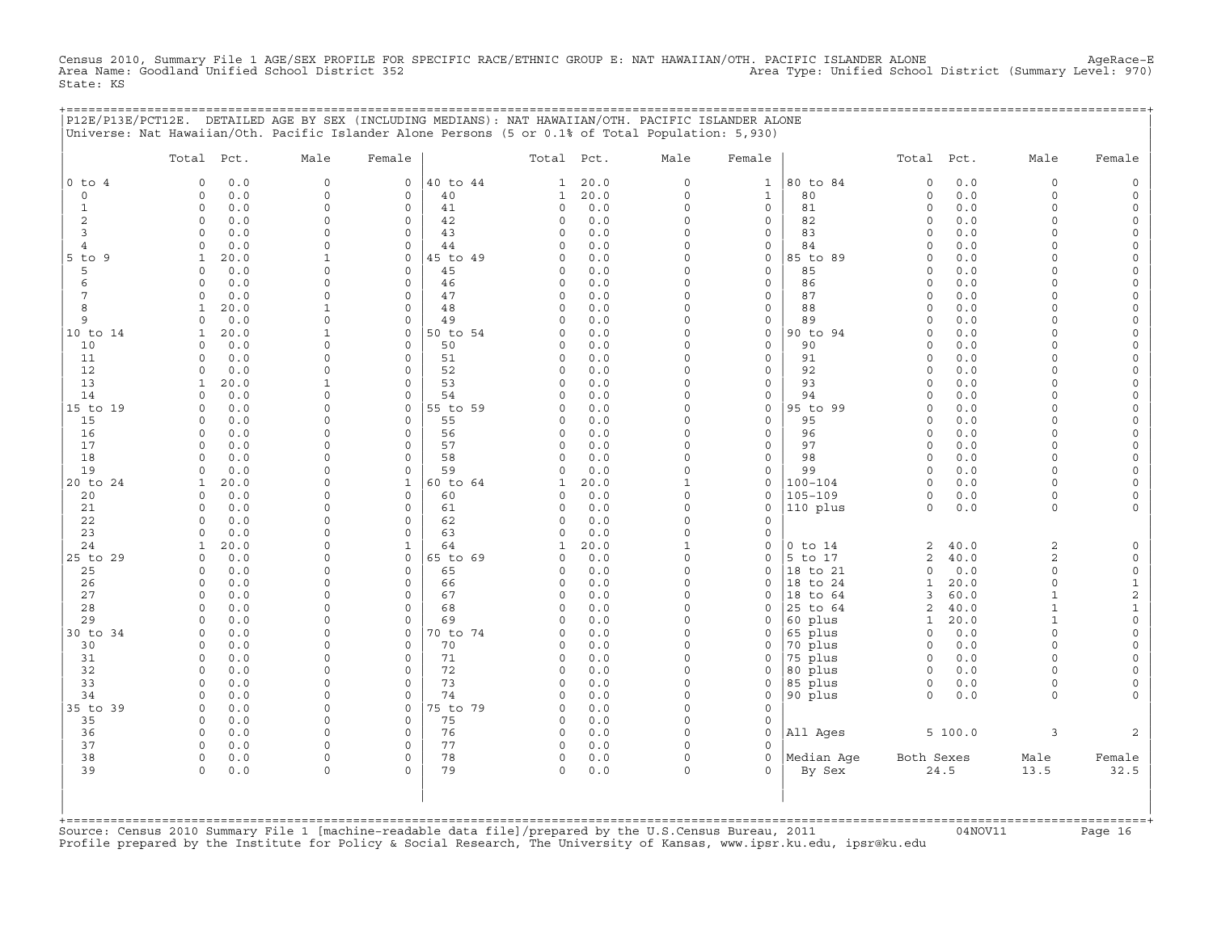Census 2010, Summary File 1 AGE/SEX PROFILE FOR SPECIFIC RACE/ETHNIC GROUP E: NAT HAWAIIAN/OTH. PACIFIC ISLANDER ALONE AgeRace-E
Area Name: Goodland Unified School District 352 Area Type: Unified School District (Summary Level: 970)
State: KS

P12E/P13E/PCT12E. DETAILED AGE BY SEX (INCLUDING MEDIANS): NAT HAWAIIAN/OTH. PACIFIC ISLANDER ALONE
Universe: Nat Hawaiian/Oth. Pacific Islander Alone Persons (5 or 0.1% of Total Population: 5,930)

| | Total | Pct. | Male | Female | | Total | Pct. | Male | Female | | Total | Pct. | Male | Female |
|---|---|---|---|---|---|---|---|---|---|---|---|---|---|---|
| 0 to 4 | 0 | 0.0 | 0 | 0 | 40 to 44 | 1 | 20.0 | 0 | 1 | 80 to 84 | 0 | 0.0 | 0 | 0 |
| 0 | 0 | 0.0 | 0 | 0 | 40 | 1 | 20.0 | 0 | 1 | 80 | 0 | 0.0 | 0 | 0 |
| 1 | 0 | 0.0 | 0 | 0 | 41 | 0 | 0.0 | 0 | 0 | 81 | 0 | 0.0 | 0 | 0 |
| 2 | 0 | 0.0 | 0 | 0 | 42 | 0 | 0.0 | 0 | 0 | 82 | 0 | 0.0 | 0 | 0 |
| 3 | 0 | 0.0 | 0 | 0 | 43 | 0 | 0.0 | 0 | 0 | 83 | 0 | 0.0 | 0 | 0 |
| 4 | 0 | 0.0 | 0 | 0 | 44 | 0 | 0.0 | 0 | 0 | 84 | 0 | 0.0 | 0 | 0 |
| 5 to 9 | 1 | 20.0 | 1 | 0 | 45 to 49 | 0 | 0.0 | 0 | 0 | 85 to 89 | 0 | 0.0 | 0 | 0 |
| 5 | 0 | 0.0 | 0 | 0 | 45 | 0 | 0.0 | 0 | 0 | 85 | 0 | 0.0 | 0 | 0 |
| 6 | 0 | 0.0 | 0 | 0 | 46 | 0 | 0.0 | 0 | 0 | 86 | 0 | 0.0 | 0 | 0 |
| 7 | 0 | 0.0 | 0 | 0 | 47 | 0 | 0.0 | 0 | 0 | 87 | 0 | 0.0 | 0 | 0 |
| 8 | 1 | 20.0 | 1 | 0 | 48 | 0 | 0.0 | 0 | 0 | 88 | 0 | 0.0 | 0 | 0 |
| 9 | 0 | 0.0 | 0 | 0 | 49 | 0 | 0.0 | 0 | 0 | 89 | 0 | 0.0 | 0 | 0 |
| 10 to 14 | 1 | 20.0 | 1 | 0 | 50 to 54 | 0 | 0.0 | 0 | 0 | 90 to 94 | 0 | 0.0 | 0 | 0 |
| 10 | 0 | 0.0 | 0 | 0 | 50 | 0 | 0.0 | 0 | 0 | 90 | 0 | 0.0 | 0 | 0 |
| 11 | 0 | 0.0 | 0 | 0 | 51 | 0 | 0.0 | 0 | 0 | 91 | 0 | 0.0 | 0 | 0 |
| 12 | 0 | 0.0 | 0 | 0 | 52 | 0 | 0.0 | 0 | 0 | 92 | 0 | 0.0 | 0 | 0 |
| 13 | 1 | 20.0 | 1 | 0 | 53 | 0 | 0.0 | 0 | 0 | 93 | 0 | 0.0 | 0 | 0 |
| 14 | 0 | 0.0 | 0 | 0 | 54 | 0 | 0.0 | 0 | 0 | 94 | 0 | 0.0 | 0 | 0 |
| 15 to 19 | 0 | 0.0 | 0 | 0 | 55 to 59 | 0 | 0.0 | 0 | 0 | 95 to 99 | 0 | 0.0 | 0 | 0 |
| 15 | 0 | 0.0 | 0 | 0 | 55 | 0 | 0.0 | 0 | 0 | 95 | 0 | 0.0 | 0 | 0 |
| 16 | 0 | 0.0 | 0 | 0 | 56 | 0 | 0.0 | 0 | 0 | 96 | 0 | 0.0 | 0 | 0 |
| 17 | 0 | 0.0 | 0 | 0 | 57 | 0 | 0.0 | 0 | 0 | 97 | 0 | 0.0 | 0 | 0 |
| 18 | 0 | 0.0 | 0 | 0 | 58 | 0 | 0.0 | 0 | 0 | 98 | 0 | 0.0 | 0 | 0 |
| 19 | 0 | 0.0 | 0 | 0 | 59 | 0 | 0.0 | 0 | 0 | 99 | 0 | 0.0 | 0 | 0 |
| 20 to 24 | 1 | 20.0 | 0 | 1 | 60 to 64 | 1 | 20.0 | 1 | 0 | 100-104 | 0 | 0.0 | 0 | 0 |
| 20 | 0 | 0.0 | 0 | 0 | 60 | 0 | 0.0 | 0 | 0 | 105-109 | 0 | 0.0 | 0 | 0 |
| 21 | 0 | 0.0 | 0 | 0 | 61 | 0 | 0.0 | 0 | 0 | 110 plus | 0 | 0.0 | 0 | 0 |
| 22 | 0 | 0.0 | 0 | 0 | 62 | 0 | 0.0 | 0 | 0 | | | | | |
| 23 | 0 | 0.0 | 0 | 0 | 63 | 0 | 0.0 | 0 | 0 | | | | | |
| 24 | 1 | 20.0 | 0 | 1 | 64 | 1 | 20.0 | 1 | 0 | 0 to 14 | 2 | 40.0 | 2 | 0 |
| 25 to 29 | 0 | 0.0 | 0 | 0 | 65 to 69 | 0 | 0.0 | 0 | 0 | 5 to 17 | 2 | 40.0 | 2 | 0 |
| 25 | 0 | 0.0 | 0 | 0 | 65 | 0 | 0.0 | 0 | 0 | 18 to 21 | 0 | 0.0 | 0 | 0 |
| 26 | 0 | 0.0 | 0 | 0 | 66 | 0 | 0.0 | 0 | 0 | 18 to 24 | 1 | 20.0 | 0 | 1 |
| 27 | 0 | 0.0 | 0 | 0 | 67 | 0 | 0.0 | 0 | 0 | 18 to 64 | 3 | 60.0 | 1 | 2 |
| 28 | 0 | 0.0 | 0 | 0 | 68 | 0 | 0.0 | 0 | 0 | 25 to 64 | 2 | 40.0 | 1 | 1 |
| 29 | 0 | 0.0 | 0 | 0 | 69 | 0 | 0.0 | 0 | 0 | 60 plus | 1 | 20.0 | 1 | 0 |
| 30 to 34 | 0 | 0.0 | 0 | 0 | 70 to 74 | 0 | 0.0 | 0 | 0 | 65 plus | 0 | 0.0 | 0 | 0 |
| 30 | 0 | 0.0 | 0 | 0 | 70 | 0 | 0.0 | 0 | 0 | 70 plus | 0 | 0.0 | 0 | 0 |
| 31 | 0 | 0.0 | 0 | 0 | 71 | 0 | 0.0 | 0 | 0 | 75 plus | 0 | 0.0 | 0 | 0 |
| 32 | 0 | 0.0 | 0 | 0 | 72 | 0 | 0.0 | 0 | 0 | 80 plus | 0 | 0.0 | 0 | 0 |
| 33 | 0 | 0.0 | 0 | 0 | 73 | 0 | 0.0 | 0 | 0 | 85 plus | 0 | 0.0 | 0 | 0 |
| 34 | 0 | 0.0 | 0 | 0 | 74 | 0 | 0.0 | 0 | 0 | 90 plus | 0 | 0.0 | 0 | 0 |
| 35 to 39 | 0 | 0.0 | 0 | 0 | 75 to 79 | 0 | 0.0 | 0 | 0 | | | | | |
| 35 | 0 | 0.0 | 0 | 0 | 75 | 0 | 0.0 | 0 | 0 | | | | | |
| 36 | 0 | 0.0 | 0 | 0 | 76 | 0 | 0.0 | 0 | 0 | All Ages | 5 | 100.0 | 3 | 2 |
| 37 | 0 | 0.0 | 0 | 0 | 77 | 0 | 0.0 | 0 | 0 | | | | | |
| 38 | 0 | 0.0 | 0 | 0 | 78 | 0 | 0.0 | 0 | 0 | Median Age | Both Sexes | | Male | Female |
| 39 | 0 | 0.0 | 0 | 0 | 79 | 0 | 0.0 | 0 | 0 | By Sex | 24.5 | | 13.5 | 32.5 |

Source: Census 2010 Summary File 1 [machine-readable data file]/prepared by the U.S.Census Bureau, 2011 04NOV11
Profile prepared by the Institute for Policy & Social Research, The University of Kansas, www.ipsr.ku.edu, ipsr@ku.edu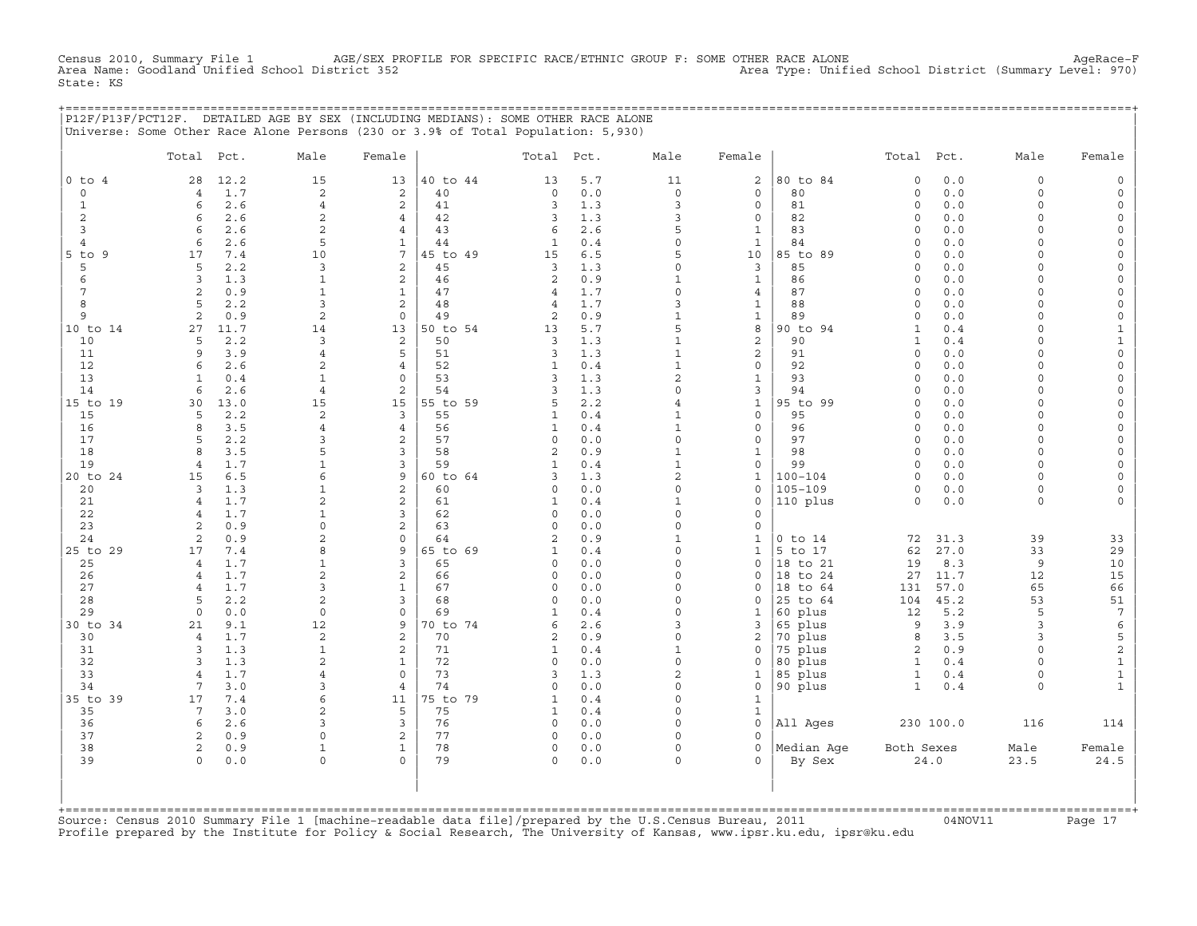Census 2010, Summary File 1 AGE/SEX PROFILE FOR SPECIFIC RACE/ETHNIC GROUP F: SOME OTHER RACE ALONE AgeRace-F
Area Name: Goodland Unified School District 352 Area Type: Unified School District (Summary Level: 970)
State: KS

## P12F/P13F/PCT12F. DETAILED AGE BY SEX (INCLUDING MEDIANS): SOME OTHER RACE ALONE

Universe: Some Other Race Alone Persons (230 or 3.9% of Total Population: 5,930)

| | Total | Pct. | Male | Female | | Total | Pct. | Male | Female | | Total | Pct. | Male | Female |
|---|---|---|---|---|---|---|---|---|---|---|---|---|---|---|
| 0 to 4 | 28 | 12.2 | 15 | 13 | 40 to 44 | 13 | 5.7 | 11 | 2 | 80 to 84 | 0 | 0.0 | 0 | 0 |
| 0 | 4 | 1.7 | 2 | 2 | 40 | 0 | 0.0 | 0 | 0 | 80 | 0 | 0.0 | 0 | 0 |
| 1 | 6 | 2.6 | 4 | 2 | 41 | 3 | 1.3 | 3 | 0 | 81 | 0 | 0.0 | 0 | 0 |
| 2 | 6 | 2.6 | 2 | 4 | 42 | 3 | 1.3 | 3 | 0 | 82 | 0 | 0.0 | 0 | 0 |
| 3 | 6 | 2.6 | 2 | 4 | 43 | 6 | 2.6 | 5 | 1 | 83 | 0 | 0.0 | 0 | 0 |
| 4 | 6 | 2.6 | 5 | 1 | 44 | 1 | 0.4 | 0 | 1 | 84 | 0 | 0.0 | 0 | 0 |
| 5 to 9 | 17 | 7.4 | 10 | 7 | 45 to 49 | 15 | 6.5 | 5 | 10 | 85 to 89 | 0 | 0.0 | 0 | 0 |
| 5 | 5 | 2.2 | 3 | 2 | 45 | 3 | 1.3 | 0 | 3 | 85 | 0 | 0.0 | 0 | 0 |
| 6 | 3 | 1.3 | 1 | 2 | 46 | 2 | 0.9 | 1 | 1 | 86 | 0 | 0.0 | 0 | 0 |
| 7 | 2 | 0.9 | 1 | 1 | 47 | 4 | 1.7 | 0 | 4 | 87 | 0 | 0.0 | 0 | 0 |
| 8 | 5 | 2.2 | 3 | 2 | 48 | 4 | 1.7 | 3 | 1 | 88 | 0 | 0.0 | 0 | 0 |
| 9 | 2 | 0.9 | 2 | 0 | 49 | 2 | 0.9 | 1 | 1 | 89 | 0 | 0.0 | 0 | 0 |
| 10 to 14 | 27 | 11.7 | 14 | 13 | 50 to 54 | 13 | 5.7 | 5 | 8 | 90 to 94 | 1 | 0.4 | 0 | 1 |
| 10 | 5 | 2.2 | 3 | 2 | 50 | 3 | 1.3 | 1 | 2 | 90 | 1 | 0.4 | 0 | 1 |
| 11 | 9 | 3.9 | 4 | 5 | 51 | 3 | 1.3 | 1 | 2 | 91 | 0 | 0.0 | 0 | 0 |
| 12 | 6 | 2.6 | 2 | 4 | 52 | 1 | 0.4 | 1 | 0 | 92 | 0 | 0.0 | 0 | 0 |
| 13 | 1 | 0.4 | 1 | 0 | 53 | 3 | 1.3 | 2 | 1 | 93 | 0 | 0.0 | 0 | 0 |
| 14 | 6 | 2.6 | 4 | 2 | 54 | 3 | 1.3 | 0 | 3 | 94 | 0 | 0.0 | 0 | 0 |
| 15 to 19 | 30 | 13.0 | 15 | 15 | 55 to 59 | 5 | 2.2 | 4 | 1 | 95 to 99 | 0 | 0.0 | 0 | 0 |
| 15 | 5 | 2.2 | 2 | 3 | 55 | 1 | 0.4 | 1 | 0 | 95 | 0 | 0.0 | 0 | 0 |
| 16 | 8 | 3.5 | 4 | 4 | 56 | 1 | 0.4 | 1 | 0 | 96 | 0 | 0.0 | 0 | 0 |
| 17 | 5 | 2.2 | 3 | 2 | 57 | 0 | 0.0 | 0 | 0 | 97 | 0 | 0.0 | 0 | 0 |
| 18 | 8 | 3.5 | 5 | 3 | 58 | 2 | 0.9 | 1 | 1 | 98 | 0 | 0.0 | 0 | 0 |
| 19 | 4 | 1.7 | 1 | 3 | 59 | 1 | 0.4 | 1 | 0 | 99 | 0 | 0.0 | 0 | 0 |
| 20 to 24 | 15 | 6.5 | 6 | 9 | 60 to 64 | 3 | 1.3 | 2 | 1 | 100-104 | 0 | 0.0 | 0 | 0 |
| 20 | 3 | 1.3 | 1 | 2 | 60 | 0 | 0.0 | 0 | 0 | 105-109 | 0 | 0.0 | 0 | 0 |
| 21 | 4 | 1.7 | 2 | 2 | 61 | 1 | 0.4 | 1 | 0 | 110 plus | 0 | 0.0 | 0 | 0 |
| 22 | 4 | 1.7 | 1 | 3 | 62 | 0 | 0.0 | 0 | 0 | | | | | |
| 23 | 2 | 0.9 | 0 | 2 | 63 | 0 | 0.0 | 0 | 0 | | | | | |
| 24 | 2 | 0.9 | 2 | 0 | 64 | 2 | 0.9 | 1 | 1 | 0 to 14 | 72 | 31.3 | 39 | 33 |
| 25 to 29 | 17 | 7.4 | 8 | 9 | 65 to 69 | 1 | 0.4 | 0 | 1 | 5 to 17 | 62 | 27.0 | 33 | 29 |
| 25 | 4 | 1.7 | 1 | 3 | 65 | 0 | 0.0 | 0 | 0 | 18 to 21 | 19 | 8.3 | 9 | 10 |
| 26 | 4 | 1.7 | 2 | 2 | 66 | 0 | 0.0 | 0 | 0 | 18 to 24 | 27 | 11.7 | 12 | 15 |
| 27 | 4 | 1.7 | 3 | 1 | 67 | 0 | 0.0 | 0 | 0 | 18 to 64 | 131 | 57.0 | 65 | 66 |
| 28 | 5 | 2.2 | 2 | 3 | 68 | 0 | 0.0 | 0 | 0 | 25 to 64 | 104 | 45.2 | 53 | 51 |
| 29 | 0 | 0.0 | 0 | 0 | 69 | 1 | 0.4 | 0 | 1 | 60 plus | 12 | 5.2 | 5 | 7 |
| 30 to 34 | 21 | 9.1 | 12 | 9 | 70 to 74 | 6 | 2.6 | 3 | 3 | 65 plus | 9 | 3.9 | 3 | 6 |
| 30 | 4 | 1.7 | 2 | 2 | 70 | 2 | 0.9 | 0 | 2 | 70 plus | 8 | 3.5 | 3 | 5 |
| 31 | 3 | 1.3 | 1 | 2 | 71 | 1 | 0.4 | 1 | 0 | 75 plus | 2 | 0.9 | 0 | 2 |
| 32 | 3 | 1.3 | 2 | 1 | 72 | 0 | 0.0 | 0 | 0 | 80 plus | 1 | 0.4 | 0 | 1 |
| 33 | 4 | 1.7 | 4 | 0 | 73 | 3 | 1.3 | 2 | 1 | 85 plus | 1 | 0.4 | 0 | 1 |
| 34 | 7 | 3.0 | 3 | 4 | 74 | 0 | 0.0 | 0 | 0 | 90 plus | 1 | 0.4 | 0 | 1 |
| 35 to 39 | 17 | 7.4 | 6 | 11 | 75 to 79 | 1 | 0.4 | 0 | 1 | | | | | |
| 35 | 7 | 3.0 | 2 | 5 | 75 | 1 | 0.4 | 0 | 1 | | | | | |
| 36 | 6 | 2.6 | 3 | 3 | 76 | 0 | 0.0 | 0 | 0 | All Ages | 230 | 100.0 | 116 | 114 |
| 37 | 2 | 0.9 | 0 | 2 | 77 | 0 | 0.0 | 0 | 0 | | | | | |
| 38 | 2 | 0.9 | 1 | 1 | 78 | 0 | 0.0 | 0 | 0 | Median Age | Both Sexes | | Male | Female |
| 39 | 0 | 0.0 | 0 | 0 | 79 | 0 | 0.0 | 0 | 0 | By Sex | 24.0 | | 23.5 | 24.5 |

Source: Census 2010 Summary File 1 [machine-readable data file]/prepared by the U.S.Census Bureau, 2011 04NOV11
Profile prepared by the Institute for Policy & Social Research, The University of Kansas, www.ipsr.ku.edu, ipsr@ku.edu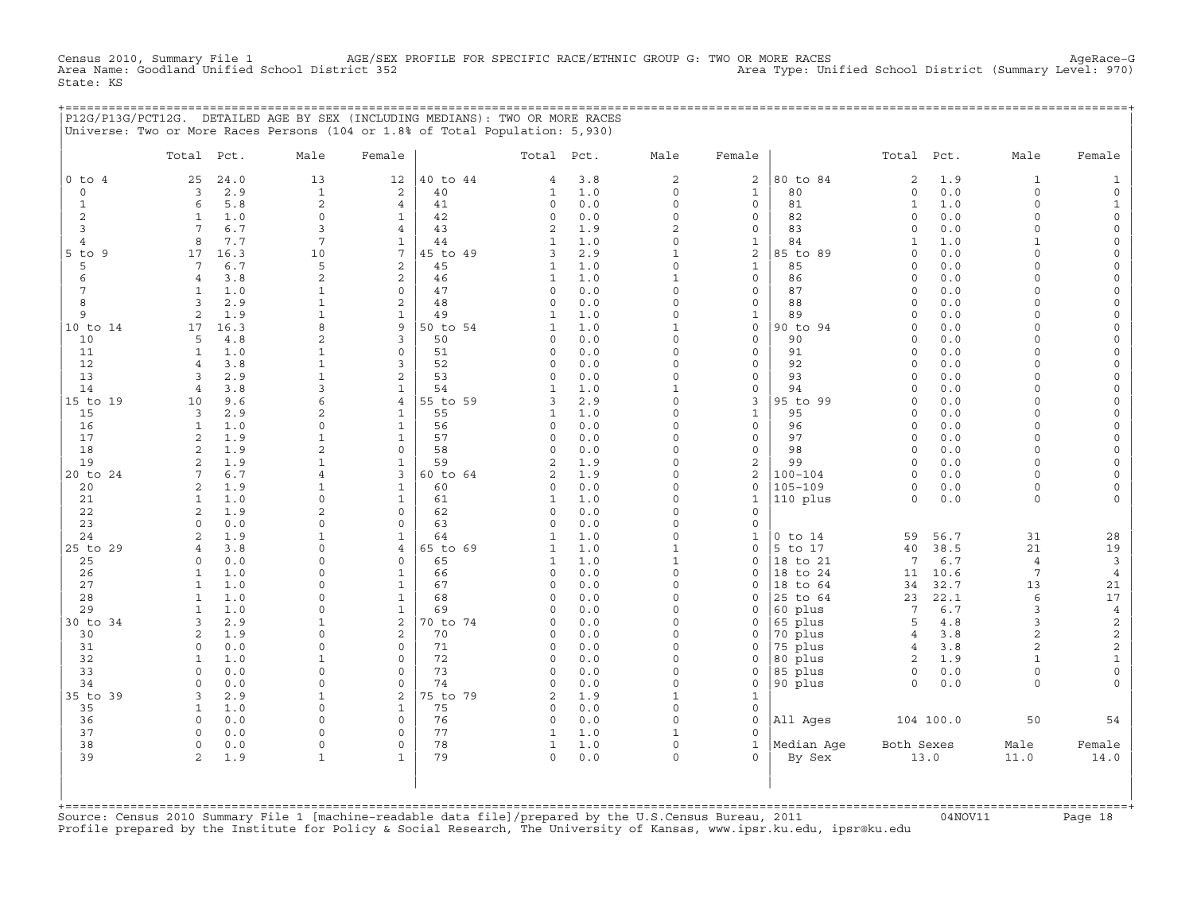Census 2010, Summary File 1 AGE/SEX PROFILE FOR SPECIFIC RACE/ETHNIC GROUP G: TWO OR MORE RACES AgeRace-G
Area Name: Goodland Unified School District 352 Area Type: Unified School District (Summary Level: 970)
State: KS

## P12G/P13G/PCT12G. DETAILED AGE BY SEX (INCLUDING MEDIANS): TWO OR MORE RACES

Universe: Two or More Races Persons (104 or 1.8% of Total Population: 5,930)

| | Total | Pct. | Male | Female | | Total | Pct. | Male | Female | | Total | Pct. | Male | Female |
|---|---|---|---|---|---|---|---|---|---|---|---|---|---|---|
| 0 to 4 | 25 | 24.0 | 13 | 12 | 40 to 44 | 4 | 3.8 | 2 | 2 | 80 to 84 | 2 | 1.9 | 1 | 1 |
| 0 | 3 | 2.9 | 1 | 2 | 40 | 1 | 1.0 | 0 | 1 | 80 | 0 | 0.0 | 0 | 0 |
| 1 | 6 | 5.8 | 2 | 4 | 41 | 0 | 0.0 | 0 | 0 | 81 | 1 | 1.0 | 0 | 1 |
| 2 | 1 | 1.0 | 0 | 1 | 42 | 0 | 0.0 | 0 | 0 | 82 | 0 | 0.0 | 0 | 0 |
| 3 | 7 | 6.7 | 3 | 4 | 43 | 2 | 1.9 | 2 | 0 | 83 | 0 | 0.0 | 0 | 0 |
| 4 | 8 | 7.7 | 7 | 1 | 44 | 1 | 1.0 | 0 | 1 | 84 | 1 | 1.0 | 1 | 0 |
| 5 to 9 | 17 | 16.3 | 10 | 7 | 45 to 49 | 3 | 2.9 | 1 | 2 | 85 to 89 | 0 | 0.0 | 0 | 0 |
| 5 | 7 | 6.7 | 5 | 2 | 45 | 1 | 1.0 | 0 | 1 | 85 | 0 | 0.0 | 0 | 0 |
| 6 | 4 | 3.8 | 2 | 2 | 46 | 1 | 1.0 | 1 | 0 | 86 | 0 | 0.0 | 0 | 0 |
| 7 | 1 | 1.0 | 1 | 0 | 47 | 0 | 0.0 | 0 | 0 | 87 | 0 | 0.0 | 0 | 0 |
| 8 | 3 | 2.9 | 1 | 2 | 48 | 0 | 0.0 | 0 | 0 | 88 | 0 | 0.0 | 0 | 0 |
| 9 | 2 | 1.9 | 1 | 1 | 49 | 1 | 1.0 | 0 | 1 | 89 | 0 | 0.0 | 0 | 0 |
| 10 to 14 | 17 | 16.3 | 8 | 9 | 50 to 54 | 1 | 1.0 | 1 | 0 | 90 to 94 | 0 | 0.0 | 0 | 0 |
| 10 | 5 | 4.8 | 2 | 3 | 50 | 0 | 0.0 | 0 | 0 | 90 | 0 | 0.0 | 0 | 0 |
| 11 | 1 | 1.0 | 1 | 0 | 51 | 0 | 0.0 | 0 | 0 | 91 | 0 | 0.0 | 0 | 0 |
| 12 | 4 | 3.8 | 1 | 3 | 52 | 0 | 0.0 | 0 | 0 | 92 | 0 | 0.0 | 0 | 0 |
| 13 | 3 | 2.9 | 1 | 2 | 53 | 0 | 0.0 | 0 | 0 | 93 | 0 | 0.0 | 0 | 0 |
| 14 | 4 | 3.8 | 3 | 1 | 54 | 1 | 1.0 | 1 | 0 | 94 | 0 | 0.0 | 0 | 0 |
| 15 to 19 | 10 | 9.6 | 6 | 4 | 55 to 59 | 3 | 2.9 | 0 | 3 | 95 to 99 | 0 | 0.0 | 0 | 0 |
| 15 | 3 | 2.9 | 2 | 1 | 55 | 1 | 1.0 | 0 | 1 | 95 | 0 | 0.0 | 0 | 0 |
| 16 | 1 | 1.0 | 0 | 1 | 56 | 0 | 0.0 | 0 | 0 | 96 | 0 | 0.0 | 0 | 0 |
| 17 | 2 | 1.9 | 1 | 1 | 57 | 0 | 0.0 | 0 | 0 | 97 | 0 | 0.0 | 0 | 0 |
| 18 | 2 | 1.9 | 2 | 0 | 58 | 0 | 0.0 | 0 | 0 | 98 | 0 | 0.0 | 0 | 0 |
| 19 | 2 | 1.9 | 1 | 1 | 59 | 2 | 1.9 | 0 | 2 | 99 | 0 | 0.0 | 0 | 0 |
| 20 to 24 | 7 | 6.7 | 4 | 3 | 60 to 64 | 2 | 1.9 | 0 | 2 | 100-104 | 0 | 0.0 | 0 | 0 |
| 20 | 2 | 1.9 | 1 | 1 | 60 | 0 | 0.0 | 0 | 0 | 105-109 | 0 | 0.0 | 0 | 0 |
| 21 | 1 | 1.0 | 0 | 1 | 61 | 1 | 1.0 | 0 | 1 | 110 plus | 0 | 0.0 | 0 | 0 |
| 22 | 2 | 1.9 | 2 | 0 | 62 | 0 | 0.0 | 0 | 0 | | | | | |
| 23 | 0 | 0.0 | 0 | 0 | 63 | 0 | 0.0 | 0 | 0 | | | | | |
| 24 | 2 | 1.9 | 1 | 1 | 64 | 1 | 1.0 | 0 | 1 | 0 to 14 | 59 | 56.7 | 31 | 28 |
| 25 to 29 | 4 | 3.8 | 0 | 4 | 65 to 69 | 1 | 1.0 | 1 | 0 | 5 to 17 | 40 | 38.5 | 21 | 19 |
| 25 | 0 | 0.0 | 0 | 0 | 65 | 1 | 1.0 | 1 | 0 | 18 to 21 | 7 | 6.7 | 4 | 3 |
| 26 | 1 | 1.0 | 0 | 1 | 66 | 0 | 0.0 | 0 | 0 | 18 to 24 | 11 | 10.6 | 7 | 4 |
| 27 | 1 | 1.0 | 0 | 1 | 67 | 0 | 0.0 | 0 | 0 | 18 to 64 | 34 | 32.7 | 13 | 21 |
| 28 | 1 | 1.0 | 0 | 1 | 68 | 0 | 0.0 | 0 | 0 | 25 to 64 | 23 | 22.1 | 6 | 17 |
| 29 | 1 | 1.0 | 0 | 1 | 69 | 0 | 0.0 | 0 | 0 | 60 plus | 7 | 6.7 | 3 | 4 |
| 30 to 34 | 3 | 2.9 | 1 | 2 | 70 to 74 | 0 | 0.0 | 0 | 0 | 65 plus | 5 | 4.8 | 3 | 2 |
| 30 | 2 | 1.9 | 0 | 2 | 70 | 0 | 0.0 | 0 | 0 | 70 plus | 4 | 3.8 | 2 | 2 |
| 31 | 0 | 0.0 | 0 | 0 | 71 | 0 | 0.0 | 0 | 0 | 75 plus | 4 | 3.8 | 2 | 2 |
| 32 | 1 | 1.0 | 1 | 0 | 72 | 0 | 0.0 | 0 | 0 | 80 plus | 2 | 1.9 | 1 | 1 |
| 33 | 0 | 0.0 | 0 | 0 | 73 | 0 | 0.0 | 0 | 0 | 85 plus | 0 | 0.0 | 0 | 0 |
| 34 | 0 | 0.0 | 0 | 0 | 74 | 0 | 0.0 | 0 | 0 | 90 plus | 0 | 0.0 | 0 | 0 |
| 35 to 39 | 3 | 2.9 | 1 | 2 | 75 to 79 | 2 | 1.9 | 1 | 1 | | | | | |
| 35 | 1 | 1.0 | 0 | 1 | 75 | 0 | 0.0 | 0 | 0 | | | | | |
| 36 | 0 | 0.0 | 0 | 0 | 76 | 0 | 0.0 | 0 | 0 | All Ages | 104 | 100.0 | 50 | 54 |
| 37 | 0 | 0.0 | 0 | 0 | 77 | 1 | 1.0 | 1 | 0 | | | | | |
| 38 | 0 | 0.0 | 0 | 0 | 78 | 1 | 1.0 | 0 | 1 | Median Age | Both Sexes | | Male | Female |
| 39 | 2 | 1.9 | 1 | 1 | 79 | 0 | 0.0 | 0 | 0 | By Sex | 13.0 | | 11.0 | 14.0 |

Source: Census 2010 Summary File 1 [machine-readable data file]/prepared by the U.S.Census Bureau, 2011 04NOV11
Profile prepared by the Institute for Policy & Social Research, The University of Kansas, www.ipsr.ku.edu, ipsr@ku.edu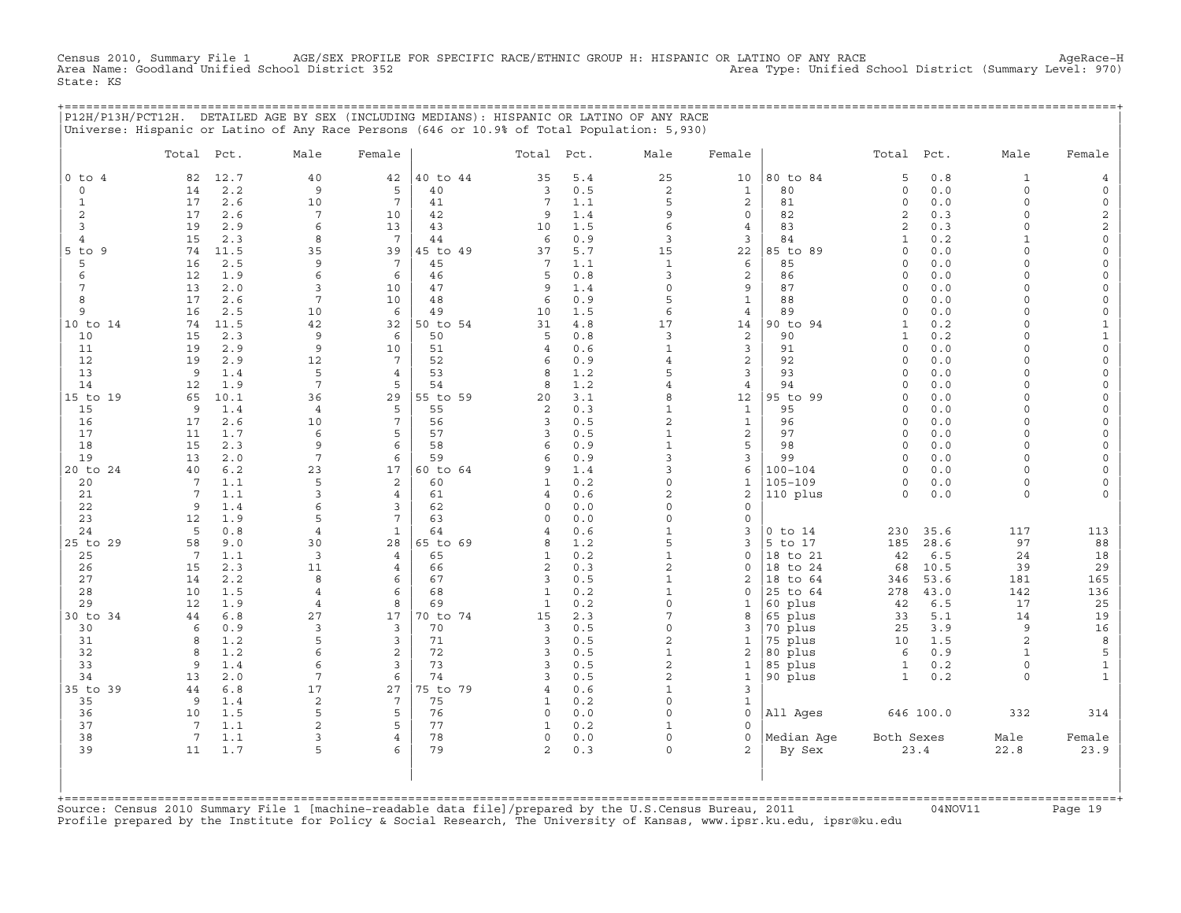Census 2010, Summary File 1 AGE/SEX PROFILE FOR SPECIFIC RACE/ETHNIC GROUP H: HISPANIC OR LATINO OF ANY RACE AgeRace-H
Area Name: Goodland Unified School District 352 Area Type: Unified School District (Summary Level: 970)
State: KS

P12H/P13H/PCT12H. DETAILED AGE BY SEX (INCLUDING MEDIANS): HISPANIC OR LATINO OF ANY RACE
Universe: Hispanic or Latino of Any Race Persons (646 or 10.9% of Total Population: 5,930)

| | Total | Pct. | Male | Female | | Total | Pct. | Male | Female | | Total | Pct. | Male | Female |
|---|---|---|---|---|---|---|---|---|---|---|---|---|---|---|
| 0 to 4 | 82 | 12.7 | 40 | 42 | 40 to 44 | 35 | 5.4 | 25 | 10 | 80 to 84 | 5 | 0.8 | 1 | 4 |
| 0 | 14 | 2.2 | 9 | 5 | 40 | 3 | 0.5 | 2 | 1 | 80 | 0 | 0.0 | 0 | 0 |
| 1 | 17 | 2.6 | 10 | 7 | 41 | 7 | 1.1 | 5 | 2 | 81 | 0 | 0.0 | 0 | 0 |
| 2 | 17 | 2.6 | 7 | 10 | 42 | 9 | 1.4 | 9 | 0 | 82 | 2 | 0.3 | 0 | 2 |
| 3 | 19 | 2.9 | 6 | 13 | 43 | 10 | 1.5 | 6 | 4 | 83 | 2 | 0.3 | 0 | 2 |
| 4 | 15 | 2.3 | 8 | 7 | 44 | 6 | 0.9 | 3 | 3 | 84 | 1 | 0.2 | 1 | 0 |
| 5 to 9 | 74 | 11.5 | 35 | 39 | 45 to 49 | 37 | 5.7 | 15 | 22 | 85 to 89 | 0 | 0.0 | 0 | 0 |
| 5 | 16 | 2.5 | 9 | 7 | 45 | 7 | 1.1 | 1 | 6 | 85 | 0 | 0.0 | 0 | 0 |
| 6 | 12 | 1.9 | 6 | 6 | 46 | 5 | 0.8 | 3 | 2 | 86 | 0 | 0.0 | 0 | 0 |
| 7 | 13 | 2.0 | 3 | 10 | 47 | 9 | 1.4 | 0 | 9 | 87 | 0 | 0.0 | 0 | 0 |
| 8 | 17 | 2.6 | 7 | 10 | 48 | 6 | 0.9 | 5 | 1 | 88 | 0 | 0.0 | 0 | 0 |
| 9 | 16 | 2.5 | 10 | 6 | 49 | 10 | 1.5 | 6 | 4 | 89 | 0 | 0.0 | 0 | 0 |
| 10 to 14 | 74 | 11.5 | 42 | 32 | 50 to 54 | 31 | 4.8 | 17 | 14 | 90 to 94 | 1 | 0.2 | 0 | 1 |
| 10 | 15 | 2.3 | 9 | 6 | 50 | 5 | 0.8 | 3 | 2 | 90 | 1 | 0.2 | 0 | 1 |
| 11 | 19 | 2.9 | 9 | 10 | 51 | 4 | 0.6 | 1 | 3 | 91 | 0 | 0.0 | 0 | 0 |
| 12 | 19 | 2.9 | 12 | 7 | 52 | 6 | 0.9 | 4 | 2 | 92 | 0 | 0.0 | 0 | 0 |
| 13 | 9 | 1.4 | 5 | 4 | 53 | 8 | 1.2 | 5 | 3 | 93 | 0 | 0.0 | 0 | 0 |
| 14 | 12 | 1.9 | 7 | 5 | 54 | 8 | 1.2 | 4 | 4 | 94 | 0 | 0.0 | 0 | 0 |
| 15 to 19 | 65 | 10.1 | 36 | 29 | 55 to 59 | 20 | 3.1 | 8 | 12 | 95 to 99 | 0 | 0.0 | 0 | 0 |
| 15 | 9 | 1.4 | 4 | 5 | 55 | 2 | 0.3 | 1 | 1 | 95 | 0 | 0.0 | 0 | 0 |
| 16 | 17 | 2.6 | 10 | 7 | 56 | 3 | 0.5 | 2 | 1 | 96 | 0 | 0.0 | 0 | 0 |
| 17 | 11 | 1.7 | 6 | 5 | 57 | 3 | 0.5 | 1 | 2 | 97 | 0 | 0.0 | 0 | 0 |
| 18 | 15 | 2.3 | 9 | 6 | 58 | 6 | 0.9 | 1 | 5 | 98 | 0 | 0.0 | 0 | 0 |
| 19 | 13 | 2.0 | 7 | 6 | 59 | 6 | 0.9 | 3 | 3 | 99 | 0 | 0.0 | 0 | 0 |
| 20 to 24 | 40 | 6.2 | 23 | 17 | 60 to 64 | 9 | 1.4 | 3 | 6 | 100-104 | 0 | 0.0 | 0 | 0 |
| 20 | 7 | 1.1 | 5 | 2 | 60 | 1 | 0.2 | 0 | 1 | 105-109 | 0 | 0.0 | 0 | 0 |
| 21 | 7 | 1.1 | 3 | 4 | 61 | 4 | 0.6 | 2 | 2 | 110 plus | 0 | 0.0 | 0 | 0 |
| 22 | 9 | 1.4 | 6 | 3 | 62 | 0 | 0.0 | 0 | 0 | | | | | |
| 23 | 12 | 1.9 | 5 | 7 | 63 | 0 | 0.0 | 0 | 0 | | | | | |
| 24 | 5 | 0.8 | 4 | 1 | 64 | 4 | 0.6 | 1 | 3 | 0 to 14 | 230 | 35.6 | 117 | 113 |
| 25 to 29 | 58 | 9.0 | 30 | 28 | 65 to 69 | 8 | 1.2 | 5 | 3 | 5 to 17 | 185 | 28.6 | 97 | 88 |
| 25 | 7 | 1.1 | 3 | 4 | 65 | 1 | 0.2 | 1 | 0 | 18 to 21 | 42 | 6.5 | 24 | 18 |
| 26 | 15 | 2.3 | 11 | 4 | 66 | 2 | 0.3 | 2 | 0 | 18 to 24 | 68 | 10.5 | 39 | 29 |
| 27 | 14 | 2.2 | 8 | 6 | 67 | 3 | 0.5 | 1 | 2 | 18 to 64 | 346 | 53.6 | 181 | 165 |
| 28 | 10 | 1.5 | 4 | 6 | 68 | 1 | 0.2 | 1 | 0 | 25 to 64 | 278 | 43.0 | 142 | 136 |
| 29 | 12 | 1.9 | 4 | 8 | 69 | 1 | 0.2 | 0 | 1 | 60 plus | 42 | 6.5 | 17 | 25 |
| 30 to 34 | 44 | 6.8 | 27 | 17 | 70 to 74 | 15 | 2.3 | 7 | 8 | 65 plus | 33 | 5.1 | 14 | 19 |
| 30 | 6 | 0.9 | 3 | 3 | 70 | 3 | 0.5 | 0 | 3 | 70 plus | 25 | 3.9 | 9 | 16 |
| 31 | 8 | 1.2 | 5 | 3 | 71 | 3 | 0.5 | 2 | 1 | 75 plus | 10 | 1.5 | 2 | 8 |
| 32 | 8 | 1.2 | 6 | 2 | 72 | 3 | 0.5 | 1 | 2 | 80 plus | 6 | 0.9 | 1 | 5 |
| 33 | 9 | 1.4 | 6 | 3 | 73 | 3 | 0.5 | 2 | 1 | 85 plus | 1 | 0.2 | 0 | 1 |
| 34 | 13 | 2.0 | 7 | 6 | 74 | 3 | 0.5 | 2 | 1 | 90 plus | 1 | 0.2 | 0 | 1 |
| 35 to 39 | 44 | 6.8 | 17 | 27 | 75 to 79 | 4 | 0.6 | 1 | 3 | | | | | |
| 35 | 9 | 1.4 | 2 | 7 | 75 | 1 | 0.2 | 0 | 1 | | | | | |
| 36 | 10 | 1.5 | 5 | 5 | 76 | 0 | 0.0 | 0 | 0 | All Ages | 646 | 100.0 | 332 | 314 |
| 37 | 7 | 1.1 | 2 | 5 | 77 | 1 | 0.2 | 1 | 0 | | | | | |
| 38 | 7 | 1.1 | 3 | 4 | 78 | 0 | 0.0 | 0 | 0 | Median Age | Both Sexes | | Male | Female |
| 39 | 11 | 1.7 | 5 | 6 | 79 | 2 | 0.3 | 0 | 2 | By Sex | 23.4 | | 22.8 | 23.9 |

Source: Census 2010 Summary File 1 [machine-readable data file]/prepared by the U.S.Census Bureau, 2011 04NOV11
Profile prepared by the Institute for Policy & Social Research, The University of Kansas, www.ipsr.ku.edu, ipsr@ku.edu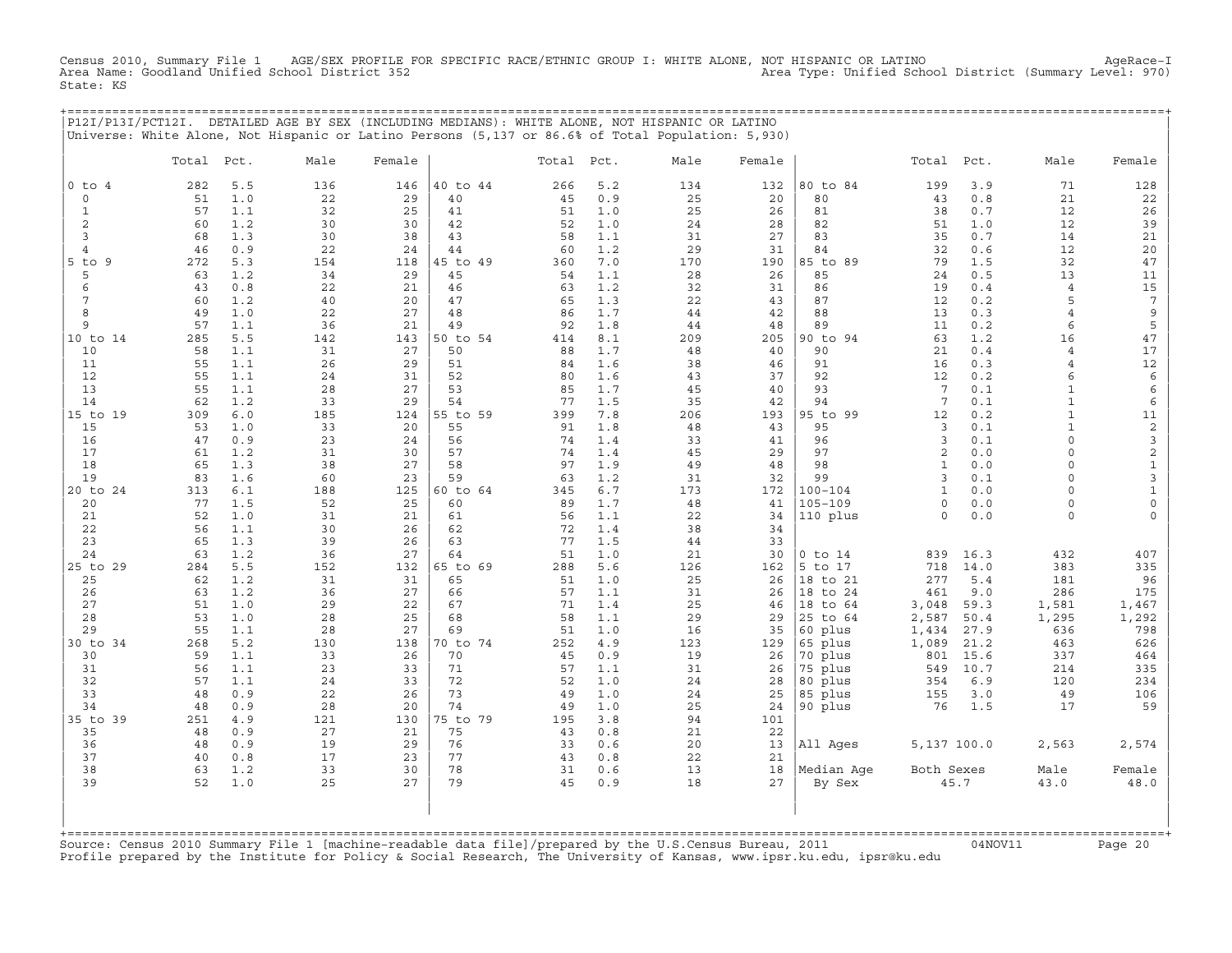Census 2010, Summary File 1 AGE/SEX PROFILE FOR SPECIFIC RACE/ETHNIC GROUP I: WHITE ALONE, NOT HISPANIC OR LATINO AgeRace-I
Area Name: Goodland Unified School District 352 Area Type: Unified School District (Summary Level: 970)
State: KS

## P12I/P13I/PCT12I. DETAILED AGE BY SEX (INCLUDING MEDIANS): WHITE ALONE, NOT HISPANIC OR LATINO

Universe: White Alone, Not Hispanic or Latino Persons (5,137 or 86.6% of Total Population: 5,930)

| | Total | Pct. | Male | Female | | Total | Pct. | Male | Female | | Total | Pct. | Male | Female |
|---|---|---|---|---|---|---|---|---|---|---|---|---|---|---|
| 0 to 4 | 282 | 5.5 | 136 | 146 | 40 to 44 | 266 | 5.2 | 134 | 132 | 80 to 84 | 199 | 3.9 | 71 | 128 |
| 0 | 51 | 1.0 | 22 | 29 | 40 | 45 | 0.9 | 25 | 20 | 80 | 43 | 0.8 | 21 | 22 |
| 1 | 57 | 1.1 | 32 | 25 | 41 | 51 | 1.0 | 25 | 26 | 81 | 38 | 0.7 | 12 | 26 |
| 2 | 60 | 1.2 | 30 | 30 | 42 | 52 | 1.0 | 24 | 28 | 82 | 51 | 1.0 | 12 | 39 |
| 3 | 68 | 1.3 | 30 | 38 | 43 | 58 | 1.1 | 31 | 27 | 83 | 35 | 0.7 | 14 | 21 |
| 4 | 46 | 0.9 | 22 | 24 | 44 | 60 | 1.2 | 29 | 31 | 84 | 32 | 0.6 | 12 | 20 |
| 5 to 9 | 272 | 5.3 | 154 | 118 | 45 to 49 | 360 | 7.0 | 170 | 190 | 85 to 89 | 79 | 1.5 | 32 | 47 |
| 5 | 63 | 1.2 | 34 | 29 | 45 | 54 | 1.1 | 28 | 26 | 85 | 24 | 0.5 | 13 | 11 |
| 6 | 43 | 0.8 | 22 | 21 | 46 | 63 | 1.2 | 32 | 31 | 86 | 19 | 0.4 | 4 | 15 |
| 7 | 60 | 1.2 | 40 | 20 | 47 | 65 | 1.3 | 22 | 43 | 87 | 12 | 0.2 | 5 | 7 |
| 8 | 49 | 1.0 | 22 | 27 | 48 | 86 | 1.7 | 44 | 42 | 88 | 13 | 0.3 | 4 | 9 |
| 9 | 57 | 1.1 | 36 | 21 | 49 | 92 | 1.8 | 44 | 48 | 89 | 11 | 0.2 | 6 | 5 |
| 10 to 14 | 285 | 5.5 | 142 | 143 | 50 to 54 | 414 | 8.1 | 209 | 205 | 90 to 94 | 63 | 1.2 | 16 | 47 |
| 10 | 58 | 1.1 | 31 | 27 | 50 | 88 | 1.7 | 48 | 40 | 90 | 21 | 0.4 | 4 | 17 |
| 11 | 55 | 1.1 | 26 | 29 | 51 | 84 | 1.6 | 38 | 46 | 91 | 16 | 0.3 | 4 | 12 |
| 12 | 55 | 1.1 | 24 | 31 | 52 | 80 | 1.6 | 43 | 37 | 92 | 12 | 0.2 | 6 | 6 |
| 13 | 55 | 1.1 | 28 | 27 | 53 | 85 | 1.7 | 45 | 40 | 93 | 7 | 0.1 | 1 | 6 |
| 14 | 62 | 1.2 | 33 | 29 | 54 | 77 | 1.5 | 35 | 42 | 94 | 7 | 0.1 | 1 | 6 |
| 15 to 19 | 309 | 6.0 | 185 | 124 | 55 to 59 | 399 | 7.8 | 206 | 193 | 95 to 99 | 12 | 0.2 | 1 | 11 |
| 15 | 53 | 1.0 | 33 | 20 | 55 | 91 | 1.8 | 48 | 43 | 95 | 3 | 0.1 | 1 | 2 |
| 16 | 47 | 0.9 | 23 | 24 | 56 | 74 | 1.4 | 33 | 41 | 96 | 3 | 0.1 | 0 | 3 |
| 17 | 61 | 1.2 | 31 | 30 | 57 | 74 | 1.4 | 45 | 29 | 97 | 2 | 0.0 | 0 | 2 |
| 18 | 65 | 1.3 | 38 | 27 | 58 | 97 | 1.9 | 49 | 48 | 98 | 1 | 0.0 | 0 | 1 |
| 19 | 83 | 1.6 | 60 | 23 | 59 | 63 | 1.2 | 31 | 32 | 99 | 3 | 0.1 | 0 | 3 |
| 20 to 24 | 313 | 6.1 | 188 | 125 | 60 to 64 | 345 | 6.7 | 173 | 172 | 100-104 | 1 | 0.0 | 0 | 1 |
| 20 | 77 | 1.5 | 52 | 25 | 60 | 89 | 1.7 | 48 | 41 | 105-109 | 0 | 0.0 | 0 | 0 |
| 21 | 52 | 1.0 | 31 | 21 | 61 | 56 | 1.1 | 22 | 34 | 110 plus | 0 | 0.0 | 0 | 0 |
| 22 | 56 | 1.1 | 30 | 26 | 62 | 72 | 1.4 | 38 | 34 | | | | | |
| 23 | 65 | 1.3 | 39 | 26 | 63 | 77 | 1.5 | 44 | 33 | | | | | |
| 24 | 63 | 1.2 | 36 | 27 | 64 | 51 | 1.0 | 21 | 30 | 0 to 14 | 839 | 16.3 | 432 | 407 |
| 25 to 29 | 284 | 5.5 | 152 | 132 | 65 to 69 | 288 | 5.6 | 126 | 162 | 5 to 17 | 718 | 14.0 | 383 | 335 |
| 25 | 62 | 1.2 | 31 | 31 | 65 | 51 | 1.0 | 25 | 26 | 18 to 21 | 277 | 5.4 | 181 | 96 |
| 26 | 63 | 1.2 | 36 | 27 | 66 | 57 | 1.1 | 31 | 26 | 18 to 24 | 461 | 9.0 | 286 | 175 |
| 27 | 51 | 1.0 | 29 | 22 | 67 | 71 | 1.4 | 25 | 46 | 18 to 64 | 3,048 | 59.3 | 1,581 | 1,467 |
| 28 | 53 | 1.0 | 28 | 25 | 68 | 58 | 1.1 | 29 | 29 | 25 to 64 | 2,587 | 50.4 | 1,295 | 1,292 |
| 29 | 55 | 1.1 | 28 | 27 | 69 | 51 | 1.0 | 16 | 35 | 60 plus | 1,434 | 27.9 | 636 | 798 |
| 30 to 34 | 268 | 5.2 | 130 | 138 | 70 to 74 | 252 | 4.9 | 123 | 129 | 65 plus | 1,089 | 21.2 | 463 | 626 |
| 30 | 59 | 1.1 | 33 | 26 | 70 | 45 | 0.9 | 19 | 26 | 70 plus | 801 | 15.6 | 337 | 464 |
| 31 | 56 | 1.1 | 23 | 33 | 71 | 57 | 1.1 | 31 | 26 | 75 plus | 549 | 10.7 | 214 | 335 |
| 32 | 57 | 1.1 | 24 | 33 | 72 | 52 | 1.0 | 24 | 28 | 80 plus | 354 | 6.9 | 120 | 234 |
| 33 | 48 | 0.9 | 22 | 26 | 73 | 49 | 1.0 | 24 | 25 | 85 plus | 155 | 3.0 | 49 | 106 |
| 34 | 48 | 0.9 | 28 | 20 | 74 | 49 | 1.0 | 25 | 24 | 90 plus | 76 | 1.5 | 17 | 59 |
| 35 to 39 | 251 | 4.9 | 121 | 130 | 75 to 79 | 195 | 3.8 | 94 | 101 | | | | | |
| 35 | 48 | 0.9 | 27 | 21 | 75 | 43 | 0.8 | 21 | 22 | | | | | |
| 36 | 48 | 0.9 | 19 | 29 | 76 | 33 | 0.6 | 20 | 13 | All Ages | 5,137 | 100.0 | 2,563 | 2,574 |
| 37 | 40 | 0.8 | 17 | 23 | 77 | 43 | 0.8 | 22 | 21 | | | | | |
| 38 | 63 | 1.2 | 33 | 30 | 78 | 31 | 0.6 | 13 | 18 | Median Age | Both Sexes | | Male | Female |
| 39 | 52 | 1.0 | 25 | 27 | 79 | 45 | 0.9 | 18 | 27 | By Sex | 45.7 | | 43.0 | 48.0 |

Source: Census 2010 Summary File 1 [machine-readable data file]/prepared by the U.S.Census Bureau, 2011 04NOV11
Profile prepared by the Institute for Policy & Social Research, The University of Kansas, www.ipsr.ku.edu, ipsr@ku.edu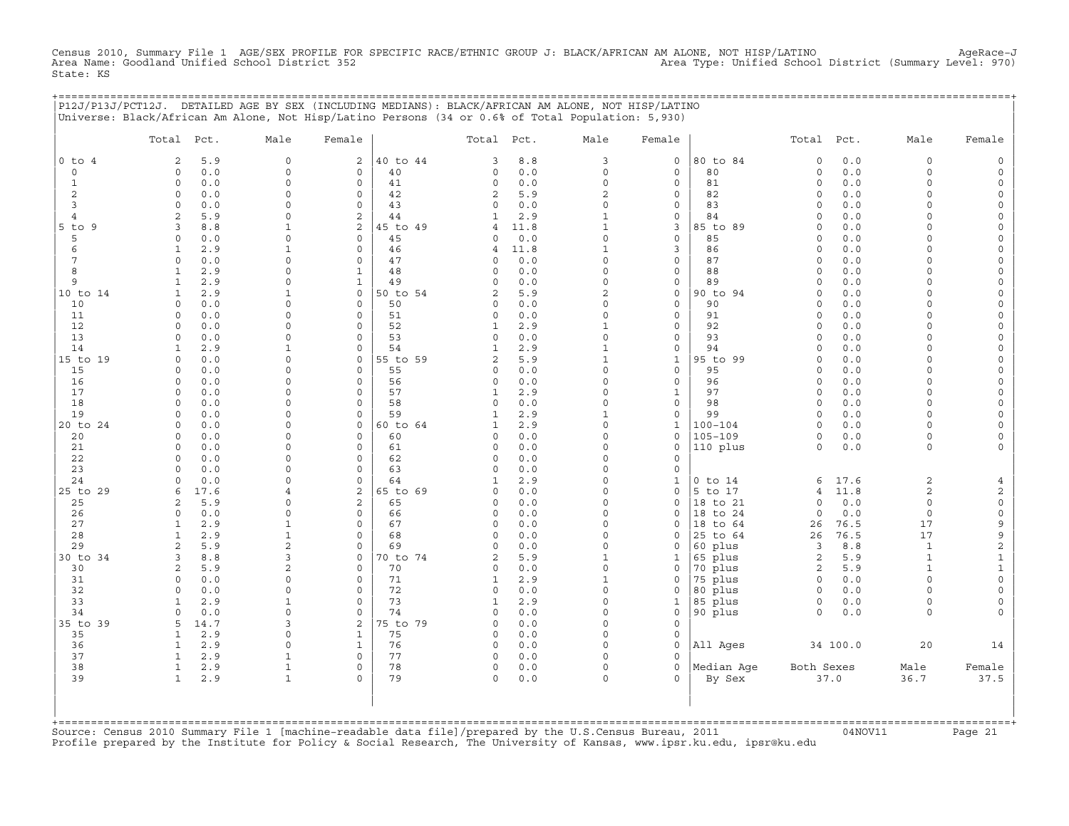Census 2010, Summary File 1 AGE/SEX PROFILE FOR SPECIFIC RACE/ETHNIC GROUP J: BLACK/AFRICAN AM ALONE, NOT HISP/LATINO AgeRace-J
Area Name: Goodland Unified School District 352 Area Type: Unified School District (Summary Level: 970)
State: KS

P12J/P13J/PCT12J. DETAILED AGE BY SEX (INCLUDING MEDIANS): BLACK/AFRICAN AM ALONE, NOT HISP/LATINO
Universe: Black/African Am Alone, Not Hisp/Latino Persons (34 or 0.6% of Total Population: 5,930)

| | Total | Pct. | Male | Female | | Total | Pct. | Male | Female | | Total | Pct. | Male | Female |
|---|---|---|---|---|---|---|---|---|---|---|---|---|---|---|
| 0 to 4 | 2 | 5.9 | 0 | 2 | 40 to 44 | 3 | 8.8 | 3 | 0 | 80 to 84 | 0 | 0.0 | 0 | 0 |
| 0 | 0 | 0.0 | 0 | 0 | 40 | 0 | 0.0 | 0 | 0 | 80 | 0 | 0.0 | 0 | 0 |
| 1 | 0 | 0.0 | 0 | 0 | 41 | 0 | 0.0 | 0 | 0 | 81 | 0 | 0.0 | 0 | 0 |
| 2 | 0 | 0.0 | 0 | 0 | 42 | 2 | 5.9 | 2 | 0 | 82 | 0 | 0.0 | 0 | 0 |
| 3 | 0 | 0.0 | 0 | 0 | 43 | 0 | 0.0 | 0 | 0 | 83 | 0 | 0.0 | 0 | 0 |
| 4 | 2 | 5.9 | 0 | 2 | 44 | 1 | 2.9 | 1 | 0 | 84 | 0 | 0.0 | 0 | 0 |
| 5 to 9 | 3 | 8.8 | 1 | 2 | 45 to 49 | 4 | 11.8 | 1 | 3 | 85 to 89 | 0 | 0.0 | 0 | 0 |
| 5 | 0 | 0.0 | 0 | 0 | 45 | 0 | 0.0 | 0 | 0 | 85 | 0 | 0.0 | 0 | 0 |
| 6 | 1 | 2.9 | 1 | 0 | 46 | 4 | 11.8 | 1 | 3 | 86 | 0 | 0.0 | 0 | 0 |
| 7 | 0 | 0.0 | 0 | 0 | 47 | 0 | 0.0 | 0 | 0 | 87 | 0 | 0.0 | 0 | 0 |
| 8 | 1 | 2.9 | 0 | 1 | 48 | 0 | 0.0 | 0 | 0 | 88 | 0 | 0.0 | 0 | 0 |
| 9 | 1 | 2.9 | 0 | 1 | 49 | 0 | 0.0 | 0 | 0 | 89 | 0 | 0.0 | 0 | 0 |
| 10 to 14 | 1 | 2.9 | 1 | 0 | 50 to 54 | 2 | 5.9 | 2 | 0 | 90 to 94 | 0 | 0.0 | 0 | 0 |
| 10 | 0 | 0.0 | 0 | 0 | 50 | 0 | 0.0 | 0 | 0 | 90 | 0 | 0.0 | 0 | 0 |
| 11 | 0 | 0.0 | 0 | 0 | 51 | 0 | 0.0 | 0 | 0 | 91 | 0 | 0.0 | 0 | 0 |
| 12 | 0 | 0.0 | 0 | 0 | 52 | 1 | 2.9 | 1 | 0 | 92 | 0 | 0.0 | 0 | 0 |
| 13 | 0 | 0.0 | 0 | 0 | 53 | 0 | 0.0 | 0 | 0 | 93 | 0 | 0.0 | 0 | 0 |
| 14 | 1 | 2.9 | 1 | 0 | 54 | 1 | 2.9 | 1 | 0 | 94 | 0 | 0.0 | 0 | 0 |
| 15 to 19 | 0 | 0.0 | 0 | 0 | 55 to 59 | 2 | 5.9 | 1 | 1 | 95 to 99 | 0 | 0.0 | 0 | 0 |
| 15 | 0 | 0.0 | 0 | 0 | 55 | 0 | 0.0 | 0 | 0 | 95 | 0 | 0.0 | 0 | 0 |
| 16 | 0 | 0.0 | 0 | 0 | 56 | 0 | 0.0 | 0 | 0 | 96 | 0 | 0.0 | 0 | 0 |
| 17 | 0 | 0.0 | 0 | 0 | 57 | 1 | 2.9 | 0 | 1 | 97 | 0 | 0.0 | 0 | 0 |
| 18 | 0 | 0.0 | 0 | 0 | 58 | 0 | 0.0 | 0 | 0 | 98 | 0 | 0.0 | 0 | 0 |
| 19 | 0 | 0.0 | 0 | 0 | 59 | 1 | 2.9 | 1 | 0 | 99 | 0 | 0.0 | 0 | 0 |
| 20 to 24 | 0 | 0.0 | 0 | 0 | 60 to 64 | 1 | 2.9 | 0 | 1 | 100-104 | 0 | 0.0 | 0 | 0 |
| 20 | 0 | 0.0 | 0 | 0 | 60 | 0 | 0.0 | 0 | 0 | 105-109 | 0 | 0.0 | 0 | 0 |
| 21 | 0 | 0.0 | 0 | 0 | 61 | 0 | 0.0 | 0 | 0 | 110 plus | 0 | 0.0 | 0 | 0 |
| 22 | 0 | 0.0 | 0 | 0 | 62 | 0 | 0.0 | 0 | 0 | | | | | |
| 23 | 0 | 0.0 | 0 | 0 | 63 | 0 | 0.0 | 0 | 0 | | | | | |
| 24 | 0 | 0.0 | 0 | 0 | 64 | 1 | 2.9 | 0 | 1 | 0 to 14 | 6 | 17.6 | 2 | 4 |
| 25 to 29 | 6 | 17.6 | 4 | 2 | 65 to 69 | 0 | 0.0 | 0 | 0 | 5 to 17 | 4 | 11.8 | 2 | 2 |
| 25 | 2 | 5.9 | 0 | 2 | 65 | 0 | 0.0 | 0 | 0 | 18 to 21 | 0 | 0.0 | 0 | 0 |
| 26 | 0 | 0.0 | 0 | 0 | 66 | 0 | 0.0 | 0 | 0 | 18 to 24 | 0 | 0.0 | 0 | 0 |
| 27 | 1 | 2.9 | 1 | 0 | 67 | 0 | 0.0 | 0 | 0 | 18 to 64 | 26 | 76.5 | 17 | 9 |
| 28 | 1 | 2.9 | 1 | 0 | 68 | 0 | 0.0 | 0 | 0 | 25 to 64 | 26 | 76.5 | 17 | 9 |
| 29 | 2 | 5.9 | 2 | 0 | 69 | 0 | 0.0 | 0 | 0 | 60 plus | 3 | 8.8 | 1 | 2 |
| 30 to 34 | 3 | 8.8 | 3 | 0 | 70 to 74 | 2 | 5.9 | 1 | 1 | 65 plus | 2 | 5.9 | 1 | 1 |
| 30 | 2 | 5.9 | 2 | 0 | 70 | 0 | 0.0 | 0 | 0 | 70 plus | 2 | 5.9 | 1 | 1 |
| 31 | 0 | 0.0 | 0 | 0 | 71 | 1 | 2.9 | 1 | 0 | 75 plus | 0 | 0.0 | 0 | 0 |
| 32 | 0 | 0.0 | 0 | 0 | 72 | 0 | 0.0 | 0 | 0 | 80 plus | 0 | 0.0 | 0 | 0 |
| 33 | 1 | 2.9 | 1 | 0 | 73 | 1 | 2.9 | 0 | 1 | 85 plus | 0 | 0.0 | 0 | 0 |
| 34 | 0 | 0.0 | 0 | 0 | 74 | 0 | 0.0 | 0 | 0 | 90 plus | 0 | 0.0 | 0 | 0 |
| 35 to 39 | 5 | 14.7 | 3 | 2 | 75 to 79 | 0 | 0.0 | 0 | 0 | | | | | |
| 35 | 1 | 2.9 | 0 | 1 | 75 | 0 | 0.0 | 0 | 0 | | | | | |
| 36 | 1 | 2.9 | 0 | 1 | 76 | 0 | 0.0 | 0 | 0 | All Ages | 34 | 100.0 | 20 | 14 |
| 37 | 1 | 2.9 | 1 | 0 | 77 | 0 | 0.0 | 0 | 0 | | | | | |
| 38 | 1 | 2.9 | 1 | 0 | 78 | 0 | 0.0 | 0 | 0 | Median Age | Both Sexes | | Male | Female |
| 39 | 1 | 2.9 | 1 | 0 | 79 | 0 | 0.0 | 0 | 0 | By Sex | 37.0 | | 36.7 | 37.5 |

Source: Census 2010 Summary File 1 [machine-readable data file]/prepared by the U.S.Census Bureau, 2011 04NOV11
Profile prepared by the Institute for Policy & Social Research, The University of Kansas, www.ipsr.ku.edu, ipsr@ku.edu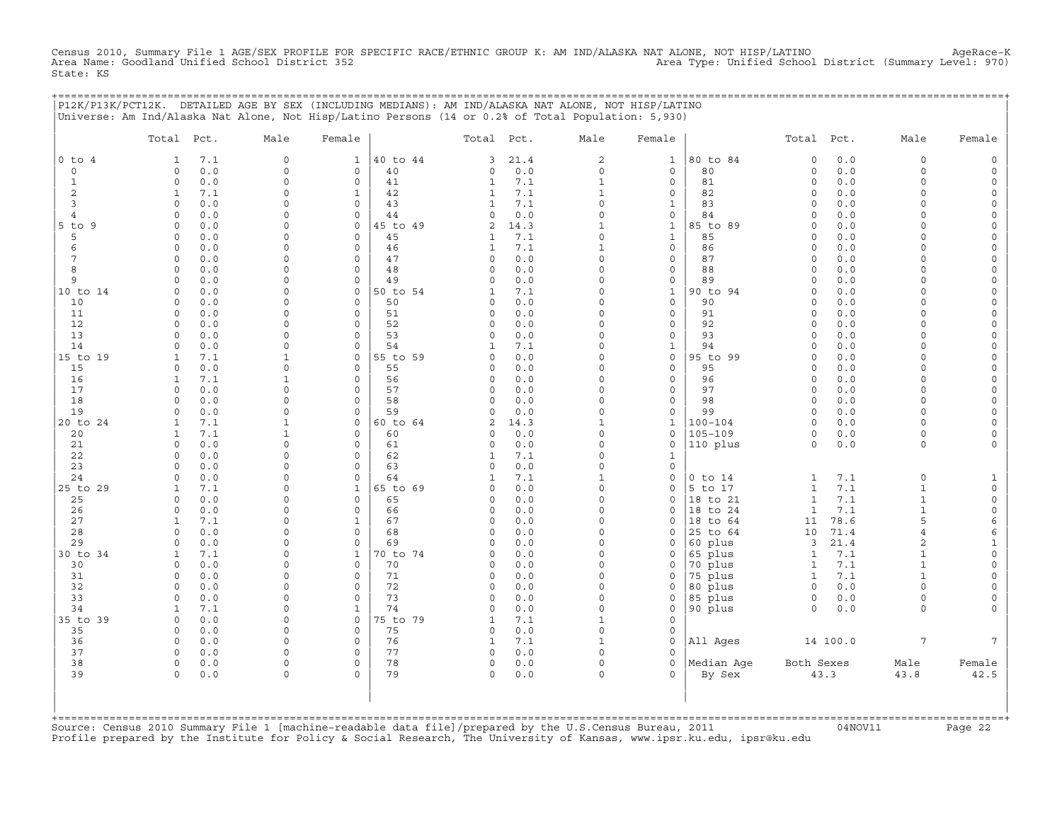Census 2010, Summary File 1 AGE/SEX PROFILE FOR SPECIFIC RACE/ETHNIC GROUP K: AM IND/ALASKA NAT ALONE, NOT HISP/LATINO AgeRace-K
Area Name: Goodland Unified School District 352 Area Type: Unified School District (Summary Level: 970)
State: KS

## P12K/P13K/PCT12K. DETAILED AGE BY SEX (INCLUDING MEDIANS): AM IND/ALASKA NAT ALONE, NOT HISP/LATINO

Universe: Am Ind/Alaska Nat Alone, Not Hisp/Latino Persons (14 or 0.2% of Total Population: 5,930)

| | Total | Pct. | Male | Female | | Total | Pct. | Male | Female | | Total | Pct. | Male | Female |
|---|---|---|---|---|---|---|---|---|---|---|---|---|---|---|
| 0 to 4 | 1 | 7.1 | 0 | 1 | 40 to 44 | 3 | 21.4 | 2 | 1 | 80 to 84 | 0 | 0.0 | 0 | 0 |
| 0 | 0 | 0.0 | 0 | 0 | 40 | 0 | 0.0 | 0 | 0 | 80 | 0 | 0.0 | 0 | 0 |
| 1 | 0 | 0.0 | 0 | 0 | 41 | 1 | 7.1 | 1 | 0 | 81 | 0 | 0.0 | 0 | 0 |
| 2 | 1 | 7.1 | 0 | 1 | 42 | 1 | 7.1 | 1 | 0 | 82 | 0 | 0.0 | 0 | 0 |
| 3 | 0 | 0.0 | 0 | 0 | 43 | 1 | 7.1 | 0 | 1 | 83 | 0 | 0.0 | 0 | 0 |
| 4 | 0 | 0.0 | 0 | 0 | 44 | 0 | 0.0 | 0 | 0 | 84 | 0 | 0.0 | 0 | 0 |
| 5 to 9 | 0 | 0.0 | 0 | 0 | 45 to 49 | 2 | 14.3 | 1 | 1 | 85 to 89 | 0 | 0.0 | 0 | 0 |
| 5 | 0 | 0.0 | 0 | 0 | 45 | 1 | 7.1 | 0 | 1 | 85 | 0 | 0.0 | 0 | 0 |
| 6 | 0 | 0.0 | 0 | 0 | 46 | 1 | 7.1 | 1 | 0 | 86 | 0 | 0.0 | 0 | 0 |
| 7 | 0 | 0.0 | 0 | 0 | 47 | 0 | 0.0 | 0 | 0 | 87 | 0 | 0.0 | 0 | 0 |
| 8 | 0 | 0.0 | 0 | 0 | 48 | 0 | 0.0 | 0 | 0 | 88 | 0 | 0.0 | 0 | 0 |
| 9 | 0 | 0.0 | 0 | 0 | 49 | 0 | 0.0 | 0 | 0 | 89 | 0 | 0.0 | 0 | 0 |
| 10 to 14 | 0 | 0.0 | 0 | 0 | 50 to 54 | 1 | 7.1 | 0 | 1 | 90 to 94 | 0 | 0.0 | 0 | 0 |
| 10 | 0 | 0.0 | 0 | 0 | 50 | 0 | 0.0 | 0 | 0 | 90 | 0 | 0.0 | 0 | 0 |
| 11 | 0 | 0.0 | 0 | 0 | 51 | 0 | 0.0 | 0 | 0 | 91 | 0 | 0.0 | 0 | 0 |
| 12 | 0 | 0.0 | 0 | 0 | 52 | 0 | 0.0 | 0 | 0 | 92 | 0 | 0.0 | 0 | 0 |
| 13 | 0 | 0.0 | 0 | 0 | 53 | 0 | 0.0 | 0 | 0 | 93 | 0 | 0.0 | 0 | 0 |
| 14 | 0 | 0.0 | 0 | 0 | 54 | 1 | 7.1 | 0 | 1 | 94 | 0 | 0.0 | 0 | 0 |
| 15 to 19 | 1 | 7.1 | 1 | 0 | 55 to 59 | 0 | 0.0 | 0 | 0 | 95 to 99 | 0 | 0.0 | 0 | 0 |
| 15 | 0 | 0.0 | 0 | 0 | 55 | 0 | 0.0 | 0 | 0 | 95 | 0 | 0.0 | 0 | 0 |
| 16 | 1 | 7.1 | 1 | 0 | 56 | 0 | 0.0 | 0 | 0 | 96 | 0 | 0.0 | 0 | 0 |
| 17 | 0 | 0.0 | 0 | 0 | 57 | 0 | 0.0 | 0 | 0 | 97 | 0 | 0.0 | 0 | 0 |
| 18 | 0 | 0.0 | 0 | 0 | 58 | 0 | 0.0 | 0 | 0 | 98 | 0 | 0.0 | 0 | 0 |
| 19 | 0 | 0.0 | 0 | 0 | 59 | 0 | 0.0 | 0 | 0 | 99 | 0 | 0.0 | 0 | 0 |
| 20 to 24 | 1 | 7.1 | 1 | 0 | 60 to 64 | 2 | 14.3 | 1 | 1 | 100-104 | 0 | 0.0 | 0 | 0 |
| 20 | 1 | 7.1 | 1 | 0 | 60 | 0 | 0.0 | 0 | 0 | 105-109 | 0 | 0.0 | 0 | 0 |
| 21 | 0 | 0.0 | 0 | 0 | 61 | 0 | 0.0 | 0 | 0 | 110 plus | 0 | 0.0 | 0 | 0 |
| 22 | 0 | 0.0 | 0 | 0 | 62 | 1 | 7.1 | 0 | 1 | | | | | |
| 23 | 0 | 0.0 | 0 | 0 | 63 | 0 | 0.0 | 0 | 0 | | | | | |
| 24 | 0 | 0.0 | 0 | 0 | 64 | 1 | 7.1 | 1 | 0 | 0 to 14 | 1 | 7.1 | 0 | 1 |
| 25 to 29 | 1 | 7.1 | 0 | 1 | 65 to 69 | 0 | 0.0 | 0 | 0 | 5 to 17 | 1 | 7.1 | 1 | 0 |
| 25 | 0 | 0.0 | 0 | 0 | 65 | 0 | 0.0 | 0 | 0 | 18 to 21 | 1 | 7.1 | 1 | 0 |
| 26 | 0 | 0.0 | 0 | 0 | 66 | 0 | 0.0 | 0 | 0 | 18 to 24 | 1 | 7.1 | 1 | 0 |
| 27 | 1 | 7.1 | 0 | 1 | 67 | 0 | 0.0 | 0 | 0 | 18 to 64 | 11 | 78.6 | 5 | 6 |
| 28 | 0 | 0.0 | 0 | 0 | 68 | 0 | 0.0 | 0 | 0 | 25 to 64 | 10 | 71.4 | 4 | 6 |
| 29 | 0 | 0.0 | 0 | 0 | 69 | 0 | 0.0 | 0 | 0 | 60 plus | 3 | 21.4 | 2 | 1 |
| 30 to 34 | 1 | 7.1 | 0 | 1 | 70 to 74 | 0 | 0.0 | 0 | 0 | 65 plus | 1 | 7.1 | 1 | 0 |
| 30 | 0 | 0.0 | 0 | 0 | 70 | 0 | 0.0 | 0 | 0 | 70 plus | 1 | 7.1 | 1 | 0 |
| 31 | 0 | 0.0 | 0 | 0 | 71 | 0 | 0.0 | 0 | 0 | 75 plus | 1 | 7.1 | 1 | 0 |
| 32 | 0 | 0.0 | 0 | 0 | 72 | 0 | 0.0 | 0 | 0 | 80 plus | 0 | 0.0 | 0 | 0 |
| 33 | 0 | 0.0 | 0 | 0 | 73 | 0 | 0.0 | 0 | 0 | 85 plus | 0 | 0.0 | 0 | 0 |
| 34 | 1 | 7.1 | 0 | 1 | 74 | 0 | 0.0 | 0 | 0 | 90 plus | 0 | 0.0 | 0 | 0 |
| 35 to 39 | 0 | 0.0 | 0 | 0 | 75 to 79 | 1 | 7.1 | 1 | 0 | | | | | |
| 35 | 0 | 0.0 | 0 | 0 | 75 | 0 | 0.0 | 0 | 0 | | | | | |
| 36 | 0 | 0.0 | 0 | 0 | 76 | 1 | 7.1 | 1 | 0 | All Ages | 14 | 100.0 | 7 | 7 |
| 37 | 0 | 0.0 | 0 | 0 | 77 | 0 | 0.0 | 0 | 0 | | | | | |
| 38 | 0 | 0.0 | 0 | 0 | 78 | 0 | 0.0 | 0 | 0 | Median Age | Both Sexes | | Male | Female |
| 39 | 0 | 0.0 | 0 | 0 | 79 | 0 | 0.0 | 0 | 0 | By Sex | 43.3 | | 43.8 | 42.5 |

Source: Census 2010 Summary File 1 [machine-readable data file]/prepared by the U.S.Census Bureau, 2011 04NOV11
Profile prepared by the Institute for Policy & Social Research, The University of Kansas, www.ipsr.ku.edu, ipsr@ku.edu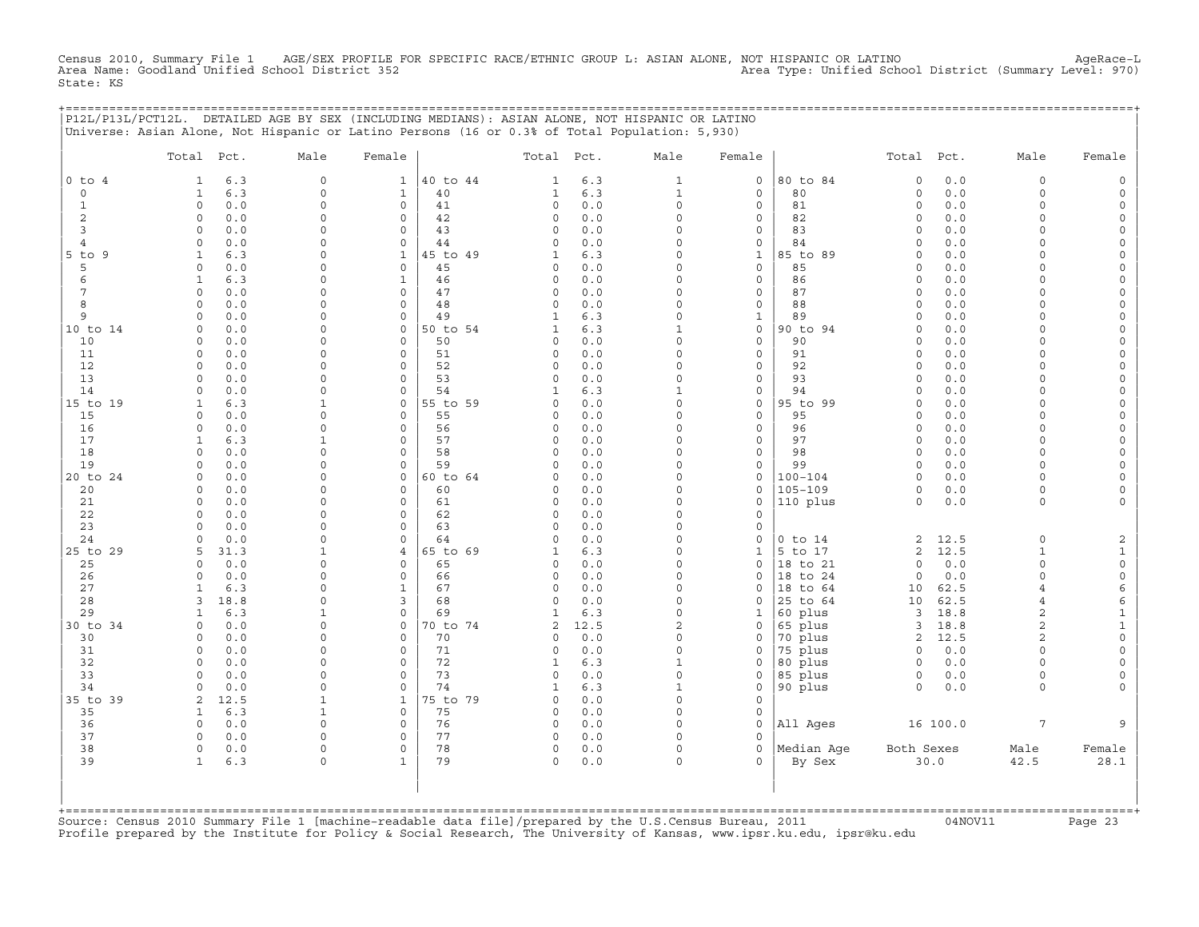Census 2010, Summary File 1 AGE/SEX PROFILE FOR SPECIFIC RACE/ETHNIC GROUP L: ASIAN ALONE, NOT HISPANIC OR LATINO AgeRace-L
Area Name: Goodland Unified School District 352 Area Type: Unified School District (Summary Level: 970)
State: KS

## P12L/P13L/PCT12L. DETAILED AGE BY SEX (INCLUDING MEDIANS): ASIAN ALONE, NOT HISPANIC OR LATINO

Universe: Asian Alone, Not Hispanic or Latino Persons (16 or 0.3% of Total Population: 5,930)

| | Total | Pct. | Male | Female | | Total | Pct. | Male | Female | | Total | Pct. | Male | Female |
|---|---|---|---|---|---|---|---|---|---|---|---|---|---|---|
| 0 to 4 | 1 | 6.3 | 0 | 1 | 40 to 44 | 1 | 6.3 | 1 | 0 | 80 to 84 | 0 | 0.0 | 0 | 0 |
| 0 | 1 | 6.3 | 0 | 1 | 40 | 1 | 6.3 | 1 | 0 | 80 | 0 | 0.0 | 0 | 0 |
| 1 | 0 | 0.0 | 0 | 0 | 41 | 0 | 0.0 | 0 | 0 | 81 | 0 | 0.0 | 0 | 0 |
| 2 | 0 | 0.0 | 0 | 0 | 42 | 0 | 0.0 | 0 | 0 | 82 | 0 | 0.0 | 0 | 0 |
| 3 | 0 | 0.0 | 0 | 0 | 43 | 0 | 0.0 | 0 | 0 | 83 | 0 | 0.0 | 0 | 0 |
| 4 | 0 | 0.0 | 0 | 0 | 44 | 0 | 0.0 | 0 | 0 | 84 | 0 | 0.0 | 0 | 0 |
| 5 to 9 | 1 | 6.3 | 0 | 1 | 45 to 49 | 1 | 6.3 | 0 | 1 | 85 to 89 | 0 | 0.0 | 0 | 0 |
| 5 | 0 | 0.0 | 0 | 0 | 45 | 0 | 0.0 | 0 | 0 | 85 | 0 | 0.0 | 0 | 0 |
| 6 | 1 | 6.3 | 0 | 1 | 46 | 0 | 0.0 | 0 | 0 | 86 | 0 | 0.0 | 0 | 0 |
| 7 | 0 | 0.0 | 0 | 0 | 47 | 0 | 0.0 | 0 | 0 | 87 | 0 | 0.0 | 0 | 0 |
| 8 | 0 | 0.0 | 0 | 0 | 48 | 0 | 0.0 | 0 | 0 | 88 | 0 | 0.0 | 0 | 0 |
| 9 | 0 | 0.0 | 0 | 0 | 49 | 1 | 6.3 | 0 | 1 | 89 | 0 | 0.0 | 0 | 0 |
| 10 to 14 | 0 | 0.0 | 0 | 0 | 50 to 54 | 1 | 6.3 | 1 | 0 | 90 to 94 | 0 | 0.0 | 0 | 0 |
| 10 | 0 | 0.0 | 0 | 0 | 50 | 0 | 0.0 | 0 | 0 | 90 | 0 | 0.0 | 0 | 0 |
| 11 | 0 | 0.0 | 0 | 0 | 51 | 0 | 0.0 | 0 | 0 | 91 | 0 | 0.0 | 0 | 0 |
| 12 | 0 | 0.0 | 0 | 0 | 52 | 0 | 0.0 | 0 | 0 | 92 | 0 | 0.0 | 0 | 0 |
| 13 | 0 | 0.0 | 0 | 0 | 53 | 0 | 0.0 | 0 | 0 | 93 | 0 | 0.0 | 0 | 0 |
| 14 | 0 | 0.0 | 0 | 0 | 54 | 1 | 6.3 | 1 | 0 | 94 | 0 | 0.0 | 0 | 0 |
| 15 to 19 | 1 | 6.3 | 1 | 0 | 55 to 59 | 0 | 0.0 | 0 | 0 | 95 to 99 | 0 | 0.0 | 0 | 0 |
| 15 | 0 | 0.0 | 0 | 0 | 55 | 0 | 0.0 | 0 | 0 | 95 | 0 | 0.0 | 0 | 0 |
| 16 | 0 | 0.0 | 0 | 0 | 56 | 0 | 0.0 | 0 | 0 | 96 | 0 | 0.0 | 0 | 0 |
| 17 | 1 | 6.3 | 1 | 0 | 57 | 0 | 0.0 | 0 | 0 | 97 | 0 | 0.0 | 0 | 0 |
| 18 | 0 | 0.0 | 0 | 0 | 58 | 0 | 0.0 | 0 | 0 | 98 | 0 | 0.0 | 0 | 0 |
| 19 | 0 | 0.0 | 0 | 0 | 59 | 0 | 0.0 | 0 | 0 | 99 | 0 | 0.0 | 0 | 0 |
| 20 to 24 | 0 | 0.0 | 0 | 0 | 60 to 64 | 0 | 0.0 | 0 | 0 | 100-104 | 0 | 0.0 | 0 | 0 |
| 20 | 0 | 0.0 | 0 | 0 | 60 | 0 | 0.0 | 0 | 0 | 105-109 | 0 | 0.0 | 0 | 0 |
| 21 | 0 | 0.0 | 0 | 0 | 61 | 0 | 0.0 | 0 | 0 | 110 plus | 0 | 0.0 | 0 | 0 |
| 22 | 0 | 0.0 | 0 | 0 | 62 | 0 | 0.0 | 0 | 0 | | | | | |
| 23 | 0 | 0.0 | 0 | 0 | 63 | 0 | 0.0 | 0 | 0 | | | | | |
| 24 | 0 | 0.0 | 0 | 0 | 64 | 0 | 0.0 | 0 | 0 | 0 to 14 | 2 | 12.5 | 0 | 2 |
| 25 to 29 | 5 | 31.3 | 1 | 4 | 65 to 69 | 1 | 6.3 | 0 | 1 | 5 to 17 | 2 | 12.5 | 1 | 1 |
| 25 | 0 | 0.0 | 0 | 0 | 65 | 0 | 0.0 | 0 | 0 | 18 to 21 | 0 | 0.0 | 0 | 0 |
| 26 | 0 | 0.0 | 0 | 0 | 66 | 0 | 0.0 | 0 | 0 | 18 to 24 | 0 | 0.0 | 0 | 0 |
| 27 | 1 | 6.3 | 0 | 1 | 67 | 0 | 0.0 | 0 | 0 | 18 to 64 | 10 | 62.5 | 4 | 6 |
| 28 | 3 | 18.8 | 0 | 3 | 68 | 0 | 0.0 | 0 | 0 | 25 to 64 | 10 | 62.5 | 4 | 6 |
| 29 | 1 | 6.3 | 1 | 0 | 69 | 1 | 6.3 | 0 | 1 | 60 plus | 3 | 18.8 | 2 | 1 |
| 30 to 34 | 0 | 0.0 | 0 | 0 | 70 to 74 | 2 | 12.5 | 2 | 0 | 65 plus | 3 | 18.8 | 2 | 1 |
| 30 | 0 | 0.0 | 0 | 0 | 70 | 0 | 0.0 | 0 | 0 | 70 plus | 2 | 12.5 | 2 | 0 |
| 31 | 0 | 0.0 | 0 | 0 | 71 | 0 | 0.0 | 0 | 0 | 75 plus | 0 | 0.0 | 0 | 0 |
| 32 | 0 | 0.0 | 0 | 0 | 72 | 1 | 6.3 | 1 | 0 | 80 plus | 0 | 0.0 | 0 | 0 |
| 33 | 0 | 0.0 | 0 | 0 | 73 | 0 | 0.0 | 0 | 0 | 85 plus | 0 | 0.0 | 0 | 0 |
| 34 | 0 | 0.0 | 0 | 0 | 74 | 1 | 6.3 | 1 | 0 | 90 plus | 0 | 0.0 | 0 | 0 |
| 35 to 39 | 2 | 12.5 | 1 | 1 | 75 to 79 | 0 | 0.0 | 0 | 0 | | | | | |
| 35 | 1 | 6.3 | 1 | 0 | 75 | 0 | 0.0 | 0 | 0 | | | | | |
| 36 | 0 | 0.0 | 0 | 0 | 76 | 0 | 0.0 | 0 | 0 | All Ages | 16 | 100.0 | 7 | 9 |
| 37 | 0 | 0.0 | 0 | 0 | 77 | 0 | 0.0 | 0 | 0 | | | | | |
| 38 | 0 | 0.0 | 0 | 0 | 78 | 0 | 0.0 | 0 | 0 | Median Age | Both Sexes | | Male | Female |
| 39 | 1 | 6.3 | 0 | 1 | 79 | 0 | 0.0 | 0 | 0 | By Sex | 30.0 | | 42.5 | 28.1 |

Source: Census 2010 Summary File 1 [machine-readable data file]/prepared by the U.S.Census Bureau, 2011 04NOV11
Profile prepared by the Institute for Policy & Social Research, The University of Kansas, www.ipsr.ku.edu, ipsr@ku.edu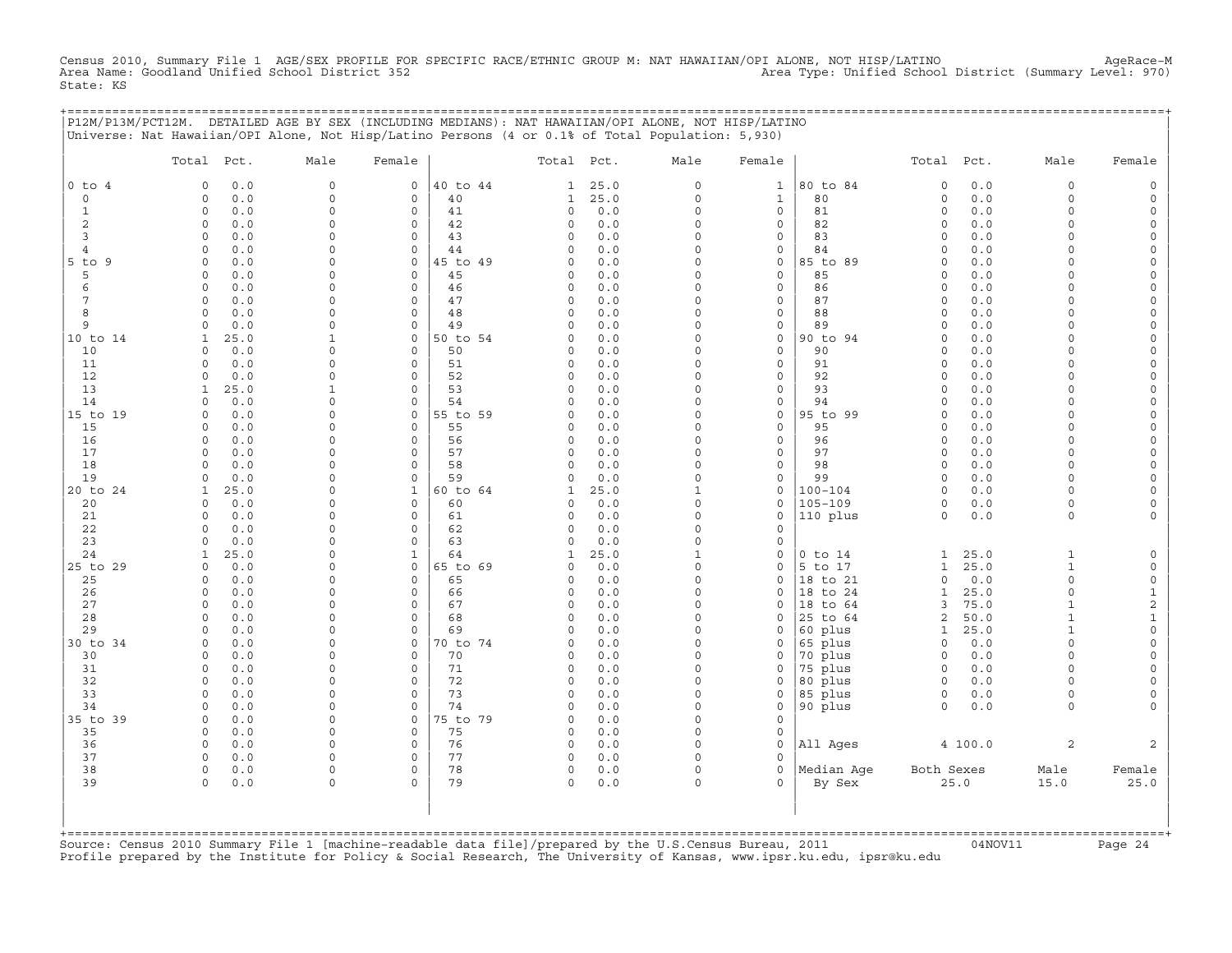Census 2010, Summary File 1 AGE/SEX PROFILE FOR SPECIFIC RACE/ETHNIC GROUP M: NAT HAWAIIAN/OPI ALONE, NOT HISP/LATINO AgeRace-M
Area Name: Goodland Unified School District 352 Area Type: Unified School District (Summary Level: 970)
State: KS

## P12M/P13M/PCT12M. DETAILED AGE BY SEX (INCLUDING MEDIANS): NAT HAWAIIAN/OPI ALONE, NOT HISP/LATINO

Universe: Nat Hawaiian/OPI Alone, Not Hisp/Latino Persons (4 or 0.1% of Total Population: 5,930)

| | Total | Pct. | Male | Female | | Total | Pct. | Male | Female | | Total | Pct. | Male | Female |
|---|---|---|---|---|---|---|---|---|---|---|---|---|---|---|
| 0 to 4 | 0 | 0.0 | 0 | 0 | 40 to 44 | 1 | 25.0 | 0 | 1 | 80 to 84 | 0 | 0.0 | 0 | 0 |
| 0 | 0 | 0.0 | 0 | 0 | 40 | 1 | 25.0 | 0 | 1 | 80 | 0 | 0.0 | 0 | 0 |
| 1 | 0 | 0.0 | 0 | 0 | 41 | 0 | 0.0 | 0 | 0 | 81 | 0 | 0.0 | 0 | 0 |
| 2 | 0 | 0.0 | 0 | 0 | 42 | 0 | 0.0 | 0 | 0 | 82 | 0 | 0.0 | 0 | 0 |
| 3 | 0 | 0.0 | 0 | 0 | 43 | 0 | 0.0 | 0 | 0 | 83 | 0 | 0.0 | 0 | 0 |
| 4 | 0 | 0.0 | 0 | 0 | 44 | 0 | 0.0 | 0 | 0 | 84 | 0 | 0.0 | 0 | 0 |
| 5 to 9 | 0 | 0.0 | 0 | 0 | 45 to 49 | 0 | 0.0 | 0 | 0 | 85 to 89 | 0 | 0.0 | 0 | 0 |
| 5 | 0 | 0.0 | 0 | 0 | 45 | 0 | 0.0 | 0 | 0 | 85 | 0 | 0.0 | 0 | 0 |
| 6 | 0 | 0.0 | 0 | 0 | 46 | 0 | 0.0 | 0 | 0 | 86 | 0 | 0.0 | 0 | 0 |
| 7 | 0 | 0.0 | 0 | 0 | 47 | 0 | 0.0 | 0 | 0 | 87 | 0 | 0.0 | 0 | 0 |
| 8 | 0 | 0.0 | 0 | 0 | 48 | 0 | 0.0 | 0 | 0 | 88 | 0 | 0.0 | 0 | 0 |
| 9 | 0 | 0.0 | 0 | 0 | 49 | 0 | 0.0 | 0 | 0 | 89 | 0 | 0.0 | 0 | 0 |
| 10 to 14 | 1 | 25.0 | 1 | 0 | 50 to 54 | 0 | 0.0 | 0 | 0 | 90 to 94 | 0 | 0.0 | 0 | 0 |
| 10 | 0 | 0.0 | 0 | 0 | 50 | 0 | 0.0 | 0 | 0 | 90 | 0 | 0.0 | 0 | 0 |
| 11 | 0 | 0.0 | 0 | 0 | 51 | 0 | 0.0 | 0 | 0 | 91 | 0 | 0.0 | 0 | 0 |
| 12 | 0 | 0.0 | 0 | 0 | 52 | 0 | 0.0 | 0 | 0 | 92 | 0 | 0.0 | 0 | 0 |
| 13 | 1 | 25.0 | 1 | 0 | 53 | 0 | 0.0 | 0 | 0 | 93 | 0 | 0.0 | 0 | 0 |
| 14 | 0 | 0.0 | 0 | 0 | 54 | 0 | 0.0 | 0 | 0 | 94 | 0 | 0.0 | 0 | 0 |
| 15 to 19 | 0 | 0.0 | 0 | 0 | 55 to 59 | 0 | 0.0 | 0 | 0 | 95 to 99 | 0 | 0.0 | 0 | 0 |
| 15 | 0 | 0.0 | 0 | 0 | 55 | 0 | 0.0 | 0 | 0 | 95 | 0 | 0.0 | 0 | 0 |
| 16 | 0 | 0.0 | 0 | 0 | 56 | 0 | 0.0 | 0 | 0 | 96 | 0 | 0.0 | 0 | 0 |
| 17 | 0 | 0.0 | 0 | 0 | 57 | 0 | 0.0 | 0 | 0 | 97 | 0 | 0.0 | 0 | 0 |
| 18 | 0 | 0.0 | 0 | 0 | 58 | 0 | 0.0 | 0 | 0 | 98 | 0 | 0.0 | 0 | 0 |
| 19 | 0 | 0.0 | 0 | 0 | 59 | 0 | 0.0 | 0 | 0 | 99 | 0 | 0.0 | 0 | 0 |
| 20 to 24 | 1 | 25.0 | 0 | 1 | 60 to 64 | 1 | 25.0 | 1 | 0 | 100-104 | 0 | 0.0 | 0 | 0 |
| 20 | 0 | 0.0 | 0 | 0 | 60 | 0 | 0.0 | 0 | 0 | 105-109 | 0 | 0.0 | 0 | 0 |
| 21 | 0 | 0.0 | 0 | 0 | 61 | 0 | 0.0 | 0 | 0 | 110 plus | 0 | 0.0 | 0 | 0 |
| 22 | 0 | 0.0 | 0 | 0 | 62 | 0 | 0.0 | 0 | 0 | | | | | |
| 23 | 0 | 0.0 | 0 | 0 | 63 | 0 | 0.0 | 0 | 0 | | | | | |
| 24 | 1 | 25.0 | 0 | 1 | 64 | 1 | 25.0 | 1 | 0 | 0 to 14 | 1 | 25.0 | 1 | 0 |
| 25 to 29 | 0 | 0.0 | 0 | 0 | 65 to 69 | 0 | 0.0 | 0 | 0 | 5 to 17 | 1 | 25.0 | 1 | 0 |
| 25 | 0 | 0.0 | 0 | 0 | 65 | 0 | 0.0 | 0 | 0 | 18 to 21 | 0 | 0.0 | 0 | 0 |
| 26 | 0 | 0.0 | 0 | 0 | 66 | 0 | 0.0 | 0 | 0 | 18 to 24 | 1 | 25.0 | 0 | 1 |
| 27 | 0 | 0.0 | 0 | 0 | 67 | 0 | 0.0 | 0 | 0 | 18 to 64 | 3 | 75.0 | 1 | 2 |
| 28 | 0 | 0.0 | 0 | 0 | 68 | 0 | 0.0 | 0 | 0 | 25 to 64 | 2 | 50.0 | 1 | 1 |
| 29 | 0 | 0.0 | 0 | 0 | 69 | 0 | 0.0 | 0 | 0 | 60 plus | 1 | 25.0 | 1 | 0 |
| 30 to 34 | 0 | 0.0 | 0 | 0 | 70 to 74 | 0 | 0.0 | 0 | 0 | 65 plus | 0 | 0.0 | 0 | 0 |
| 30 | 0 | 0.0 | 0 | 0 | 70 | 0 | 0.0 | 0 | 0 | 70 plus | 0 | 0.0 | 0 | 0 |
| 31 | 0 | 0.0 | 0 | 0 | 71 | 0 | 0.0 | 0 | 0 | 75 plus | 0 | 0.0 | 0 | 0 |
| 32 | 0 | 0.0 | 0 | 0 | 72 | 0 | 0.0 | 0 | 0 | 80 plus | 0 | 0.0 | 0 | 0 |
| 33 | 0 | 0.0 | 0 | 0 | 73 | 0 | 0.0 | 0 | 0 | 85 plus | 0 | 0.0 | 0 | 0 |
| 34 | 0 | 0.0 | 0 | 0 | 74 | 0 | 0.0 | 0 | 0 | 90 plus | 0 | 0.0 | 0 | 0 |
| 35 to 39 | 0 | 0.0 | 0 | 0 | 75 to 79 | 0 | 0.0 | 0 | 0 | | | | | |
| 35 | 0 | 0.0 | 0 | 0 | 75 | 0 | 0.0 | 0 | 0 | | | | | |
| 36 | 0 | 0.0 | 0 | 0 | 76 | 0 | 0.0 | 0 | 0 | All Ages | 4 | 100.0 | 2 | 2 |
| 37 | 0 | 0.0 | 0 | 0 | 77 | 0 | 0.0 | 0 | 0 | | | | | |
| 38 | 0 | 0.0 | 0 | 0 | 78 | 0 | 0.0 | 0 | 0 | Median Age | Both Sexes | | Male | Female |
| 39 | 0 | 0.0 | 0 | 0 | 79 | 0 | 0.0 | 0 | 0 | By Sex | 25.0 | | 15.0 | 25.0 |

Source: Census 2010 Summary File 1 [machine-readable data file]/prepared by the U.S.Census Bureau, 2011 04NOV11
Profile prepared by the Institute for Policy & Social Research, The University of Kansas, www.ipsr.ku.edu, ipsr@ku.edu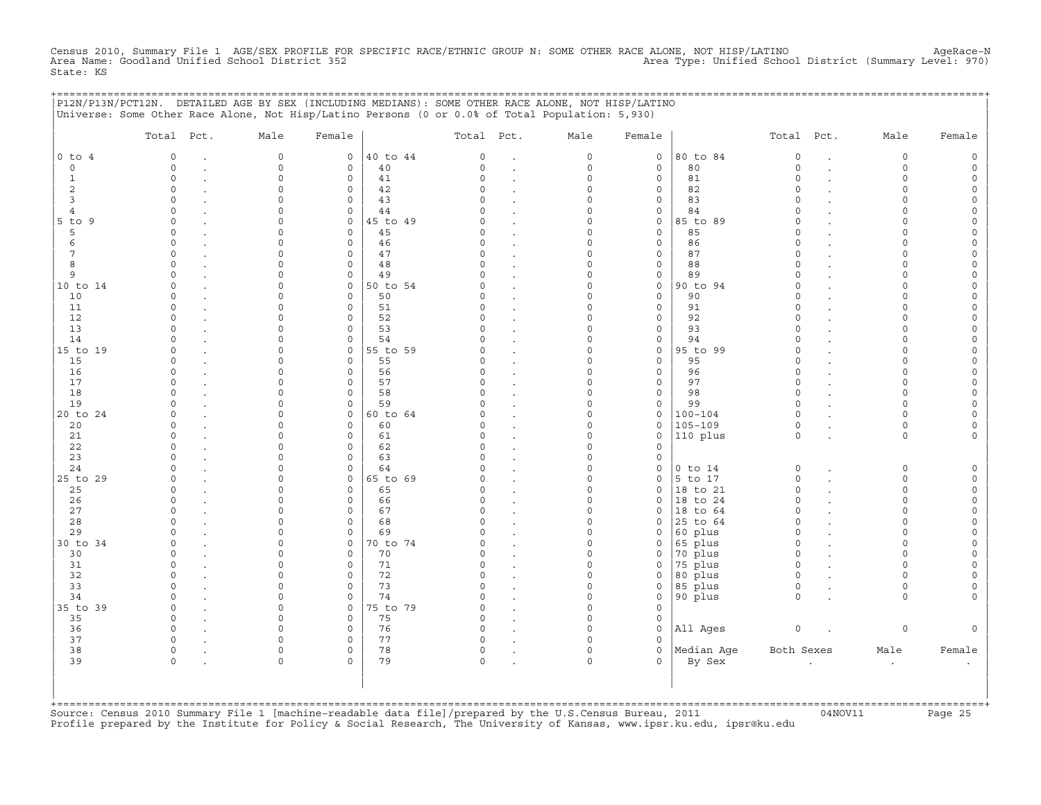Census 2010, Summary File 1 AGE/SEX PROFILE FOR SPECIFIC RACE/ETHNIC GROUP N: SOME OTHER RACE ALONE, NOT HISP/LATINO AgeRace-N
Area Name: Goodland Unified School District 352 Area Type: Unified School District (Summary Level: 970)
State: KS

## P12N/P13N/PCT12N. DETAILED AGE BY SEX (INCLUDING MEDIANS): SOME OTHER RACE ALONE, NOT HISP/LATINO

Universe: Some Other Race Alone, Not Hisp/Latino Persons (0 or 0.0% of Total Population: 5,930)

| | Total | Pct. | Male | Female | | Total | Pct. | Male | Female | | Total | Pct. | Male | Female |
|---|---|---|---|---|---|---|---|---|---|---|---|---|---|---|
| 0 to 4 | 0 | . | 0 | 0 | 40 to 44 | 0 | . | 0 | 0 | 80 to 84 | 0 | . | 0 | 0 |
| 0 | 0 | . | 0 | 0 | 40 | 0 | . | 0 | 0 | 80 | 0 | . | 0 | 0 |
| 1 | 0 | . | 0 | 0 | 41 | 0 | . | 0 | 0 | 81 | 0 | . | 0 | 0 |
| 2 | 0 | . | 0 | 0 | 42 | 0 | . | 0 | 0 | 82 | 0 | . | 0 | 0 |
| 3 | 0 | . | 0 | 0 | 43 | 0 | . | 0 | 0 | 83 | 0 | . | 0 | 0 |
| 4 | 0 | . | 0 | 0 | 44 | 0 | . | 0 | 0 | 84 | 0 | . | 0 | 0 |
| 5 to 9 | 0 | . | 0 | 0 | 45 to 49 | 0 | . | 0 | 0 | 85 to 89 | 0 | . | 0 | 0 |
| 5 | 0 | . | 0 | 0 | 45 | 0 | . | 0 | 0 | 85 | 0 | . | 0 | 0 |
| 6 | 0 | . | 0 | 0 | 46 | 0 | . | 0 | 0 | 86 | 0 | . | 0 | 0 |
| 7 | 0 | . | 0 | 0 | 47 | 0 | . | 0 | 0 | 87 | 0 | . | 0 | 0 |
| 8 | 0 | . | 0 | 0 | 48 | 0 | . | 0 | 0 | 88 | 0 | . | 0 | 0 |
| 9 | 0 | . | 0 | 0 | 49 | 0 | . | 0 | 0 | 89 | 0 | . | 0 | 0 |
| 10 to 14 | 0 | . | 0 | 0 | 50 to 54 | 0 | . | 0 | 0 | 90 to 94 | 0 | . | 0 | 0 |
| 10 | 0 | . | 0 | 0 | 50 | 0 | . | 0 | 0 | 90 | 0 | . | 0 | 0 |
| 11 | 0 | . | 0 | 0 | 51 | 0 | . | 0 | 0 | 91 | 0 | . | 0 | 0 |
| 12 | 0 | . | 0 | 0 | 52 | 0 | . | 0 | 0 | 92 | 0 | . | 0 | 0 |
| 13 | 0 | . | 0 | 0 | 53 | 0 | . | 0 | 0 | 93 | 0 | . | 0 | 0 |
| 14 | 0 | . | 0 | 0 | 54 | 0 | . | 0 | 0 | 94 | 0 | . | 0 | 0 |
| 15 to 19 | 0 | . | 0 | 0 | 55 to 59 | 0 | . | 0 | 0 | 95 to 99 | 0 | . | 0 | 0 |
| 15 | 0 | . | 0 | 0 | 55 | 0 | . | 0 | 0 | 95 | 0 | . | 0 | 0 |
| 16 | 0 | . | 0 | 0 | 56 | 0 | . | 0 | 0 | 96 | 0 | . | 0 | 0 |
| 17 | 0 | . | 0 | 0 | 57 | 0 | . | 0 | 0 | 97 | 0 | . | 0 | 0 |
| 18 | 0 | . | 0 | 0 | 58 | 0 | . | 0 | 0 | 98 | 0 | . | 0 | 0 |
| 19 | 0 | . | 0 | 0 | 59 | 0 | . | 0 | 0 | 99 | 0 | . | 0 | 0 |
| 20 to 24 | 0 | . | 0 | 0 | 60 to 64 | 0 | . | 0 | 0 | 100-104 | 0 | . | 0 | 0 |
| 20 | 0 | . | 0 | 0 | 60 | 0 | . | 0 | 0 | 105-109 | 0 | . | 0 | 0 |
| 21 | 0 | . | 0 | 0 | 61 | 0 | . | 0 | 0 | 110 plus | 0 | . | 0 | 0 |
| 22 | 0 | . | 0 | 0 | 62 | 0 | . | 0 | 0 | | | | | |
| 23 | 0 | . | 0 | 0 | 63 | 0 | . | 0 | 0 | | | | | |
| 24 | 0 | . | 0 | 0 | 64 | 0 | . | 0 | 0 | 0 to 14 | 0 | . | 0 | 0 |
| 25 to 29 | 0 | . | 0 | 0 | 65 to 69 | 0 | . | 0 | 0 | 5 to 17 | 0 | . | 0 | 0 |
| 25 | 0 | . | 0 | 0 | 65 | 0 | . | 0 | 0 | 18 to 21 | 0 | . | 0 | 0 |
| 26 | 0 | . | 0 | 0 | 66 | 0 | . | 0 | 0 | 18 to 24 | 0 | . | 0 | 0 |
| 27 | 0 | . | 0 | 0 | 67 | 0 | . | 0 | 0 | 18 to 64 | 0 | . | 0 | 0 |
| 28 | 0 | . | 0 | 0 | 68 | 0 | . | 0 | 0 | 25 to 64 | 0 | . | 0 | 0 |
| 29 | 0 | . | 0 | 0 | 69 | 0 | . | 0 | 0 | 60 plus | 0 | . | 0 | 0 |
| 30 to 34 | 0 | . | 0 | 0 | 70 to 74 | 0 | . | 0 | 0 | 65 plus | 0 | . | 0 | 0 |
| 30 | 0 | . | 0 | 0 | 70 | 0 | . | 0 | 0 | 70 plus | 0 | . | 0 | 0 |
| 31 | 0 | . | 0 | 0 | 71 | 0 | . | 0 | 0 | 75 plus | 0 | . | 0 | 0 |
| 32 | 0 | . | 0 | 0 | 72 | 0 | . | 0 | 0 | 80 plus | 0 | . | 0 | 0 |
| 33 | 0 | . | 0 | 0 | 73 | 0 | . | 0 | 0 | 85 plus | 0 | . | 0 | 0 |
| 34 | 0 | . | 0 | 0 | 74 | 0 | . | 0 | 0 | 90 plus | 0 | . | 0 | 0 |
| 35 to 39 | 0 | . | 0 | 0 | 75 to 79 | 0 | . | 0 | 0 | | | | | |
| 35 | 0 | . | 0 | 0 | 75 | 0 | . | 0 | 0 | | | | | |
| 36 | 0 | . | 0 | 0 | 76 | 0 | . | 0 | 0 | All Ages | 0 | . | 0 | 0 |
| 37 | 0 | . | 0 | 0 | 77 | 0 | . | 0 | 0 | | | | | |
| 38 | 0 | . | 0 | 0 | 78 | 0 | . | 0 | 0 | Median Age | Both Sexes | | Male | Female |
| 39 | 0 | . | 0 | 0 | 79 | 0 | . | 0 | 0 | By Sex | . | | . | . |

Source: Census 2010 Summary File 1 [machine-readable data file]/prepared by the U.S.Census Bureau, 2011 04NOV11
Profile prepared by the Institute for Policy & Social Research, The University of Kansas, www.ipsr.ku.edu, ipsr@ku.edu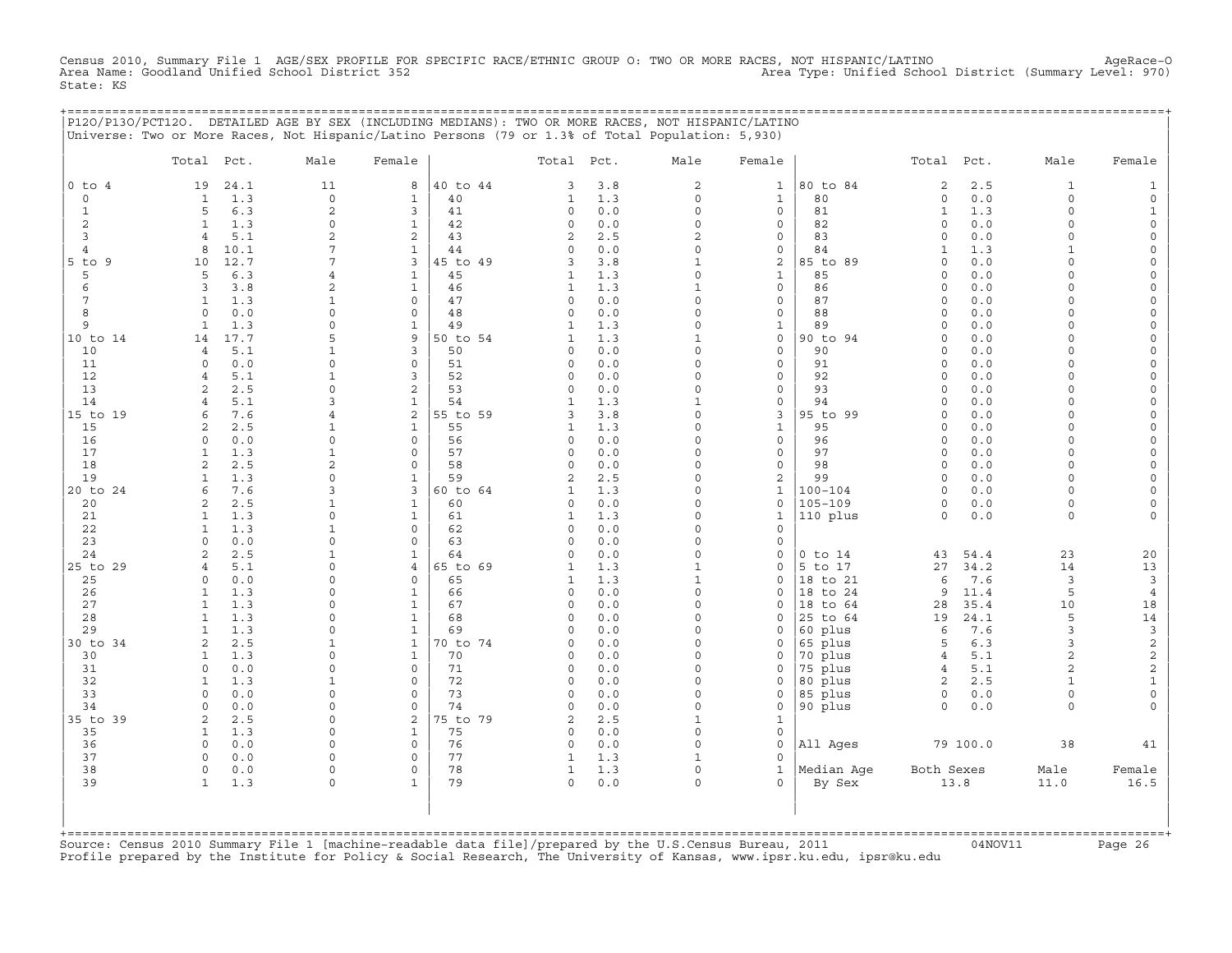Census 2010, Summary File 1 AGE/SEX PROFILE FOR SPECIFIC RACE/ETHNIC GROUP O: TWO OR MORE RACES, NOT HISPANIC/LATINO AgeRace-O
Area Name: Goodland Unified School District 352 Area Type: Unified School District (Summary Level: 970)
State: KS

P12O/P13O/PCT12O. DETAILED AGE BY SEX (INCLUDING MEDIANS): TWO OR MORE RACES, NOT HISPANIC/LATINO
Universe: Two or More Races, Not Hispanic/Latino Persons (79 or 1.3% of Total Population: 5,930)

| | Total | Pct. | Male | Female | | Total | Pct. | Male | Female | | Total | Pct. | Male | Female |
|---|---|---|---|---|---|---|---|---|---|---|---|---|---|---|
| 0 to 4 | 19 | 24.1 | 11 | 8 | 40 to 44 | 3 | 3.8 | 2 | 1 | 80 to 84 | 2 | 2.5 | 1 | 1 |
| 0 | 1 | 1.3 | 0 | 1 | 40 | 1 | 1.3 | 0 | 1 | 80 | 0 | 0.0 | 0 | 0 |
| 1 | 5 | 6.3 | 2 | 3 | 41 | 0 | 0.0 | 0 | 0 | 81 | 1 | 1.3 | 0 | 1 |
| 2 | 1 | 1.3 | 0 | 1 | 42 | 0 | 0.0 | 0 | 0 | 82 | 0 | 0.0 | 0 | 0 |
| 3 | 4 | 5.1 | 2 | 2 | 43 | 2 | 2.5 | 2 | 0 | 83 | 0 | 0.0 | 0 | 0 |
| 4 | 8 | 10.1 | 7 | 1 | 44 | 0 | 0.0 | 0 | 0 | 84 | 1 | 1.3 | 1 | 0 |
| 5 to 9 | 10 | 12.7 | 7 | 3 | 45 to 49 | 3 | 3.8 | 1 | 2 | 85 to 89 | 0 | 0.0 | 0 | 0 |
| 5 | 5 | 6.3 | 4 | 1 | 45 | 1 | 1.3 | 0 | 1 | 85 | 0 | 0.0 | 0 | 0 |
| 6 | 3 | 3.8 | 2 | 1 | 46 | 1 | 1.3 | 1 | 0 | 86 | 0 | 0.0 | 0 | 0 |
| 7 | 1 | 1.3 | 1 | 0 | 47 | 0 | 0.0 | 0 | 0 | 87 | 0 | 0.0 | 0 | 0 |
| 8 | 0 | 0.0 | 0 | 0 | 48 | 0 | 0.0 | 0 | 0 | 88 | 0 | 0.0 | 0 | 0 |
| 9 | 1 | 1.3 | 0 | 1 | 49 | 1 | 1.3 | 0 | 1 | 89 | 0 | 0.0 | 0 | 0 |
| 10 to 14 | 14 | 17.7 | 5 | 9 | 50 to 54 | 1 | 1.3 | 1 | 0 | 90 to 94 | 0 | 0.0 | 0 | 0 |
| 10 | 4 | 5.1 | 1 | 3 | 50 | 0 | 0.0 | 0 | 0 | 90 | 0 | 0.0 | 0 | 0 |
| 11 | 0 | 0.0 | 0 | 0 | 51 | 0 | 0.0 | 0 | 0 | 91 | 0 | 0.0 | 0 | 0 |
| 12 | 4 | 5.1 | 1 | 3 | 52 | 0 | 0.0 | 0 | 0 | 92 | 0 | 0.0 | 0 | 0 |
| 13 | 2 | 2.5 | 0 | 2 | 53 | 0 | 0.0 | 0 | 0 | 93 | 0 | 0.0 | 0 | 0 |
| 14 | 4 | 5.1 | 3 | 1 | 54 | 1 | 1.3 | 1 | 0 | 94 | 0 | 0.0 | 0 | 0 |
| 15 to 19 | 6 | 7.6 | 4 | 2 | 55 to 59 | 3 | 3.8 | 0 | 3 | 95 to 99 | 0 | 0.0 | 0 | 0 |
| 15 | 2 | 2.5 | 1 | 1 | 55 | 1 | 1.3 | 0 | 1 | 95 | 0 | 0.0 | 0 | 0 |
| 16 | 0 | 0.0 | 0 | 0 | 56 | 0 | 0.0 | 0 | 0 | 96 | 0 | 0.0 | 0 | 0 |
| 17 | 1 | 1.3 | 1 | 0 | 57 | 0 | 0.0 | 0 | 0 | 97 | 0 | 0.0 | 0 | 0 |
| 18 | 2 | 2.5 | 2 | 0 | 58 | 0 | 0.0 | 0 | 0 | 98 | 0 | 0.0 | 0 | 0 |
| 19 | 1 | 1.3 | 0 | 1 | 59 | 2 | 2.5 | 0 | 2 | 99 | 0 | 0.0 | 0 | 0 |
| 20 to 24 | 6 | 7.6 | 3 | 3 | 60 to 64 | 1 | 1.3 | 0 | 1 | 100-104 | 0 | 0.0 | 0 | 0 |
| 20 | 2 | 2.5 | 1 | 1 | 60 | 0 | 0.0 | 0 | 0 | 105-109 | 0 | 0.0 | 0 | 0 |
| 21 | 1 | 1.3 | 0 | 1 | 61 | 1 | 1.3 | 0 | 1 | 110 plus | 0 | 0.0 | 0 | 0 |
| 22 | 1 | 1.3 | 1 | 0 | 62 | 0 | 0.0 | 0 | 0 | | | | | |
| 23 | 0 | 0.0 | 0 | 0 | 63 | 0 | 0.0 | 0 | 0 | | | | | |
| 24 | 2 | 2.5 | 1 | 1 | 64 | 0 | 0.0 | 0 | 0 | 0 to 14 | 43 | 54.4 | 23 | 20 |
| 25 to 29 | 4 | 5.1 | 0 | 4 | 65 to 69 | 1 | 1.3 | 1 | 0 | 5 to 17 | 27 | 34.2 | 14 | 13 |
| 25 | 0 | 0.0 | 0 | 0 | 65 | 1 | 1.3 | 1 | 0 | 18 to 21 | 6 | 7.6 | 3 | 3 |
| 26 | 1 | 1.3 | 0 | 1 | 66 | 0 | 0.0 | 0 | 0 | 18 to 24 | 9 | 11.4 | 5 | 4 |
| 27 | 1 | 1.3 | 0 | 1 | 67 | 0 | 0.0 | 0 | 0 | 18 to 64 | 28 | 35.4 | 10 | 18 |
| 28 | 1 | 1.3 | 0 | 1 | 68 | 0 | 0.0 | 0 | 0 | 25 to 64 | 19 | 24.1 | 5 | 14 |
| 29 | 1 | 1.3 | 0 | 1 | 69 | 0 | 0.0 | 0 | 0 | 60 plus | 6 | 7.6 | 3 | 3 |
| 30 to 34 | 2 | 2.5 | 1 | 1 | 70 to 74 | 0 | 0.0 | 0 | 0 | 65 plus | 5 | 6.3 | 3 | 2 |
| 30 | 1 | 1.3 | 0 | 1 | 70 | 0 | 0.0 | 0 | 0 | 70 plus | 4 | 5.1 | 2 | 2 |
| 31 | 0 | 0.0 | 0 | 0 | 71 | 0 | 0.0 | 0 | 0 | 75 plus | 4 | 5.1 | 2 | 2 |
| 32 | 1 | 1.3 | 1 | 0 | 72 | 0 | 0.0 | 0 | 0 | 80 plus | 2 | 2.5 | 1 | 1 |
| 33 | 0 | 0.0 | 0 | 0 | 73 | 0 | 0.0 | 0 | 0 | 85 plus | 0 | 0.0 | 0 | 0 |
| 34 | 0 | 0.0 | 0 | 0 | 74 | 0 | 0.0 | 0 | 0 | 90 plus | 0 | 0.0 | 0 | 0 |
| 35 to 39 | 2 | 2.5 | 0 | 2 | 75 to 79 | 2 | 2.5 | 1 | 1 | | | | | |
| 35 | 1 | 1.3 | 0 | 1 | 75 | 0 | 0.0 | 0 | 0 | | | | | |
| 36 | 0 | 0.0 | 0 | 0 | 76 | 0 | 0.0 | 0 | 0 | All Ages | 79 | 100.0 | 38 | 41 |
| 37 | 0 | 0.0 | 0 | 0 | 77 | 1 | 1.3 | 1 | 0 | | | | | |
| 38 | 0 | 0.0 | 0 | 0 | 78 | 1 | 1.3 | 0 | 1 | Median Age | Both Sexes | | Male | Female |
| 39 | 1 | 1.3 | 0 | 1 | 79 | 0 | 0.0 | 0 | 0 | By Sex | 13.8 | | 11.0 | 16.5 |

Source: Census 2010 Summary File 1 [machine-readable data file]/prepared by the U.S.Census Bureau, 2011 04NOV11
Profile prepared by the Institute for Policy & Social Research, The University of Kansas, www.ipsr.ku.edu, ipsr@ku.edu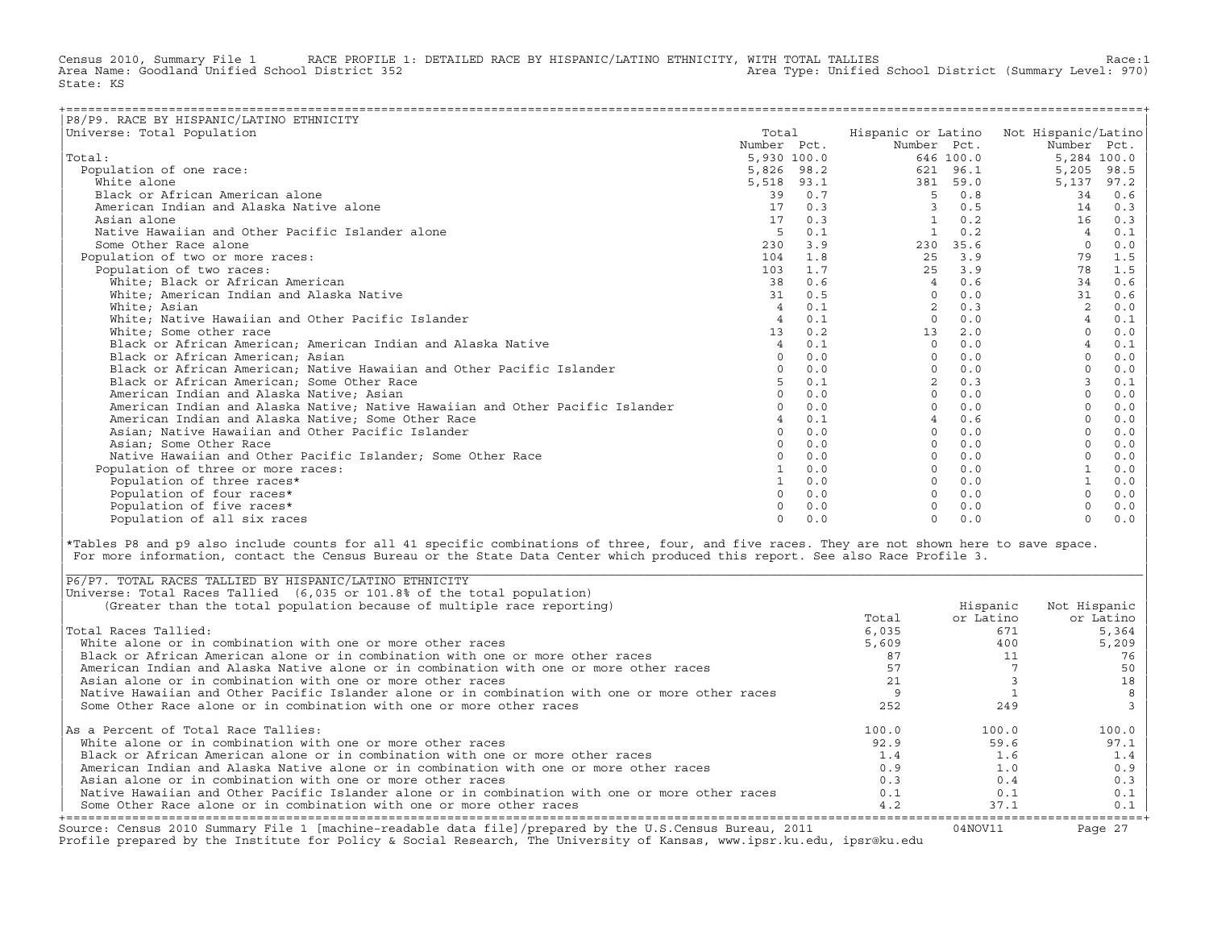Census 2010, Summary File 1 RACE PROFILE 1: DETAILED RACE BY HISPANIC/LATINO ETHNICITY, WITH TOTAL TALLIES Race:1
Area Name: Goodland Unified School District 352 Area Type: Unified School District (Summary Level: 970)
State: KS

## P8/P9. RACE BY HISPANIC/LATINO ETHNICITY

Universe: Total Population

| | Total Number | Total Pct. | Hispanic or Latino Number | Hispanic or Latino Pct. | Not Hispanic/Latino Number | Not Hispanic/Latino Pct. |
|---|---|---|---|---|---|---|
| Total: | 5,930 | 100.0 | 646 | 100.0 | 5,284 | 100.0 |
| Population of one race: | 5,826 | 98.2 | 621 | 96.1 | 5,205 | 98.5 |
| White alone | 5,518 | 93.1 | 381 | 59.0 | 5,137 | 97.2 |
| Black or African American alone | 39 | 0.7 | 5 | 0.8 | 34 | 0.6 |
| American Indian and Alaska Native alone | 17 | 0.3 | 3 | 0.5 | 14 | 0.3 |
| Asian alone | 17 | 0.3 | 1 | 0.2 | 16 | 0.3 |
| Native Hawaiian and Other Pacific Islander alone | 5 | 0.1 | 1 | 0.2 | 4 | 0.1 |
| Some Other Race alone | 230 | 3.9 | 230 | 35.6 | 0 | 0.0 |
| Population of two or more races: | 104 | 1.8 | 25 | 3.9 | 79 | 1.5 |
| Population of two races: | 103 | 1.7 | 25 | 3.9 | 78 | 1.5 |
| White; Black or African American | 38 | 0.6 | 4 | 0.6 | 34 | 0.6 |
| White; American Indian and Alaska Native | 31 | 0.5 | 0 | 0.0 | 31 | 0.6 |
| White; Asian | 4 | 0.1 | 2 | 0.3 | 2 | 0.0 |
| White; Native Hawaiian and Other Pacific Islander | 4 | 0.1 | 0 | 0.0 | 4 | 0.1 |
| White; Some other race | 13 | 0.2 | 13 | 2.0 | 0 | 0.0 |
| Black or African American; American Indian and Alaska Native | 4 | 0.1 | 0 | 0.0 | 4 | 0.1 |
| Black or African American; Asian | 0 | 0.0 | 0 | 0.0 | 0 | 0.0 |
| Black or African American; Native Hawaiian and Other Pacific Islander | 0 | 0.0 | 0 | 0.0 | 0 | 0.0 |
| Black or African American; Some Other Race | 5 | 0.1 | 2 | 0.3 | 3 | 0.1 |
| American Indian and Alaska Native; Asian | 0 | 0.0 | 0 | 0.0 | 0 | 0.0 |
| American Indian and Alaska Native; Native Hawaiian and Other Pacific Islander | 0 | 0.0 | 0 | 0.0 | 0 | 0.0 |
| American Indian and Alaska Native; Some Other Race | 4 | 0.1 | 4 | 0.6 | 0 | 0.0 |
| Asian; Native Hawaiian and Other Pacific Islander | 0 | 0.0 | 0 | 0.0 | 0 | 0.0 |
| Asian; Some Other Race | 0 | 0.0 | 0 | 0.0 | 0 | 0.0 |
| Native Hawaiian and Other Pacific Islander; Some Other Race | 0 | 0.0 | 0 | 0.0 | 0 | 0.0 |
| Population of three or more races: | 1 | 0.0 | 0 | 0.0 | 1 | 0.0 |
| Population of three races* | 1 | 0.0 | 0 | 0.0 | 1 | 0.0 |
| Population of four races* | 0 | 0.0 | 0 | 0.0 | 0 | 0.0 |
| Population of five races* | 0 | 0.0 | 0 | 0.0 | 0 | 0.0 |
| Population of all six races | 0 | 0.0 | 0 | 0.0 | 0 | 0.0 |

*Tables P8 and p9 also include counts for all 41 specific combinations of three, four, and five races. They are not shown here to save space. For more information, contact the Census Bureau or the State Data Center which produced this report. See also Race Profile 3.

## P6/P7. TOTAL RACES TALLIED BY HISPANIC/LATINO ETHNICITY

Universe: Total Races Tallied (6,035 or 101.8% of the total population)
(Greater than the total population because of multiple race reporting)

| | Total | Hispanic or Latino | Not Hispanic or Latino |
|---|---|---|---|
| Total Races Tallied: | 6,035 | 671 | 5,364 |
| White alone or in combination with one or more other races | 5,609 | 400 | 5,209 |
| Black or African American alone or in combination with one or more other races | 87 | 11 | 76 |
| American Indian and Alaska Native alone or in combination with one or more other races | 57 | 7 | 50 |
| Asian alone or in combination with one or more other races | 21 | 3 | 18 |
| Native Hawaiian and Other Pacific Islander alone or in combination with one or more other races | 9 | 1 | 8 |
| Some Other Race alone or in combination with one or more other races | 252 | 249 | 3 |
| As a Percent of Total Race Tallies: | 100.0 | 100.0 | 100.0 |
| White alone or in combination with one or more other races | 92.9 | 59.6 | 97.1 |
| Black or African American alone or in combination with one or more other races | 1.4 | 1.6 | 1.4 |
| American Indian and Alaska Native alone or in combination with one or more other races | 0.9 | 1.0 | 0.9 |
| Asian alone or in combination with one or more other races | 0.3 | 0.4 | 0.3 |
| Native Hawaiian and Other Pacific Islander alone or in combination with one or more other races | 0.1 | 0.1 | 0.1 |
| Some Other Race alone or in combination with one or more other races | 4.2 | 37.1 | 0.1 |

Source: Census 2010 Summary File 1 [machine-readable data file]/prepared by the U.S.Census Bureau, 2011 04NOV11
Profile prepared by the Institute for Policy & Social Research, The University of Kansas, www.ipsr.ku.edu, ipsr@ku.edu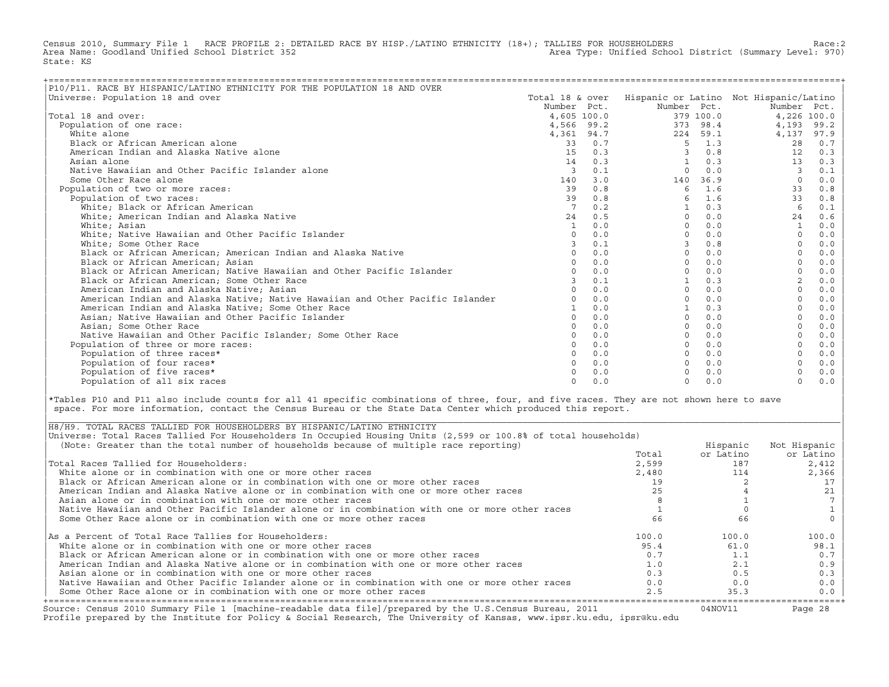Census 2010, Summary File 1 RACE PROFILE 2: DETAILED RACE BY HISP./LATINO ETHNICITY (18+); TALLIES FOR HOUSEHOLDERS Race:2
Area Name: Goodland Unified School District 352 Area Type: Unified School District (Summary Level: 970)
State: KS

## P10/P11. RACE BY HISPANIC/LATINO ETHNICITY FOR THE POPULATION 18 AND OVER

Universe: Population 18 and over

| | Total 18 & over | | Hispanic or Latino | | Not Hispanic/Latino | |
|---|---|---|---|---|---|---|
| | Number | Pct. | Number | Pct. | Number | Pct. |
| Total 18 and over: | 4,605 | 100.0 | 379 | 100.0 | 4,226 | 100.0 |
| Population of one race: | 4,566 | 99.2 | 373 | 98.4 | 4,193 | 99.2 |
| White alone | 4,361 | 94.7 | 224 | 59.1 | 4,137 | 97.9 |
| Black or African American alone | 33 | 0.7 | 5 | 1.3 | 28 | 0.7 |
| American Indian and Alaska Native alone | 15 | 0.3 | 3 | 0.8 | 12 | 0.3 |
| Asian alone | 14 | 0.3 | 1 | 0.3 | 13 | 0.3 |
| Native Hawaiian and Other Pacific Islander alone | 3 | 0.1 | 0 | 0.0 | 3 | 0.1 |
| Some Other Race alone | 140 | 3.0 | 140 | 36.9 | 0 | 0.0 |
| Population of two or more races: | 39 | 0.8 | 6 | 1.6 | 33 | 0.8 |
| Population of two races: | 39 | 0.8 | 6 | 1.6 | 33 | 0.8 |
| White; Black or African American | 7 | 0.2 | 1 | 0.3 | 6 | 0.1 |
| White; American Indian and Alaska Native | 24 | 0.5 | 0 | 0.0 | 24 | 0.6 |
| White; Asian | 1 | 0.0 | 0 | 0.0 | 1 | 0.0 |
| White; Native Hawaiian and Other Pacific Islander | 0 | 0.0 | 0 | 0.0 | 0 | 0.0 |
| White; Some Other Race | 3 | 0.1 | 3 | 0.8 | 0 | 0.0 |
| Black or African American; American Indian and Alaska Native | 0 | 0.0 | 0 | 0.0 | 0 | 0.0 |
| Black or African American; Asian | 0 | 0.0 | 0 | 0.0 | 0 | 0.0 |
| Black or African American; Native Hawaiian and Other Pacific Islander | 0 | 0.0 | 0 | 0.0 | 0 | 0.0 |
| Black or African American; Some Other Race | 3 | 0.1 | 1 | 0.3 | 2 | 0.0 |
| American Indian and Alaska Native; Asian | 0 | 0.0 | 0 | 0.0 | 0 | 0.0 |
| American Indian and Alaska Native; Native Hawaiian and Other Pacific Islander | 0 | 0.0 | 0 | 0.0 | 0 | 0.0 |
| American Indian and Alaska Native; Some Other Race | 1 | 0.0 | 1 | 0.3 | 0 | 0.0 |
| Asian; Native Hawaiian and Other Pacific Islander | 0 | 0.0 | 0 | 0.0 | 0 | 0.0 |
| Asian; Some Other Race | 0 | 0.0 | 0 | 0.0 | 0 | 0.0 |
| Native Hawaiian and Other Pacific Islander; Some Other Race | 0 | 0.0 | 0 | 0.0 | 0 | 0.0 |
| Population of three or more races: | 0 | 0.0 | 0 | 0.0 | 0 | 0.0 |
| Population of three races* | 0 | 0.0 | 0 | 0.0 | 0 | 0.0 |
| Population of four races* | 0 | 0.0 | 0 | 0.0 | 0 | 0.0 |
| Population of five races* | 0 | 0.0 | 0 | 0.0 | 0 | 0.0 |
| Population of all six races | 0 | 0.0 | 0 | 0.0 | 0 | 0.0 |

*Tables P10 and P11 also include counts for all 41 specific combinations of three, four, and five races. They are not shown here to save space. For more information, contact the Census Bureau or the State Data Center which produced this report.

## H8/H9. TOTAL RACES TALLIED FOR HOUSEHOLDERS BY HISPANIC/LATINO ETHNICITY

Universe: Total Races Tallied For Householders In Occupied Housing Units (2,599 or 100.8% of total households)
(Note: Greater than the total number of households because of multiple race reporting)

| | Total | Hispanic or Latino | Not Hispanic or Latino |
|---|---|---|---|
| Total Races Tallied for Householders: | 2,599 | 187 | 2,412 |
| White alone or in combination with one or more other races | 2,480 | 114 | 2,366 |
| Black or African American alone or in combination with one or more other races | 19 | 2 | 17 |
| American Indian and Alaska Native alone or in combination with one or more other races | 25 | 4 | 21 |
| Asian alone or in combination with one or more other races | 8 | 1 | 7 |
| Native Hawaiian and Other Pacific Islander alone or in combination with one or more other races | 1 | 0 | 1 |
| Some Other Race alone or in combination with one or more other races | 66 | 66 | 0 |
| As a Percent of Total Race Tallies for Householders: | 100.0 | 100.0 | 100.0 |
| White alone or in combination with one or more other races | 95.4 | 61.0 | 98.1 |
| Black or African American alone or in combination with one or more other races | 0.7 | 1.1 | 0.7 |
| American Indian and Alaska Native alone or in combination with one or more other races | 1.0 | 2.1 | 0.9 |
| Asian alone or in combination with one or more other races | 0.3 | 0.5 | 0.3 |
| Native Hawaiian and Other Pacific Islander alone or in combination with one or more other races | 0.0 | 0.0 | 0.0 |
| Some Other Race alone or in combination with one or more other races | 2.5 | 35.3 | 0.0 |

Source: Census 2010 Summary File 1 [machine-readable data file]/prepared by the U.S.Census Bureau, 2011 04NOV11
Profile prepared by the Institute for Policy & Social Research, The University of Kansas, www.ipsr.ku.edu, ipsr@ku.edu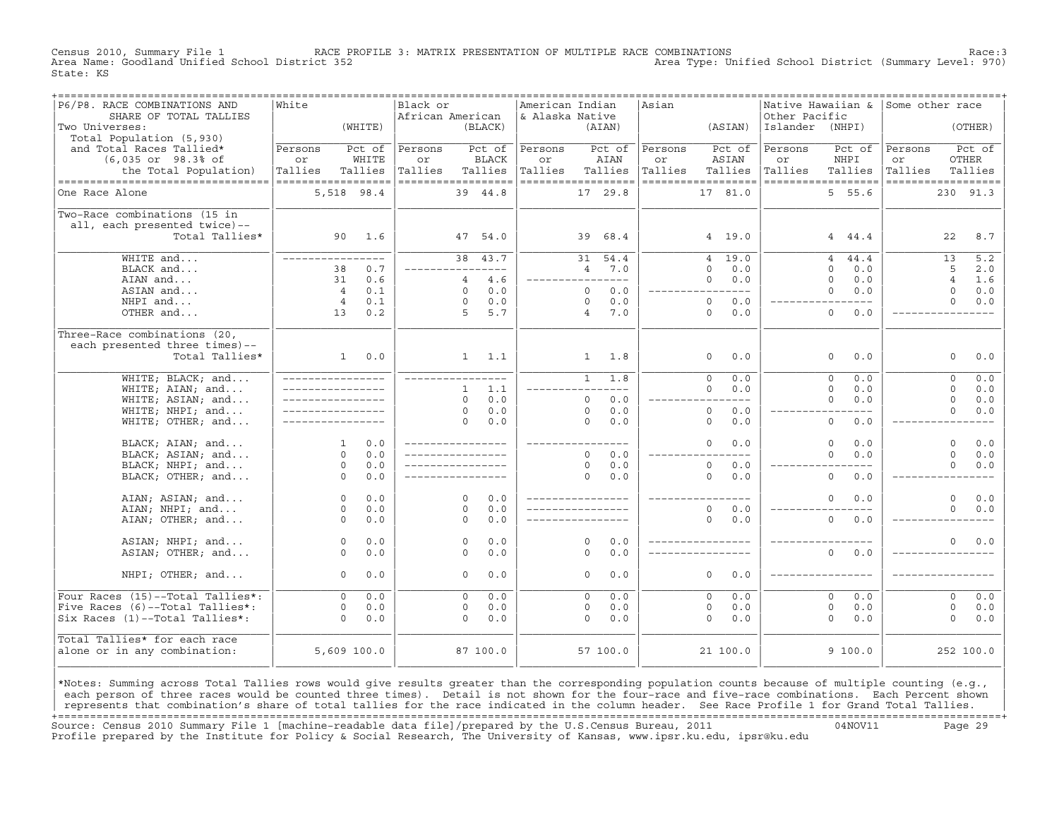Census 2010, Summary File 1 RACE PROFILE 3: MATRIX PRESENTATION OF MULTIPLE RACE COMBINATIONS Race:3
Area Name: Goodland Unified School District 352 Area Type: Unified School District (Summary Level: 970)
State: KS

| P6/P8. RACE COMBINATIONS AND SHARE OF TOTAL TALLIES<br>Two Universes:<br>Total Population (5,930) and Total Races Tallied* (6,035 or 98.3% of the Total Population) | White (WHITE) Persons or Tallies | Pct of WHITE Tallies | Black or African American (BLACK) Persons or Tallies | Pct of BLACK Tallies | American Indian & Alaska Native (AIAN) Persons or Tallies | Pct of AIAN Tallies | Asian (ASIAN) Persons or Tallies | Pct of ASIAN Tallies | Native Hawaiian & Other Pacific Islander (NHPI) Persons or Tallies | Pct of NHPI Tallies | Some other race (OTHER) Persons or Tallies | Pct of OTHER Tallies |
|---|---|---|---|---|---|---|---|---|---|---|---|---|
| One Race Alone | 5,518 | 98.4 | 39 | 44.8 | 17 | 29.8 | 17 | 81.0 | 5 | 55.6 | 230 | 91.3 |
| Two-Race combinations (15 in all, each presented twice)-- Total Tallies* | 90 | 1.6 | 47 | 54.0 | 39 | 68.4 | 4 | 19.0 | 4 | 44.4 | 22 | 8.7 |
| WHITE and... | ---- | ---- | 38 | 43.7 | 31 | 54.4 | 4 | 19.0 | 4 | 44.4 | 13 | 5.2 |
| BLACK and... | 38 | 0.7 | ---- | ---- | 4 | 7.0 | 0 | 0.0 | 0 | 0.0 | 5 | 2.0 |
| AIAN and... | 31 | 0.6 | 4 | 4.6 | ---- | ---- | 0 | 0.0 | 0 | 0.0 | 4 | 1.6 |
| ASIAN and... | 4 | 0.1 | 0 | 0.0 | 0 | 0.0 | ---- | ---- | 0 | 0.0 | 0 | 0.0 |
| NHPI and... | 4 | 0.1 | 0 | 0.0 | 0 | 0.0 | 0 | 0.0 | ---- | ---- | 0 | 0.0 |
| OTHER and... | 13 | 0.2 | 5 | 5.7 | 4 | 7.0 | 0 | 0.0 | 0 | 0.0 | ---- | ---- |
| Three-Race combinations (20, each presented three times)-- Total Tallies* | 1 | 0.0 | 1 | 1.1 | 1 | 1.8 | 0 | 0.0 | 0 | 0.0 | 0 | 0.0 |
| WHITE; BLACK; and... | ---- | ---- | ---- | ---- | 1 | 1.8 | 0 | 0.0 | 0 | 0.0 | 0 | 0.0 |
| WHITE; AIAN; and... | ---- | ---- | 1 | 1.1 | ---- | ---- | 0 | 0.0 | 0 | 0.0 | 0 | 0.0 |
| WHITE; ASIAN; and... | ---- | ---- | 0 | 0.0 | 0 | 0.0 | ---- | ---- | 0 | 0.0 | 0 | 0.0 |
| WHITE; NHPI; and... | ---- | ---- | 0 | 0.0 | 0 | 0.0 | 0 | 0.0 | ---- | ---- | 0 | 0.0 |
| WHITE; OTHER; and... | ---- | ---- | 0 | 0.0 | 0 | 0.0 | 0 | 0.0 | 0 | 0.0 | ---- | ---- |
| BLACK; AIAN; and... | 1 | 0.0 | ---- | ---- | ---- | ---- | 0 | 0.0 | 0 | 0.0 | 0 | 0.0 |
| BLACK; ASIAN; and... | 0 | 0.0 | ---- | ---- | 0 | 0.0 | ---- | ---- | 0 | 0.0 | 0 | 0.0 |
| BLACK; NHPI; and... | 0 | 0.0 | ---- | ---- | 0 | 0.0 | 0 | 0.0 | ---- | ---- | 0 | 0.0 |
| BLACK; OTHER; and... | 0 | 0.0 | ---- | ---- | 0 | 0.0 | 0 | 0.0 | 0 | 0.0 | ---- | ---- |
| AIAN; ASIAN; and... | 0 | 0.0 | 0 | 0.0 | ---- | ---- | ---- | ---- | 0 | 0.0 | 0 | 0.0 |
| AIAN; NHPI; and... | 0 | 0.0 | 0 | 0.0 | ---- | ---- | 0 | 0.0 | ---- | ---- | 0 | 0.0 |
| AIAN; OTHER; and... | 0 | 0.0 | 0 | 0.0 | ---- | ---- | 0 | 0.0 | 0 | 0.0 | ---- | ---- |
| ASIAN; NHPI; and... | 0 | 0.0 | 0 | 0.0 | 0 | 0.0 | ---- | ---- | ---- | ---- | 0 | 0.0 |
| ASIAN; OTHER; and... | 0 | 0.0 | 0 | 0.0 | 0 | 0.0 | ---- | ---- | 0 | 0.0 | ---- | ---- |
| NHPI; OTHER; and... | 0 | 0.0 | 0 | 0.0 | 0 | 0.0 | 0 | 0.0 | ---- | ---- | ---- | ---- |
| Four Races (15)--Total Tallies*: | 0 | 0.0 | 0 | 0.0 | 0 | 0.0 | 0 | 0.0 | 0 | 0.0 | 0 | 0.0 |
| Five Races (6)--Total Tallies*: | 0 | 0.0 | 0 | 0.0 | 0 | 0.0 | 0 | 0.0 | 0 | 0.0 | 0 | 0.0 |
| Six Races (1)--Total Tallies*: | 0 | 0.0 | 0 | 0.0 | 0 | 0.0 | 0 | 0.0 | 0 | 0.0 | 0 | 0.0 |
| Total Tallies* for each race alone or in any combination: | 5,609 | 100.0 | 87 | 100.0 | 57 | 100.0 | 21 | 100.0 | 9 | 100.0 | 252 | 100.0 |

*Notes: Summing across Total Tallies rows would give results greater than the corresponding population counts because of multiple counting (e.g., each person of three races would be counted three times). Detail is not shown for the four-race and five-race combinations. Each Percent shown represents that combination's share of total tallies for the race indicated in the column header. See Race Profile 1 for Grand Total Tallies.

Source: Census 2010 Summary File 1 [machine-readable data file]/prepared by the U.S.Census Bureau, 2011 04NOV11
Profile prepared by the Institute for Policy & Social Research, The University of Kansas, www.ipsr.ku.edu, ipsr@ku.edu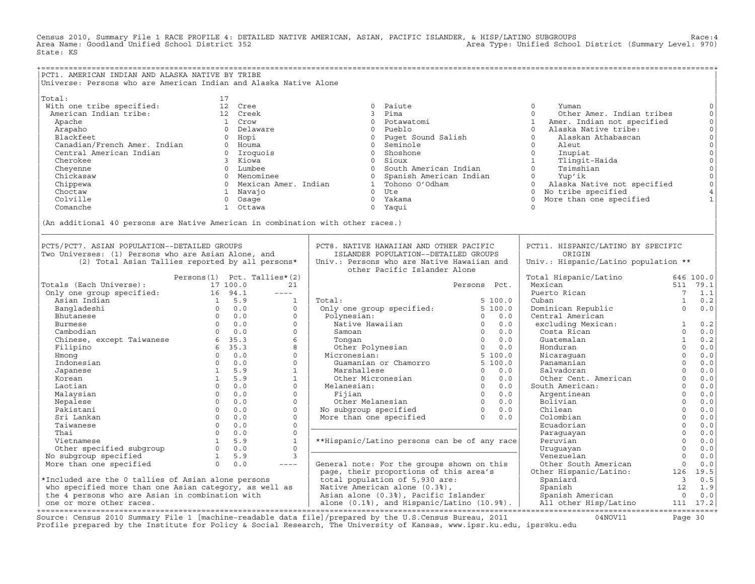Census 2010, Summary File 1 RACE PROFILE 4: DETAILED NATIVE AMERICAN, ASIAN, PACIFIC ISLANDER, & HISP/LATINO SUBGROUPS Race:4
Area Name: Goodland Unified School District 352 Area Type: Unified School District (Summary Level: 970)
State: KS

## PCT1. AMERICAN INDIAN AND ALASKA NATIVE BY TRIBE

Universe: Persons who are American Indian and Alaska Native Alone

| Tribe | Persons | Tribe | Persons | Tribe | Persons | Tribe | Persons |
|---|---|---|---|---|---|---|---|
| Total: | 17 | | | | | | |
| With one tribe specified: | 12 | Cree | 0 | Paiute | 0 | Yuman | 0 |
| American Indian tribe: | 12 | Creek | 3 | Pima | 0 | Other Amer. Indian tribes | 0 |
| Apache | 1 | Crow | 0 | Potawatomi | 1 | Amer. Indian not specified | 0 |
| Arapaho | 0 | Delaware | 0 | Pueblo | 0 | Alaska Native tribe: | 0 |
| Blackfeet | 0 | Hopi | 0 | Puget Sound Salish | 0 | Alaskan Athabascan | 0 |
| Canadian/French Amer. Indian | 0 | Houma | 0 | Seminole | 0 | Aleut | 0 |
| Central American Indian | 0 | Iroquois | 0 | Shoshone | 0 | Inupiat | 0 |
| Cherokee | 3 | Kiowa | 0 | Sioux | 1 | Tlingit-Haida | 0 |
| Cheyenne | 0 | Lumbee | 0 | South American Indian | 0 | Tsimshian | 0 |
| Chickasaw | 0 | Menominee | 0 | Spanish American Indian | 0 | Yup'ik | 0 |
| Chippewa | 0 | Mexican Amer. Indian | 1 | Tohono O'Odham | 0 | Alaska Native not specified | 0 |
| Choctaw | 1 | Navajo | 0 | Ute | 0 | No tribe specified | 4 |
| Colville | 0 | Osage | 0 | Yakama | 0 | More than one specified | 1 |
| Comanche | 1 | Ottawa | 0 | Yaqui | 0 | | |

(An additional 40 persons are Native American in combination with other races.)

## PCT5/PCT7. ASIAN POPULATION--DETAILED GROUPS

Two Universes: (1) Persons who are Asian Alone, and (2) Total Asian Tallies reported by all persons*

| | Persons(1) | Pct. | Tallies*(2) |
|---|---|---|---|
| Totals (Each Universe): | 17 | 100.0 | 21 |
| Only one group specified: | 16 | 94.1 | ---- |
| Asian Indian | 1 | 5.9 | 1 |
| Bangladeshi | 0 | 0.0 | 0 |
| Bhutanese | 0 | 0.0 | 0 |
| Burmese | 0 | 0.0 | 0 |
| Cambodian | 0 | 0.0 | 0 |
| Chinese, except Taiwanese | 6 | 35.3 | 6 |
| Filipino | 6 | 35.3 | 8 |
| Hmong | 0 | 0.0 | 0 |
| Indonesian | 0 | 0.0 | 0 |
| Japanese | 1 | 5.9 | 1 |
| Korean | 1 | 5.9 | 1 |
| Laotian | 0 | 0.0 | 0 |
| Malaysian | 0 | 0.0 | 0 |
| Nepalese | 0 | 0.0 | 0 |
| Pakistani | 0 | 0.0 | 0 |
| Sri Lankan | 0 | 0.0 | 0 |
| Taiwanese | 0 | 0.0 | 0 |
| Thai | 0 | 0.0 | 0 |
| Vietnamese | 1 | 5.9 | 1 |
| Other specified subgroup | 0 | 0.0 | 0 |
| No subgroup specified | 1 | 5.9 | 3 |
| More than one specified | 0 | 0.0 | ---- |

*Included are the 0 tallies of Asian alone persons who specified more than one Asian category, as well as the 4 persons who are Asian in combination with one or more other races.

## PCT8. NATIVE HAWAIIAN AND OTHER PACIFIC ISLANDER POPULATION--DETAILED GROUPS

Univ.: Persons who are Native Hawaiian and other Pacific Islander Alone

| | Persons | Pct. |
|---|---|---|
| Total: | 5 | 100.0 |
| Only one group specified: | 5 | 100.0 |
| Polynesian: | 0 | 0.0 |
| Native Hawaiian | 0 | 0.0 |
| Samoan | 0 | 0.0 |
| Tongan | 0 | 0.0 |
| Other Polynesian | 0 | 0.0 |
| Micronesian: | 5 | 100.0 |
| Guamanian or Chamorro | 5 | 100.0 |
| Marshallese | 0 | 0.0 |
| Other Micronesian | 0 | 0.0 |
| Melanesian: | 0 | 0.0 |
| Fijian | 0 | 0.0 |
| Other Melanesian | 0 | 0.0 |
| No subgroup specified | 0 | 0.0 |
| More than one specified | 0 | 0.0 |

**Hispanic/Latino persons can be of any race

General note: For the groups shown on this page, their proportions of this area's total population of 5,930 are: Native American alone (0.3%), Asian alone (0.3%), Pacific Islander alone (0.1%), and Hispanic/Latino (10.9%).

## PCT11. HISPANIC/LATINO BY SPECIFIC ORIGIN

Univ.: Hispanic/Latino population **

| | Persons | Pct. |
|---|---|---|
| Total Hispanic/Latino | 646 | 100.0 |
| Mexican | 511 | 79.1 |
| Puerto Rican | 7 | 1.1 |
| Cuban | 1 | 0.2 |
| Dominican Republic | 0 | 0.0 |
| Central American excluding Mexican: | 1 | 0.2 |
| Costa Rican | 0 | 0.0 |
| Guatemalan | 1 | 0.2 |
| Honduran | 0 | 0.0 |
| Nicaraguan | 0 | 0.0 |
| Panamanian | 0 | 0.0 |
| Salvadoran | 0 | 0.0 |
| Other Cent. American | 0 | 0.0 |
| South American: | 0 | 0.0 |
| Argentinean | 0 | 0.0 |
| Bolivian | 0 | 0.0 |
| Chilean | 0 | 0.0 |
| Colombian | 0 | 0.0 |
| Ecuadorian | 0 | 0.0 |
| Paraguayan | 0 | 0.0 |
| Peruvian | 0 | 0.0 |
| Uruguayan | 0 | 0.0 |
| Venezuelan | 0 | 0.0 |
| Other South American | 0 | 0.0 |
| Other Hispanic/Latino: | 126 | 19.5 |
| Spaniard | 3 | 0.5 |
| Spanish | 12 | 1.9 |
| Spanish American | 0 | 0.0 |
| All other Hisp/Latino | 111 | 17.2 |

Source: Census 2010 Summary File 1 [machine-readable data file]/prepared by the U.S.Census Bureau, 2011 04NOV11
Profile prepared by the Institute for Policy & Social Research, The University of Kansas, www.ipsr.ku.edu, ipsr@ku.edu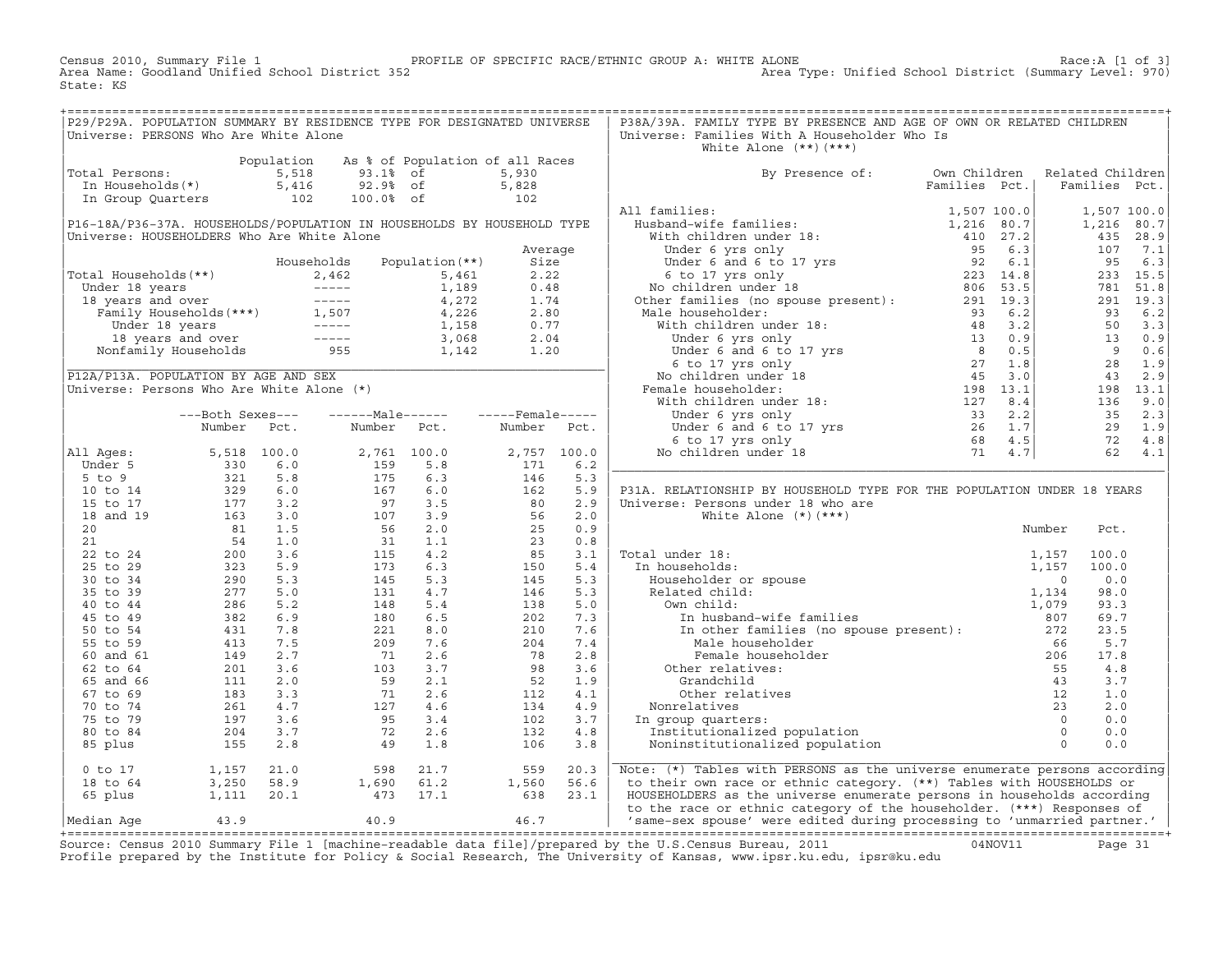Census 2010, Summary File 1 — PROFILE OF SPECIFIC RACE/ETHNIC GROUP A: WHITE ALONE — Race:A [1 of 3]
Area Name: Goodland Unified School District 352 — Area Type: Unified School District (Summary Level: 970)
State: KS

## P29/P29A. POPULATION SUMMARY BY RESIDENCE TYPE FOR DESIGNATED UNIVERSE

Universe: PERSONS Who Are White Alone

| | Population | As % of Population of all Races | | |
|---|---|---|---|---|
| Total Persons: | 5,518 | 93.1% | of | 5,930 |
| In Households(*) | 5,416 | 92.9% | of | 5,828 |
| In Group Quarters | 102 | 100.0% | of | 102 |

## P16-18A/P36-37A. HOUSEHOLDS/POPULATION IN HOUSEHOLDS BY HOUSEHOLD TYPE

Universe: HOUSEHOLDERS Who Are White Alone

| | Households | Population(**) | Average Size |
|---|---|---|---|
| Total Households(**) | 2,462 | 5,461 | 2.22 |
| Under 18 years | ----- | 1,189 | 0.48 |
| 18 years and over | ----- | 4,272 | 1.74 |
| Family Households(***) | 1,507 | 4,226 | 2.80 |
| Under 18 years | ----- | 1,158 | 0.77 |
| 18 years and over | ----- | 3,068 | 2.04 |
| Nonfamily Households | 955 | 1,142 | 1.20 |

## P12A/P13A. POPULATION BY AGE AND SEX

Universe: Persons Who Are White Alone (*)

| | Both Sexes Number | Both Sexes Pct. | Male Number | Male Pct. | Female Number | Female Pct. |
|---|---|---|---|---|---|---|
| All Ages: | 5,518 | 100.0 | 2,761 | 100.0 | 2,757 | 100.0 |
| Under 5 | 330 | 6.0 | 159 | 5.8 | 171 | 6.2 |
| 5 to 9 | 321 | 5.8 | 175 | 6.3 | 146 | 5.3 |
| 10 to 14 | 329 | 6.0 | 167 | 6.0 | 162 | 5.9 |
| 15 to 17 | 177 | 3.2 | 97 | 3.5 | 80 | 2.9 |
| 18 and 19 | 163 | 3.0 | 107 | 3.9 | 56 | 2.0 |
| 20 | 81 | 1.5 | 56 | 2.0 | 25 | 0.9 |
| 21 | 54 | 1.0 | 31 | 1.1 | 23 | 0.8 |
| 22 to 24 | 200 | 3.6 | 115 | 4.2 | 85 | 3.1 |
| 25 to 29 | 323 | 5.9 | 173 | 6.3 | 150 | 5.4 |
| 30 to 34 | 290 | 5.3 | 145 | 5.3 | 145 | 5.3 |
| 35 to 39 | 277 | 5.0 | 131 | 4.7 | 146 | 5.3 |
| 40 to 44 | 286 | 5.2 | 148 | 5.4 | 138 | 5.0 |
| 45 to 49 | 382 | 6.9 | 180 | 6.5 | 202 | 7.3 |
| 50 to 54 | 431 | 7.8 | 221 | 8.0 | 210 | 7.6 |
| 55 to 59 | 413 | 7.5 | 209 | 7.6 | 204 | 7.4 |
| 60 and 61 | 149 | 2.7 | 71 | 2.6 | 78 | 2.8 |
| 62 to 64 | 201 | 3.6 | 103 | 3.7 | 98 | 3.6 |
| 65 and 66 | 111 | 2.0 | 59 | 2.1 | 52 | 1.9 |
| 67 to 69 | 183 | 3.3 | 71 | 2.6 | 112 | 4.1 |
| 70 to 74 | 261 | 4.7 | 127 | 4.6 | 134 | 4.9 |
| 75 to 79 | 197 | 3.6 | 95 | 3.4 | 102 | 3.7 |
| 80 to 84 | 204 | 3.7 | 72 | 2.6 | 132 | 4.8 |
| 85 plus | 155 | 2.8 | 49 | 1.8 | 106 | 3.8 |
| 0 to 17 | 1,157 | 21.0 | 598 | 21.7 | 559 | 20.3 |
| 18 to 64 | 3,250 | 58.9 | 1,690 | 61.2 | 1,560 | 56.6 |
| 65 plus | 1,111 | 20.1 | 473 | 17.1 | 638 | 23.1 |
| Median Age | 43.9 | | 40.9 | | 46.7 | |

## P38A/39A. FAMILY TYPE BY PRESENCE AND AGE OF OWN OR RELATED CHILDREN

Universe: Families With A Householder Who Is White Alone (**)(***)

| By Presence of: | Own Children Families | Own Children Pct. | Related Children Families | Related Children Pct. |
|---|---|---|---|---|
| All families: | 1,507 | 100.0 | 1,507 | 100.0 |
| Husband-wife families: | 1,216 | 80.7 | 1,216 | 80.7 |
| With children under 18: | 410 | 27.2 | 435 | 28.9 |
| Under 6 yrs only | 95 | 6.3 | 107 | 7.1 |
| Under 6 and 6 to 17 yrs | 92 | 6.1 | 95 | 6.3 |
| 6 to 17 yrs only | 223 | 14.8 | 233 | 15.5 |
| No children under 18 | 806 | 53.5 | 781 | 51.8 |
| Other families (no spouse present): | 291 | 19.3 | 291 | 19.3 |
| Male householder: | 93 | 6.2 | 93 | 6.2 |
| With children under 18: | 48 | 3.2 | 50 | 3.3 |
| Under 6 yrs only | 13 | 0.9 | 13 | 0.9 |
| Under 6 and 6 to 17 yrs | 8 | 0.5 | 9 | 0.6 |
| 6 to 17 yrs only | 27 | 1.8 | 28 | 1.9 |
| No children under 18 | 45 | 3.0 | 43 | 2.9 |
| Female householder: | 198 | 13.1 | 198 | 13.1 |
| With children under 18: | 127 | 8.4 | 136 | 9.0 |
| Under 6 yrs only | 33 | 2.2 | 35 | 2.3 |
| Under 6 and 6 to 17 yrs | 26 | 1.7 | 29 | 1.9 |
| 6 to 17 yrs only | 68 | 4.5 | 72 | 4.8 |
| No children under 18 | 71 | 4.7 | 62 | 4.1 |

## P31A. RELATIONSHIP BY HOUSEHOLD TYPE FOR THE POPULATION UNDER 18 YEARS

Universe: Persons under 18 who are White Alone (*)(***)

| | Number | Pct. |
|---|---|---|
| Total under 18: | 1,157 | 100.0 |
| In households: | 1,157 | 100.0 |
| Householder or spouse | 0 | 0.0 |
| Related child: | 1,134 | 98.0 |
| Own child: | 1,079 | 93.3 |
| In husband-wife families | 807 | 69.7 |
| In other families (no spouse present): | 272 | 23.5 |
| Male householder | 66 | 5.7 |
| Female householder | 206 | 17.8 |
| Other relatives: | 55 | 4.8 |
| Grandchild | 43 | 3.7 |
| Other relatives | 12 | 1.0 |
| Nonrelatives | 23 | 2.0 |
| In group quarters: | 0 | 0.0 |
| Institutionalized population | 0 | 0.0 |
| Noninstitutionalized population | 0 | 0.0 |

Note: (*) Tables with PERSONS as the universe enumerate persons according to their own race or ethnic category. (**) Tables with HOUSEHOLDS or HOUSEHOLDERS as the universe enumerate persons in households according to the race or ethnic category of the householder. (***) Responses of 'same-sex spouse' were edited during processing to 'unmarried partner.'

Source: Census 2010 Summary File 1 [machine-readable data file]/prepared by the U.S.Census Bureau, 2011 04NOV11
Profile prepared by the Institute for Policy & Social Research, The University of Kansas, www.ipsr.ku.edu, ipsr@ku.edu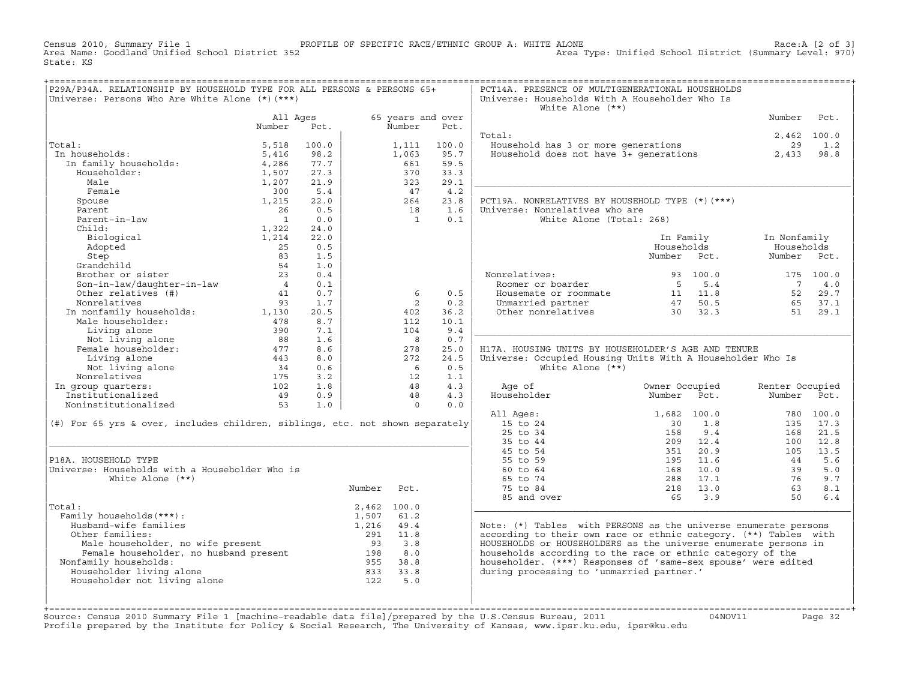Census 2010, Summary File 1 — PROFILE OF SPECIFIC RACE/ETHNIC GROUP A: WHITE ALONE — Race:A [2 of 3]
Area Name: Goodland Unified School District 352 — Area Type: Unified School District (Summary Level: 970)
State: KS

## P29A/P34A. RELATIONSHIP BY HOUSEHOLD TYPE FOR ALL PERSONS & PERSONS 65+

Universe: Persons Who Are White Alone (*)(***)

| | All Ages Number | All Ages Pct. | 65 years and over Number | 65 years and over Pct. |
|---|---|---|---|---|
| Total: | 5,518 | 100.0 | 1,111 | 100.0 |
| In households: | 5,416 | 98.2 | 1,063 | 95.7 |
| In family households: | 4,286 | 77.7 | 661 | 59.5 |
| Householder: | 1,507 | 27.3 | 370 | 33.3 |
| Male | 1,207 | 21.9 | 323 | 29.1 |
| Female | 300 | 5.4 | 47 | 4.2 |
| Spouse | 1,215 | 22.0 | 264 | 23.8 |
| Parent | 26 | 0.5 | 18 | 1.6 |
| Parent-in-law | 1 | 0.0 | 1 | 0.1 |
| Child: | 1,322 | 24.0 | | |
| Biological | 1,214 | 22.0 | | |
| Adopted | 25 | 0.5 | | |
| Step | 83 | 1.5 | | |
| Grandchild | 54 | 1.0 | | |
| Brother or sister | 23 | 0.4 | | |
| Son-in-law/daughter-in-law | 4 | 0.1 | | |
| Other relatives (#) | 41 | 0.7 | 6 | 0.5 |
| Nonrelatives | 93 | 1.7 | 2 | 0.2 |
| In nonfamily households: | 1,130 | 20.5 | 402 | 36.2 |
| Male householder: | 478 | 8.7 | 112 | 10.1 |
| Living alone | 390 | 7.1 | 104 | 9.4 |
| Not living alone | 88 | 1.6 | 8 | 0.7 |
| Female householder: | 477 | 8.6 | 278 | 25.0 |
| Living alone | 443 | 8.0 | 272 | 24.5 |
| Not living alone | 34 | 0.6 | 6 | 0.5 |
| Nonrelatives | 175 | 3.2 | 12 | 1.1 |
| In group quarters: | 102 | 1.8 | 48 | 4.3 |
| Institutionalized | 49 | 0.9 | 48 | 4.3 |
| Noninstitutionalized | 53 | 1.0 | 0 | 0.0 |

(#) For 65 yrs & over, includes children, siblings, etc. not shown separately

## P18A. HOUSEHOLD TYPE

Universe: Households with a Householder Who is White Alone (**)

| | Number | Pct. |
|---|---|---|
| Total: | 2,462 | 100.0 |
| Family households(***): | 1,507 | 61.2 |
| Husband-wife families | 1,216 | 49.4 |
| Other families: | 291 | 11.8 |
| Male householder, no wife present | 93 | 3.8 |
| Female householder, no husband present | 198 | 8.0 |
| Nonfamily households: | 955 | 38.8 |
| Householder living alone | 833 | 33.8 |
| Householder not living alone | 122 | 5.0 |

## PCT14A. PRESENCE OF MULTIGENERATIONAL HOUSEHOLDS

Universe: Households With A Householder Who Is White Alone (**)

| | Number | Pct. |
|---|---|---|
| Total: | 2,462 | 100.0 |
| Household has 3 or more generations | 29 | 1.2 |
| Household does not have 3+ generations | 2,433 | 98.8 |

## PCT19A. NONRELATIVES BY HOUSEHOLD TYPE (*)(***)

Universe: Nonrelatives who are White Alone (Total: 268)

| | In Family Households Number | In Family Households Pct. | In Nonfamily Households Number | In Nonfamily Households Pct. |
|---|---|---|---|---|
| Nonrelatives: | 93 | 100.0 | 175 | 100.0 |
| Roomer or boarder | 5 | 5.4 | 7 | 4.0 |
| Housemate or roommate | 11 | 11.8 | 52 | 29.7 |
| Unmarried partner | 47 | 50.5 | 65 | 37.1 |
| Other nonrelatives | 30 | 32.3 | 51 | 29.1 |

## H17A. HOUSING UNITS BY HOUSEHOLDER'S AGE AND TENURE

Universe: Occupied Housing Units With A Householder Who Is White Alone (**)

| Age of Householder | Owner Occupied Number | Owner Occupied Pct. | Renter Occupied Number | Renter Occupied Pct. |
|---|---|---|---|---|
| All Ages: | 1,682 | 100.0 | 780 | 100.0 |
| 15 to 24 | 30 | 1.8 | 135 | 17.3 |
| 25 to 34 | 158 | 9.4 | 168 | 21.5 |
| 35 to 44 | 209 | 12.4 | 100 | 12.8 |
| 45 to 54 | 351 | 20.9 | 105 | 13.5 |
| 55 to 59 | 195 | 11.6 | 44 | 5.6 |
| 60 to 64 | 168 | 10.0 | 39 | 5.0 |
| 65 to 74 | 288 | 17.1 | 76 | 9.7 |
| 75 to 84 | 218 | 13.0 | 63 | 8.1 |
| 85 and over | 65 | 3.9 | 50 | 6.4 |

Note: (*) Tables with PERSONS as the universe enumerate persons according to their own race or ethnic category. (**) Tables with HOUSEHOLDS or HOUSEHOLDERS as the universe enumerate persons in households according to the race or ethnic category of the householder. (***) Responses of 'same-sex spouse' were edited during processing to 'unmarried partner.'

Source: Census 2010 Summary File 1 [machine-readable data file]/prepared by the U.S.Census Bureau, 2011 04NOV11
Profile prepared by the Institute for Policy & Social Research, The University of Kansas, www.ipsr.ku.edu, ipsr@ku.edu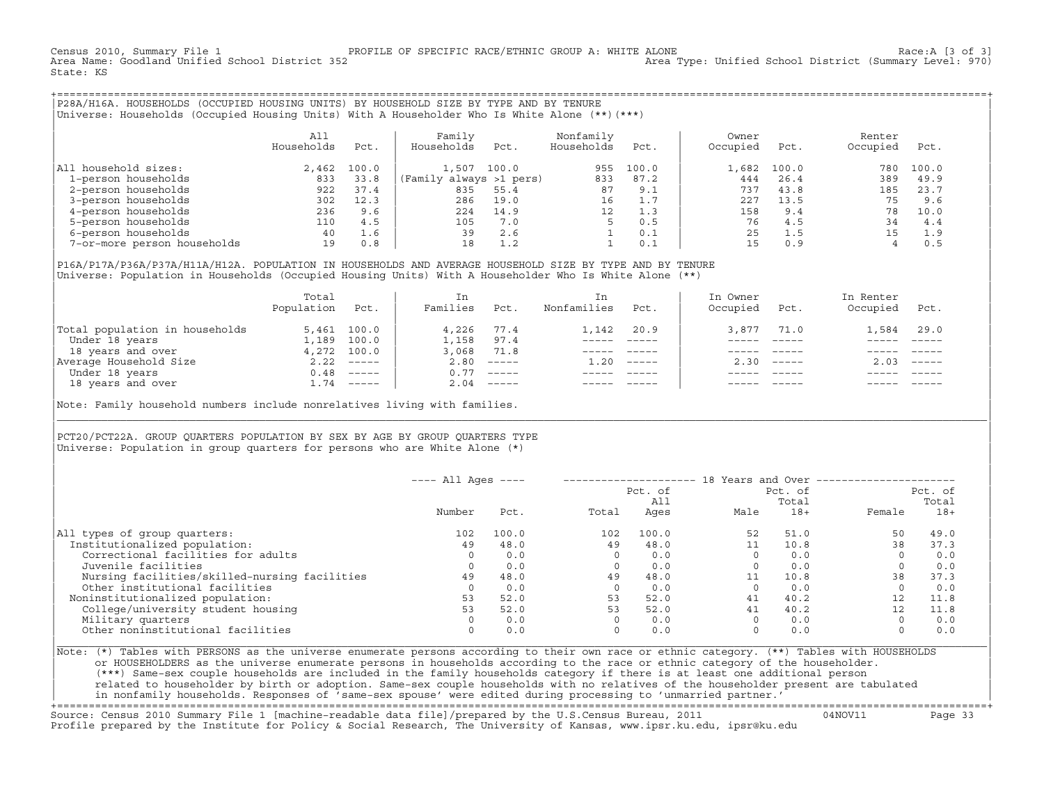Census 2010, Summary File 1 PROFILE OF SPECIFIC RACE/ETHNIC GROUP A: WHITE ALONE Race:A [3 of 3]
Area Name: Goodland Unified School District 352 Area Type: Unified School District (Summary Level: 970)
State: KS

## P28A/H16A. HOUSEHOLDS (OCCUPIED HOUSING UNITS) BY HOUSEHOLD SIZE BY TYPE AND BY TENURE

Universe: Households (Occupied Housing Units) With A Householder Who Is White Alone (**)(***)

| | All Households | Pct. | Family Households | Pct. | Nonfamily Households | Pct. | Owner Occupied | Pct. | Renter Occupied | Pct. |
|---|---|---|---|---|---|---|---|---|---|---|
| All household sizes: | 2,462 | 100.0 | 1,507 | 100.0 | 955 | 100.0 | 1,682 | 100.0 | 780 | 100.0 |
| 1-person households | 833 | 33.8 | (Family always >1 pers) | | 833 | 87.2 | 444 | 26.4 | 389 | 49.9 |
| 2-person households | 922 | 37.4 | 835 | 55.4 | 87 | 9.1 | 737 | 43.8 | 185 | 23.7 |
| 3-person households | 302 | 12.3 | 286 | 19.0 | 16 | 1.7 | 227 | 13.5 | 75 | 9.6 |
| 4-person households | 236 | 9.6 | 224 | 14.9 | 12 | 1.3 | 158 | 9.4 | 78 | 10.0 |
| 5-person households | 110 | 4.5 | 105 | 7.0 | 5 | 0.5 | 76 | 4.5 | 34 | 4.4 |
| 6-person households | 40 | 1.6 | 39 | 2.6 | 1 | 0.1 | 25 | 1.5 | 15 | 1.9 |
| 7-or-more person households | 19 | 0.8 | 18 | 1.2 | 1 | 0.1 | 15 | 0.9 | 4 | 0.5 |

## P16A/P17A/P36A/P37A/H11A/H12A. POPULATION IN HOUSEHOLDS AND AVERAGE HOUSEHOLD SIZE BY TYPE AND BY TENURE

Universe: Population in Households (Occupied Housing Units) With A Householder Who Is White Alone (**)

| | Total Population | Pct. | In Families | Pct. | In Nonfamilies | Pct. | In Owner Occupied | Pct. | In Renter Occupied | Pct. |
|---|---|---|---|---|---|---|---|---|---|---|
| Total population in households | 5,461 | 100.0 | 4,226 | 77.4 | 1,142 | 20.9 | 3,877 | 71.0 | 1,584 | 29.0 |
| Under 18 years | 1,189 | 100.0 | 1,158 | 97.4 | ----- | ----- | ----- | ----- | ----- | ----- |
| 18 years and over | 4,272 | 100.0 | 3,068 | 71.8 | ----- | ----- | ----- | ----- | ----- | ----- |
| Average Household Size | 2.22 | ----- | 2.80 | ----- | 1.20 | ----- | 2.30 | ----- | 2.03 | ----- |
| Under 18 years | 0.48 | ----- | 0.77 | ----- | ----- | ----- | ----- | ----- | ----- | ----- |
| 18 years and over | 1.74 | ----- | 2.04 | ----- | ----- | ----- | ----- | ----- | ----- | ----- |

Note: Family household numbers include nonrelatives living with families.

## PCT20/PCT22A. GROUP QUARTERS POPULATION BY SEX BY AGE BY GROUP QUARTERS TYPE

Universe: Population in group quarters for persons who are White Alone (*)

| | All Ages | | 18 Years and Over | | | | | |
|---|---|---|---|---|---|---|---|---|
| | Number | Pct. | Total | Pct. of All Ages | Male | Pct. of Total 18+ | Female | Pct. of Total 18+ |
| All types of group quarters: | 102 | 100.0 | 102 | 100.0 | 52 | 51.0 | 50 | 49.0 |
| Institutionalized population: | 49 | 48.0 | 49 | 48.0 | 11 | 10.8 | 38 | 37.3 |
| Correctional facilities for adults | 0 | 0.0 | 0 | 0.0 | 0 | 0.0 | 0 | 0.0 |
| Juvenile facilities | 0 | 0.0 | 0 | 0.0 | 0 | 0.0 | 0 | 0.0 |
| Nursing facilities/skilled-nursing facilities | 49 | 48.0 | 49 | 48.0 | 11 | 10.8 | 38 | 37.3 |
| Other institutional facilities | 0 | 0.0 | 0 | 0.0 | 0 | 0.0 | 0 | 0.0 |
| Noninstitutionalized population: | 53 | 52.0 | 53 | 52.0 | 41 | 40.2 | 12 | 11.8 |
| College/university student housing | 53 | 52.0 | 53 | 52.0 | 41 | 40.2 | 12 | 11.8 |
| Military quarters | 0 | 0.0 | 0 | 0.0 | 0 | 0.0 | 0 | 0.0 |
| Other noninstitutional facilities | 0 | 0.0 | 0 | 0.0 | 0 | 0.0 | 0 | 0.0 |

Note: (*) Tables with PERSONS as the universe enumerate persons according to their own race or ethnic category. (**) Tables with HOUSEHOLDS or HOUSEHOLDERS as the universe enumerate persons in households according to the race or ethnic category of the householder. (***) Same-sex couple households are included in the family households category if there is at least one additional person related to householder by birth or adoption. Same-sex couple households with no relatives of the householder present are tabulated in nonfamily households. Responses of 'same-sex spouse' were edited during processing to 'unmarried partner.'

Source: Census 2010 Summary File 1 [machine-readable data file]/prepared by the U.S.Census Bureau, 2011 04NOV11
Profile prepared by the Institute for Policy & Social Research, The University of Kansas, www.ipsr.ku.edu, ipsr@ku.edu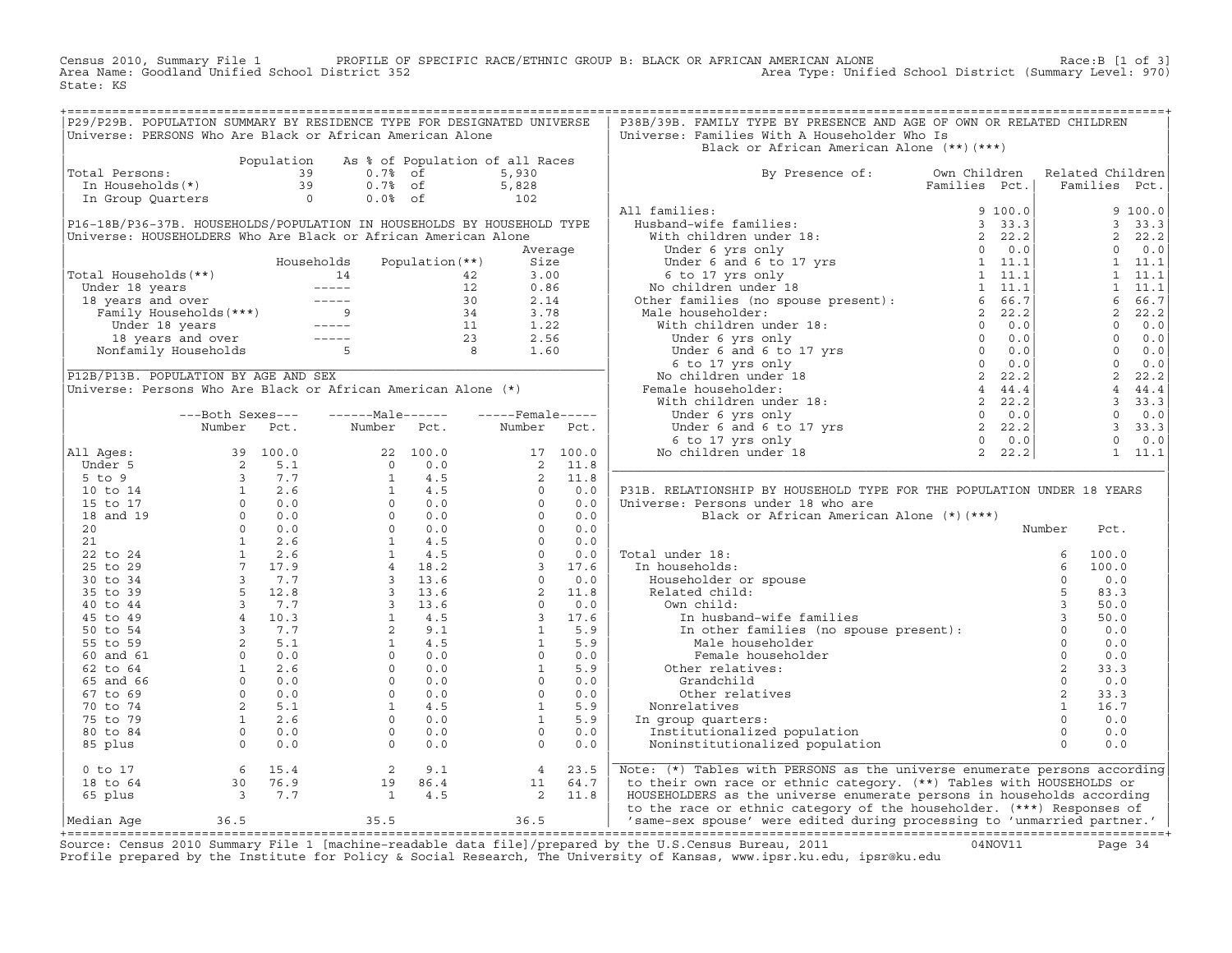Census 2010, Summary File 1 PROFILE OF SPECIFIC RACE/ETHNIC GROUP B: BLACK OR AFRICAN AMERICAN ALONE Race:B [1 of 3]
Area Name: Goodland Unified School District 352 Area Type: Unified School District (Summary Level: 970)
State: KS

## P29/P29B. POPULATION SUMMARY BY RESIDENCE TYPE FOR DESIGNATED UNIVERSE

Universe: PERSONS Who Are Black or African American Alone

| | Population | As % of Population of all Races | |
|---|---|---|---|
| Total Persons: | 39 | 0.7% of | 5,930 |
| In Households(*) | 39 | 0.7% of | 5,828 |
| In Group Quarters | 0 | 0.0% of | 102 |

## P16-18B/P36-37B. HOUSEHOLDS/POPULATION IN HOUSEHOLDS BY HOUSEHOLD TYPE

Universe: HOUSEHOLDERS Who Are Black or African American Alone

| | Households | Population(**) | Average Size |
|---|---|---|---|
| Total Households(**) | 14 | 42 | 3.00 |
| Under 18 years | ----- | 12 | 0.86 |
| 18 years and over | ----- | 30 | 2.14 |
| Family Households(***) | 9 | 34 | 3.78 |
| Under 18 years | ----- | 11 | 1.22 |
| 18 years and over | ----- | 23 | 2.56 |
| Nonfamily Households | 5 | 8 | 1.60 |

## P12B/P13B. POPULATION BY AGE AND SEX

Universe: Persons Who Are Black or African American Alone (*)

| | Both Sexes Number | Both Sexes Pct. | Male Number | Male Pct. | Female Number | Female Pct. |
|---|---|---|---|---|---|---|
| All Ages: | 39 | 100.0 | 22 | 100.0 | 17 | 100.0 |
| Under 5 | 2 | 5.1 | 0 | 0.0 | 2 | 11.8 |
| 5 to 9 | 3 | 7.7 | 1 | 4.5 | 2 | 11.8 |
| 10 to 14 | 1 | 2.6 | 1 | 4.5 | 0 | 0.0 |
| 15 to 17 | 0 | 0.0 | 0 | 0.0 | 0 | 0.0 |
| 18 and 19 | 0 | 0.0 | 0 | 0.0 | 0 | 0.0 |
| 20 | 0 | 0.0 | 0 | 0.0 | 0 | 0.0 |
| 21 | 1 | 2.6 | 1 | 4.5 | 0 | 0.0 |
| 22 to 24 | 1 | 2.6 | 1 | 4.5 | 0 | 0.0 |
| 25 to 29 | 7 | 17.9 | 4 | 18.2 | 3 | 17.6 |
| 30 to 34 | 3 | 7.7 | 3 | 13.6 | 0 | 0.0 |
| 35 to 39 | 5 | 12.8 | 3 | 13.6 | 2 | 11.8 |
| 40 to 44 | 3 | 7.7 | 3 | 13.6 | 0 | 0.0 |
| 45 to 49 | 4 | 10.3 | 1 | 4.5 | 3 | 17.6 |
| 50 to 54 | 3 | 7.7 | 2 | 9.1 | 1 | 5.9 |
| 55 to 59 | 2 | 5.1 | 1 | 4.5 | 1 | 5.9 |
| 60 and 61 | 0 | 0.0 | 0 | 0.0 | 0 | 0.0 |
| 62 to 64 | 1 | 2.6 | 0 | 0.0 | 1 | 5.9 |
| 65 and 66 | 0 | 0.0 | 0 | 0.0 | 0 | 0.0 |
| 67 to 69 | 0 | 0.0 | 0 | 0.0 | 0 | 0.0 |
| 70 to 74 | 2 | 5.1 | 1 | 4.5 | 1 | 5.9 |
| 75 to 79 | 1 | 2.6 | 0 | 0.0 | 1 | 5.9 |
| 80 to 84 | 0 | 0.0 | 0 | 0.0 | 0 | 0.0 |
| 85 plus | 0 | 0.0 | 0 | 0.0 | 0 | 0.0 |
| 0 to 17 | 6 | 15.4 | 2 | 9.1 | 4 | 23.5 |
| 18 to 64 | 30 | 76.9 | 19 | 86.4 | 11 | 64.7 |
| 65 plus | 3 | 7.7 | 1 | 4.5 | 2 | 11.8 |
| Median Age | 36.5 | | 35.5 | | 36.5 | |

## P38B/39B. FAMILY TYPE BY PRESENCE AND AGE OF OWN OR RELATED CHILDREN

Universe: Families With A Householder Who Is Black or African American Alone (**)(***)

| By Presence of: | Own Children Families | Own Children Pct. | Related Children Families | Related Children Pct. |
|---|---|---|---|---|
| All families: | 9 | 100.0 | 9 | 100.0 |
| Husband-wife families: | 3 | 33.3 | 3 | 33.3 |
| With children under 18: | 2 | 22.2 | 2 | 22.2 |
| Under 6 yrs only | 0 | 0.0 | 0 | 0.0 |
| Under 6 and 6 to 17 yrs | 1 | 11.1 | 1 | 11.1 |
| 6 to 17 yrs only | 1 | 11.1 | 1 | 11.1 |
| No children under 18 | 1 | 11.1 | 1 | 11.1 |
| Other families (no spouse present): | 6 | 66.7 | 6 | 66.7 |
| Male householder: | 2 | 22.2 | 2 | 22.2 |
| With children under 18: | 0 | 0.0 | 0 | 0.0 |
| Under 6 yrs only | 0 | 0.0 | 0 | 0.0 |
| Under 6 and 6 to 17 yrs | 0 | 0.0 | 0 | 0.0 |
| 6 to 17 yrs only | 0 | 0.0 | 0 | 0.0 |
| No children under 18 | 2 | 22.2 | 2 | 22.2 |
| Female householder: | 4 | 44.4 | 4 | 44.4 |
| With children under 18: | 2 | 22.2 | 3 | 33.3 |
| Under 6 yrs only | 0 | 0.0 | 0 | 0.0 |
| Under 6 and 6 to 17 yrs | 2 | 22.2 | 3 | 33.3 |
| 6 to 17 yrs only | 0 | 0.0 | 0 | 0.0 |
| No children under 18 | 2 | 22.2 | 1 | 11.1 |

## P31B. RELATIONSHIP BY HOUSEHOLD TYPE FOR THE POPULATION UNDER 18 YEARS

Universe: Persons under 18 who are Black or African American Alone (*)(***)

| | Number | Pct. |
|---|---|---|
| Total under 18: | 6 | 100.0 |
| In households: | 6 | 100.0 |
| Householder or spouse | 0 | 0.0 |
| Related child: | 5 | 83.3 |
| Own child: | 3 | 50.0 |
| In husband-wife families | 3 | 50.0 |
| In other families (no spouse present): | 0 | 0.0 |
| Male householder | 0 | 0.0 |
| Female householder | 0 | 0.0 |
| Other relatives: | 2 | 33.3 |
| Grandchild | 0 | 0.0 |
| Other relatives | 2 | 33.3 |
| Nonrelatives | 1 | 16.7 |
| In group quarters: | 0 | 0.0 |
| Institutionalized population | 0 | 0.0 |
| Noninstitutionalized population | 0 | 0.0 |

Note: (*) Tables with PERSONS as the universe enumerate persons according to their own race or ethnic category. (**) Tables with HOUSEHOLDS or HOUSEHOLDERS as the universe enumerate persons in households according to the race or ethnic category of the householder. (***) Responses of 'same-sex spouse' were edited during processing to 'unmarried partner.'

Source: Census 2010 Summary File 1 [machine-readable data file]/prepared by the U.S.Census Bureau, 2011 04NOV11
Profile prepared by the Institute for Policy & Social Research, The University of Kansas, www.ipsr.ku.edu, ipsr@ku.edu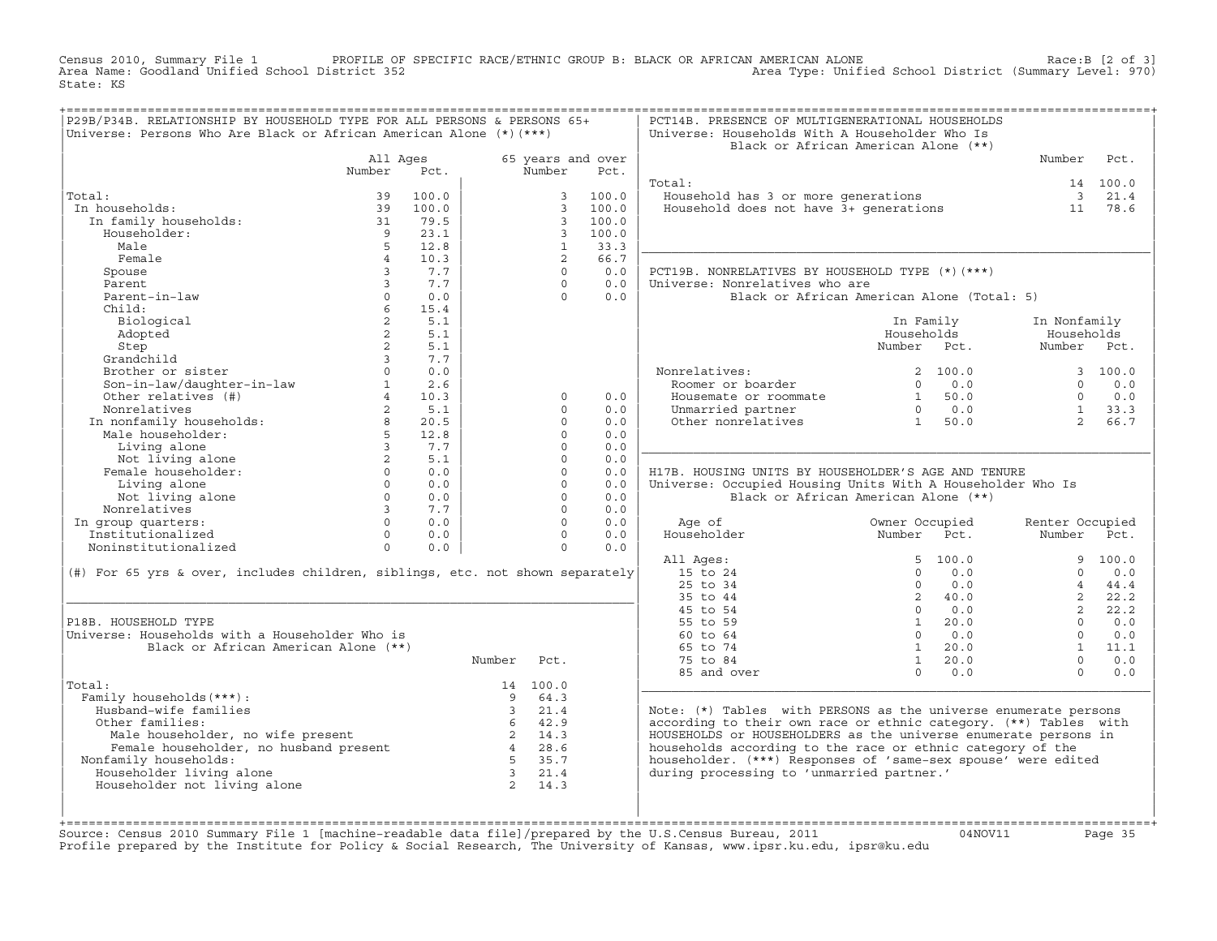Census 2010, Summary File 1 PROFILE OF SPECIFIC RACE/ETHNIC GROUP B: BLACK OR AFRICAN AMERICAN ALONE Race:B [2 of 3]
Area Name: Goodland Unified School District 352 Area Type: Unified School District (Summary Level: 970)
State: KS

## P29B/P34B. RELATIONSHIP BY HOUSEHOLD TYPE FOR ALL PERSONS & PERSONS 65+

Universe: Persons Who Are Black or African American Alone (*)(***)

| | All Ages Number | All Ages Pct. | 65 years and over Number | 65 years and over Pct. |
|---|---|---|---|---|
| Total: | 39 | 100.0 | 3 | 100.0 |
| In households: | 39 | 100.0 | 3 | 100.0 |
| In family households: | 31 | 79.5 | 3 | 100.0 |
| Householder: | 9 | 23.1 | 3 | 100.0 |
| Male | 5 | 12.8 | 1 | 33.3 |
| Female | 4 | 10.3 | 2 | 66.7 |
| Spouse | 3 | 7.7 | 0 | 0.0 |
| Parent | 3 | 7.7 | 0 | 0.0 |
| Parent-in-law | 0 | 0.0 | 0 | 0.0 |
| Child: | 6 | 15.4 | | |
| Biological | 2 | 5.1 | | |
| Adopted | 2 | 5.1 | | |
| Step | 2 | 5.1 | | |
| Grandchild | 3 | 7.7 | | |
| Brother or sister | 0 | 0.0 | | |
| Son-in-law/daughter-in-law | 1 | 2.6 | | |
| Other relatives (#) | 4 | 10.3 | 0 | 0.0 |
| Nonrelatives | 2 | 5.1 | 0 | 0.0 |
| In nonfamily households: | 8 | 20.5 | 0 | 0.0 |
| Male householder: | 5 | 12.8 | 0 | 0.0 |
| Living alone | 3 | 7.7 | 0 | 0.0 |
| Not living alone | 2 | 5.1 | 0 | 0.0 |
| Female householder: | 0 | 0.0 | 0 | 0.0 |
| Living alone | 0 | 0.0 | 0 | 0.0 |
| Not living alone | 0 | 0.0 | 0 | 0.0 |
| Nonrelatives | 3 | 7.7 | 0 | 0.0 |
| In group quarters: | 0 | 0.0 | 0 | 0.0 |
| Institutionalized | 0 | 0.0 | 0 | 0.0 |
| Noninstitutionalized | 0 | 0.0 | 0 | 0.0 |

(#) For 65 yrs & over, includes children, siblings, etc. not shown separately

## P18B. HOUSEHOLD TYPE

Universe: Households with a Householder Who is Black or African American Alone (**)

| | Number | Pct. |
|---|---|---|
| Total: | 14 | 100.0 |
| Family households(***): | 9 | 64.3 |
| Husband-wife families | 3 | 21.4 |
| Other families: | 6 | 42.9 |
| Male householder, no wife present | 2 | 14.3 |
| Female householder, no husband present | 4 | 28.6 |
| Nonfamily households: | 5 | 35.7 |
| Householder living alone | 3 | 21.4 |
| Householder not living alone | 2 | 14.3 |

## PCT14B. PRESENCE OF MULTIGENERATIONAL HOUSEHOLDS

Universe: Households With A Householder Who Is Black or African American Alone (**)

| | Number | Pct. |
|---|---|---|
| Total: | 14 | 100.0 |
| Household has 3 or more generations | 3 | 21.4 |
| Household does not have 3+ generations | 11 | 78.6 |

## PCT19B. NONRELATIVES BY HOUSEHOLD TYPE (*)(***)

Universe: Nonrelatives who are Black or African American Alone (Total: 5)

| | In Family Households Number | In Family Households Pct. | In Nonfamily Households Number | In Nonfamily Households Pct. |
|---|---|---|---|---|
| Nonrelatives: | 2 | 100.0 | 3 | 100.0 |
| Roomer or boarder | 0 | 0.0 | 0 | 0.0 |
| Housemate or roommate | 1 | 50.0 | 0 | 0.0 |
| Unmarried partner | 0 | 0.0 | 1 | 33.3 |
| Other nonrelatives | 1 | 50.0 | 2 | 66.7 |

## H17B. HOUSING UNITS BY HOUSEHOLDER'S AGE AND TENURE

Universe: Occupied Housing Units With A Householder Who Is Black or African American Alone (**)

| Age of Householder | Owner Occupied Number | Owner Occupied Pct. | Renter Occupied Number | Renter Occupied Pct. |
|---|---|---|---|---|
| All Ages: | 5 | 100.0 | 9 | 100.0 |
| 15 to 24 | 0 | 0.0 | 0 | 0.0 |
| 25 to 34 | 0 | 0.0 | 4 | 44.4 |
| 35 to 44 | 2 | 40.0 | 2 | 22.2 |
| 45 to 54 | 0 | 0.0 | 2 | 22.2 |
| 55 to 59 | 1 | 20.0 | 0 | 0.0 |
| 60 to 64 | 0 | 0.0 | 0 | 0.0 |
| 65 to 74 | 1 | 20.0 | 1 | 11.1 |
| 75 to 84 | 1 | 20.0 | 0 | 0.0 |
| 85 and over | 0 | 0.0 | 0 | 0.0 |

Note: (*) Tables with PERSONS as the universe enumerate persons according to their own race or ethnic category. (**) Tables with HOUSEHOLDS or HOUSEHOLDERS as the universe enumerate persons in households according to the race or ethnic category of the householder. (***) Responses of 'same-sex spouse' were edited during processing to 'unmarried partner.'

Source: Census 2010 Summary File 1 [machine-readable data file]/prepared by the U.S.Census Bureau, 2011 04NOV11
Profile prepared by the Institute for Policy & Social Research, The University of Kansas, www.ipsr.ku.edu, ipsr@ku.edu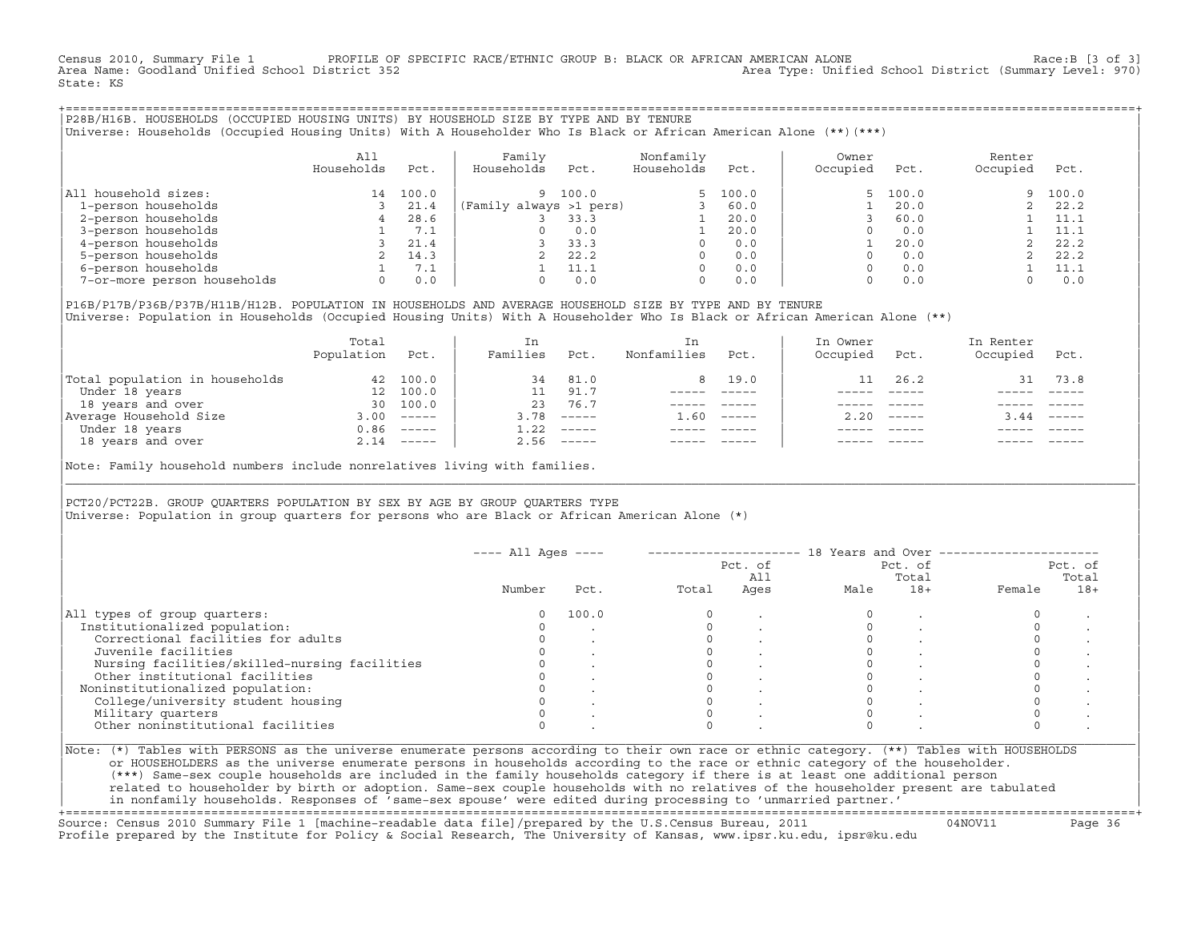Census 2010, Summary File 1 — PROFILE OF SPECIFIC RACE/ETHNIC GROUP B: BLACK OR AFRICAN AMERICAN ALONE — Race:B [3 of 3]
Area Name: Goodland Unified School District 352 — Area Type: Unified School District (Summary Level: 970)
State: KS

## P28B/H16B. HOUSEHOLDS (OCCUPIED HOUSING UNITS) BY HOUSEHOLD SIZE BY TYPE AND BY TENURE

Universe: Households (Occupied Housing Units) With A Householder Who Is Black or African American Alone (**)(***)

| | All Households | Pct. | Family Households | Pct. | Nonfamily Households | Pct. | Owner Occupied | Pct. | Renter Occupied | Pct. |
|---|---|---|---|---|---|---|---|---|---|---|
| All household sizes: | 14 | 100.0 | 9 | 100.0 | 5 | 100.0 | 5 | 100.0 | 9 | 100.0 |
| 1-person households | 3 | 21.4 | (Family always >1 pers) | | 3 | 60.0 | 1 | 20.0 | 2 | 22.2 |
| 2-person households | 4 | 28.6 | 3 | 33.3 | 1 | 20.0 | 3 | 60.0 | 1 | 11.1 |
| 3-person households | 1 | 7.1 | 0 | 0.0 | 1 | 20.0 | 0 | 0.0 | 1 | 11.1 |
| 4-person households | 3 | 21.4 | 3 | 33.3 | 0 | 0.0 | 1 | 20.0 | 2 | 22.2 |
| 5-person households | 2 | 14.3 | 2 | 22.2 | 0 | 0.0 | 0 | 0.0 | 2 | 22.2 |
| 6-person households | 1 | 7.1 | 1 | 11.1 | 0 | 0.0 | 0 | 0.0 | 1 | 11.1 |
| 7-or-more person households | 0 | 0.0 | 0 | 0.0 | 0 | 0.0 | 0 | 0.0 | 0 | 0.0 |

## P16B/P17B/P36B/P37B/H11B/H12B. POPULATION IN HOUSEHOLDS AND AVERAGE HOUSEHOLD SIZE BY TYPE AND BY TENURE

Universe: Population in Households (Occupied Housing Units) With A Householder Who Is Black or African American Alone (**)

| | Total Population | Pct. | In Families | Pct. | In Nonfamilies | Pct. | In Owner Occupied | Pct. | In Renter Occupied | Pct. |
|---|---|---|---|---|---|---|---|---|---|---|
| Total population in households | 42 | 100.0 | 34 | 81.0 | 8 | 19.0 | 11 | 26.2 | 31 | 73.8 |
| Under 18 years | 12 | 100.0 | 11 | 91.7 | ----- | ----- | ----- | ----- | ----- | ----- |
| 18 years and over | 30 | 100.0 | 23 | 76.7 | ----- | ----- | ----- | ----- | ----- | ----- |
| Average Household Size | 3.00 | ----- | 3.78 | ----- | 1.60 | ----- | 2.20 | ----- | 3.44 | ----- |
| Under 18 years | 0.86 | ----- | 1.22 | ----- | ----- | ----- | ----- | ----- | ----- | ----- |
| 18 years and over | 2.14 | ----- | 2.56 | ----- | ----- | ----- | ----- | ----- | ----- | ----- |

Note: Family household numbers include nonrelatives living with families.

## PCT20/PCT22B. GROUP QUARTERS POPULATION BY SEX BY AGE BY GROUP QUARTERS TYPE

Universe: Population in group quarters for persons who are Black or African American Alone (*)

| | All Ages | | 18 Years and Over | | | | | |
|---|---|---|---|---|---|---|---|---|
| | Number | Pct. | Total | Pct. of All Ages | Male | Pct. of Total 18+ | Female | Pct. of Total 18+ |
| All types of group quarters: | 0 | 100.0 | 0 | . | 0 | . | 0 | . |
| Institutionalized population: | 0 | . | 0 | . | 0 | . | 0 | . |
| Correctional facilities for adults | 0 | . | 0 | . | 0 | . | 0 | . |
| Juvenile facilities | 0 | . | 0 | . | 0 | . | 0 | . |
| Nursing facilities/skilled-nursing facilities | 0 | . | 0 | . | 0 | . | 0 | . |
| Other institutional facilities | 0 | . | 0 | . | 0 | . | 0 | . |
| Noninstitutionalized population: | 0 | . | 0 | . | 0 | . | 0 | . |
| College/university student housing | 0 | . | 0 | . | 0 | . | 0 | . |
| Military quarters | 0 | . | 0 | . | 0 | . | 0 | . |
| Other noninstitutional facilities | 0 | . | 0 | . | 0 | . | 0 | . |

Note: (*) Tables with PERSONS as the universe enumerate persons according to their own race or ethnic category. (**) Tables with HOUSEHOLDS or HOUSEHOLDERS as the universe enumerate persons in households according to the race or ethnic category of the householder. (***) Same-sex couple households are included in the family households category if there is at least one additional person related to householder by birth or adoption. Same-sex couple households with no relatives of the householder present are tabulated in nonfamily households. Responses of 'same-sex spouse' were edited during processing to 'unmarried partner.'

Source: Census 2010 Summary File 1 [machine-readable data file]/prepared by the U.S.Census Bureau, 2011 — 04NOV11
Profile prepared by the Institute for Policy & Social Research, The University of Kansas, www.ipsr.ku.edu, ipsr@ku.edu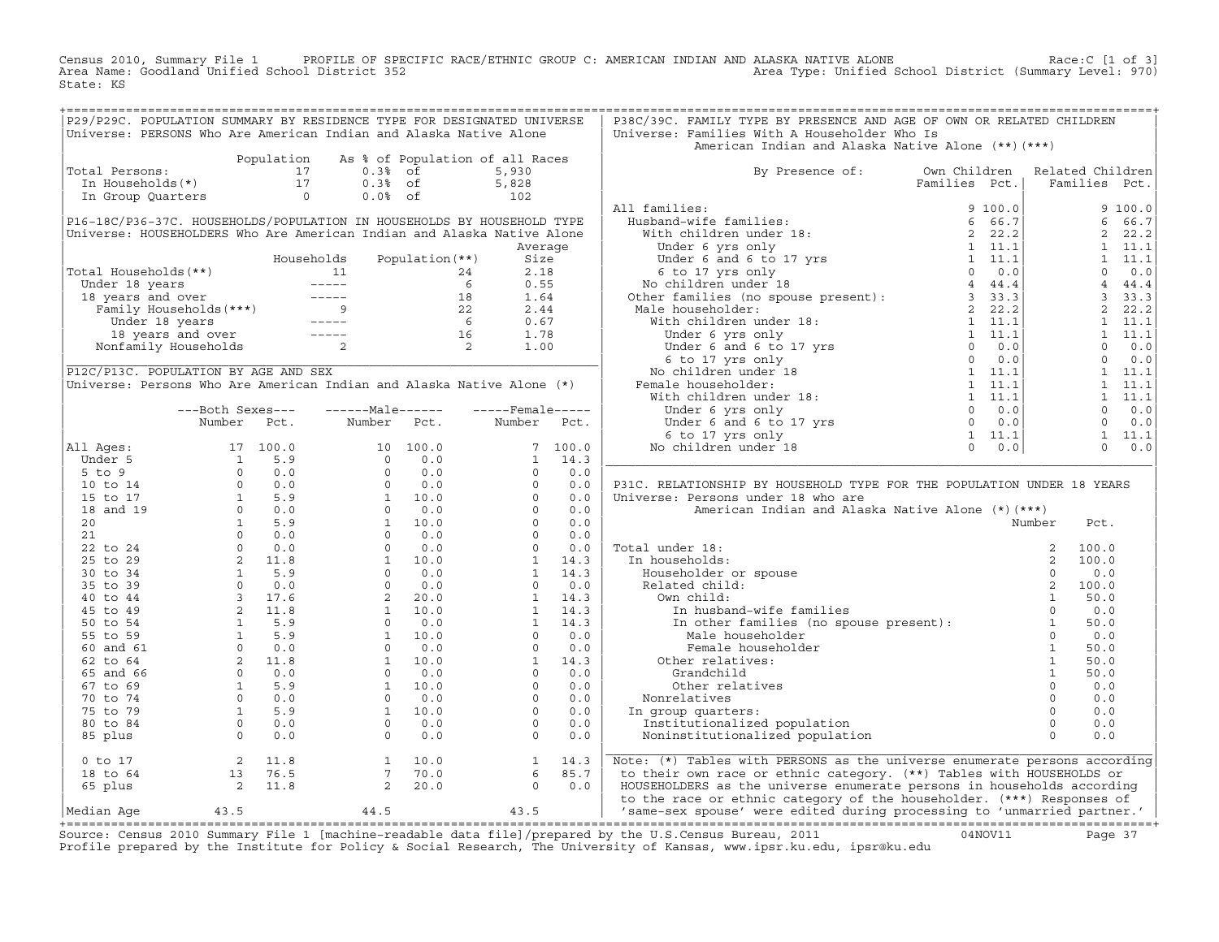Census 2010, Summary File 1 PROFILE OF SPECIFIC RACE/ETHNIC GROUP C: AMERICAN INDIAN AND ALASKA NATIVE ALONE Race:C [1 of 3]
Area Name: Goodland Unified School District 352 Area Type: Unified School District (Summary Level: 970)
State: KS

## P29/P29C. POPULATION SUMMARY BY RESIDENCE TYPE FOR DESIGNATED UNIVERSE

Universe: PERSONS Who Are American Indian and Alaska Native Alone

| | Population | As % of Population of all Races | | |
|---|---|---|---|---|
| Total Persons: | 17 | 0.3% | of | 5,930 |
| In Households(*) | 17 | 0.3% | of | 5,828 |
| In Group Quarters | 0 | 0.0% | of | 102 |

## P16-18C/P36-37C. HOUSEHOLDS/POPULATION IN HOUSEHOLDS BY HOUSEHOLD TYPE

Universe: HOUSEHOLDERS Who Are American Indian and Alaska Native Alone

| | Households | Population(**) | Average Size |
|---|---|---|---|
| Total Households(**) | 11 | 24 | 2.18 |
| Under 18 years | ----- | 6 | 0.55 |
| 18 years and over | ----- | 18 | 1.64 |
| Family Households(***) | 9 | 22 | 2.44 |
| Under 18 years | ----- | 6 | 0.67 |
| 18 years and over | ----- | 16 | 1.78 |
| Nonfamily Households | 2 | 2 | 1.00 |

## P12C/P13C. POPULATION BY AGE AND SEX

Universe: Persons Who Are American Indian and Alaska Native Alone (*)

| | Both Sexes Number | Both Sexes Pct. | Male Number | Male Pct. | Female Number | Female Pct. |
|---|---|---|---|---|---|---|
| All Ages: | 17 | 100.0 | 10 | 100.0 | 7 | 100.0 |
| Under 5 | 1 | 5.9 | 0 | 0.0 | 1 | 14.3 |
| 5 to 9 | 0 | 0.0 | 0 | 0.0 | 0 | 0.0 |
| 10 to 14 | 0 | 0.0 | 0 | 0.0 | 0 | 0.0 |
| 15 to 17 | 1 | 5.9 | 1 | 10.0 | 0 | 0.0 |
| 18 and 19 | 0 | 0.0 | 0 | 0.0 | 0 | 0.0 |
| 20 | 1 | 5.9 | 1 | 10.0 | 0 | 0.0 |
| 21 | 0 | 0.0 | 0 | 0.0 | 0 | 0.0 |
| 22 to 24 | 0 | 0.0 | 0 | 0.0 | 0 | 0.0 |
| 25 to 29 | 2 | 11.8 | 1 | 10.0 | 1 | 14.3 |
| 30 to 34 | 1 | 5.9 | 0 | 0.0 | 1 | 14.3 |
| 35 to 39 | 0 | 0.0 | 0 | 0.0 | 0 | 0.0 |
| 40 to 44 | 3 | 17.6 | 2 | 20.0 | 1 | 14.3 |
| 45 to 49 | 2 | 11.8 | 1 | 10.0 | 1 | 14.3 |
| 50 to 54 | 1 | 5.9 | 0 | 0.0 | 1 | 14.3 |
| 55 to 59 | 1 | 5.9 | 1 | 10.0 | 0 | 0.0 |
| 60 and 61 | 0 | 0.0 | 0 | 0.0 | 0 | 0.0 |
| 62 to 64 | 2 | 11.8 | 1 | 10.0 | 1 | 14.3 |
| 65 and 66 | 0 | 0.0 | 0 | 0.0 | 0 | 0.0 |
| 67 to 69 | 1 | 5.9 | 1 | 10.0 | 0 | 0.0 |
| 70 to 74 | 0 | 0.0 | 0 | 0.0 | 0 | 0.0 |
| 75 to 79 | 1 | 5.9 | 1 | 10.0 | 0 | 0.0 |
| 80 to 84 | 0 | 0.0 | 0 | 0.0 | 0 | 0.0 |
| 85 plus | 0 | 0.0 | 0 | 0.0 | 0 | 0.0 |
| 0 to 17 | 2 | 11.8 | 1 | 10.0 | 1 | 14.3 |
| 18 to 64 | 13 | 76.5 | 7 | 70.0 | 6 | 85.7 |
| 65 plus | 2 | 11.8 | 2 | 20.0 | 0 | 0.0 |
| Median Age | 43.5 | | 44.5 | | 43.5 | |

## P38C/39C. FAMILY TYPE BY PRESENCE AND AGE OF OWN OR RELATED CHILDREN

Universe: Families With A Householder Who Is American Indian and Alaska Native Alone (**)(***)

| By Presence of: | Own Children Families | Own Children Pct. | Related Children Families | Related Children Pct. |
|---|---|---|---|---|
| All families: | 9 | 100.0 | 9 | 100.0 |
| Husband-wife families: | 6 | 66.7 | 6 | 66.7 |
| With children under 18: | 2 | 22.2 | 2 | 22.2 |
| Under 6 yrs only | 1 | 11.1 | 1 | 11.1 |
| Under 6 and 6 to 17 yrs | 1 | 11.1 | 1 | 11.1 |
| 6 to 17 yrs only | 0 | 0.0 | 0 | 0.0 |
| No children under 18 | 4 | 44.4 | 4 | 44.4 |
| Other families (no spouse present): | 3 | 33.3 | 3 | 33.3 |
| Male householder: | 2 | 22.2 | 2 | 22.2 |
| With children under 18: | 1 | 11.1 | 1 | 11.1 |
| Under 6 yrs only | 1 | 11.1 | 1 | 11.1 |
| Under 6 and 6 to 17 yrs | 0 | 0.0 | 0 | 0.0 |
| 6 to 17 yrs only | 0 | 0.0 | 0 | 0.0 |
| No children under 18 | 1 | 11.1 | 1 | 11.1 |
| Female householder: | 1 | 11.1 | 1 | 11.1 |
| With children under 18: | 1 | 11.1 | 1 | 11.1 |
| Under 6 yrs only | 0 | 0.0 | 0 | 0.0 |
| Under 6 and 6 to 17 yrs | 0 | 0.0 | 0 | 0.0 |
| 6 to 17 yrs only | 1 | 11.1 | 1 | 11.1 |
| No children under 18 | 0 | 0.0 | 0 | 0.0 |

## P31C. RELATIONSHIP BY HOUSEHOLD TYPE FOR THE POPULATION UNDER 18 YEARS

Universe: Persons under 18 who are American Indian and Alaska Native Alone (*)(***)

| | Number | Pct. |
|---|---|---|
| Total under 18: | 2 | 100.0 |
| In households: | 2 | 100.0 |
| Householder or spouse | 0 | 0.0 |
| Related child: | 2 | 100.0 |
| Own child: | 1 | 50.0 |
| In husband-wife families | 0 | 0.0 |
| In other families (no spouse present): | 1 | 50.0 |
| Male householder | 0 | 0.0 |
| Female householder | 1 | 50.0 |
| Other relatives: | 1 | 50.0 |
| Grandchild | 1 | 50.0 |
| Other relatives | 0 | 0.0 |
| Nonrelatives | 0 | 0.0 |
| In group quarters: | 0 | 0.0 |
| Institutionalized population | 0 | 0.0 |
| Noninstitutionalized population | 0 | 0.0 |

Note: (*) Tables with PERSONS as the universe enumerate persons according to their own race or ethnic category. (**) Tables with HOUSEHOLDS or HOUSEHOLDERS as the universe enumerate persons in households according to the race or ethnic category of the householder. (***) Responses of 'same-sex spouse' were edited during processing to 'unmarried partner.'

Source: Census 2010 Summary File 1 [machine-readable data file]/prepared by the U.S.Census Bureau, 2011 04NOV11
Profile prepared by the Institute for Policy & Social Research, The University of Kansas, www.ipsr.ku.edu, ipsr@ku.edu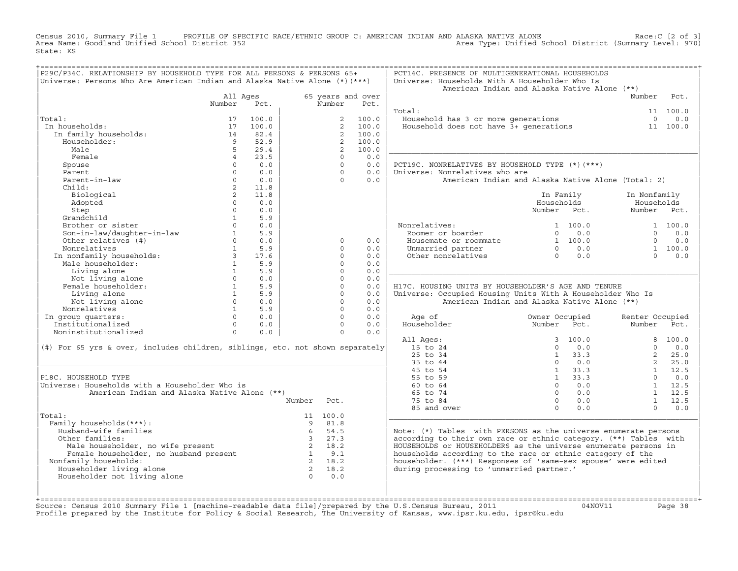Census 2010, Summary File 1 PROFILE OF SPECIFIC RACE/ETHNIC GROUP C: AMERICAN INDIAN AND ALASKA NATIVE ALONE Race:C [2 of 3]
Area Name: Goodland Unified School District 352 Area Type: Unified School District (Summary Level: 970)
State: KS

## P29C/P34C. RELATIONSHIP BY HOUSEHOLD TYPE FOR ALL PERSONS & PERSONS 65+

Universe: Persons Who Are American Indian and Alaska Native Alone (*)(***)

| | All Ages Number | All Ages Pct. | 65 years and over Number | 65 years and over Pct. |
|---|---|---|---|---|
| Total: | 17 | 100.0 | 2 | 100.0 |
| In households: | 17 | 100.0 | 2 | 100.0 |
| In family households: | 14 | 82.4 | 2 | 100.0 |
| Householder: | 9 | 52.9 | 2 | 100.0 |
| Male | 5 | 29.4 | 2 | 100.0 |
| Female | 4 | 23.5 | 0 | 0.0 |
| Spouse | 0 | 0.0 | 0 | 0.0 |
| Parent | 0 | 0.0 | 0 | 0.0 |
| Parent-in-law | 0 | 0.0 | 0 | 0.0 |
| Child: | 2 | 11.8 | | |
| Biological | 2 | 11.8 | | |
| Adopted | 0 | 0.0 | | |
| Step | 0 | 0.0 | | |
| Grandchild | 1 | 5.9 | | |
| Brother or sister | 0 | 0.0 | | |
| Son-in-law/daughter-in-law | 1 | 5.9 | | |
| Other relatives (#) | 0 | 0.0 | 0 | 0.0 |
| Nonrelatives | 1 | 5.9 | 0 | 0.0 |
| In nonfamily households: | 3 | 17.6 | 0 | 0.0 |
| Male householder: | 1 | 5.9 | 0 | 0.0 |
| Living alone | 1 | 5.9 | 0 | 0.0 |
| Not living alone | 0 | 0.0 | 0 | 0.0 |
| Female householder: | 1 | 5.9 | 0 | 0.0 |
| Living alone | 1 | 5.9 | 0 | 0.0 |
| Not living alone | 0 | 0.0 | 0 | 0.0 |
| Nonrelatives | 1 | 5.9 | 0 | 0.0 |
| In group quarters: | 0 | 0.0 | 0 | 0.0 |
| Institutionalized | 0 | 0.0 | 0 | 0.0 |
| Noninstitutionalized | 0 | 0.0 | 0 | 0.0 |

(#) For 65 yrs & over, includes children, siblings, etc. not shown separately

## P18C. HOUSEHOLD TYPE

Universe: Households with a Householder Who is American Indian and Alaska Native Alone (**)

| | Number | Pct. |
|---|---|---|
| Total: | 11 | 100.0 |
| Family households(***): | 9 | 81.8 |
| Husband-wife families | 6 | 54.5 |
| Other families: | 3 | 27.3 |
| Male householder, no wife present | 2 | 18.2 |
| Female householder, no husband present | 1 | 9.1 |
| Nonfamily households: | 2 | 18.2 |
| Householder living alone | 2 | 18.2 |
| Householder not living alone | 0 | 0.0 |

## PCT14C. PRESENCE OF MULTIGENERATIONAL HOUSEHOLDS

Universe: Households With A Householder Who Is American Indian and Alaska Native Alone (**)

| | Number | Pct. |
|---|---|---|
| Total: | 11 | 100.0 |
| Household has 3 or more generations | 0 | 0.0 |
| Household does not have 3+ generations | 11 | 100.0 |

## PCT19C. NONRELATIVES BY HOUSEHOLD TYPE (*)(***)

Universe: Nonrelatives who are American Indian and Alaska Native Alone (Total: 2)

| | In Family Households Number | In Family Households Pct. | In Nonfamily Households Number | In Nonfamily Households Pct. |
|---|---|---|---|---|
| Nonrelatives: | 1 | 100.0 | 1 | 100.0 |
| Roomer or boarder | 0 | 0.0 | 0 | 0.0 |
| Housemate or roommate | 1 | 100.0 | 0 | 0.0 |
| Unmarried partner | 0 | 0.0 | 1 | 100.0 |
| Other nonrelatives | 0 | 0.0 | 0 | 0.0 |

## H17C. HOUSING UNITS BY HOUSEHOLDER'S AGE AND TENURE

Universe: Occupied Housing Units With A Householder Who Is American Indian and Alaska Native Alone (**)

| Age of Householder | Owner Occupied Number | Owner Occupied Pct. | Renter Occupied Number | Renter Occupied Pct. |
|---|---|---|---|---|
| All Ages: | 3 | 100.0 | 8 | 100.0 |
| 15 to 24 | 0 | 0.0 | 0 | 0.0 |
| 25 to 34 | 1 | 33.3 | 2 | 25.0 |
| 35 to 44 | 0 | 0.0 | 2 | 25.0 |
| 45 to 54 | 1 | 33.3 | 1 | 12.5 |
| 55 to 59 | 1 | 33.3 | 0 | 0.0 |
| 60 to 64 | 0 | 0.0 | 1 | 12.5 |
| 65 to 74 | 0 | 0.0 | 1 | 12.5 |
| 75 to 84 | 0 | 0.0 | 1 | 12.5 |
| 85 and over | 0 | 0.0 | 0 | 0.0 |

Note: (*) Tables with PERSONS as the universe enumerate persons according to their own race or ethnic category. (**) Tables with HOUSEHOLDS or HOUSEHOLDERS as the universe enumerate persons in households according to the race or ethnic category of the householder. (***) Responses of 'same-sex spouse' were edited during processing to 'unmarried partner.'

Source: Census 2010 Summary File 1 [machine-readable data file]/prepared by the U.S.Census Bureau, 2011 04NOV11
Profile prepared by the Institute for Policy & Social Research, The University of Kansas, www.ipsr.ku.edu, ipsr@ku.edu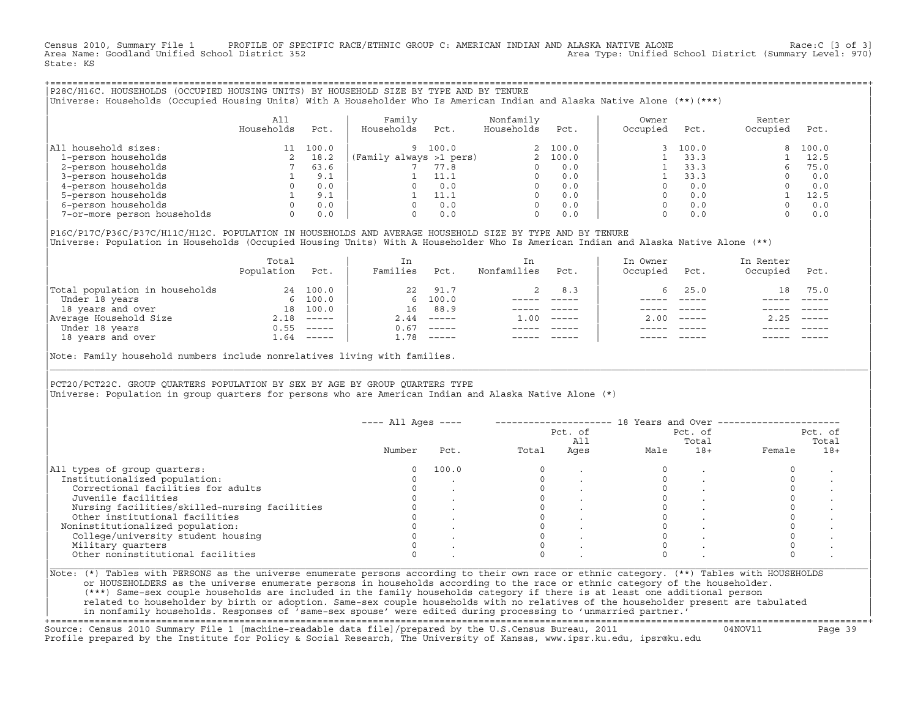Census 2010, Summary File 1 PROFILE OF SPECIFIC RACE/ETHNIC GROUP C: AMERICAN INDIAN AND ALASKA NATIVE ALONE Race:C [3 of 3]
Area Name: Goodland Unified School District 352 Area Type: Unified School District (Summary Level: 970)
State: KS

## P28C/H16C. HOUSEHOLDS (OCCUPIED HOUSING UNITS) BY HOUSEHOLD SIZE BY TYPE AND BY TENURE

Universe: Households (Occupied Housing Units) With A Householder Who Is American Indian and Alaska Native Alone (**)(***)

| | All Households | Pct. | Family Households | Pct. | Nonfamily Households | Pct. | Owner Occupied | Pct. | Renter Occupied | Pct. |
|---|---|---|---|---|---|---|---|---|---|---|
| All household sizes: | 11 | 100.0 | 9 | 100.0 | 2 | 100.0 | 3 | 100.0 | 8 | 100.0 |
| 1-person households | 2 | 18.2 | (Family always >1 pers) | | 2 | 100.0 | 1 | 33.3 | 1 | 12.5 |
| 2-person households | 7 | 63.6 | 7 | 77.8 | 0 | 0.0 | 1 | 33.3 | 6 | 75.0 |
| 3-person households | 1 | 9.1 | 1 | 11.1 | 0 | 0.0 | 1 | 33.3 | 0 | 0.0 |
| 4-person households | 0 | 0.0 | 0 | 0.0 | 0 | 0.0 | 0 | 0.0 | 0 | 0.0 |
| 5-person households | 1 | 9.1 | 1 | 11.1 | 0 | 0.0 | 0 | 0.0 | 1 | 12.5 |
| 6-person households | 0 | 0.0 | 0 | 0.0 | 0 | 0.0 | 0 | 0.0 | 0 | 0.0 |
| 7-or-more person households | 0 | 0.0 | 0 | 0.0 | 0 | 0.0 | 0 | 0.0 | 0 | 0.0 |

## P16C/P17C/P36C/P37C/H11C/H12C. POPULATION IN HOUSEHOLDS AND AVERAGE HOUSEHOLD SIZE BY TYPE AND BY TENURE

Universe: Population in Households (Occupied Housing Units) With A Householder Who Is American Indian and Alaska Native Alone (**)

| | Total Population | Pct. | In Families | Pct. | In Nonfamilies | Pct. | In Owner Occupied | Pct. | In Renter Occupied | Pct. |
|---|---|---|---|---|---|---|---|---|---|---|
| Total population in households | 24 | 100.0 | 22 | 91.7 | 2 | 8.3 | 6 | 25.0 | 18 | 75.0 |
| Under 18 years | 6 | 100.0 | 6 | 100.0 | ----- | ----- | ----- | ----- | ----- | ----- |
| 18 years and over | 18 | 100.0 | 16 | 88.9 | ----- | ----- | ----- | ----- | ----- | ----- |
| Average Household Size | 2.18 | ----- | 2.44 | ----- | 1.00 | ----- | 2.00 | ----- | 2.25 | ----- |
| Under 18 years | 0.55 | ----- | 0.67 | ----- | ----- | ----- | ----- | ----- | ----- | ----- |
| 18 years and over | 1.64 | ----- | 1.78 | ----- | ----- | ----- | ----- | ----- | ----- | ----- |

Note: Family household numbers include nonrelatives living with families.

## PCT20/PCT22C. GROUP QUARTERS POPULATION BY SEX BY AGE BY GROUP QUARTERS TYPE

Universe: Population in group quarters for persons who are American Indian and Alaska Native Alone (*)

| | All Ages Number | All Ages Pct. | 18 Years and Over Total | Pct. of All Ages | Male | Pct. of Total 18+ | Female | Pct. of Total 18+ |
|---|---|---|---|---|---|---|---|---|
| All types of group quarters: | 0 | 100.0 | 0 | . | 0 | . | 0 | . |
| Institutionalized population: | 0 | . | 0 | . | 0 | . | 0 | . |
| Correctional facilities for adults | 0 | . | 0 | . | 0 | . | 0 | . |
| Juvenile facilities | 0 | . | 0 | . | 0 | . | 0 | . |
| Nursing facilities/skilled-nursing facilities | 0 | . | 0 | . | 0 | . | 0 | . |
| Other institutional facilities | 0 | . | 0 | . | 0 | . | 0 | . |
| Noninstitutionalized population: | 0 | . | 0 | . | 0 | . | 0 | . |
| College/university student housing | 0 | . | 0 | . | 0 | . | 0 | . |
| Military quarters | 0 | . | 0 | . | 0 | . | 0 | . |
| Other noninstitutional facilities | 0 | . | 0 | . | 0 | . | 0 | . |

Note: (*) Tables with PERSONS as the universe enumerate persons according to their own race or ethnic category. (**) Tables with HOUSEHOLDS or HOUSEHOLDERS as the universe enumerate persons in households according to the race or ethnic category of the householder. (***) Same-sex couple households are included in the family households category if there is at least one additional person related to householder by birth or adoption. Same-sex couple households with no relatives of the householder present are tabulated in nonfamily households. Responses of 'same-sex spouse' were edited during processing to 'unmarried partner.'

Source: Census 2010 Summary File 1 [machine-readable data file]/prepared by the U.S.Census Bureau, 2011 04NOV11
Profile prepared by the Institute for Policy & Social Research, The University of Kansas, www.ipsr.ku.edu, ipsr@ku.edu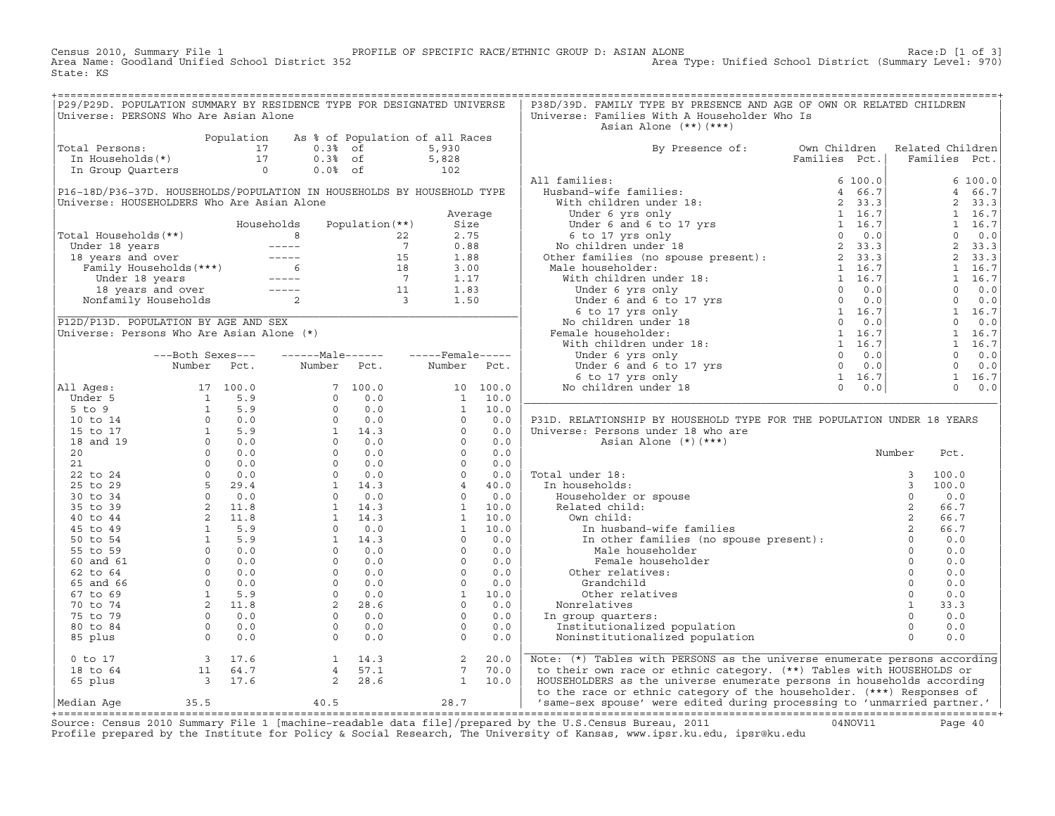Census 2010, Summary File 1 — PROFILE OF SPECIFIC RACE/ETHNIC GROUP D: ASIAN ALONE — Race:D [1 of 3]

Area Name: Goodland Unified School District 352 — Area Type: Unified School District (Summary Level: 970)

State: KS

## P29/P29D. POPULATION SUMMARY BY RESIDENCE TYPE FOR DESIGNATED UNIVERSE

Universe: PERSONS Who Are Asian Alone

| | Population | As % of Population of all Races | |
|---|---|---|---|
| Total Persons: | 17 | 0.3% of | 5,930 |
| In Households(*) | 17 | 0.3% of | 5,828 |
| In Group Quarters | 0 | 0.0% of | 102 |

## P16-18D/P36-37D. HOUSEHOLDS/POPULATION IN HOUSEHOLDS BY HOUSEHOLD TYPE

Universe: HOUSEHOLDERS Who Are Asian Alone

| | Households | Population(**) | Average Size |
|---|---|---|---|
| Total Households(**) | 8 | 22 | 2.75 |
| Under 18 years | ----- | 7 | 0.88 |
| 18 years and over | ----- | 15 | 1.88 |
| Family Households(***) | 6 | 18 | 3.00 |
| Under 18 years | ----- | 7 | 1.17 |
| 18 years and over | ----- | 11 | 1.83 |
| Nonfamily Households | 2 | 3 | 1.50 |

## P12D/P13D. POPULATION BY AGE AND SEX

Universe: Persons Who Are Asian Alone (*)

| | Both Sexes Number | Both Sexes Pct. | Male Number | Male Pct. | Female Number | Female Pct. |
|---|---|---|---|---|---|---|
| All Ages: | 17 | 100.0 | 7 | 100.0 | 10 | 100.0 |
| Under 5 | 1 | 5.9 | 0 | 0.0 | 1 | 10.0 |
| 5 to 9 | 1 | 5.9 | 0 | 0.0 | 1 | 10.0 |
| 10 to 14 | 0 | 0.0 | 0 | 0.0 | 0 | 0.0 |
| 15 to 17 | 1 | 5.9 | 1 | 14.3 | 0 | 0.0 |
| 18 and 19 | 0 | 0.0 | 0 | 0.0 | 0 | 0.0 |
| 20 | 0 | 0.0 | 0 | 0.0 | 0 | 0.0 |
| 21 | 0 | 0.0 | 0 | 0.0 | 0 | 0.0 |
| 22 to 24 | 0 | 0.0 | 0 | 0.0 | 0 | 0.0 |
| 25 to 29 | 5 | 29.4 | 1 | 14.3 | 4 | 40.0 |
| 30 to 34 | 0 | 0.0 | 0 | 0.0 | 0 | 0.0 |
| 35 to 39 | 2 | 11.8 | 1 | 14.3 | 1 | 10.0 |
| 40 to 44 | 2 | 11.8 | 1 | 14.3 | 1 | 10.0 |
| 45 to 49 | 1 | 5.9 | 0 | 0.0 | 1 | 10.0 |
| 50 to 54 | 1 | 5.9 | 1 | 14.3 | 0 | 0.0 |
| 55 to 59 | 0 | 0.0 | 0 | 0.0 | 0 | 0.0 |
| 60 and 61 | 0 | 0.0 | 0 | 0.0 | 0 | 0.0 |
| 62 to 64 | 0 | 0.0 | 0 | 0.0 | 0 | 0.0 |
| 65 and 66 | 0 | 0.0 | 0 | 0.0 | 0 | 0.0 |
| 67 to 69 | 1 | 5.9 | 0 | 0.0 | 1 | 10.0 |
| 70 to 74 | 2 | 11.8 | 2 | 28.6 | 0 | 0.0 |
| 75 to 79 | 0 | 0.0 | 0 | 0.0 | 0 | 0.0 |
| 80 to 84 | 0 | 0.0 | 0 | 0.0 | 0 | 0.0 |
| 85 plus | 0 | 0.0 | 0 | 0.0 | 0 | 0.0 |
| 0 to 17 | 3 | 17.6 | 1 | 14.3 | 2 | 20.0 |
| 18 to 64 | 11 | 64.7 | 4 | 57.1 | 7 | 70.0 |
| 65 plus | 3 | 17.6 | 2 | 28.6 | 1 | 10.0 |
| Median Age | 35.5 | | 40.5 | | 28.7 | |

## P38D/39D. FAMILY TYPE BY PRESENCE AND AGE OF OWN OR RELATED CHILDREN

Universe: Families With A Householder Who Is Asian Alone (**)(***)

| By Presence of: | Own Children Families | Own Children Pct. | Related Children Families | Related Children Pct. |
|---|---|---|---|---|
| All families: | 6 | 100.0 | 6 | 100.0 |
| Husband-wife families: | 4 | 66.7 | 4 | 66.7 |
| With children under 18: | 2 | 33.3 | 2 | 33.3 |
| Under 6 yrs only | 1 | 16.7 | 1 | 16.7 |
| Under 6 and 6 to 17 yrs | 1 | 16.7 | 1 | 16.7 |
| 6 to 17 yrs only | 0 | 0.0 | 0 | 0.0 |
| No children under 18 | 2 | 33.3 | 2 | 33.3 |
| Other families (no spouse present): | 2 | 33.3 | 2 | 33.3 |
| Male householder: | 1 | 16.7 | 1 | 16.7 |
| With children under 18: | 1 | 16.7 | 1 | 16.7 |
| Under 6 yrs only | 0 | 0.0 | 0 | 0.0 |
| Under 6 and 6 to 17 yrs | 0 | 0.0 | 0 | 0.0 |
| 6 to 17 yrs only | 1 | 16.7 | 1 | 16.7 |
| No children under 18 | 0 | 0.0 | 0 | 0.0 |
| Female householder: | 1 | 16.7 | 1 | 16.7 |
| With children under 18: | 1 | 16.7 | 1 | 16.7 |
| Under 6 yrs only | 0 | 0.0 | 0 | 0.0 |
| Under 6 and 6 to 17 yrs | 0 | 0.0 | 0 | 0.0 |
| 6 to 17 yrs only | 1 | 16.7 | 1 | 16.7 |
| No children under 18 | 0 | 0.0 | 0 | 0.0 |

## P31D. RELATIONSHIP BY HOUSEHOLD TYPE FOR THE POPULATION UNDER 18 YEARS

Universe: Persons under 18 who are Asian Alone (*)(***)

| | Number | Pct. |
|---|---|---|
| Total under 18: | 3 | 100.0 |
| In households: | 3 | 100.0 |
| Householder or spouse | 0 | 0.0 |
| Related child: | 2 | 66.7 |
| Own child: | 2 | 66.7 |
| In husband-wife families | 2 | 66.7 |
| In other families (no spouse present): | 0 | 0.0 |
| Male householder | 0 | 0.0 |
| Female householder | 0 | 0.0 |
| Other relatives: | 0 | 0.0 |
| Grandchild | 0 | 0.0 |
| Other relatives | 0 | 0.0 |
| Nonrelatives | 1 | 33.3 |
| In group quarters: | 0 | 0.0 |
| Institutionalized population | 0 | 0.0 |
| Noninstitutionalized population | 0 | 0.0 |

Note: (*) Tables with PERSONS as the universe enumerate persons according to their own race or ethnic category. (**) Tables with HOUSEHOLDS or HOUSEHOLDERS as the universe enumerate persons in households according to the race or ethnic category of the householder. (***) Responses of 'same-sex spouse' were edited during processing to 'unmarried partner.'

Source: Census 2010 Summary File 1 [machine-readable data file]/prepared by the U.S.Census Bureau, 2011 04NOV11

Profile prepared by the Institute for Policy & Social Research, The University of Kansas, www.ipsr.ku.edu, ipsr@ku.edu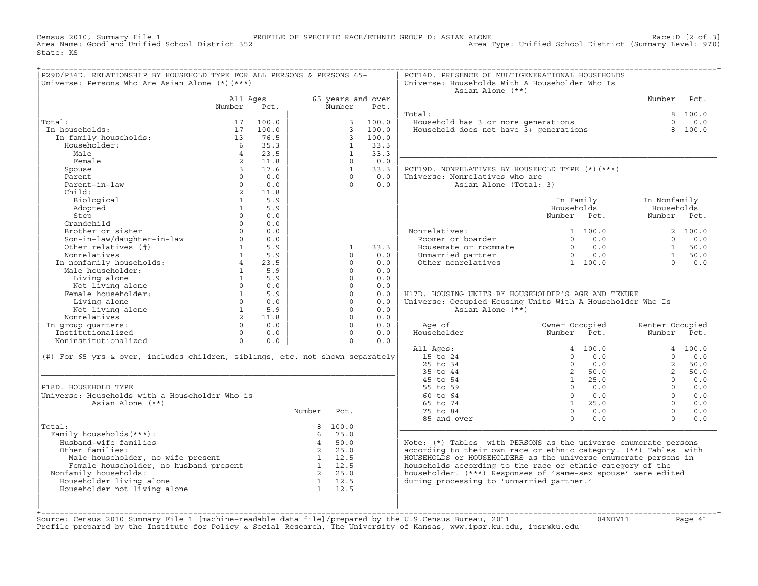Census 2010, Summary File 1 — PROFILE OF SPECIFIC RACE/ETHNIC GROUP D: ASIAN ALONE — Race:D [2 of 3]
Area Name: Goodland Unified School District 352 — Area Type: Unified School District (Summary Level: 970)
State: KS

## P29D/P34D. RELATIONSHIP BY HOUSEHOLD TYPE FOR ALL PERSONS & PERSONS 65+

Universe: Persons Who Are Asian Alone (*)(***)

| | All Ages Number | All Ages Pct. | 65 years and over Number | 65 years and over Pct. |
|---|---|---|---|---|
| Total: | 17 | 100.0 | 3 | 100.0 |
| In households: | 17 | 100.0 | 3 | 100.0 |
| In family households: | 13 | 76.5 | 3 | 100.0 |
| Householder: | 6 | 35.3 | 1 | 33.3 |
| Male | 4 | 23.5 | 1 | 33.3 |
| Female | 2 | 11.8 | 0 | 0.0 |
| Spouse | 3 | 17.6 | 1 | 33.3 |
| Parent | 0 | 0.0 | 0 | 0.0 |
| Parent-in-law | 0 | 0.0 | 0 | 0.0 |
| Child: | 2 | 11.8 | | |
| Biological | 1 | 5.9 | | |
| Adopted | 1 | 5.9 | | |
| Step | 0 | 0.0 | | |
| Grandchild | 0 | 0.0 | | |
| Brother or sister | 0 | 0.0 | | |
| Son-in-law/daughter-in-law | 0 | 0.0 | | |
| Other relatives (#) | 1 | 5.9 | 1 | 33.3 |
| Nonrelatives | 1 | 5.9 | 0 | 0.0 |
| In nonfamily households: | 4 | 23.5 | 0 | 0.0 |
| Male householder: | 1 | 5.9 | 0 | 0.0 |
| Living alone | 1 | 5.9 | 0 | 0.0 |
| Not living alone | 0 | 0.0 | 0 | 0.0 |
| Female householder: | 1 | 5.9 | 0 | 0.0 |
| Living alone | 0 | 0.0 | 0 | 0.0 |
| Not living alone | 1 | 5.9 | 0 | 0.0 |
| Nonrelatives | 2 | 11.8 | 0 | 0.0 |
| In group quarters: | 0 | 0.0 | 0 | 0.0 |
| Institutionalized | 0 | 0.0 | 0 | 0.0 |
| Noninstitutionalized | 0 | 0.0 | 0 | 0.0 |

(#) For 65 yrs & over, includes children, siblings, etc. not shown separately

## P18D. HOUSEHOLD TYPE

Universe: Households with a Householder Who is Asian Alone (**)

| | Number | Pct. |
|---|---|---|
| Total: | 8 | 100.0 |
| Family households(***): | 6 | 75.0 |
| Husband-wife families | 4 | 50.0 |
| Other families: | 2 | 25.0 |
| Male householder, no wife present | 1 | 12.5 |
| Female householder, no husband present | 1 | 12.5 |
| Nonfamily households: | 2 | 25.0 |
| Householder living alone | 1 | 12.5 |
| Householder not living alone | 1 | 12.5 |

## PCT14D. PRESENCE OF MULTIGENERATIONAL HOUSEHOLDS

Universe: Households With A Householder Who Is Asian Alone (**)

| | Number | Pct. |
|---|---|---|
| Total: | 8 | 100.0 |
| Household has 3 or more generations | 0 | 0.0 |
| Household does not have 3+ generations | 8 | 100.0 |

## PCT19D. NONRELATIVES BY HOUSEHOLD TYPE (*)(***)

Universe: Nonrelatives who are Asian Alone (Total: 3)

| | In Family Households Number | In Family Households Pct. | In Nonfamily Households Number | In Nonfamily Households Pct. |
|---|---|---|---|---|
| Nonrelatives: | 1 | 100.0 | 2 | 100.0 |
| Roomer or boarder | 0 | 0.0 | 0 | 0.0 |
| Housemate or roommate | 0 | 0.0 | 1 | 50.0 |
| Unmarried partner | 0 | 0.0 | 1 | 50.0 |
| Other nonrelatives | 1 | 100.0 | 0 | 0.0 |

## H17D. HOUSING UNITS BY HOUSEHOLDER'S AGE AND TENURE

Universe: Occupied Housing Units With A Householder Who Is Asian Alone (**)

| Age of Householder | Owner Occupied Number | Owner Occupied Pct. | Renter Occupied Number | Renter Occupied Pct. |
|---|---|---|---|---|
| All Ages: | 4 | 100.0 | 4 | 100.0 |
| 15 to 24 | 0 | 0.0 | 0 | 0.0 |
| 25 to 34 | 0 | 0.0 | 2 | 50.0 |
| 35 to 44 | 2 | 50.0 | 2 | 50.0 |
| 45 to 54 | 1 | 25.0 | 0 | 0.0 |
| 55 to 59 | 0 | 0.0 | 0 | 0.0 |
| 60 to 64 | 0 | 0.0 | 0 | 0.0 |
| 65 to 74 | 1 | 25.0 | 0 | 0.0 |
| 75 to 84 | 0 | 0.0 | 0 | 0.0 |
| 85 and over | 0 | 0.0 | 0 | 0.0 |

Note: (*) Tables with PERSONS as the universe enumerate persons according to their own race or ethnic category. (**) Tables with HOUSEHOLDS or HOUSEHOLDERS as the universe enumerate persons in households according to the race or ethnic category of the householder. (***) Responses of 'same-sex spouse' were edited during processing to 'unmarried partner.'

Source: Census 2010 Summary File 1 [machine-readable data file]/prepared by the U.S.Census Bureau, 2011 04NOV11
Profile prepared by the Institute for Policy & Social Research, The University of Kansas, www.ipsr.ku.edu, ipsr@ku.edu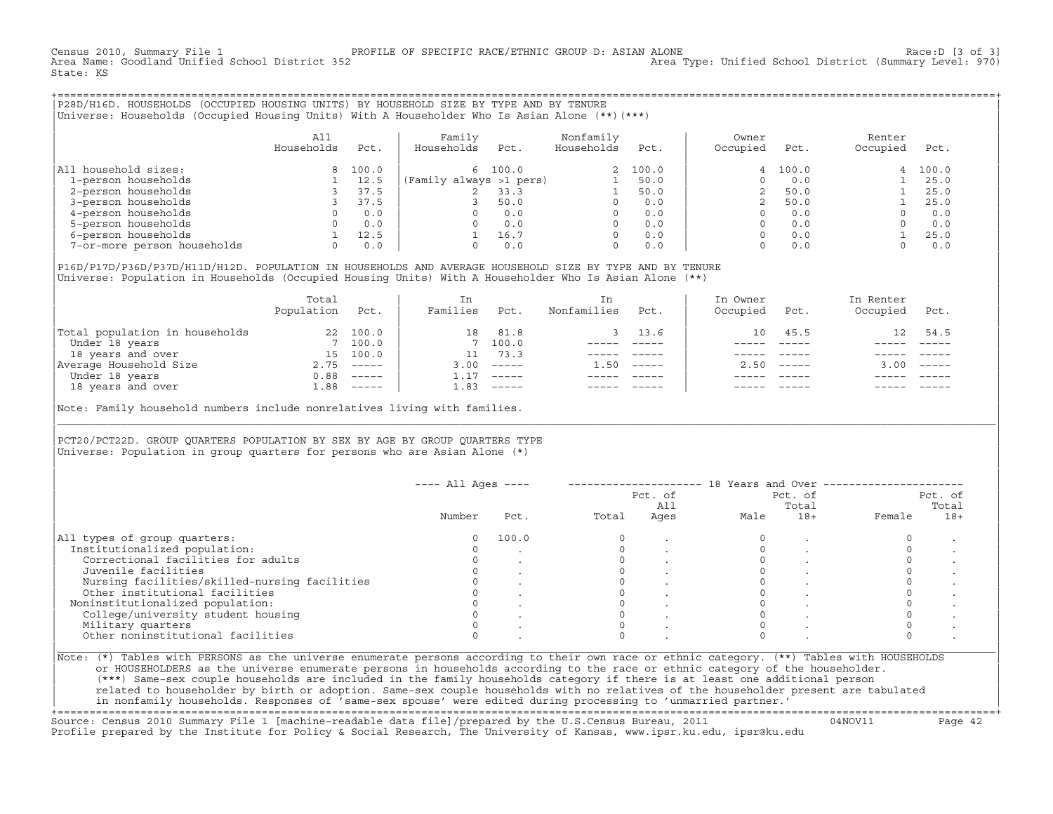Census 2010, Summary File 1 — PROFILE OF SPECIFIC RACE/ETHNIC GROUP D: ASIAN ALONE — Race:D [3 of 3]
Area Name: Goodland Unified School District 352 — Area Type: Unified School District (Summary Level: 970)
State: KS

## P28D/H16D. HOUSEHOLDS (OCCUPIED HOUSING UNITS) BY HOUSEHOLD SIZE BY TYPE AND BY TENURE

Universe: Households (Occupied Housing Units) With A Householder Who Is Asian Alone (**)(***)

| | All Households | Pct. | Family Households | Pct. | Nonfamily Households | Pct. | Owner Occupied | Pct. | Renter Occupied | Pct. |
|---|---|---|---|---|---|---|---|---|---|---|
| All household sizes: | 8 | 100.0 | 6 | 100.0 | 2 | 100.0 | 4 | 100.0 | 4 | 100.0 |
| 1-person households | 1 | 12.5 | (Family always >1 pers) | | 1 | 50.0 | 0 | 0.0 | 1 | 25.0 |
| 2-person households | 3 | 37.5 | 2 | 33.3 | 1 | 50.0 | 2 | 50.0 | 1 | 25.0 |
| 3-person households | 3 | 37.5 | 3 | 50.0 | 0 | 0.0 | 2 | 50.0 | 1 | 25.0 |
| 4-person households | 0 | 0.0 | 0 | 0.0 | 0 | 0.0 | 0 | 0.0 | 0 | 0.0 |
| 5-person households | 0 | 0.0 | 0 | 0.0 | 0 | 0.0 | 0 | 0.0 | 0 | 0.0 |
| 6-person households | 1 | 12.5 | 1 | 16.7 | 0 | 0.0 | 0 | 0.0 | 1 | 25.0 |
| 7-or-more person households | 0 | 0.0 | 0 | 0.0 | 0 | 0.0 | 0 | 0.0 | 0 | 0.0 |

## P16D/P17D/P36D/P37D/H11D/H12D. POPULATION IN HOUSEHOLDS AND AVERAGE HOUSEHOLD SIZE BY TYPE AND BY TENURE

Universe: Population in Households (Occupied Housing Units) With A Householder Who Is Asian Alone (**)

| | Total Population | Pct. | In Families | Pct. | In Nonfamilies | Pct. | In Owner Occupied | Pct. | In Renter Occupied | Pct. |
|---|---|---|---|---|---|---|---|---|---|---|
| Total population in households | 22 | 100.0 | 18 | 81.8 | 3 | 13.6 | 10 | 45.5 | 12 | 54.5 |
| Under 18 years | 7 | 100.0 | 7 | 100.0 | ----- | ----- | ----- | ----- | ----- | ----- |
| 18 years and over | 15 | 100.0 | 11 | 73.3 | ----- | ----- | ----- | ----- | ----- | ----- |
| Average Household Size | 2.75 | ----- | 3.00 | ----- | 1.50 | ----- | 2.50 | ----- | 3.00 | ----- |
| Under 18 years | 0.88 | ----- | 1.17 | ----- | ----- | ----- | ----- | ----- | ----- | ----- |
| 18 years and over | 1.88 | ----- | 1.83 | ----- | ----- | ----- | ----- | ----- | ----- | ----- |

Note: Family household numbers include nonrelatives living with families.

## PCT20/PCT22D. GROUP QUARTERS POPULATION BY SEX BY AGE BY GROUP QUARTERS TYPE

Universe: Population in group quarters for persons who are Asian Alone (*)

| | ---- All Ages ---- | | 18 Years and Over | | | | | |
|---|---|---|---|---|---|---|---|---|
| | Number | Pct. | Total | Pct. of All Ages | Male | Pct. of Total 18+ | Female | Pct. of Total 18+ |
| All types of group quarters: | 0 | 100.0 | 0 | . | 0 | . | 0 | . |
| Institutionalized population: | 0 | . | 0 | . | 0 | . | 0 | . |
| Correctional facilities for adults | 0 | . | 0 | . | 0 | . | 0 | . |
| Juvenile facilities | 0 | . | 0 | . | 0 | . | 0 | . |
| Nursing facilities/skilled-nursing facilities | 0 | . | 0 | . | 0 | . | 0 | . |
| Other institutional facilities | 0 | . | 0 | . | 0 | . | 0 | . |
| Noninstitutionalized population: | 0 | . | 0 | . | 0 | . | 0 | . |
| College/university student housing | 0 | . | 0 | . | 0 | . | 0 | . |
| Military quarters | 0 | . | 0 | . | 0 | . | 0 | . |
| Other noninstitutional facilities | 0 | . | 0 | . | 0 | . | 0 | . |

Note: (*) Tables with PERSONS as the universe enumerate persons according to their own race or ethnic category. (**) Tables with HOUSEHOLDS or HOUSEHOLDERS as the universe enumerate persons in households according to the race or ethnic category of the householder. (***) Same-sex couple households are included in the family households category if there is at least one additional person related to householder by birth or adoption. Same-sex couple households with no relatives of the householder present are tabulated in nonfamily households. Responses of 'same-sex spouse' were edited during processing to 'unmarried partner.'

Source: Census 2010 Summary File 1 [machine-readable data file]/prepared by the U.S.Census Bureau, 2011 — 04NOV11
Profile prepared by the Institute for Policy & Social Research, The University of Kansas, www.ipsr.ku.edu, ipsr@ku.edu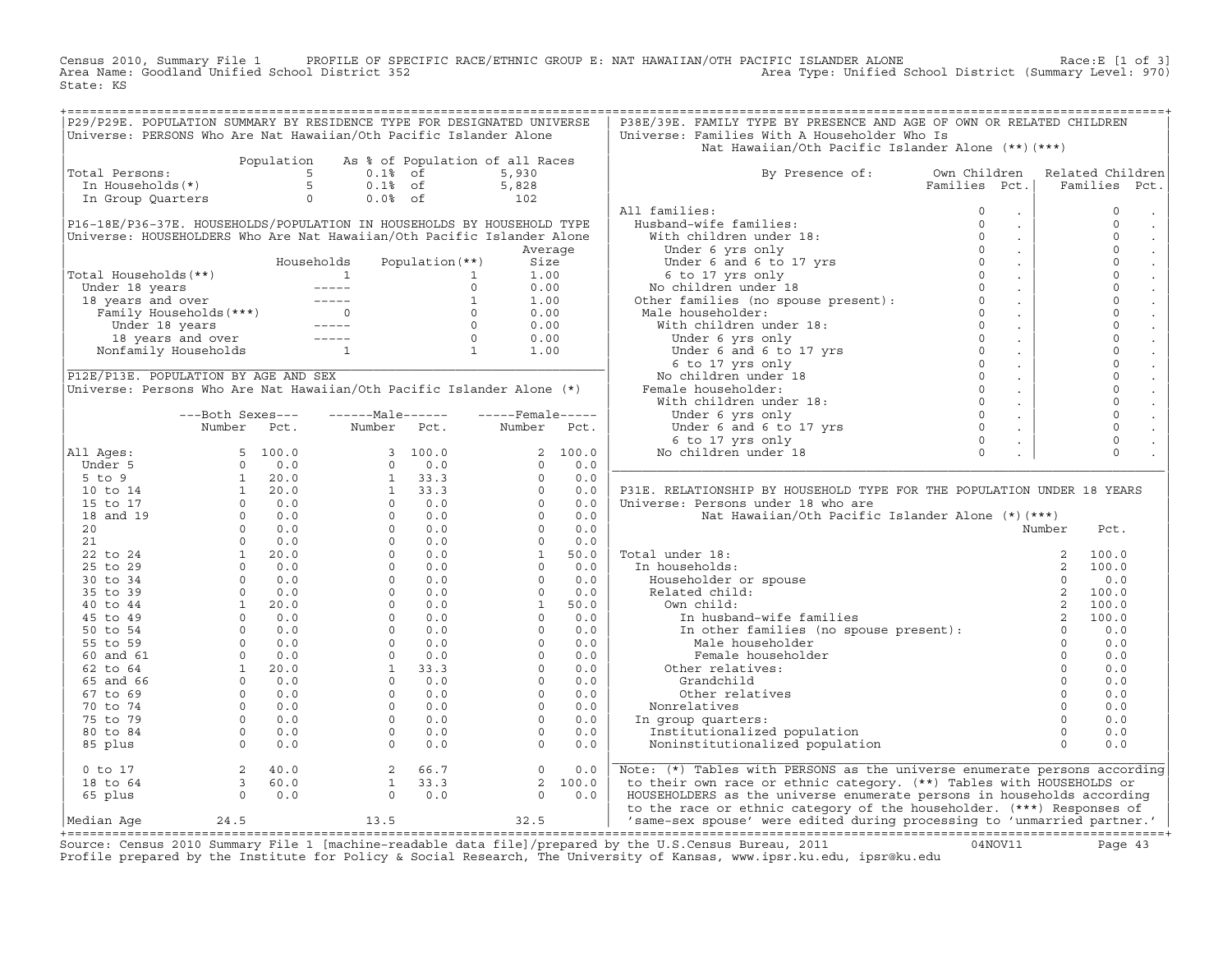Census 2010, Summary File 1 PROFILE OF SPECIFIC RACE/ETHNIC GROUP E: NAT HAWAIIAN/OTH PACIFIC ISLANDER ALONE Race:E [1 of 3]
Area Name: Goodland Unified School District 352 Area Type: Unified School District (Summary Level: 970)
State: KS

## P29/P29E. POPULATION SUMMARY BY RESIDENCE TYPE FOR DESIGNATED UNIVERSE

Universe: PERSONS Who Are Nat Hawaiian/Oth Pacific Islander Alone

| | Population | As % of Population of all Races | |
|---|---|---|---|
| Total Persons: | 5 | 0.1% of | 5,930 |
| In Households(*) | 5 | 0.1% of | 5,828 |
| In Group Quarters | 0 | 0.0% of | 102 |

## P16-18E/P36-37E. HOUSEHOLDS/POPULATION IN HOUSEHOLDS BY HOUSEHOLD TYPE

Universe: HOUSEHOLDERS Who Are Nat Hawaiian/Oth Pacific Islander Alone

| | Households | Population(**) | Average Size |
|---|---|---|---|
| Total Households(**) | 1 | 1 | 1.00 |
| Under 18 years | ----- | 0 | 0.00 |
| 18 years and over | ----- | 1 | 1.00 |
| Family Households(***) | 0 | 0 | 0.00 |
| Under 18 years | ----- | 0 | 0.00 |
| 18 years and over | ----- | 0 | 0.00 |
| Nonfamily Households | 1 | 1 | 1.00 |

## P12E/P13E. POPULATION BY AGE AND SEX

Universe: Persons Who Are Nat Hawaiian/Oth Pacific Islander Alone (*)

| | Both Sexes Number | Both Sexes Pct. | Male Number | Male Pct. | Female Number | Female Pct. |
|---|---|---|---|---|---|---|
| All Ages: | 5 | 100.0 | 3 | 100.0 | 2 | 100.0 |
| Under 5 | 0 | 0.0 | 0 | 0.0 | 0 | 0.0 |
| 5 to 9 | 1 | 20.0 | 1 | 33.3 | 0 | 0.0 |
| 10 to 14 | 1 | 20.0 | 1 | 33.3 | 0 | 0.0 |
| 15 to 17 | 0 | 0.0 | 0 | 0.0 | 0 | 0.0 |
| 18 and 19 | 0 | 0.0 | 0 | 0.0 | 0 | 0.0 |
| 20 | 0 | 0.0 | 0 | 0.0 | 0 | 0.0 |
| 21 | 0 | 0.0 | 0 | 0.0 | 0 | 0.0 |
| 22 to 24 | 1 | 20.0 | 0 | 0.0 | 1 | 50.0 |
| 25 to 29 | 0 | 0.0 | 0 | 0.0 | 0 | 0.0 |
| 30 to 34 | 0 | 0.0 | 0 | 0.0 | 0 | 0.0 |
| 35 to 39 | 0 | 0.0 | 0 | 0.0 | 0 | 0.0 |
| 40 to 44 | 1 | 20.0 | 0 | 0.0 | 1 | 50.0 |
| 45 to 49 | 0 | 0.0 | 0 | 0.0 | 0 | 0.0 |
| 50 to 54 | 0 | 0.0 | 0 | 0.0 | 0 | 0.0 |
| 55 to 59 | 0 | 0.0 | 0 | 0.0 | 0 | 0.0 |
| 60 and 61 | 0 | 0.0 | 0 | 0.0 | 0 | 0.0 |
| 62 to 64 | 1 | 20.0 | 1 | 33.3 | 0 | 0.0 |
| 65 and 66 | 0 | 0.0 | 0 | 0.0 | 0 | 0.0 |
| 67 to 69 | 0 | 0.0 | 0 | 0.0 | 0 | 0.0 |
| 70 to 74 | 0 | 0.0 | 0 | 0.0 | 0 | 0.0 |
| 75 to 79 | 0 | 0.0 | 0 | 0.0 | 0 | 0.0 |
| 80 to 84 | 0 | 0.0 | 0 | 0.0 | 0 | 0.0 |
| 85 plus | 0 | 0.0 | 0 | 0.0 | 0 | 0.0 |
| 0 to 17 | 2 | 40.0 | 2 | 66.7 | 0 | 0.0 |
| 18 to 64 | 3 | 60.0 | 1 | 33.3 | 2 | 100.0 |
| 65 plus | 0 | 0.0 | 0 | 0.0 | 0 | 0.0 |
| Median Age | 24.5 | | 13.5 | | 32.5 | |

## P38E/39E. FAMILY TYPE BY PRESENCE AND AGE OF OWN OR RELATED CHILDREN

Universe: Families With A Householder Who Is Nat Hawaiian/Oth Pacific Islander Alone (**)(***)

| By Presence of: | Own Children Families | Own Children Pct. | Related Children Families | Related Children Pct. |
|---|---|---|---|---|
| All families: | 0 | . | 0 | . |
| Husband-wife families: | 0 | . | 0 | . |
| With children under 18: | 0 | . | 0 | . |
| Under 6 yrs only | 0 | . | 0 | . |
| Under 6 and 6 to 17 yrs | 0 | . | 0 | . |
| 6 to 17 yrs only | 0 | . | 0 | . |
| No children under 18 | 0 | . | 0 | . |
| Other families (no spouse present): | 0 | . | 0 | . |
| Male householder: | 0 | . | 0 | . |
| With children under 18: | 0 | . | 0 | . |
| Under 6 yrs only | 0 | . | 0 | . |
| Under 6 and 6 to 17 yrs | 0 | . | 0 | . |
| 6 to 17 yrs only | 0 | . | 0 | . |
| No children under 18 | 0 | . | 0 | . |
| Female householder: | 0 | . | 0 | . |
| With children under 18: | 0 | . | 0 | . |
| Under 6 yrs only | 0 | . | 0 | . |
| Under 6 and 6 to 17 yrs | 0 | . | 0 | . |
| 6 to 17 yrs only | 0 | . | 0 | . |
| No children under 18 | 0 | . | 0 | . |

## P31E. RELATIONSHIP BY HOUSEHOLD TYPE FOR THE POPULATION UNDER 18 YEARS

Universe: Persons under 18 who are Nat Hawaiian/Oth Pacific Islander Alone (*)(***)

| | Number | Pct. |
|---|---|---|
| Total under 18: | 2 | 100.0 |
| In households: | 2 | 100.0 |
| Householder or spouse | 0 | 0.0 |
| Related child: | 2 | 100.0 |
| Own child: | 2 | 100.0 |
| In husband-wife families | 2 | 100.0 |
| In other families (no spouse present): | 0 | 0.0 |
| Male householder | 0 | 0.0 |
| Female householder | 0 | 0.0 |
| Other relatives: | 0 | 0.0 |
| Grandchild | 0 | 0.0 |
| Other relatives | 0 | 0.0 |
| Nonrelatives | 0 | 0.0 |
| In group quarters: | 0 | 0.0 |
| Institutionalized population | 0 | 0.0 |
| Noninstitutionalized population | 0 | 0.0 |

Note: (*) Tables with PERSONS as the universe enumerate persons according to their own race or ethnic category. (**) Tables with HOUSEHOLDS or HOUSEHOLDERS as the universe enumerate persons in households according to the race or ethnic category of the householder. (***) Responses of 'same-sex spouse' were edited during processing to 'unmarried partner.'

Source: Census 2010 Summary File 1 [machine-readable data file]/prepared by the U.S.Census Bureau, 2011 04NOV11
Profile prepared by the Institute for Policy & Social Research, The University of Kansas, www.ipsr.ku.edu, ipsr@ku.edu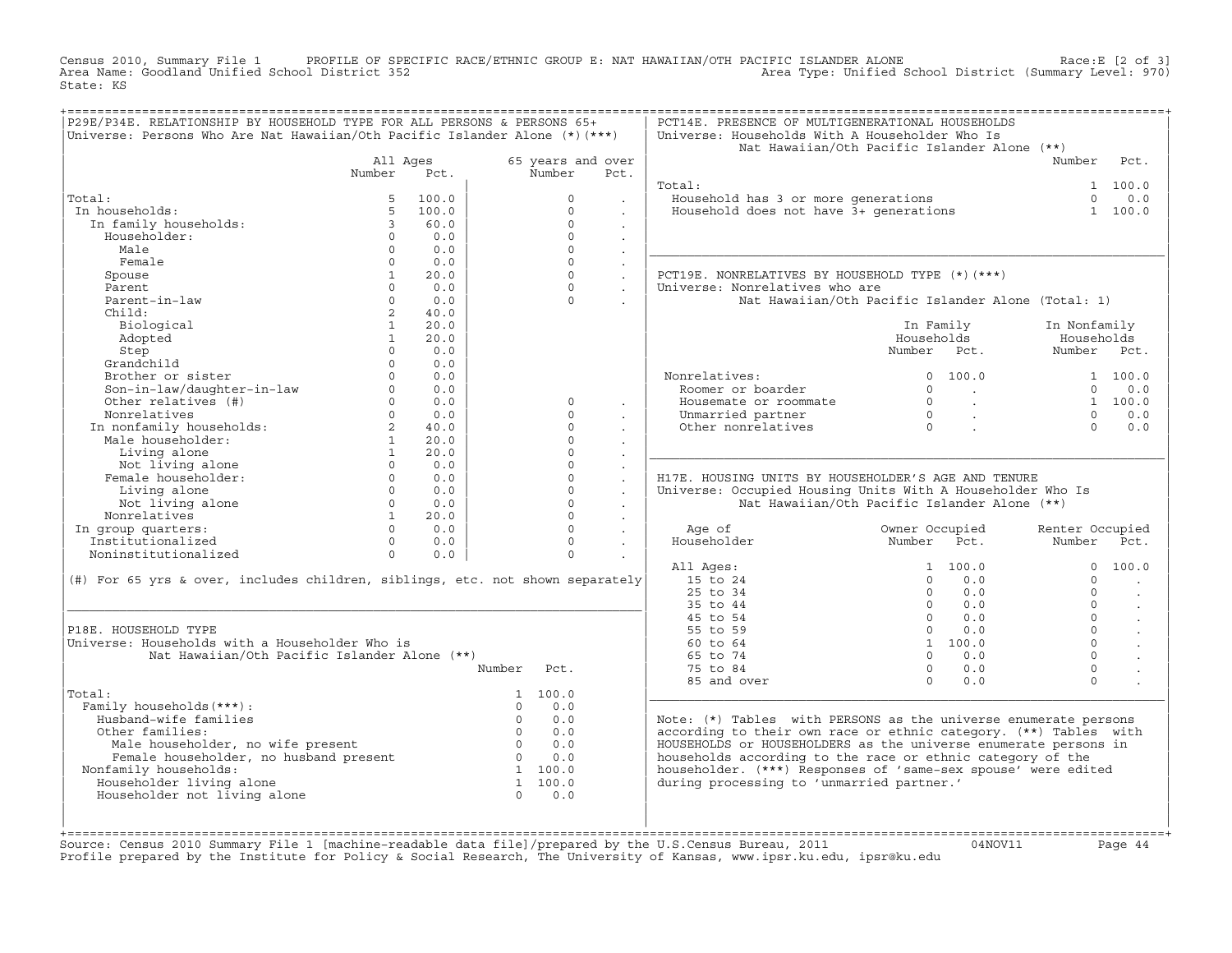Census 2010, Summary File 1 PROFILE OF SPECIFIC RACE/ETHNIC GROUP E: NAT HAWAIIAN/OTH PACIFIC ISLANDER ALONE Race:E [2 of 3]
Area Name: Goodland Unified School District 352 Area Type: Unified School District (Summary Level: 970)
State: KS

## P29E/P34E. RELATIONSHIP BY HOUSEHOLD TYPE FOR ALL PERSONS & PERSONS 65+

Universe: Persons Who Are Nat Hawaiian/Oth Pacific Islander Alone (*)(***)

| | All Ages Number | All Ages Pct. | 65 years and over Number | 65 years and over Pct. |
|---|---|---|---|---|
| Total: | 5 | 100.0 | 0 | . |
| In households: | 5 | 100.0 | 0 | . |
| In family households: | 3 | 60.0 | 0 | . |
| Householder: | 0 | 0.0 | 0 | . |
| Male | 0 | 0.0 | 0 | . |
| Female | 0 | 0.0 | 0 | . |
| Spouse | 1 | 20.0 | 0 | . |
| Parent | 0 | 0.0 | 0 | . |
| Parent-in-law | 0 | 0.0 | 0 | . |
| Child: | 2 | 40.0 | | |
| Biological | 1 | 20.0 | | |
| Adopted | 1 | 20.0 | | |
| Step | 0 | 0.0 | | |
| Grandchild | 0 | 0.0 | | |
| Brother or sister | 0 | 0.0 | | |
| Son-in-law/daughter-in-law | 0 | 0.0 | | |
| Other relatives (#) | 0 | 0.0 | 0 | . |
| Nonrelatives | 0 | 0.0 | 0 | . |
| In nonfamily households: | 2 | 40.0 | 0 | . |
| Male householder: | 1 | 20.0 | 0 | . |
| Living alone | 1 | 20.0 | 0 | . |
| Not living alone | 0 | 0.0 | 0 | . |
| Female householder: | 0 | 0.0 | 0 | . |
| Living alone | 0 | 0.0 | 0 | . |
| Not living alone | 0 | 0.0 | 0 | . |
| Nonrelatives | 1 | 20.0 | 0 | . |
| In group quarters: | 0 | 0.0 | 0 | . |
| Institutionalized | 0 | 0.0 | 0 | . |
| Noninstitutionalized | 0 | 0.0 | 0 | . |

(#) For 65 yrs & over, includes children, siblings, etc. not shown separately

## P18E. HOUSEHOLD TYPE

Universe: Households with a Householder Who is Nat Hawaiian/Oth Pacific Islander Alone (**)

| | Number | Pct. |
|---|---|---|
| Total: | 1 | 100.0 |
| Family households(***): | 0 | 0.0 |
| Husband-wife families | 0 | 0.0 |
| Other families: | 0 | 0.0 |
| Male householder, no wife present | 0 | 0.0 |
| Female householder, no husband present | 0 | 0.0 |
| Nonfamily households: | 1 | 100.0 |
| Householder living alone | 1 | 100.0 |
| Householder not living alone | 0 | 0.0 |

## PCT14E. PRESENCE OF MULTIGENERATIONAL HOUSEHOLDS

Universe: Households With A Householder Who Is Nat Hawaiian/Oth Pacific Islander Alone (**)

| | Number | Pct. |
|---|---|---|
| Total: | 1 | 100.0 |
| Household has 3 or more generations | 0 | 0.0 |
| Household does not have 3+ generations | 1 | 100.0 |

## PCT19E. NONRELATIVES BY HOUSEHOLD TYPE (*)(***)

Universe: Nonrelatives who are Nat Hawaiian/Oth Pacific Islander Alone (Total: 1)

| | In Family Households Number | In Family Households Pct. | In Nonfamily Households Number | In Nonfamily Households Pct. |
|---|---|---|---|---|
| Nonrelatives: | 0 | 100.0 | 1 | 100.0 |
| Roomer or boarder | 0 | . | 0 | 0.0 |
| Housemate or roommate | 0 | . | 1 | 100.0 |
| Unmarried partner | 0 | . | 0 | 0.0 |
| Other nonrelatives | 0 | . | 0 | 0.0 |

## H17E. HOUSING UNITS BY HOUSEHOLDER'S AGE AND TENURE

Universe: Occupied Housing Units With A Householder Who Is Nat Hawaiian/Oth Pacific Islander Alone (**)

| Age of Householder | Owner Occupied Number | Owner Occupied Pct. | Renter Occupied Number | Renter Occupied Pct. |
|---|---|---|---|---|
| All Ages: | 1 | 100.0 | 0 | 100.0 |
| 15 to 24 | 0 | 0.0 | 0 | . |
| 25 to 34 | 0 | 0.0 | 0 | . |
| 35 to 44 | 0 | 0.0 | 0 | . |
| 45 to 54 | 0 | 0.0 | 0 | . |
| 55 to 59 | 0 | 0.0 | 0 | . |
| 60 to 64 | 1 | 100.0 | 0 | . |
| 65 to 74 | 0 | 0.0 | 0 | . |
| 75 to 84 | 0 | 0.0 | 0 | . |
| 85 and over | 0 | 0.0 | 0 | . |

Note: (*) Tables with PERSONS as the universe enumerate persons according to their own race or ethnic category. (**) Tables with HOUSEHOLDS or HOUSEHOLDERS as the universe enumerate persons in households according to the race or ethnic category of the householder. (***) Responses of 'same-sex spouse' were edited during processing to 'unmarried partner.'

Source: Census 2010 Summary File 1 [machine-readable data file]/prepared by the U.S.Census Bureau, 2011 04NOV11
Profile prepared by the Institute for Policy & Social Research, The University of Kansas, www.ipsr.ku.edu, ipsr@ku.edu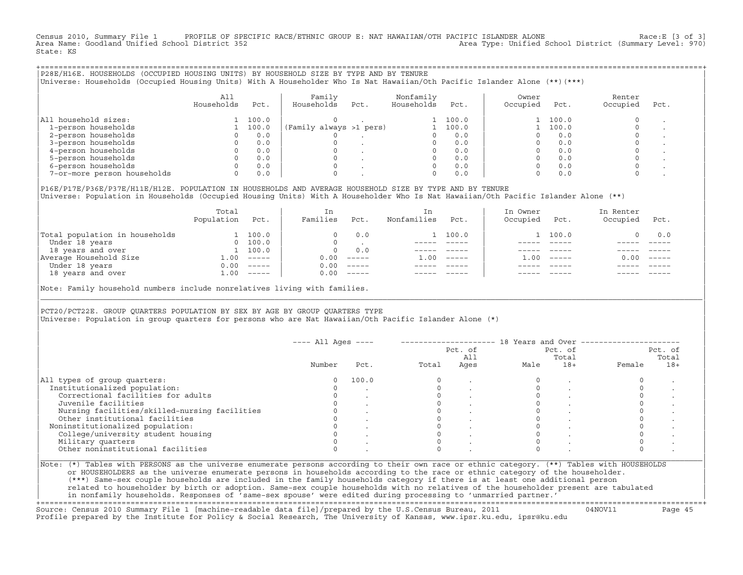Census 2010, Summary File 1 PROFILE OF SPECIFIC RACE/ETHNIC GROUP E: NAT HAWAIIAN/OTH PACIFIC ISLANDER ALONE Race:E [3 of 3]
Area Name: Goodland Unified School District 352 Area Type: Unified School District (Summary Level: 970)
State: KS

## P28E/H16E. HOUSEHOLDS (OCCUPIED HOUSING UNITS) BY HOUSEHOLD SIZE BY TYPE AND BY TENURE

Universe: Households (Occupied Housing Units) With A Householder Who Is Nat Hawaiian/Oth Pacific Islander Alone (**)(***)

| | All Households | Pct. | Family Households | Pct. | Nonfamily Households | Pct. | Owner Occupied | Pct. | Renter Occupied | Pct. |
|---|---|---|---|---|---|---|---|---|---|---|
| All household sizes: | 1 | 100.0 | 0 | . | 1 | 100.0 | 1 | 100.0 | 0 | . |
| 1-person households | 1 | 100.0 | (Family always >1 pers) | | 1 | 100.0 | 1 | 100.0 | 0 | . |
| 2-person households | 0 | 0.0 | 0 | . | 0 | 0.0 | 0 | 0.0 | 0 | . |
| 3-person households | 0 | 0.0 | 0 | . | 0 | 0.0 | 0 | 0.0 | 0 | . |
| 4-person households | 0 | 0.0 | 0 | . | 0 | 0.0 | 0 | 0.0 | 0 | . |
| 5-person households | 0 | 0.0 | 0 | . | 0 | 0.0 | 0 | 0.0 | 0 | . |
| 6-person households | 0 | 0.0 | 0 | . | 0 | 0.0 | 0 | 0.0 | 0 | . |
| 7-or-more person households | 0 | 0.0 | 0 | . | 0 | 0.0 | 0 | 0.0 | 0 | . |

## P16E/P17E/P36E/P37E/H11E/H12E. POPULATION IN HOUSEHOLDS AND AVERAGE HOUSEHOLD SIZE BY TYPE AND BY TENURE

Universe: Population in Households (Occupied Housing Units) With A Householder Who Is Nat Hawaiian/Oth Pacific Islander Alone (**)

| | Total Population | Pct. | In Families | Pct. | In Nonfamilies | Pct. | In Owner Occupied | Pct. | In Renter Occupied | Pct. |
|---|---|---|---|---|---|---|---|---|---|---|
| Total population in households | 1 | 100.0 | 0 | 0.0 | 1 | 100.0 | 1 | 100.0 | 0 | 0.0 |
| Under 18 years | 0 | 100.0 | 0 | . | ----- | ----- | ----- | ----- | ----- | ----- |
| 18 years and over | 1 | 100.0 | 0 | 0.0 | ----- | ----- | ----- | ----- | ----- | ----- |
| Average Household Size | 1.00 | ----- | 0.00 | ----- | 1.00 | ----- | 1.00 | ----- | 0.00 | ----- |
| Under 18 years | 0.00 | ----- | 0.00 | ----- | ----- | ----- | ----- | ----- | ----- | ----- |
| 18 years and over | 1.00 | ----- | 0.00 | ----- | ----- | ----- | ----- | ----- | ----- | ----- |

Note: Family household numbers include nonrelatives living with families.

## PCT20/PCT22E. GROUP QUARTERS POPULATION BY SEX BY AGE BY GROUP QUARTERS TYPE

Universe: Population in group quarters for persons who are Nat Hawaiian/Oth Pacific Islander Alone (*)

| | All Ages | | 18 Years and Over | | | | | |
|---|---|---|---|---|---|---|---|---|
| | Number | Pct. | Total | Pct. of All Ages | Male | Pct. of Total 18+ | Female | Pct. of Total 18+ |
| All types of group quarters: | 0 | 100.0 | 0 | . | 0 | . | 0 | . |
| Institutionalized population: | 0 | . | 0 | . | 0 | . | 0 | . |
| Correctional facilities for adults | 0 | . | 0 | . | 0 | . | 0 | . |
| Juvenile facilities | 0 | . | 0 | . | 0 | . | 0 | . |
| Nursing facilities/skilled-nursing facilities | 0 | . | 0 | . | 0 | . | 0 | . |
| Other institutional facilities | 0 | . | 0 | . | 0 | . | 0 | . |
| Noninstitutionalized population: | 0 | . | 0 | . | 0 | . | 0 | . |
| College/university student housing | 0 | . | 0 | . | 0 | . | 0 | . |
| Military quarters | 0 | . | 0 | . | 0 | . | 0 | . |
| Other noninstitutional facilities | 0 | . | 0 | . | 0 | . | 0 | . |

Note: (*) Tables with PERSONS as the universe enumerate persons according to their own race or ethnic category. (**) Tables with HOUSEHOLDS or HOUSEHOLDERS as the universe enumerate persons in households according to the race or ethnic category of the householder. (***) Same-sex couple households are included in the family households category if there is at least one additional person related to householder by birth or adoption. Same-sex couple households with no relatives of the householder present are tabulated in nonfamily households. Responses of 'same-sex spouse' were edited during processing to 'unmarried partner.'

Source: Census 2010 Summary File 1 [machine-readable data file]/prepared by the U.S.Census Bureau, 2011 04NOV11
Profile prepared by the Institute for Policy & Social Research, The University of Kansas, www.ipsr.ku.edu, ipsr@ku.edu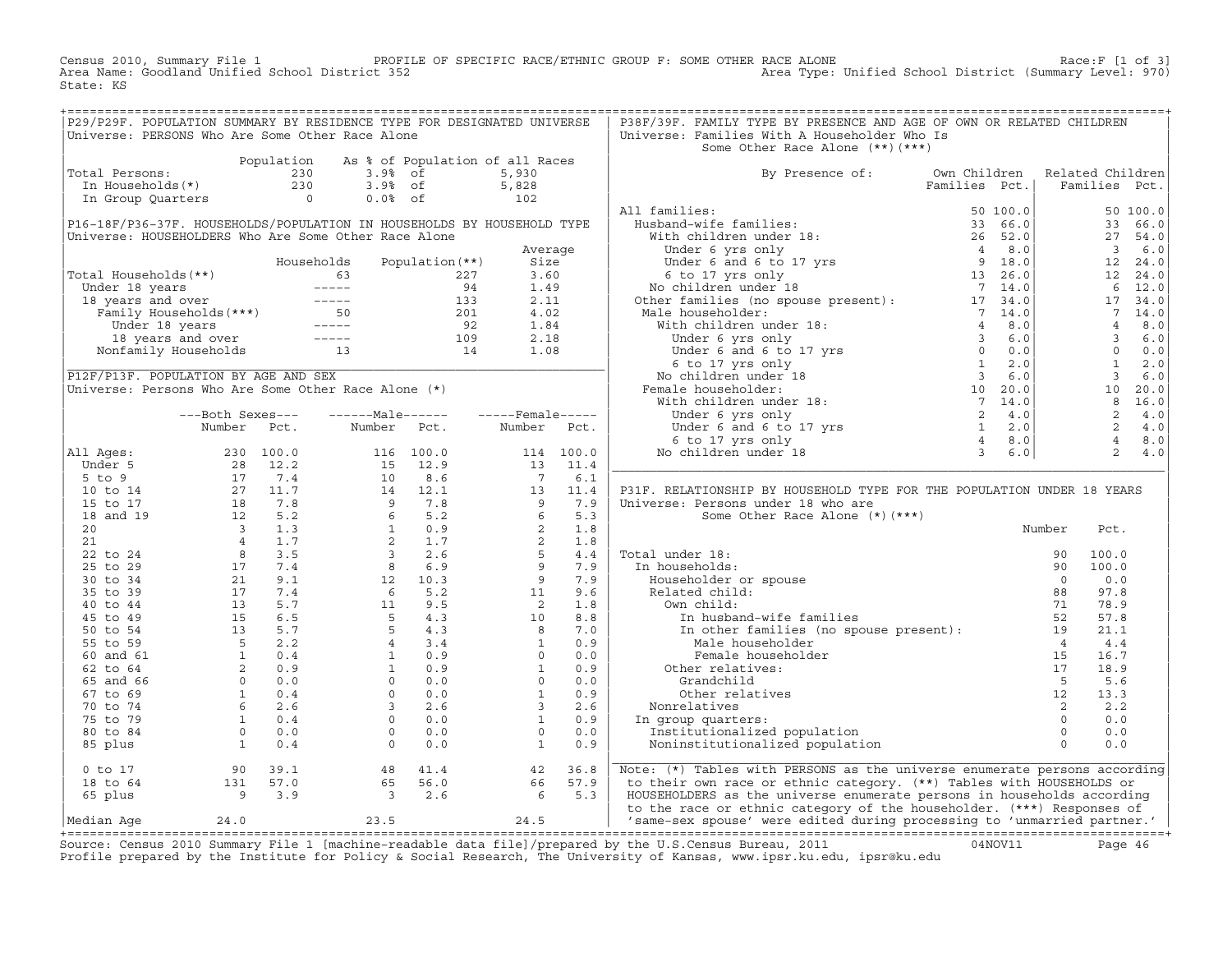Census 2010, Summary File 1 PROFILE OF SPECIFIC RACE/ETHNIC GROUP F: SOME OTHER RACE ALONE Race:F [1 of 3]
Area Name: Goodland Unified School District 352 Area Type: Unified School District (Summary Level: 970)
State: KS

## P29/P29F. POPULATION SUMMARY BY RESIDENCE TYPE FOR DESIGNATED UNIVERSE

Universe: PERSONS Who Are Some Other Race Alone

| | Population | As % of Population of all Races | | |
|---|---|---|---|---|
| Total Persons: | 230 | 3.9% | of | 5,930 |
| In Households(*) | 230 | 3.9% | of | 5,828 |
| In Group Quarters | 0 | 0.0% | of | 102 |

## P16-18F/P36-37F. HOUSEHOLDS/POPULATION IN HOUSEHOLDS BY HOUSEHOLD TYPE

Universe: HOUSEHOLDERS Who Are Some Other Race Alone

| | Households | Population(**) | Average Size |
|---|---|---|---|
| Total Households(**) | 63 | 227 | 3.60 |
| Under 18 years | ----- | 94 | 1.49 |
| 18 years and over | ----- | 133 | 2.11 |
| Family Households(***) | 50 | 201 | 4.02 |
| Under 18 years | ----- | 92 | 1.84 |
| 18 years and over | ----- | 109 | 2.18 |
| Nonfamily Households | 13 | 14 | 1.08 |

## P12F/P13F. POPULATION BY AGE AND SEX

Universe: Persons Who Are Some Other Race Alone (*)

| | Both Sexes Number | Both Sexes Pct. | Male Number | Male Pct. | Female Number | Female Pct. |
|---|---|---|---|---|---|---|
| All Ages: | 230 | 100.0 | 116 | 100.0 | 114 | 100.0 |
| Under 5 | 28 | 12.2 | 15 | 12.9 | 13 | 11.4 |
| 5 to 9 | 17 | 7.4 | 10 | 8.6 | 7 | 6.1 |
| 10 to 14 | 27 | 11.7 | 14 | 12.1 | 13 | 11.4 |
| 15 to 17 | 18 | 7.8 | 9 | 7.8 | 9 | 7.9 |
| 18 and 19 | 12 | 5.2 | 6 | 5.2 | 6 | 5.3 |
| 20 | 3 | 1.3 | 1 | 0.9 | 2 | 1.8 |
| 21 | 4 | 1.7 | 2 | 1.7 | 2 | 1.8 |
| 22 to 24 | 8 | 3.5 | 3 | 2.6 | 5 | 4.4 |
| 25 to 29 | 17 | 7.4 | 8 | 6.9 | 9 | 7.9 |
| 30 to 34 | 21 | 9.1 | 12 | 10.3 | 9 | 7.9 |
| 35 to 39 | 17 | 7.4 | 6 | 5.2 | 11 | 9.6 |
| 40 to 44 | 13 | 5.7 | 11 | 9.5 | 2 | 1.8 |
| 45 to 49 | 15 | 6.5 | 5 | 4.3 | 10 | 8.8 |
| 50 to 54 | 13 | 5.7 | 5 | 4.3 | 8 | 7.0 |
| 55 to 59 | 5 | 2.2 | 4 | 3.4 | 1 | 0.9 |
| 60 and 61 | 1 | 0.4 | 1 | 0.9 | 0 | 0.0 |
| 62 to 64 | 2 | 0.9 | 1 | 0.9 | 1 | 0.9 |
| 65 and 66 | 0 | 0.0 | 0 | 0.0 | 0 | 0.0 |
| 67 to 69 | 1 | 0.4 | 0 | 0.0 | 1 | 0.9 |
| 70 to 74 | 6 | 2.6 | 3 | 2.6 | 3 | 2.6 |
| 75 to 79 | 1 | 0.4 | 0 | 0.0 | 1 | 0.9 |
| 80 to 84 | 0 | 0.0 | 0 | 0.0 | 0 | 0.0 |
| 85 plus | 1 | 0.4 | 0 | 0.0 | 1 | 0.9 |
| 0 to 17 | 90 | 39.1 | 48 | 41.4 | 42 | 36.8 |
| 18 to 64 | 131 | 57.0 | 65 | 56.0 | 66 | 57.9 |
| 65 plus | 9 | 3.9 | 3 | 2.6 | 6 | 5.3 |
| Median Age | 24.0 | | 23.5 | | 24.5 | |

## P38F/39F. FAMILY TYPE BY PRESENCE AND AGE OF OWN OR RELATED CHILDREN

Universe: Families With A Householder Who Is Some Other Race Alone (**)(***)

| By Presence of: | Own Children Families | Own Children Pct. | Related Children Families | Related Children Pct. |
|---|---|---|---|---|
| All families: | 50 | 100.0 | 50 | 100.0 |
| Husband-wife families: | 33 | 66.0 | 33 | 66.0 |
| With children under 18: | 26 | 52.0 | 27 | 54.0 |
| Under 6 yrs only | 4 | 8.0 | 3 | 6.0 |
| Under 6 and 6 to 17 yrs | 9 | 18.0 | 12 | 24.0 |
| 6 to 17 yrs only | 13 | 26.0 | 12 | 24.0 |
| No children under 18 | 7 | 14.0 | 6 | 12.0 |
| Other families (no spouse present): | 17 | 34.0 | 17 | 34.0 |
| Male householder: | 7 | 14.0 | 7 | 14.0 |
| With children under 18: | 4 | 8.0 | 4 | 8.0 |
| Under 6 yrs only | 3 | 6.0 | 3 | 6.0 |
| Under 6 and 6 to 17 yrs | 0 | 0.0 | 0 | 0.0 |
| 6 to 17 yrs only | 1 | 2.0 | 1 | 2.0 |
| No children under 18 | 3 | 6.0 | 3 | 6.0 |
| Female householder: | 10 | 20.0 | 10 | 20.0 |
| With children under 18: | 7 | 14.0 | 8 | 16.0 |
| Under 6 yrs only | 2 | 4.0 | 2 | 4.0 |
| Under 6 and 6 to 17 yrs | 1 | 2.0 | 2 | 4.0 |
| 6 to 17 yrs only | 4 | 8.0 | 4 | 8.0 |
| No children under 18 | 3 | 6.0 | 2 | 4.0 |

## P31F. RELATIONSHIP BY HOUSEHOLD TYPE FOR THE POPULATION UNDER 18 YEARS

Universe: Persons under 18 who are Some Other Race Alone (*)(***)

| | Number | Pct. |
|---|---|---|
| Total under 18: | 90 | 100.0 |
| In households: | 90 | 100.0 |
| Householder or spouse | 0 | 0.0 |
| Related child: | 88 | 97.8 |
| Own child: | 71 | 78.9 |
| In husband-wife families | 52 | 57.8 |
| In other families (no spouse present): | 19 | 21.1 |
| Male householder | 4 | 4.4 |
| Female householder | 15 | 16.7 |
| Other relatives: | 17 | 18.9 |
| Grandchild | 5 | 5.6 |
| Other relatives | 12 | 13.3 |
| Nonrelatives | 2 | 2.2 |
| In group quarters: | 0 | 0.0 |
| Institutionalized population | 0 | 0.0 |
| Noninstitutionalized population | 0 | 0.0 |

Note: (*) Tables with PERSONS as the universe enumerate persons according to their own race or ethnic category. (**) Tables with HOUSEHOLDS or HOUSEHOLDERS as the universe enumerate persons in households according to the race or ethnic category of the householder. (***) Responses of 'same-sex spouse' were edited during processing to 'unmarried partner.'

Source: Census 2010 Summary File 1 [machine-readable data file]/prepared by the U.S.Census Bureau, 2011 04NOV11
Profile prepared by the Institute for Policy & Social Research, The University of Kansas, www.ipsr.ku.edu, ipsr@ku.edu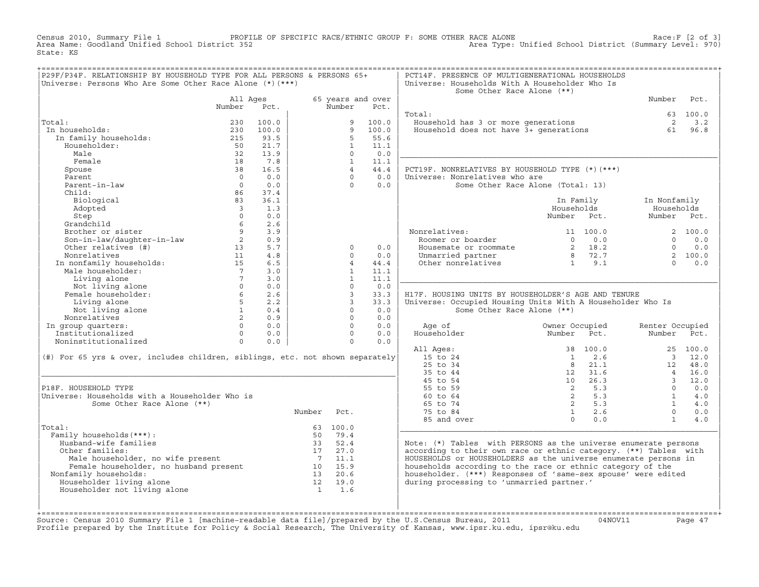Census 2010, Summary File 1 — PROFILE OF SPECIFIC RACE/ETHNIC GROUP F: SOME OTHER RACE ALONE — Race:F [2 of 3]
Area Name: Goodland Unified School District 352 — Area Type: Unified School District (Summary Level: 970)
State: KS

## P29F/P34F. RELATIONSHIP BY HOUSEHOLD TYPE FOR ALL PERSONS & PERSONS 65+

Universe: Persons Who Are Some Other Race Alone (*)(***)

| | All Ages Number | All Ages Pct. | 65 years and over Number | 65 years and over Pct. |
|---|---|---|---|---|
| Total: | 230 | 100.0 | 9 | 100.0 |
| In households: | 230 | 100.0 | 9 | 100.0 |
| In family households: | 215 | 93.5 | 5 | 55.6 |
| Householder: | 50 | 21.7 | 1 | 11.1 |
| Male | 32 | 13.9 | 0 | 0.0 |
| Female | 18 | 7.8 | 1 | 11.1 |
| Spouse | 38 | 16.5 | 4 | 44.4 |
| Parent | 0 | 0.0 | 0 | 0.0 |
| Parent-in-law | 0 | 0.0 | 0 | 0.0 |
| Child: | 86 | 37.4 | | |
| Biological | 83 | 36.1 | | |
| Adopted | 3 | 1.3 | | |
| Step | 0 | 0.0 | | |
| Grandchild | 6 | 2.6 | | |
| Brother or sister | 9 | 3.9 | | |
| Son-in-law/daughter-in-law | 2 | 0.9 | | |
| Other relatives (#) | 13 | 5.7 | 0 | 0.0 |
| Nonrelatives | 11 | 4.8 | 0 | 0.0 |
| In nonfamily households: | 15 | 6.5 | 4 | 44.4 |
| Male householder: | 7 | 3.0 | 1 | 11.1 |
| Living alone | 7 | 3.0 | 1 | 11.1 |
| Not living alone | 0 | 0.0 | 0 | 0.0 |
| Female householder: | 6 | 2.6 | 3 | 33.3 |
| Living alone | 5 | 2.2 | 3 | 33.3 |
| Not living alone | 1 | 0.4 | 0 | 0.0 |
| Nonrelatives | 2 | 0.9 | 0 | 0.0 |
| In group quarters: | 0 | 0.0 | 0 | 0.0 |
| Institutionalized | 0 | 0.0 | 0 | 0.0 |
| Noninstitutionalized | 0 | 0.0 | 0 | 0.0 |

(#) For 65 yrs & over, includes children, siblings, etc. not shown separately

## P18F. HOUSEHOLD TYPE

Universe: Households with a Householder Who is Some Other Race Alone (**)

| | Number | Pct. |
|---|---|---|
| Total: | 63 | 100.0 |
| Family households(***): | 50 | 79.4 |
| Husband-wife families | 33 | 52.4 |
| Other families: | 17 | 27.0 |
| Male householder, no wife present | 7 | 11.1 |
| Female householder, no husband present | 10 | 15.9 |
| Nonfamily households: | 13 | 20.6 |
| Householder living alone | 12 | 19.0 |
| Householder not living alone | 1 | 1.6 |

## PCT14F. PRESENCE OF MULTIGENERATIONAL HOUSEHOLDS

Universe: Households With A Householder Who Is Some Other Race Alone (**)

| | Number | Pct. |
|---|---|---|
| Total: | 63 | 100.0 |
| Household has 3 or more generations | 2 | 3.2 |
| Household does not have 3+ generations | 61 | 96.8 |

## PCT19F. NONRELATIVES BY HOUSEHOLD TYPE (*)(***)

Universe: Nonrelatives who are Some Other Race Alone (Total: 13)

| | In Family Households Number | In Family Households Pct. | In Nonfamily Households Number | In Nonfamily Households Pct. |
|---|---|---|---|---|
| Nonrelatives: | 11 | 100.0 | 2 | 100.0 |
| Roomer or boarder | 0 | 0.0 | 0 | 0.0 |
| Housemate or roommate | 2 | 18.2 | 0 | 0.0 |
| Unmarried partner | 8 | 72.7 | 2 | 100.0 |
| Other nonrelatives | 1 | 9.1 | 0 | 0.0 |

## H17F. HOUSING UNITS BY HOUSEHOLDER'S AGE AND TENURE

Universe: Occupied Housing Units With A Householder Who Is Some Other Race Alone (**)

| Age of Householder | Owner Occupied Number | Owner Occupied Pct. | Renter Occupied Number | Renter Occupied Pct. |
|---|---|---|---|---|
| All Ages: | 38 | 100.0 | 25 | 100.0 |
| 15 to 24 | 1 | 2.6 | 3 | 12.0 |
| 25 to 34 | 8 | 21.1 | 12 | 48.0 |
| 35 to 44 | 12 | 31.6 | 4 | 16.0 |
| 45 to 54 | 10 | 26.3 | 3 | 12.0 |
| 55 to 59 | 2 | 5.3 | 0 | 0.0 |
| 60 to 64 | 2 | 5.3 | 1 | 4.0 |
| 65 to 74 | 2 | 5.3 | 1 | 4.0 |
| 75 to 84 | 1 | 2.6 | 0 | 0.0 |
| 85 and over | 0 | 0.0 | 1 | 4.0 |

Note: (*) Tables with PERSONS as the universe enumerate persons according to their own race or ethnic category. (**) Tables with HOUSEHOLDS or HOUSEHOLDERS as the universe enumerate persons in households according to the race or ethnic category of the householder. (***) Responses of 'same-sex spouse' were edited during processing to 'unmarried partner.'

Source: Census 2010 Summary File 1 [machine-readable data file]/prepared by the U.S.Census Bureau, 2011 04NOV11
Profile prepared by the Institute for Policy & Social Research, The University of Kansas, www.ipsr.ku.edu, ipsr@ku.edu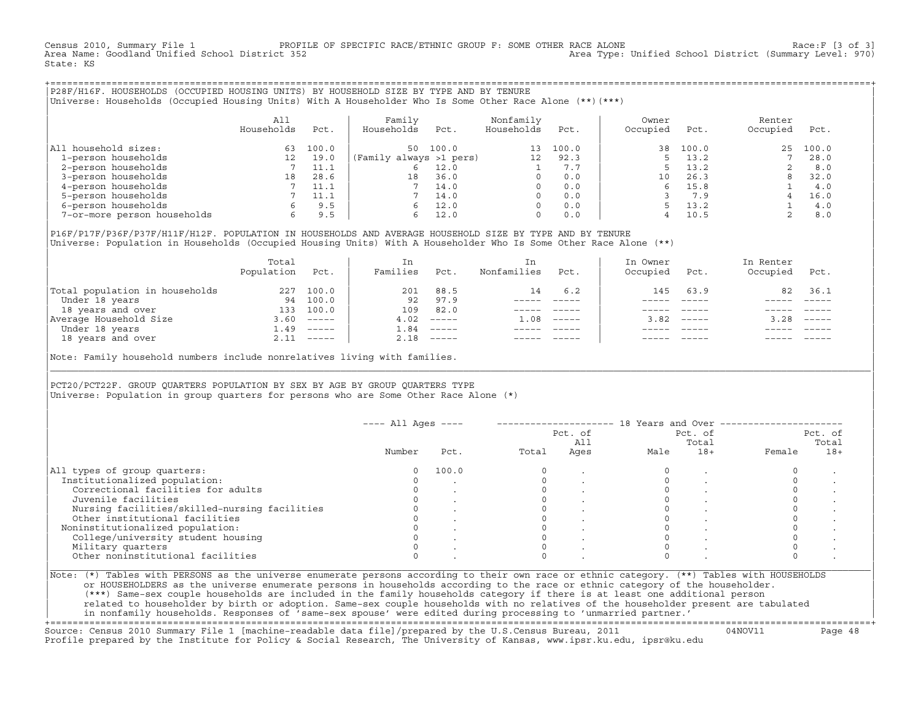Census 2010, Summary File 1 PROFILE OF SPECIFIC RACE/ETHNIC GROUP F: SOME OTHER RACE ALONE Race:F [3 of 3]
Area Name: Goodland Unified School District 352 Area Type: Unified School District (Summary Level: 970)
State: KS

## P28F/H16F. HOUSEHOLDS (OCCUPIED HOUSING UNITS) BY HOUSEHOLD SIZE BY TYPE AND BY TENURE

Universe: Households (Occupied Housing Units) With A Householder Who Is Some Other Race Alone (**)(***)

| | All Households | Pct. | Family Households | Pct. | Nonfamily Households | Pct. | Owner Occupied | Pct. | Renter Occupied | Pct. |
|---|---|---|---|---|---|---|---|---|---|---|
| All household sizes: | 63 | 100.0 | 50 | 100.0 | 13 | 100.0 | 38 | 100.0 | 25 | 100.0 |
| 1-person households | 12 | 19.0 | (Family always >1 pers) | | 12 | 92.3 | 5 | 13.2 | 7 | 28.0 |
| 2-person households | 7 | 11.1 | 6 | 12.0 | 1 | 7.7 | 5 | 13.2 | 2 | 8.0 |
| 3-person households | 18 | 28.6 | 18 | 36.0 | 0 | 0.0 | 10 | 26.3 | 8 | 32.0 |
| 4-person households | 7 | 11.1 | 7 | 14.0 | 0 | 0.0 | 6 | 15.8 | 1 | 4.0 |
| 5-person households | 7 | 11.1 | 7 | 14.0 | 0 | 0.0 | 3 | 7.9 | 4 | 16.0 |
| 6-person households | 6 | 9.5 | 6 | 12.0 | 0 | 0.0 | 5 | 13.2 | 1 | 4.0 |
| 7-or-more person households | 6 | 9.5 | 6 | 12.0 | 0 | 0.0 | 4 | 10.5 | 2 | 8.0 |

## P16F/P17F/P36F/P37F/H11F/H12F. POPULATION IN HOUSEHOLDS AND AVERAGE HOUSEHOLD SIZE BY TYPE AND BY TENURE

Universe: Population in Households (Occupied Housing Units) With A Householder Who Is Some Other Race Alone (**)

| | Total Population | Pct. | In Families | Pct. | In Nonfamilies | Pct. | In Owner Occupied | Pct. | In Renter Occupied | Pct. |
|---|---|---|---|---|---|---|---|---|---|---|
| Total population in households | 227 | 100.0 | 201 | 88.5 | 14 | 6.2 | 145 | 63.9 | 82 | 36.1 |
| Under 18 years | 94 | 100.0 | 92 | 97.9 | ----- | ----- | ----- | ----- | ----- | ----- |
| 18 years and over | 133 | 100.0 | 109 | 82.0 | ----- | ----- | ----- | ----- | ----- | ----- |
| Average Household Size | 3.60 | ----- | 4.02 | ----- | 1.08 | ----- | 3.82 | ----- | 3.28 | ----- |
| Under 18 years | 1.49 | ----- | 1.84 | ----- | ----- | ----- | ----- | ----- | ----- | ----- |
| 18 years and over | 2.11 | ----- | 2.18 | ----- | ----- | ----- | ----- | ----- | ----- | ----- |

Note: Family household numbers include nonrelatives living with families.

## PCT20/PCT22F. GROUP QUARTERS POPULATION BY SEX BY AGE BY GROUP QUARTERS TYPE

Universe: Population in group quarters for persons who are Some Other Race Alone (*)

| | All Ages Number | All Ages Pct. | 18 Years and Over Total | Pct. of All Ages | Male | Pct. of Total 18+ | Female | Pct. of Total 18+ |
|---|---|---|---|---|---|---|---|---|
| All types of group quarters: | 0 | 100.0 | 0 | . | 0 | . | 0 | . |
| Institutionalized population: | 0 | . | 0 | . | 0 | . | 0 | . |
| Correctional facilities for adults | 0 | . | 0 | . | 0 | . | 0 | . |
| Juvenile facilities | 0 | . | 0 | . | 0 | . | 0 | . |
| Nursing facilities/skilled-nursing facilities | 0 | . | 0 | . | 0 | . | 0 | . |
| Other institutional facilities | 0 | . | 0 | . | 0 | . | 0 | . |
| Noninstitutionalized population: | 0 | . | 0 | . | 0 | . | 0 | . |
| College/university student housing | 0 | . | 0 | . | 0 | . | 0 | . |
| Military quarters | 0 | . | 0 | . | 0 | . | 0 | . |
| Other noninstitutional facilities | 0 | . | 0 | . | 0 | . | 0 | . |

Note: (*) Tables with PERSONS as the universe enumerate persons according to their own race or ethnic category. (**) Tables with HOUSEHOLDS or HOUSEHOLDERS as the universe enumerate persons in households according to the race or ethnic category of the householder. (***) Same-sex couple households are included in the family households category if there is at least one additional person related to householder by birth or adoption. Same-sex couple households with no relatives of the householder present are tabulated in nonfamily households. Responses of 'same-sex spouse' were edited during processing to 'unmarried partner.'

Source: Census 2010 Summary File 1 [machine-readable data file]/prepared by the U.S.Census Bureau, 2011 04NOV11
Profile prepared by the Institute for Policy & Social Research, The University of Kansas, www.ipsr.ku.edu, ipsr@ku.edu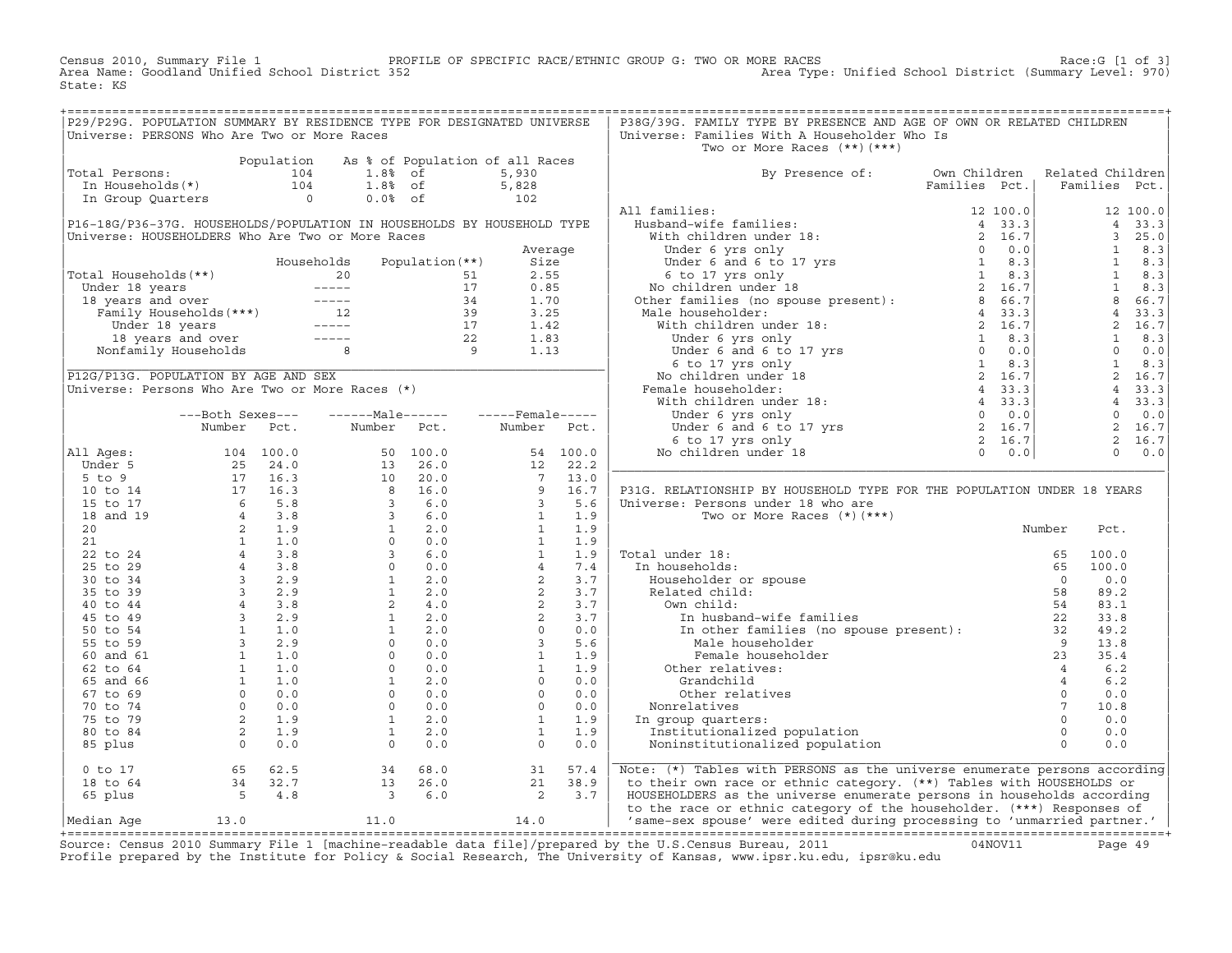Census 2010, Summary File 1 — PROFILE OF SPECIFIC RACE/ETHNIC GROUP G: TWO OR MORE RACES — Race:G [1 of 3]
Area Name: Goodland Unified School District 352 — Area Type: Unified School District (Summary Level: 970)
State: KS

## P29/P29G. POPULATION SUMMARY BY RESIDENCE TYPE FOR DESIGNATED UNIVERSE

Universe: PERSONS Who Are Two or More Races

| | Population | As % of Population of all Races | |
|---|---|---|---|
| Total Persons: | 104 | 1.8% of | 5,930 |
| In Households(*) | 104 | 1.8% of | 5,828 |
| In Group Quarters | 0 | 0.0% of | 102 |

## P16-18G/P36-37G. HOUSEHOLDS/POPULATION IN HOUSEHOLDS BY HOUSEHOLD TYPE

Universe: HOUSEHOLDERS Who Are Two or More Races

| | Households | Population(**) | Average Size |
|---|---|---|---|
| Total Households(**) | 20 | 51 | 2.55 |
| Under 18 years | ----- | 17 | 0.85 |
| 18 years and over | ----- | 34 | 1.70 |
| Family Households(***) | 12 | 39 | 3.25 |
| Under 18 years | ----- | 17 | 1.42 |
| 18 years and over | ----- | 22 | 1.83 |
| Nonfamily Households | 8 | 9 | 1.13 |

## P12G/P13G. POPULATION BY AGE AND SEX

Universe: Persons Who Are Two or More Races (*)

| | Both Sexes Number | Both Sexes Pct. | Male Number | Male Pct. | Female Number | Female Pct. |
|---|---|---|---|---|---|---|
| All Ages: | 104 | 100.0 | 50 | 100.0 | 54 | 100.0 |
| Under 5 | 25 | 24.0 | 13 | 26.0 | 12 | 22.2 |
| 5 to 9 | 17 | 16.3 | 10 | 20.0 | 7 | 13.0 |
| 10 to 14 | 17 | 16.3 | 8 | 16.0 | 9 | 16.7 |
| 15 to 17 | 6 | 5.8 | 3 | 6.0 | 3 | 5.6 |
| 18 and 19 | 4 | 3.8 | 3 | 6.0 | 1 | 1.9 |
| 20 | 2 | 1.9 | 1 | 2.0 | 1 | 1.9 |
| 21 | 1 | 1.0 | 0 | 0.0 | 1 | 1.9 |
| 22 to 24 | 4 | 3.8 | 3 | 6.0 | 1 | 1.9 |
| 25 to 29 | 4 | 3.8 | 0 | 0.0 | 4 | 7.4 |
| 30 to 34 | 3 | 2.9 | 1 | 2.0 | 2 | 3.7 |
| 35 to 39 | 3 | 2.9 | 1 | 2.0 | 2 | 3.7 |
| 40 to 44 | 4 | 3.8 | 2 | 4.0 | 2 | 3.7 |
| 45 to 49 | 3 | 2.9 | 1 | 2.0 | 2 | 3.7 |
| 50 to 54 | 1 | 1.0 | 1 | 2.0 | 0 | 0.0 |
| 55 to 59 | 3 | 2.9 | 0 | 0.0 | 3 | 5.6 |
| 60 and 61 | 1 | 1.0 | 0 | 0.0 | 1 | 1.9 |
| 62 to 64 | 1 | 1.0 | 0 | 0.0 | 1 | 1.9 |
| 65 and 66 | 1 | 1.0 | 1 | 2.0 | 0 | 0.0 |
| 67 to 69 | 0 | 0.0 | 0 | 0.0 | 0 | 0.0 |
| 70 to 74 | 0 | 0.0 | 0 | 0.0 | 0 | 0.0 |
| 75 to 79 | 2 | 1.9 | 1 | 2.0 | 1 | 1.9 |
| 80 to 84 | 2 | 1.9 | 1 | 2.0 | 1 | 1.9 |
| 85 plus | 0 | 0.0 | 0 | 0.0 | 0 | 0.0 |
| 0 to 17 | 65 | 62.5 | 34 | 68.0 | 31 | 57.4 |
| 18 to 64 | 34 | 32.7 | 13 | 26.0 | 21 | 38.9 |
| 65 plus | 5 | 4.8 | 3 | 6.0 | 2 | 3.7 |
| Median Age | 13.0 | | 11.0 | | 14.0 | |

## P38G/39G. FAMILY TYPE BY PRESENCE AND AGE OF OWN OR RELATED CHILDREN

Universe: Families With A Householder Who Is Two or More Races (**)(***)

| By Presence of: | Own Children Families | Own Children Pct. | Related Children Families | Related Children Pct. |
|---|---|---|---|---|
| All families: | 12 | 100.0 | 12 | 100.0 |
| Husband-wife families: | 4 | 33.3 | 4 | 33.3 |
| With children under 18: | 2 | 16.7 | 3 | 25.0 |
| Under 6 yrs only | 0 | 0.0 | 1 | 8.3 |
| Under 6 and 6 to 17 yrs | 1 | 8.3 | 1 | 8.3 |
| 6 to 17 yrs only | 1 | 8.3 | 1 | 8.3 |
| No children under 18 | 2 | 16.7 | 1 | 8.3 |
| Other families (no spouse present): | 8 | 66.7 | 8 | 66.7 |
| Male householder: | 4 | 33.3 | 4 | 33.3 |
| With children under 18: | 2 | 16.7 | 2 | 16.7 |
| Under 6 yrs only | 1 | 8.3 | 1 | 8.3 |
| Under 6 and 6 to 17 yrs | 0 | 0.0 | 0 | 0.0 |
| 6 to 17 yrs only | 1 | 8.3 | 1 | 8.3 |
| No children under 18 | 2 | 16.7 | 2 | 16.7 |
| Female householder: | 4 | 33.3 | 4 | 33.3 |
| With children under 18: | 4 | 33.3 | 4 | 33.3 |
| Under 6 yrs only | 0 | 0.0 | 0 | 0.0 |
| Under 6 and 6 to 17 yrs | 2 | 16.7 | 2 | 16.7 |
| 6 to 17 yrs only | 2 | 16.7 | 2 | 16.7 |
| No children under 18 | 0 | 0.0 | 0 | 0.0 |

## P31G. RELATIONSHIP BY HOUSEHOLD TYPE FOR THE POPULATION UNDER 18 YEARS

Universe: Persons under 18 who are Two or More Races (*)(***)

| | Number | Pct. |
|---|---|---|
| Total under 18: | 65 | 100.0 |
| In households: | 65 | 100.0 |
| Householder or spouse | 0 | 0.0 |
| Related child: | 58 | 89.2 |
| Own child: | 54 | 83.1 |
| In husband-wife families | 22 | 33.8 |
| In other families (no spouse present): | 32 | 49.2 |
| Male householder | 9 | 13.8 |
| Female householder | 23 | 35.4 |
| Other relatives: | 4 | 6.2 |
| Grandchild | 4 | 6.2 |
| Other relatives | 0 | 0.0 |
| Nonrelatives | 7 | 10.8 |
| In group quarters: | 0 | 0.0 |
| Institutionalized population | 0 | 0.0 |
| Noninstitutionalized population | 0 | 0.0 |

Note: (*) Tables with PERSONS as the universe enumerate persons according to their own race or ethnic category. (**) Tables with HOUSEHOLDS or HOUSEHOLDERS as the universe enumerate persons in households according to the race or ethnic category of the householder. (***) Responses of 'same-sex spouse' were edited during processing to 'unmarried partner.'

Source: Census 2010 Summary File 1 [machine-readable data file]/prepared by the U.S.Census Bureau, 2011 04NOV11
Profile prepared by the Institute for Policy & Social Research, The University of Kansas, www.ipsr.ku.edu, ipsr@ku.edu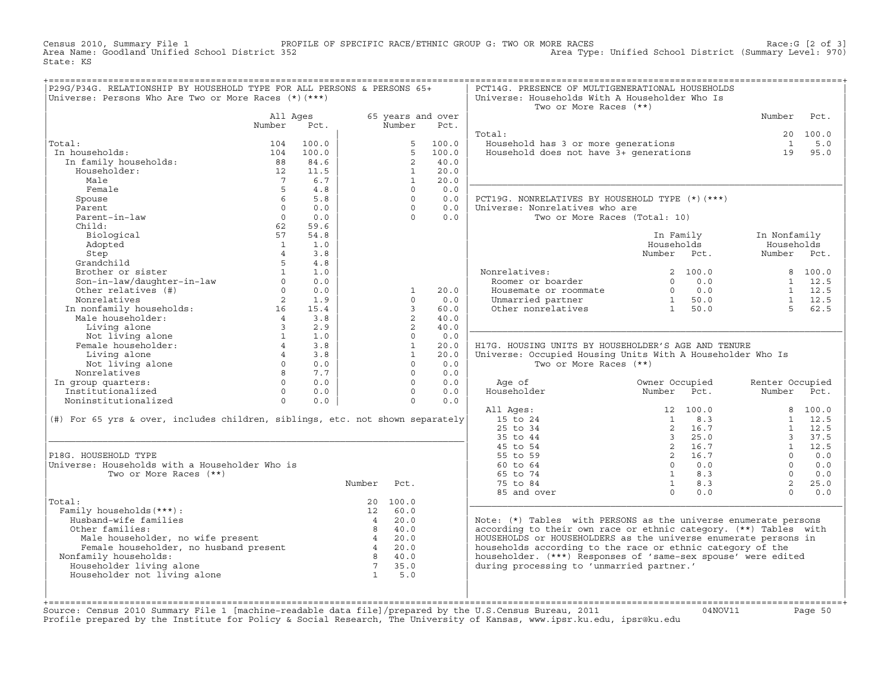Census 2010, Summary File 1 PROFILE OF SPECIFIC RACE/ETHNIC GROUP G: TWO OR MORE RACES Race:G [2 of 3]
Area Name: Goodland Unified School District 352 Area Type: Unified School District (Summary Level: 970)
State: KS

## P29G/P34G. RELATIONSHIP BY HOUSEHOLD TYPE FOR ALL PERSONS & PERSONS 65+

Universe: Persons Who Are Two or More Races (*)(***)

| | All Ages Number | All Ages Pct. | 65 years and over Number | 65 years and over Pct. |
|---|---|---|---|---|
| Total: | 104 | 100.0 | 5 | 100.0 |
| In households: | 104 | 100.0 | 5 | 100.0 |
| In family households: | 88 | 84.6 | 2 | 40.0 |
| Householder: | 12 | 11.5 | 1 | 20.0 |
| Male | 7 | 6.7 | 1 | 20.0 |
| Female | 5 | 4.8 | 0 | 0.0 |
| Spouse | 6 | 5.8 | 0 | 0.0 |
| Parent | 0 | 0.0 | 0 | 0.0 |
| Parent-in-law | 0 | 0.0 | 0 | 0.0 |
| Child: | 62 | 59.6 | | |
| Biological | 57 | 54.8 | | |
| Adopted | 1 | 1.0 | | |
| Step | 4 | 3.8 | | |
| Grandchild | 5 | 4.8 | | |
| Brother or sister | 1 | 1.0 | | |
| Son-in-law/daughter-in-law | 0 | 0.0 | | |
| Other relatives (#) | 0 | 0.0 | 1 | 20.0 |
| Nonrelatives | 2 | 1.9 | 0 | 0.0 |
| In nonfamily households: | 16 | 15.4 | 3 | 60.0 |
| Male householder: | 4 | 3.8 | 2 | 40.0 |
| Living alone | 3 | 2.9 | 2 | 40.0 |
| Not living alone | 1 | 1.0 | 0 | 0.0 |
| Female householder: | 4 | 3.8 | 1 | 20.0 |
| Living alone | 4 | 3.8 | 1 | 20.0 |
| Not living alone | 0 | 0.0 | 0 | 0.0 |
| Nonrelatives | 8 | 7.7 | 0 | 0.0 |
| In group quarters: | 0 | 0.0 | 0 | 0.0 |
| Institutionalized | 0 | 0.0 | 0 | 0.0 |
| Noninstitutionalized | 0 | 0.0 | 0 | 0.0 |

(#) For 65 yrs & over, includes children, siblings, etc. not shown separately

## P18G. HOUSEHOLD TYPE

Universe: Households with a Householder Who is Two or More Races (**)

| | Number | Pct. |
|---|---|---|
| Total: | 20 | 100.0 |
| Family households(***): | 12 | 60.0 |
| Husband-wife families | 4 | 20.0 |
| Other families: | 8 | 40.0 |
| Male householder, no wife present | 4 | 20.0 |
| Female householder, no husband present | 4 | 20.0 |
| Nonfamily households: | 8 | 40.0 |
| Householder living alone | 7 | 35.0 |
| Householder not living alone | 1 | 5.0 |

## PCT14G. PRESENCE OF MULTIGENERATIONAL HOUSEHOLDS

Universe: Households With A Householder Who Is Two or More Races (**)

| | Number | Pct. |
|---|---|---|
| Total: | 20 | 100.0 |
| Household has 3 or more generations | 1 | 5.0 |
| Household does not have 3+ generations | 19 | 95.0 |

## PCT19G. NONRELATIVES BY HOUSEHOLD TYPE (*)(***)

Universe: Nonrelatives who are Two or More Races (Total: 10)

| | In Family Households Number | In Family Households Pct. | In Nonfamily Households Number | In Nonfamily Households Pct. |
|---|---|---|---|---|
| Nonrelatives: | 2 | 100.0 | 8 | 100.0 |
| Roomer or boarder | 0 | 0.0 | 1 | 12.5 |
| Housemate or roommate | 0 | 0.0 | 1 | 12.5 |
| Unmarried partner | 1 | 50.0 | 1 | 12.5 |
| Other nonrelatives | 1 | 50.0 | 5 | 62.5 |

## H17G. HOUSING UNITS BY HOUSEHOLDER'S AGE AND TENURE

Universe: Occupied Housing Units With A Householder Who Is Two or More Races (**)

| Age of Householder | Owner Occupied Number | Owner Occupied Pct. | Renter Occupied Number | Renter Occupied Pct. |
|---|---|---|---|---|
| All Ages: | 12 | 100.0 | 8 | 100.0 |
| 15 to 24 | 1 | 8.3 | 1 | 12.5 |
| 25 to 34 | 2 | 16.7 | 1 | 12.5 |
| 35 to 44 | 3 | 25.0 | 3 | 37.5 |
| 45 to 54 | 2 | 16.7 | 1 | 12.5 |
| 55 to 59 | 2 | 16.7 | 0 | 0.0 |
| 60 to 64 | 0 | 0.0 | 0 | 0.0 |
| 65 to 74 | 1 | 8.3 | 0 | 0.0 |
| 75 to 84 | 1 | 8.3 | 2 | 25.0 |
| 85 and over | 0 | 0.0 | 0 | 0.0 |

Note: (*) Tables with PERSONS as the universe enumerate persons according to their own race or ethnic category. (**) Tables with HOUSEHOLDS or HOUSEHOLDERS as the universe enumerate persons in households according to the race or ethnic category of the householder. (***) Responses of 'same-sex spouse' were edited during processing to 'unmarried partner.'

Source: Census 2010 Summary File 1 [machine-readable data file]/prepared by the U.S.Census Bureau, 2011 04NOV11
Profile prepared by the Institute for Policy & Social Research, The University of Kansas, www.ipsr.ku.edu, ipsr@ku.edu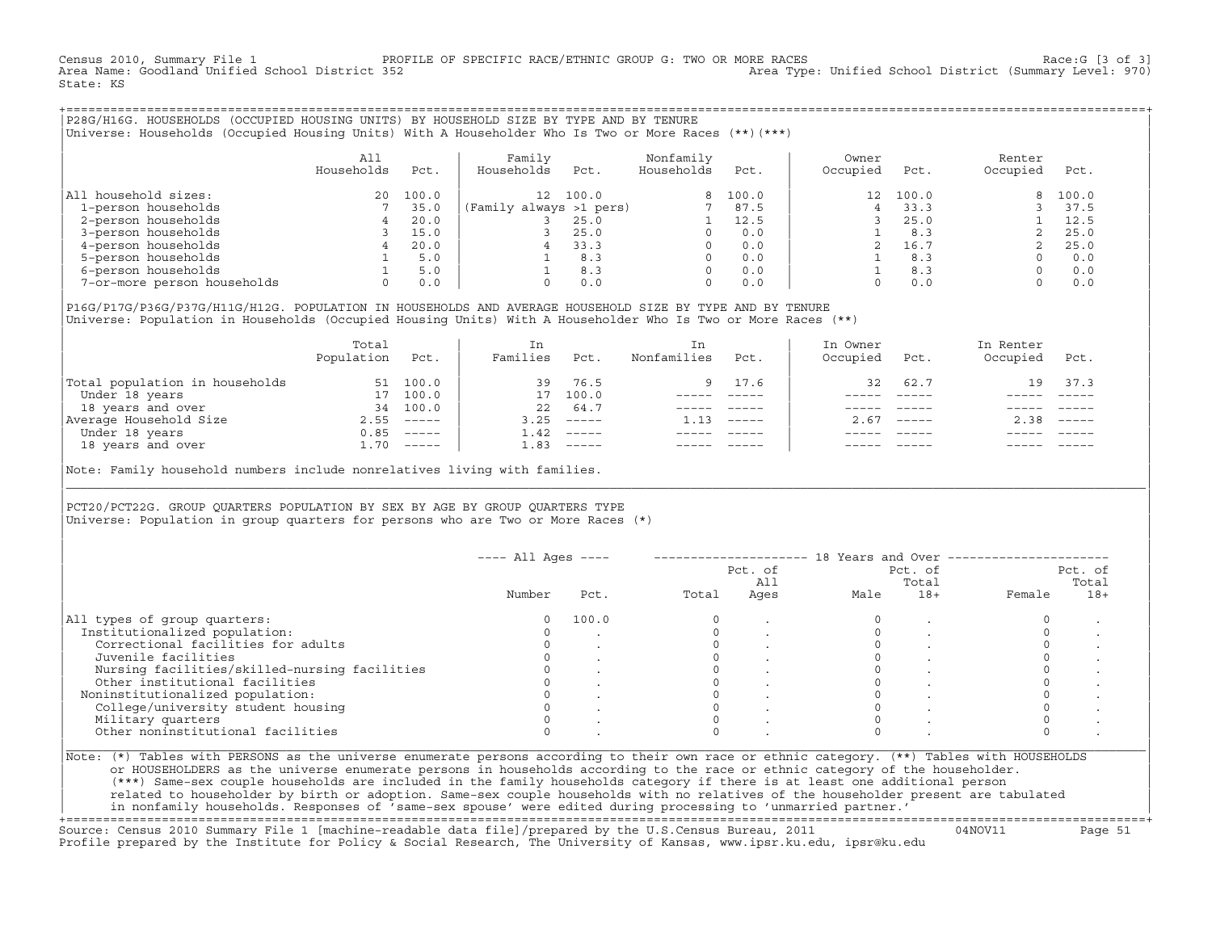Census 2010, Summary File 1 PROFILE OF SPECIFIC RACE/ETHNIC GROUP G: TWO OR MORE RACES Race:G [3 of 3]
Area Name: Goodland Unified School District 352 Area Type: Unified School District (Summary Level: 970)
State: KS

## P28G/H16G. HOUSEHOLDS (OCCUPIED HOUSING UNITS) BY HOUSEHOLD SIZE BY TYPE AND BY TENURE

Universe: Households (Occupied Housing Units) With A Householder Who Is Two or More Races (**)(***)

| | All Households | Pct. | Family Households | Pct. | Nonfamily Households | Pct. | Owner Occupied | Pct. | Renter Occupied | Pct. |
|---|---|---|---|---|---|---|---|---|---|---|
| All household sizes: | 20 | 100.0 | 12 | 100.0 | 8 | 100.0 | 12 | 100.0 | 8 | 100.0 |
| 1-person households | 7 | 35.0 | (Family always >1 pers) | | 7 | 87.5 | 4 | 33.3 | 3 | 37.5 |
| 2-person households | 4 | 20.0 | 3 | 25.0 | 1 | 12.5 | 3 | 25.0 | 1 | 12.5 |
| 3-person households | 3 | 15.0 | 3 | 25.0 | 0 | 0.0 | 1 | 8.3 | 2 | 25.0 |
| 4-person households | 4 | 20.0 | 4 | 33.3 | 0 | 0.0 | 2 | 16.7 | 2 | 25.0 |
| 5-person households | 1 | 5.0 | 1 | 8.3 | 0 | 0.0 | 1 | 8.3 | 0 | 0.0 |
| 6-person households | 1 | 5.0 | 1 | 8.3 | 0 | 0.0 | 1 | 8.3 | 0 | 0.0 |
| 7-or-more person households | 0 | 0.0 | 0 | 0.0 | 0 | 0.0 | 0 | 0.0 | 0 | 0.0 |

## P16G/P17G/P36G/P37G/H11G/H12G. POPULATION IN HOUSEHOLDS AND AVERAGE HOUSEHOLD SIZE BY TYPE AND BY TENURE

Universe: Population in Households (Occupied Housing Units) With A Householder Who Is Two or More Races (**)

| | Total Population | Pct. | In Families | Pct. | In Nonfamilies | Pct. | In Owner Occupied | Pct. | In Renter Occupied | Pct. |
|---|---|---|---|---|---|---|---|---|---|---|
| Total population in households | 51 | 100.0 | 39 | 76.5 | 9 | 17.6 | 32 | 62.7 | 19 | 37.3 |
| Under 18 years | 17 | 100.0 | 17 | 100.0 | ----- | ----- | ----- | ----- | ----- | ----- |
| 18 years and over | 34 | 100.0 | 22 | 64.7 | ----- | ----- | ----- | ----- | ----- | ----- |
| Average Household Size | 2.55 | ----- | 3.25 | ----- | 1.13 | ----- | 2.67 | ----- | 2.38 | ----- |
| Under 18 years | 0.85 | ----- | 1.42 | ----- | ----- | ----- | ----- | ----- | ----- | ----- |
| 18 years and over | 1.70 | ----- | 1.83 | ----- | ----- | ----- | ----- | ----- | ----- | ----- |

Note: Family household numbers include nonrelatives living with families.

## PCT20/PCT22G. GROUP QUARTERS POPULATION BY SEX BY AGE BY GROUP QUARTERS TYPE

Universe: Population in group quarters for persons who are Two or More Races (*)

| | All Ages | | 18 Years and Over | | | | | |
|---|---|---|---|---|---|---|---|---|
| | Number | Pct. | Total | Pct. of All Ages | Male | Pct. of Total 18+ | Female | Pct. of Total 18+ |
| All types of group quarters: | 0 | 100.0 | 0 | . | 0 | . | 0 | . |
| Institutionalized population: | 0 | . | 0 | . | 0 | . | 0 | . |
| Correctional facilities for adults | 0 | . | 0 | . | 0 | . | 0 | . |
| Juvenile facilities | 0 | . | 0 | . | 0 | . | 0 | . |
| Nursing facilities/skilled-nursing facilities | 0 | . | 0 | . | 0 | . | 0 | . |
| Other institutional facilities | 0 | . | 0 | . | 0 | . | 0 | . |
| Noninstitutionalized population: | 0 | . | 0 | . | 0 | . | 0 | . |
| College/university student housing | 0 | . | 0 | . | 0 | . | 0 | . |
| Military quarters | 0 | . | 0 | . | 0 | . | 0 | . |
| Other noninstitutional facilities | 0 | . | 0 | . | 0 | . | 0 | . |

Note: (*) Tables with PERSONS as the universe enumerate persons according to their own race or ethnic category. (**) Tables with HOUSEHOLDS or HOUSEHOLDERS as the universe enumerate persons in households according to the race or ethnic category of the householder. (***) Same-sex couple households are included in the family households category if there is at least one additional person related to householder by birth or adoption. Same-sex couple households with no relatives of the householder present are tabulated in nonfamily households. Responses of 'same-sex spouse' were edited during processing to 'unmarried partner.'

Source: Census 2010 Summary File 1 [machine-readable data file]/prepared by the U.S.Census Bureau, 2011 04NOV11
Profile prepared by the Institute for Policy & Social Research, The University of Kansas, www.ipsr.ku.edu, ipsr@ku.edu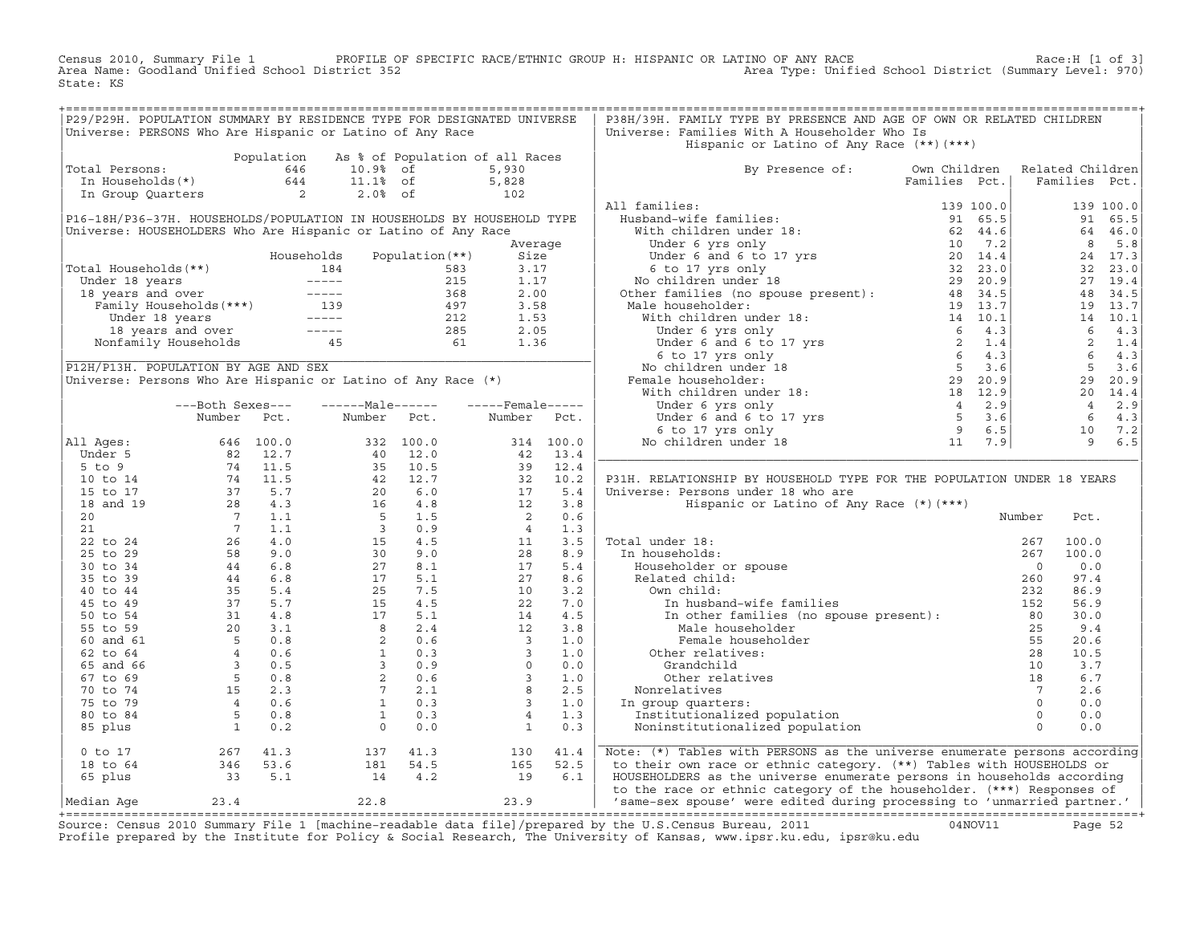Census 2010, Summary File 1 PROFILE OF SPECIFIC RACE/ETHNIC GROUP H: HISPANIC OR LATINO OF ANY RACE Race:H [1 of 3]
Area Name: Goodland Unified School District 352 Area Type: Unified School District (Summary Level: 970)
State: KS

## P29/P29H. POPULATION SUMMARY BY RESIDENCE TYPE FOR DESIGNATED UNIVERSE

Universe: PERSONS Who Are Hispanic or Latino of Any Race

| | Population | As % of Population of all Races | |
|---|---|---|---|
| Total Persons: | 646 | 10.9% of | 5,930 |
| In Households(*) | 644 | 11.1% of | 5,828 |
| In Group Quarters | 2 | 2.0% of | 102 |

## P16-18H/P36-37H. HOUSEHOLDS/POPULATION IN HOUSEHOLDS BY HOUSEHOLD TYPE

Universe: HOUSEHOLDERS Who Are Hispanic or Latino of Any Race

| | Households | Population(**) | Average Size |
|---|---|---|---|
| Total Households(**) | 184 | 583 | 3.17 |
| Under 18 years | ----- | 215 | 1.17 |
| 18 years and over | ----- | 368 | 2.00 |
| Family Households(***) | 139 | 497 | 3.58 |
| Under 18 years | ----- | 212 | 1.53 |
| 18 years and over | ----- | 285 | 2.05 |
| Nonfamily Households | 45 | 61 | 1.36 |

## P12H/P13H. POPULATION BY AGE AND SEX

Universe: Persons Who Are Hispanic or Latino of Any Race (*)

| | Both Sexes Number | Both Sexes Pct. | Male Number | Male Pct. | Female Number | Female Pct. |
|---|---|---|---|---|---|---|
| All Ages: | 646 | 100.0 | 332 | 100.0 | 314 | 100.0 |
| Under 5 | 82 | 12.7 | 40 | 12.0 | 42 | 13.4 |
| 5 to 9 | 74 | 11.5 | 35 | 10.5 | 39 | 12.4 |
| 10 to 14 | 74 | 11.5 | 42 | 12.7 | 32 | 10.2 |
| 15 to 17 | 37 | 5.7 | 20 | 6.0 | 17 | 5.4 |
| 18 and 19 | 28 | 4.3 | 16 | 4.8 | 12 | 3.8 |
| 20 | 7 | 1.1 | 5 | 1.5 | 2 | 0.6 |
| 21 | 7 | 1.1 | 3 | 0.9 | 4 | 1.3 |
| 22 to 24 | 26 | 4.0 | 15 | 4.5 | 11 | 3.5 |
| 25 to 29 | 58 | 9.0 | 30 | 9.0 | 28 | 8.9 |
| 30 to 34 | 44 | 6.8 | 27 | 8.1 | 17 | 5.4 |
| 35 to 39 | 44 | 6.8 | 17 | 5.1 | 27 | 8.6 |
| 40 to 44 | 35 | 5.4 | 25 | 7.5 | 10 | 3.2 |
| 45 to 49 | 37 | 5.7 | 15 | 4.5 | 22 | 7.0 |
| 50 to 54 | 31 | 4.8 | 17 | 5.1 | 14 | 4.5 |
| 55 to 59 | 20 | 3.1 | 8 | 2.4 | 12 | 3.8 |
| 60 and 61 | 5 | 0.8 | 2 | 0.6 | 3 | 1.0 |
| 62 to 64 | 4 | 0.6 | 1 | 0.3 | 3 | 1.0 |
| 65 and 66 | 3 | 0.5 | 3 | 0.9 | 0 | 0.0 |
| 67 to 69 | 5 | 0.8 | 2 | 0.6 | 3 | 1.0 |
| 70 to 74 | 15 | 2.3 | 7 | 2.1 | 8 | 2.5 |
| 75 to 79 | 4 | 0.6 | 1 | 0.3 | 3 | 1.0 |
| 80 to 84 | 5 | 0.8 | 1 | 0.3 | 4 | 1.3 |
| 85 plus | 1 | 0.2 | 0 | 0.0 | 1 | 0.3 |
| 0 to 17 | 267 | 41.3 | 137 | 41.3 | 130 | 41.4 |
| 18 to 64 | 346 | 53.6 | 181 | 54.5 | 165 | 52.5 |
| 65 plus | 33 | 5.1 | 14 | 4.2 | 19 | 6.1 |
| Median Age | 23.4 | | 22.8 | | 23.9 | |

## P38H/39H. FAMILY TYPE BY PRESENCE AND AGE OF OWN OR RELATED CHILDREN

Universe: Families With A Householder Who Is Hispanic or Latino of Any Race (**)(***)

| By Presence of: | Own Children Families | Own Children Pct. | Related Children Families | Related Children Pct. |
|---|---|---|---|---|
| All families: | 139 | 100.0 | 139 | 100.0 |
| Husband-wife families: | 91 | 65.5 | 91 | 65.5 |
| With children under 18: | 62 | 44.6 | 64 | 46.0 |
| Under 6 yrs only | 10 | 7.2 | 8 | 5.8 |
| Under 6 and 6 to 17 yrs | 20 | 14.4 | 24 | 17.3 |
| 6 to 17 yrs only | 32 | 23.0 | 32 | 23.0 |
| No children under 18 | 29 | 20.9 | 27 | 19.4 |
| Other families (no spouse present): | 48 | 34.5 | 48 | 34.5 |
| Male householder: | 19 | 13.7 | 19 | 13.7 |
| With children under 18: | 14 | 10.1 | 14 | 10.1 |
| Under 6 yrs only | 6 | 4.3 | 6 | 4.3 |
| Under 6 and 6 to 17 yrs | 2 | 1.4 | 2 | 1.4 |
| 6 to 17 yrs only | 6 | 4.3 | 6 | 4.3 |
| No children under 18 | 5 | 3.6 | 5 | 3.6 |
| Female householder: | 29 | 20.9 | 29 | 20.9 |
| With children under 18: | 18 | 12.9 | 20 | 14.4 |
| Under 6 yrs only | 4 | 2.9 | 4 | 2.9 |
| Under 6 and 6 to 17 yrs | 5 | 3.6 | 6 | 4.3 |
| 6 to 17 yrs only | 9 | 6.5 | 10 | 7.2 |
| No children under 18 | 11 | 7.9 | 9 | 6.5 |

## P31H. RELATIONSHIP BY HOUSEHOLD TYPE FOR THE POPULATION UNDER 18 YEARS

Universe: Persons under 18 who are Hispanic or Latino of Any Race (*)(***)

| | Number | Pct. |
|---|---|---|
| Total under 18: | 267 | 100.0 |
| In households: | 267 | 100.0 |
| Householder or spouse | 0 | 0.0 |
| Related child: | 260 | 97.4 |
| Own child: | 232 | 86.9 |
| In husband-wife families | 152 | 56.9 |
| In other families (no spouse present): | 80 | 30.0 |
| Male householder | 25 | 9.4 |
| Female householder | 55 | 20.6 |
| Other relatives: | 28 | 10.5 |
| Grandchild | 10 | 3.7 |
| Other relatives | 18 | 6.7 |
| Nonrelatives | 7 | 2.6 |
| In group quarters: | 0 | 0.0 |
| Institutionalized population | 0 | 0.0 |
| Noninstitutionalized population | 0 | 0.0 |

Note: (*) Tables with PERSONS as the universe enumerate persons according to their own race or ethnic category. (**) Tables with HOUSEHOLDS or HOUSEHOLDERS as the universe enumerate persons in households according to the race or ethnic category of the householder. (***) Responses of 'same-sex spouse' were edited during processing to 'unmarried partner.'

Source: Census 2010 Summary File 1 [machine-readable data file]/prepared by the U.S.Census Bureau, 2011 04NOV11
Profile prepared by the Institute for Policy & Social Research, The University of Kansas, www.ipsr.ku.edu, ipsr@ku.edu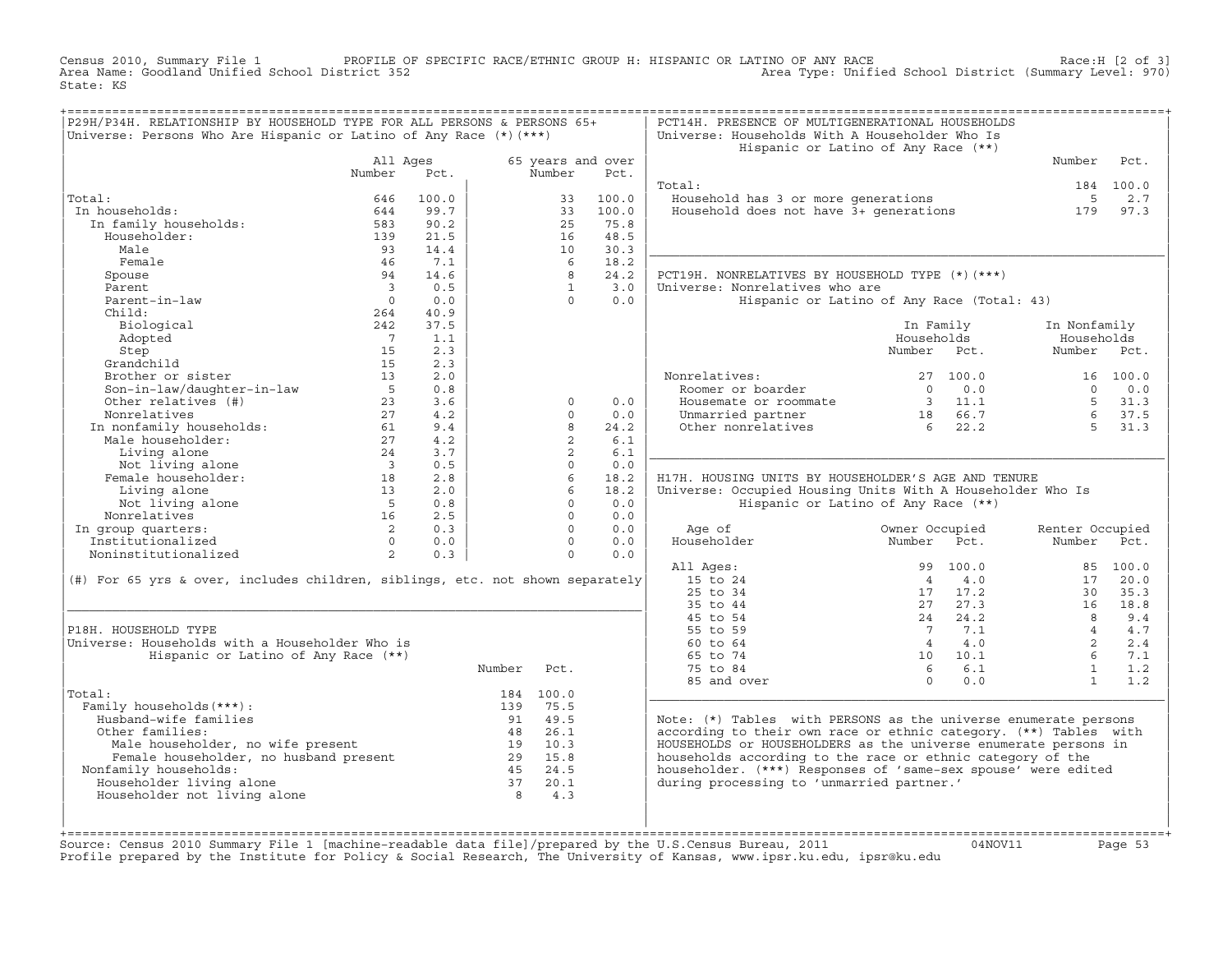Census 2010, Summary File 1 — PROFILE OF SPECIFIC RACE/ETHNIC GROUP H: HISPANIC OR LATINO OF ANY RACE — Race:H [2 of 3]
Area Name: Goodland Unified School District 352 — Area Type: Unified School District (Summary Level: 970)
State: KS

## P29H/P34H. RELATIONSHIP BY HOUSEHOLD TYPE FOR ALL PERSONS & PERSONS 65+

Universe: Persons Who Are Hispanic or Latino of Any Race (*)(***)

| | All Ages Number | All Ages Pct. | 65 years and over Number | 65 years and over Pct. |
|---|---|---|---|---|
| Total: | 646 | 100.0 | 33 | 100.0 |
| In households: | 644 | 99.7 | 33 | 100.0 |
| In family households: | 583 | 90.2 | 25 | 75.8 |
| Householder: | 139 | 21.5 | 16 | 48.5 |
| Male | 93 | 14.4 | 10 | 30.3 |
| Female | 46 | 7.1 | 6 | 18.2 |
| Spouse | 94 | 14.6 | 8 | 24.2 |
| Parent | 3 | 0.5 | 1 | 3.0 |
| Parent-in-law | 0 | 0.0 | 0 | 0.0 |
| Child: | 264 | 40.9 | | |
| Biological | 242 | 37.5 | | |
| Adopted | 7 | 1.1 | | |
| Step | 15 | 2.3 | | |
| Grandchild | 15 | 2.3 | | |
| Brother or sister | 13 | 2.0 | | |
| Son-in-law/daughter-in-law | 5 | 0.8 | | |
| Other relatives (#) | 23 | 3.6 | 0 | 0.0 |
| Nonrelatives | 27 | 4.2 | 0 | 0.0 |
| In nonfamily households: | 61 | 9.4 | 8 | 24.2 |
| Male householder: | 27 | 4.2 | 2 | 6.1 |
| Living alone | 24 | 3.7 | 2 | 6.1 |
| Not living alone | 3 | 0.5 | 0 | 0.0 |
| Female householder: | 18 | 2.8 | 6 | 18.2 |
| Living alone | 13 | 2.0 | 6 | 18.2 |
| Not living alone | 5 | 0.8 | 0 | 0.0 |
| Nonrelatives | 16 | 2.5 | 0 | 0.0 |
| In group quarters: | 2 | 0.3 | 0 | 0.0 |
| Institutionalized | 0 | 0.0 | 0 | 0.0 |
| Noninstitutionalized | 2 | 0.3 | 0 | 0.0 |

(#) For 65 yrs & over, includes children, siblings, etc. not shown separately

## P18H. HOUSEHOLD TYPE

Universe: Households with a Householder Who is Hispanic or Latino of Any Race (**)

| | Number | Pct. |
|---|---|---|
| Total: | 184 | 100.0 |
| Family households(***): | 139 | 75.5 |
| Husband-wife families | 91 | 49.5 |
| Other families: | 48 | 26.1 |
| Male householder, no wife present | 19 | 10.3 |
| Female householder, no husband present | 29 | 15.8 |
| Nonfamily households: | 45 | 24.5 |
| Householder living alone | 37 | 20.1 |
| Householder not living alone | 8 | 4.3 |

## PCT14H. PRESENCE OF MULTIGENERATIONAL HOUSEHOLDS

Universe: Households With A Householder Who Is Hispanic or Latino of Any Race (**)

| | Number | Pct. |
|---|---|---|
| Total: | 184 | 100.0 |
| Household has 3 or more generations | 5 | 2.7 |
| Household does not have 3+ generations | 179 | 97.3 |

## PCT19H. NONRELATIVES BY HOUSEHOLD TYPE (*)(***)

Universe: Nonrelatives who are Hispanic or Latino of Any Race (Total: 43)

| | In Family Households Number | In Family Households Pct. | In Nonfamily Households Number | In Nonfamily Households Pct. |
|---|---|---|---|---|
| Nonrelatives: | 27 | 100.0 | 16 | 100.0 |
| Roomer or boarder | 0 | 0.0 | 0 | 0.0 |
| Housemate or roommate | 3 | 11.1 | 5 | 31.3 |
| Unmarried partner | 18 | 66.7 | 6 | 37.5 |
| Other nonrelatives | 6 | 22.2 | 5 | 31.3 |

## H17H. HOUSING UNITS BY HOUSEHOLDER'S AGE AND TENURE

Universe: Occupied Housing Units With A Householder Who Is Hispanic or Latino of Any Race (**)

| Age of Householder | Owner Occupied Number | Owner Occupied Pct. | Renter Occupied Number | Renter Occupied Pct. |
|---|---|---|---|---|
| All Ages: | 99 | 100.0 | 85 | 100.0 |
| 15 to 24 | 4 | 4.0 | 17 | 20.0 |
| 25 to 34 | 17 | 17.2 | 30 | 35.3 |
| 35 to 44 | 27 | 27.3 | 16 | 18.8 |
| 45 to 54 | 24 | 24.2 | 8 | 9.4 |
| 55 to 59 | 7 | 7.1 | 4 | 4.7 |
| 60 to 64 | 4 | 4.0 | 2 | 2.4 |
| 65 to 74 | 10 | 10.1 | 6 | 7.1 |
| 75 to 84 | 6 | 6.1 | 1 | 1.2 |
| 85 and over | 0 | 0.0 | 1 | 1.2 |

Note: (*) Tables with PERSONS as the universe enumerate persons according to their own race or ethnic category. (**) Tables with HOUSEHOLDS or HOUSEHOLDERS as the universe enumerate persons in households according to the race or ethnic category of the householder. (***) Responses of 'same-sex spouse' were edited during processing to 'unmarried partner.'

Source: Census 2010 Summary File 1 [machine-readable data file]/prepared by the U.S.Census Bureau, 2011 04NOV11
Profile prepared by the Institute for Policy & Social Research, The University of Kansas, www.ipsr.ku.edu, ipsr@ku.edu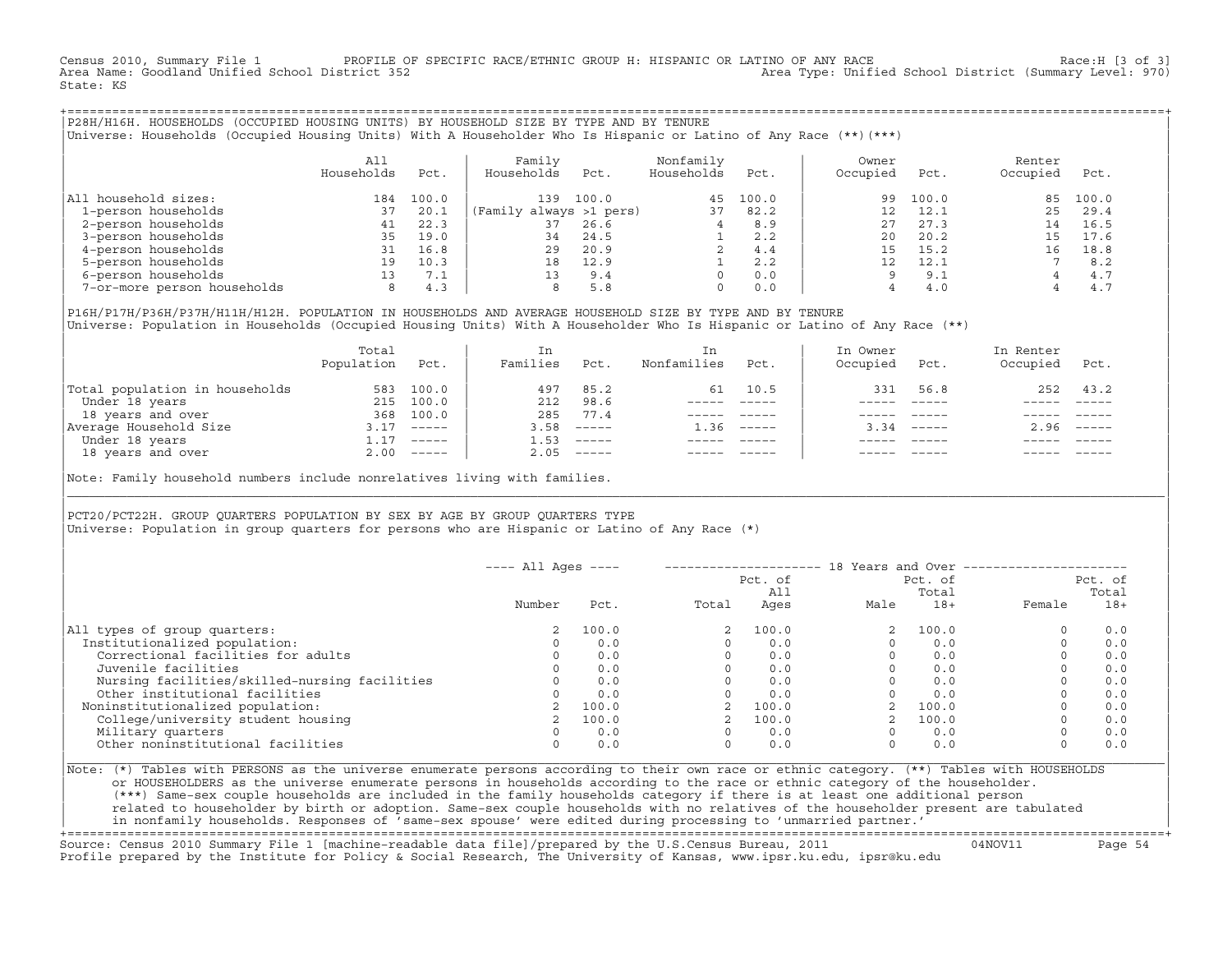Census 2010, Summary File 1 PROFILE OF SPECIFIC RACE/ETHNIC GROUP H: HISPANIC OR LATINO OF ANY RACE Race:H [3 of 3]
Area Name: Goodland Unified School District 352 Area Type: Unified School District (Summary Level: 970)
State: KS

## P28H/H16H. HOUSEHOLDS (OCCUPIED HOUSING UNITS) BY HOUSEHOLD SIZE BY TYPE AND BY TENURE

Universe: Households (Occupied Housing Units) With A Householder Who Is Hispanic or Latino of Any Race (**)(***)

| | All Households | Pct. | Family Households | Pct. | Nonfamily Households | Pct. | Owner Occupied | Pct. | Renter Occupied | Pct. |
|---|---|---|---|---|---|---|---|---|---|---|
| All household sizes: | 184 | 100.0 | 139 | 100.0 | 45 | 100.0 | 99 | 100.0 | 85 | 100.0 |
| 1-person households | 37 | 20.1 | (Family always >1 pers) | | 37 | 82.2 | 12 | 12.1 | 25 | 29.4 |
| 2-person households | 41 | 22.3 | 37 | 26.6 | 4 | 8.9 | 27 | 27.3 | 14 | 16.5 |
| 3-person households | 35 | 19.0 | 34 | 24.5 | 1 | 2.2 | 20 | 20.2 | 15 | 17.6 |
| 4-person households | 31 | 16.8 | 29 | 20.9 | 2 | 4.4 | 15 | 15.2 | 16 | 18.8 |
| 5-person households | 19 | 10.3 | 18 | 12.9 | 1 | 2.2 | 12 | 12.1 | 7 | 8.2 |
| 6-person households | 13 | 7.1 | 13 | 9.4 | 0 | 0.0 | 9 | 9.1 | 4 | 4.7 |
| 7-or-more person households | 8 | 4.3 | 8 | 5.8 | 0 | 0.0 | 4 | 4.0 | 4 | 4.7 |

## P16H/P17H/P36H/P37H/H11H/H12H. POPULATION IN HOUSEHOLDS AND AVERAGE HOUSEHOLD SIZE BY TYPE AND BY TENURE

Universe: Population in Households (Occupied Housing Units) With A Householder Who Is Hispanic or Latino of Any Race (**)

| | Total Population | Pct. | In Families | Pct. | In Nonfamilies | Pct. | In Owner Occupied | Pct. | In Renter Occupied | Pct. |
|---|---|---|---|---|---|---|---|---|---|---|
| Total population in households | 583 | 100.0 | 497 | 85.2 | 61 | 10.5 | 331 | 56.8 | 252 | 43.2 |
| Under 18 years | 215 | 100.0 | 212 | 98.6 | ----- | ----- | ----- | ----- | ----- | ----- |
| 18 years and over | 368 | 100.0 | 285 | 77.4 | ----- | ----- | ----- | ----- | ----- | ----- |
| Average Household Size | 3.17 | ----- | 3.58 | ----- | 1.36 | ----- | 3.34 | ----- | 2.96 | ----- |
| Under 18 years | 1.17 | ----- | 1.53 | ----- | ----- | ----- | ----- | ----- | ----- | ----- |
| 18 years and over | 2.00 | ----- | 2.05 | ----- | ----- | ----- | ----- | ----- | ----- | ----- |

Note: Family household numbers include nonrelatives living with families.

## PCT20/PCT22H. GROUP QUARTERS POPULATION BY SEX BY AGE BY GROUP QUARTERS TYPE

Universe: Population in group quarters for persons who are Hispanic or Latino of Any Race (*)

| | All Ages | | 18 Years and Over | | | | | |
|---|---|---|---|---|---|---|---|---|
| | Number | Pct. | Total | Pct. of All Ages | Male | Pct. of Total 18+ | Female | Pct. of Total 18+ |
| All types of group quarters: | 2 | 100.0 | 2 | 100.0 | 2 | 100.0 | 0 | 0.0 |
| Institutionalized population: | 0 | 0.0 | 0 | 0.0 | 0 | 0.0 | 0 | 0.0 |
| Correctional facilities for adults | 0 | 0.0 | 0 | 0.0 | 0 | 0.0 | 0 | 0.0 |
| Juvenile facilities | 0 | 0.0 | 0 | 0.0 | 0 | 0.0 | 0 | 0.0 |
| Nursing facilities/skilled-nursing facilities | 0 | 0.0 | 0 | 0.0 | 0 | 0.0 | 0 | 0.0 |
| Other institutional facilities | 0 | 0.0 | 0 | 0.0 | 0 | 0.0 | 0 | 0.0 |
| Noninstitutionalized population: | 2 | 100.0 | 2 | 100.0 | 2 | 100.0 | 0 | 0.0 |
| College/university student housing | 2 | 100.0 | 2 | 100.0 | 2 | 100.0 | 0 | 0.0 |
| Military quarters | 0 | 0.0 | 0 | 0.0 | 0 | 0.0 | 0 | 0.0 |
| Other noninstitutional facilities | 0 | 0.0 | 0 | 0.0 | 0 | 0.0 | 0 | 0.0 |

Note: (*) Tables with PERSONS as the universe enumerate persons according to their own race or ethnic category. (**) Tables with HOUSEHOLDS or HOUSEHOLDERS as the universe enumerate persons in households according to the race or ethnic category of the householder. (***) Same-sex couple households are included in the family households category if there is at least one additional person related to householder by birth or adoption. Same-sex couple households with no relatives of the householder present are tabulated in nonfamily households. Responses of 'same-sex spouse' were edited during processing to 'unmarried partner.'

Source: Census 2010 Summary File 1 [machine-readable data file]/prepared by the U.S.Census Bureau, 2011 04NOV11
Profile prepared by the Institute for Policy & Social Research, The University of Kansas, www.ipsr.ku.edu, ipsr@ku.edu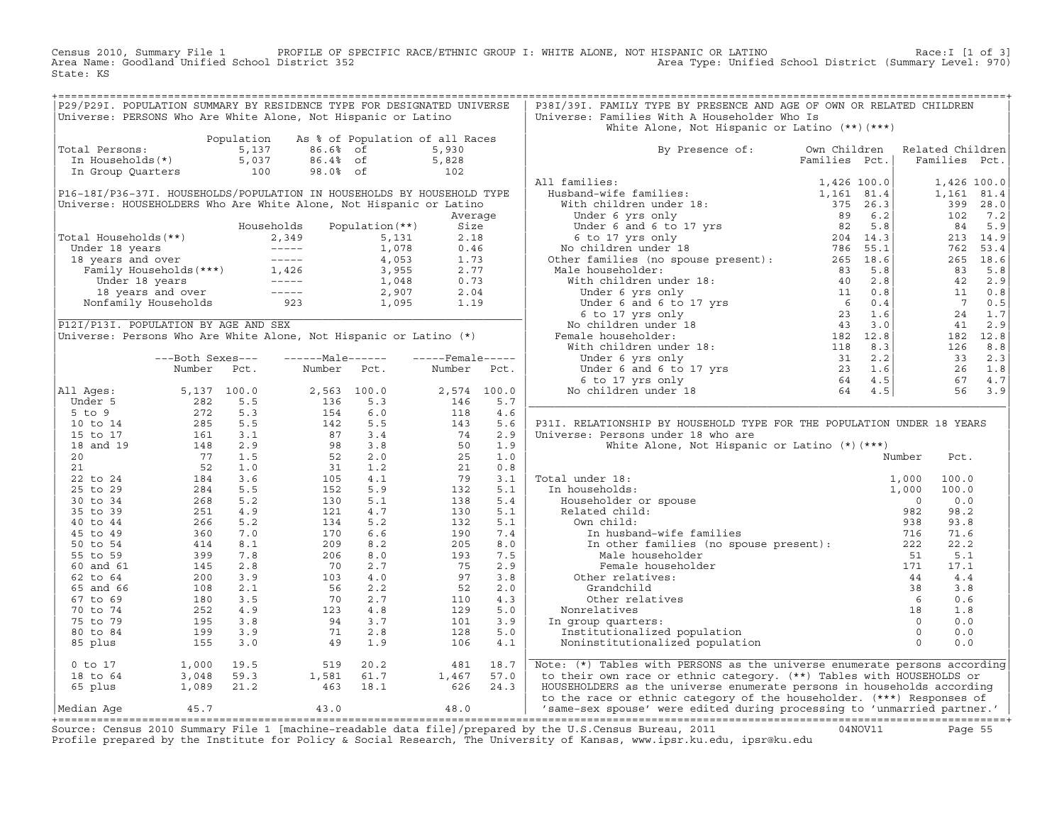Census 2010, Summary File 1 PROFILE OF SPECIFIC RACE/ETHNIC GROUP I: WHITE ALONE, NOT HISPANIC OR LATINO Race:I [1 of 3]
Area Name: Goodland Unified School District 352 Area Type: Unified School District (Summary Level: 970)
State: KS

## P29/P29I. POPULATION SUMMARY BY RESIDENCE TYPE FOR DESIGNATED UNIVERSE

Universe: PERSONS Who Are White Alone, Not Hispanic or Latino

| | Population | As % of Population of all Races | |
|---|---|---|---|
| Total Persons: | 5,137 | 86.6% of | 5,930 |
| In Households(*) | 5,037 | 86.4% of | 5,828 |
| In Group Quarters | 100 | 98.0% of | 102 |

## P16-18I/P36-37I. HOUSEHOLDS/POPULATION IN HOUSEHOLDS BY HOUSEHOLD TYPE

Universe: HOUSEHOLDERS Who Are White Alone, Not Hispanic or Latino

| | Households | Population(**) | Average Size |
|---|---|---|---|
| Total Households(**) | 2,349 | 5,131 | 2.18 |
| Under 18 years | ----- | 1,078 | 0.46 |
| 18 years and over | ----- | 4,053 | 1.73 |
| Family Households(***) | 1,426 | 3,955 | 2.77 |
| Under 18 years | ----- | 1,048 | 0.73 |
| 18 years and over | ----- | 2,907 | 2.04 |
| Nonfamily Households | 923 | 1,095 | 1.19 |

## P12I/P13I. POPULATION BY AGE AND SEX

Universe: Persons Who Are White Alone, Not Hispanic or Latino (*)

| | Both Sexes Number | Both Sexes Pct. | Male Number | Male Pct. | Female Number | Female Pct. |
|---|---|---|---|---|---|---|
| All Ages: | 5,137 | 100.0 | 2,563 | 100.0 | 2,574 | 100.0 |
| Under 5 | 282 | 5.5 | 136 | 5.3 | 146 | 5.7 |
| 5 to 9 | 272 | 5.3 | 154 | 6.0 | 118 | 4.6 |
| 10 to 14 | 285 | 5.5 | 142 | 5.5 | 143 | 5.6 |
| 15 to 17 | 161 | 3.1 | 87 | 3.4 | 74 | 2.9 |
| 18 and 19 | 148 | 2.9 | 98 | 3.8 | 50 | 1.9 |
| 20 | 77 | 1.5 | 52 | 2.0 | 25 | 1.0 |
| 21 | 52 | 1.0 | 31 | 1.2 | 21 | 0.8 |
| 22 to 24 | 184 | 3.6 | 105 | 4.1 | 79 | 3.1 |
| 25 to 29 | 284 | 5.5 | 152 | 5.9 | 132 | 5.1 |
| 30 to 34 | 268 | 5.2 | 130 | 5.1 | 138 | 5.4 |
| 35 to 39 | 251 | 4.9 | 121 | 4.7 | 130 | 5.1 |
| 40 to 44 | 266 | 5.2 | 134 | 5.2 | 132 | 5.1 |
| 45 to 49 | 360 | 7.0 | 170 | 6.6 | 190 | 7.4 |
| 50 to 54 | 414 | 8.1 | 209 | 8.2 | 205 | 8.0 |
| 55 to 59 | 399 | 7.8 | 206 | 8.0 | 193 | 7.5 |
| 60 and 61 | 145 | 2.8 | 70 | 2.7 | 75 | 2.9 |
| 62 to 64 | 200 | 3.9 | 103 | 4.0 | 97 | 3.8 |
| 65 and 66 | 108 | 2.1 | 56 | 2.2 | 52 | 2.0 |
| 67 to 69 | 180 | 3.5 | 70 | 2.7 | 110 | 4.3 |
| 70 to 74 | 252 | 4.9 | 123 | 4.8 | 129 | 5.0 |
| 75 to 79 | 195 | 3.8 | 94 | 3.7 | 101 | 3.9 |
| 80 to 84 | 199 | 3.9 | 71 | 2.8 | 128 | 5.0 |
| 85 plus | 155 | 3.0 | 49 | 1.9 | 106 | 4.1 |
| 0 to 17 | 1,000 | 19.5 | 519 | 20.2 | 481 | 18.7 |
| 18 to 64 | 3,048 | 59.3 | 1,581 | 61.7 | 1,467 | 57.0 |
| 65 plus | 1,089 | 21.2 | 463 | 18.1 | 626 | 24.3 |
| Median Age | 45.7 | | 43.0 | | 48.0 | |

## P38I/39I. FAMILY TYPE BY PRESENCE AND AGE OF OWN OR RELATED CHILDREN

Universe: Families With A Householder Who Is White Alone, Not Hispanic or Latino (**)(***)

| By Presence of: | Own Children Families | Own Children Pct. | Related Children Families | Related Children Pct. |
|---|---|---|---|---|
| All families: | 1,426 | 100.0 | 1,426 | 100.0 |
| Husband-wife families: | 1,161 | 81.4 | 1,161 | 81.4 |
| With children under 18: | 375 | 26.3 | 399 | 28.0 |
| Under 6 yrs only | 89 | 6.2 | 102 | 7.2 |
| Under 6 and 6 to 17 yrs | 82 | 5.8 | 84 | 5.9 |
| 6 to 17 yrs only | 204 | 14.3 | 213 | 14.9 |
| No children under 18 | 786 | 55.1 | 762 | 53.4 |
| Other families (no spouse present): | 265 | 18.6 | 265 | 18.6 |
| Male householder: | 83 | 5.8 | 83 | 5.8 |
| With children under 18: | 40 | 2.8 | 42 | 2.9 |
| Under 6 yrs only | 11 | 0.8 | 11 | 0.8 |
| Under 6 and 6 to 17 yrs | 6 | 0.4 | 7 | 0.5 |
| 6 to 17 yrs only | 23 | 1.6 | 24 | 1.7 |
| No children under 18 | 43 | 3.0 | 41 | 2.9 |
| Female householder: | 182 | 12.8 | 182 | 12.8 |
| With children under 18: | 118 | 8.3 | 126 | 8.8 |
| Under 6 yrs only | 31 | 2.2 | 33 | 2.3 |
| Under 6 and 6 to 17 yrs | 23 | 1.6 | 26 | 1.8 |
| 6 to 17 yrs only | 64 | 4.5 | 67 | 4.7 |
| No children under 18 | 64 | 4.5 | 56 | 3.9 |

## P31I. RELATIONSHIP BY HOUSEHOLD TYPE FOR THE POPULATION UNDER 18 YEARS

Universe: Persons under 18 who are White Alone, Not Hispanic or Latino (*)(***)

| | Number | Pct. |
|---|---|---|
| Total under 18: | 1,000 | 100.0 |
| In households: | 1,000 | 100.0 |
| Householder or spouse | 0 | 0.0 |
| Related child: | 982 | 98.2 |
| Own child: | 938 | 93.8 |
| In husband-wife families | 716 | 71.6 |
| In other families (no spouse present): | 222 | 22.2 |
| Male householder | 51 | 5.1 |
| Female householder | 171 | 17.1 |
| Other relatives: | 44 | 4.4 |
| Grandchild | 38 | 3.8 |
| Other relatives | 6 | 0.6 |
| Nonrelatives | 18 | 1.8 |
| In group quarters: | 0 | 0.0 |
| Institutionalized population | 0 | 0.0 |
| Noninstitutionalized population | 0 | 0.0 |

Note: (*) Tables with PERSONS as the universe enumerate persons according to their own race or ethnic category. (**) Tables with HOUSEHOLDS or HOUSEHOLDERS as the universe enumerate persons in households according to the race or ethnic category of the householder. (***) Responses of 'same-sex spouse' were edited during processing to 'unmarried partner.'

Source: Census 2010 Summary File 1 [machine-readable data file]/prepared by the U.S.Census Bureau, 2011 04NOV11
Profile prepared by the Institute for Policy & Social Research, The University of Kansas, www.ipsr.ku.edu, ipsr@ku.edu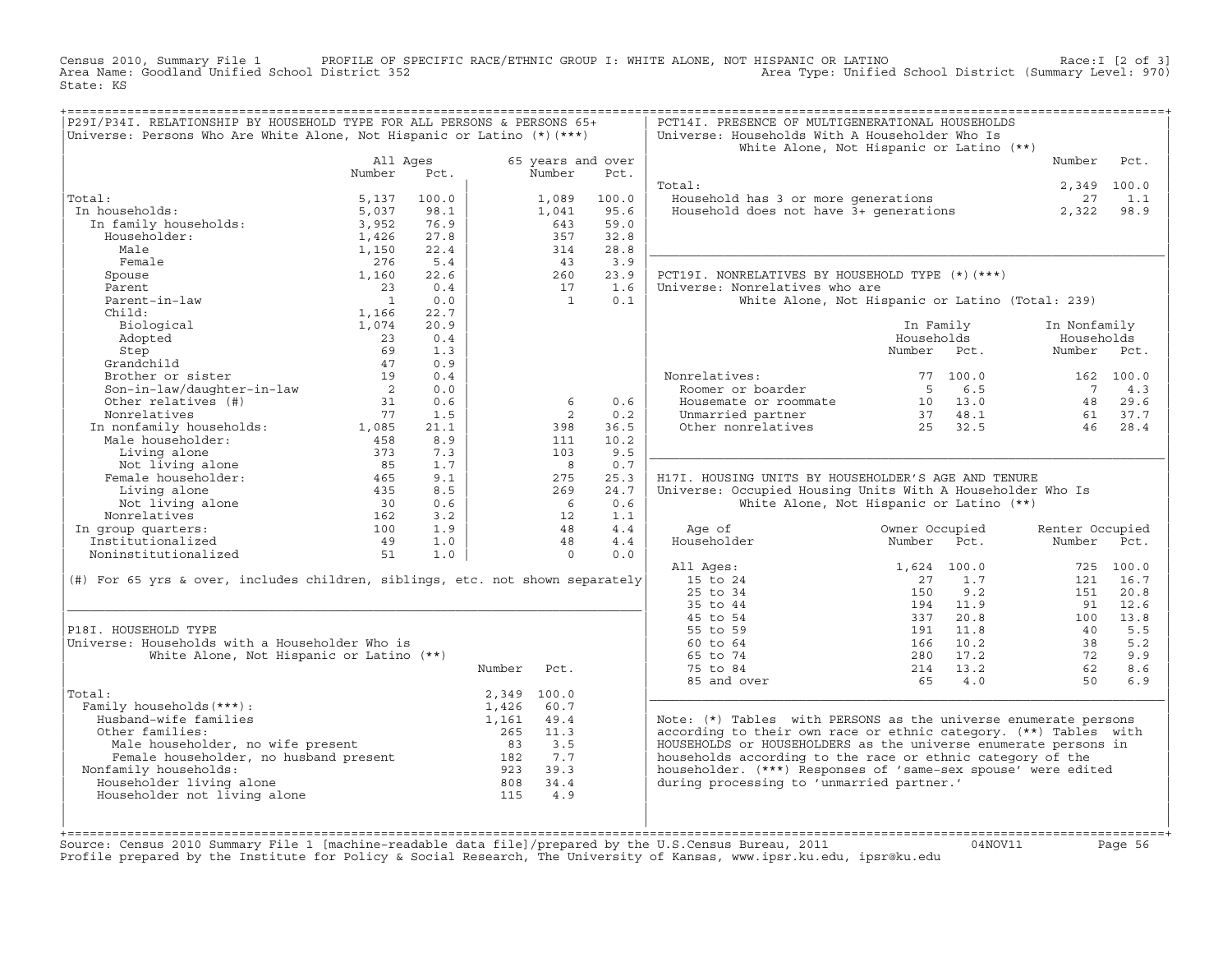Census 2010, Summary File 1 PROFILE OF SPECIFIC RACE/ETHNIC GROUP I: WHITE ALONE, NOT HISPANIC OR LATINO Race:I [2 of 3]
Area Name: Goodland Unified School District 352 Area Type: Unified School District (Summary Level: 970)
State: KS

## P29I/P34I. RELATIONSHIP BY HOUSEHOLD TYPE FOR ALL PERSONS & PERSONS 65+

Universe: Persons Who Are White Alone, Not Hispanic or Latino (*)(***)

| | All Ages Number | All Ages Pct. | 65 years and over Number | 65 years and over Pct. |
|---|---|---|---|---|
| Total: | 5,137 | 100.0 | 1,089 | 100.0 |
| In households: | 5,037 | 98.1 | 1,041 | 95.6 |
| In family households: | 3,952 | 76.9 | 643 | 59.0 |
| Householder: | 1,426 | 27.8 | 357 | 32.8 |
| Male | 1,150 | 22.4 | 314 | 28.8 |
| Female | 276 | 5.4 | 43 | 3.9 |
| Spouse | 1,160 | 22.6 | 260 | 23.9 |
| Parent | 23 | 0.4 | 17 | 1.6 |
| Parent-in-law | 1 | 0.0 | 1 | 0.1 |
| Child: | 1,166 | 22.7 | | |
| Biological | 1,074 | 20.9 | | |
| Adopted | 23 | 0.4 | | |
| Step | 69 | 1.3 | | |
| Grandchild | 47 | 0.9 | | |
| Brother or sister | 19 | 0.4 | | |
| Son-in-law/daughter-in-law | 2 | 0.0 | | |
| Other relatives (#) | 31 | 0.6 | 6 | 0.6 |
| Nonrelatives | 77 | 1.5 | 2 | 0.2 |
| In nonfamily households: | 1,085 | 21.1 | 398 | 36.5 |
| Male householder: | 458 | 8.9 | 111 | 10.2 |
| Living alone | 373 | 7.3 | 103 | 9.5 |
| Not living alone | 85 | 1.7 | 8 | 0.7 |
| Female householder: | 465 | 9.1 | 275 | 25.3 |
| Living alone | 435 | 8.5 | 269 | 24.7 |
| Not living alone | 30 | 0.6 | 6 | 0.6 |
| Nonrelatives | 162 | 3.2 | 12 | 1.1 |
| In group quarters: | 100 | 1.9 | 48 | 4.4 |
| Institutionalized | 49 | 1.0 | 48 | 4.4 |
| Noninstitutionalized | 51 | 1.0 | 0 | 0.0 |

(#) For 65 yrs & over, includes children, siblings, etc. not shown separately

## P18I. HOUSEHOLD TYPE

Universe: Households with a Householder Who is White Alone, Not Hispanic or Latino (**)

| | Number | Pct. |
|---|---|---|
| Total: | 2,349 | 100.0 |
| Family households(***): | 1,426 | 60.7 |
| Husband-wife families | 1,161 | 49.4 |
| Other families: | 265 | 11.3 |
| Male householder, no wife present | 83 | 3.5 |
| Female householder, no husband present | 182 | 7.7 |
| Nonfamily households: | 923 | 39.3 |
| Householder living alone | 808 | 34.4 |
| Householder not living alone | 115 | 4.9 |

## PCT14I. PRESENCE OF MULTIGENERATIONAL HOUSEHOLDS

Universe: Households With A Householder Who Is White Alone, Not Hispanic or Latino (**)

| | Number | Pct. |
|---|---|---|
| Total: | 2,349 | 100.0 |
| Household has 3 or more generations | 27 | 1.1 |
| Household does not have 3+ generations | 2,322 | 98.9 |

## PCT19I. NONRELATIVES BY HOUSEHOLD TYPE (*)(***)

Universe: Nonrelatives who are White Alone, Not Hispanic or Latino (Total: 239)

| | In Family Households Number | In Family Households Pct. | In Nonfamily Households Number | In Nonfamily Households Pct. |
|---|---|---|---|---|
| Nonrelatives: | 77 | 100.0 | 162 | 100.0 |
| Roomer or boarder | 5 | 6.5 | 7 | 4.3 |
| Housemate or roommate | 10 | 13.0 | 48 | 29.6 |
| Unmarried partner | 37 | 48.1 | 61 | 37.7 |
| Other nonrelatives | 25 | 32.5 | 46 | 28.4 |

## H17I. HOUSING UNITS BY HOUSEHOLDER'S AGE AND TENURE

Universe: Occupied Housing Units With A Householder Who Is White Alone, Not Hispanic or Latino (**)

| Age of Householder | Owner Occupied Number | Owner Occupied Pct. | Renter Occupied Number | Renter Occupied Pct. |
|---|---|---|---|---|
| All Ages: | 1,624 | 100.0 | 725 | 100.0 |
| 15 to 24 | 27 | 1.7 | 121 | 16.7 |
| 25 to 34 | 150 | 9.2 | 151 | 20.8 |
| 35 to 44 | 194 | 11.9 | 91 | 12.6 |
| 45 to 54 | 337 | 20.8 | 100 | 13.8 |
| 55 to 59 | 191 | 11.8 | 40 | 5.5 |
| 60 to 64 | 166 | 10.2 | 38 | 5.2 |
| 65 to 74 | 280 | 17.2 | 72 | 9.9 |
| 75 to 84 | 214 | 13.2 | 62 | 8.6 |
| 85 and over | 65 | 4.0 | 50 | 6.9 |

Note: (*) Tables with PERSONS as the universe enumerate persons according to their own race or ethnic category. (**) Tables with HOUSEHOLDS or HOUSEHOLDERS as the universe enumerate persons in households according to the race or ethnic category of the householder. (***) Responses of 'same-sex spouse' were edited during processing to 'unmarried partner.'

Source: Census 2010 Summary File 1 [machine-readable data file]/prepared by the U.S.Census Bureau, 2011 04NOV11
Profile prepared by the Institute for Policy & Social Research, The University of Kansas, www.ipsr.ku.edu, ipsr@ku.edu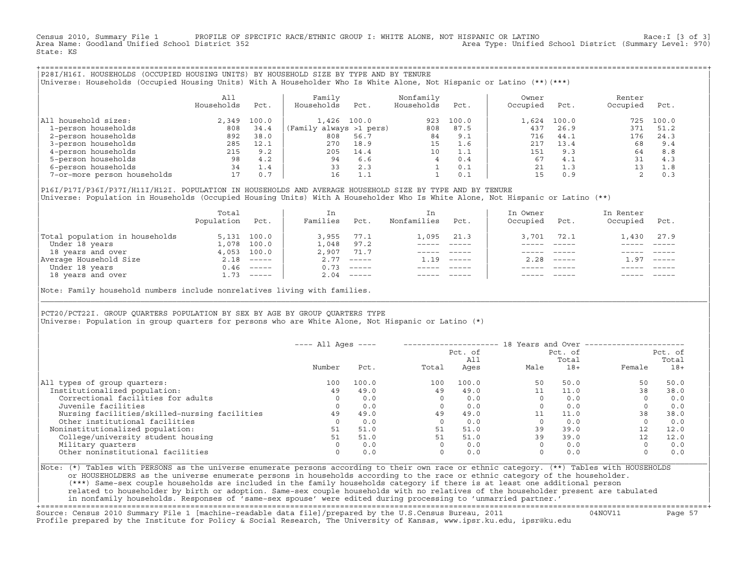Census 2010, Summary File 1 PROFILE OF SPECIFIC RACE/ETHNIC GROUP I: WHITE ALONE, NOT HISPANIC OR LATINO Race:I [3 of 3]
Area Name: Goodland Unified School District 352 Area Type: Unified School District (Summary Level: 970)
State: KS

## P28I/H16I. HOUSEHOLDS (OCCUPIED HOUSING UNITS) BY HOUSEHOLD SIZE BY TYPE AND BY TENURE

Universe: Households (Occupied Housing Units) With A Householder Who Is White Alone, Not Hispanic or Latino (**)(***)

| | All Households | Pct. | Family Households | Pct. | Nonfamily Households | Pct. | Owner Occupied | Pct. | Renter Occupied | Pct. |
|---|---|---|---|---|---|---|---|---|---|---|
| All household sizes: | 2,349 | 100.0 | 1,426 | 100.0 | 923 | 100.0 | 1,624 | 100.0 | 725 | 100.0 |
| 1-person households | 808 | 34.4 | (Family always >1 pers) | | 808 | 87.5 | 437 | 26.9 | 371 | 51.2 |
| 2-person households | 892 | 38.0 | 808 | 56.7 | 84 | 9.1 | 716 | 44.1 | 176 | 24.3 |
| 3-person households | 285 | 12.1 | 270 | 18.9 | 15 | 1.6 | 217 | 13.4 | 68 | 9.4 |
| 4-person households | 215 | 9.2 | 205 | 14.4 | 10 | 1.1 | 151 | 9.3 | 64 | 8.8 |
| 5-person households | 98 | 4.2 | 94 | 6.6 | 4 | 0.4 | 67 | 4.1 | 31 | 4.3 |
| 6-person households | 34 | 1.4 | 33 | 2.3 | 1 | 0.1 | 21 | 1.3 | 13 | 1.8 |
| 7-or-more person households | 17 | 0.7 | 16 | 1.1 | 1 | 0.1 | 15 | 0.9 | 2 | 0.3 |

## P16I/P17I/P36I/P37I/H11I/H12I. POPULATION IN HOUSEHOLDS AND AVERAGE HOUSEHOLD SIZE BY TYPE AND BY TENURE

Universe: Population in Households (Occupied Housing Units) With A Householder Who Is White Alone, Not Hispanic or Latino (**)

| | Total Population | Pct. | In Families | Pct. | In Nonfamilies | Pct. | In Owner Occupied | Pct. | In Renter Occupied | Pct. |
|---|---|---|---|---|---|---|---|---|---|---|
| Total population in households | 5,131 | 100.0 | 3,955 | 77.1 | 1,095 | 21.3 | 3,701 | 72.1 | 1,430 | 27.9 |
| Under 18 years | 1,078 | 100.0 | 1,048 | 97.2 | ----- | ----- | ----- | ----- | ----- | ----- |
| 18 years and over | 4,053 | 100.0 | 2,907 | 71.7 | ----- | ----- | ----- | ----- | ----- | ----- |
| Average Household Size | 2.18 | ----- | 2.77 | ----- | 1.19 | ----- | 2.28 | ----- | 1.97 | ----- |
| Under 18 years | 0.46 | ----- | 0.73 | ----- | ----- | ----- | ----- | ----- | ----- | ----- |
| 18 years and over | 1.73 | ----- | 2.04 | ----- | ----- | ----- | ----- | ----- | ----- | ----- |

Note: Family household numbers include nonrelatives living with families.

## PCT20/PCT22I. GROUP QUARTERS POPULATION BY SEX BY AGE BY GROUP QUARTERS TYPE

Universe: Population in group quarters for persons who are White Alone, Not Hispanic or Latino (*)

| | All Ages | | 18 Years and Over | | | | | |
|---|---|---|---|---|---|---|---|---|
| | Number | Pct. | Total | Pct. of All Ages | Male | Pct. of Total 18+ | Female | Pct. of Total 18+ |
| All types of group quarters: | 100 | 100.0 | 100 | 100.0 | 50 | 50.0 | 50 | 50.0 |
| Institutionalized population: | 49 | 49.0 | 49 | 49.0 | 11 | 11.0 | 38 | 38.0 |
| Correctional facilities for adults | 0 | 0.0 | 0 | 0.0 | 0 | 0.0 | 0 | 0.0 |
| Juvenile facilities | 0 | 0.0 | 0 | 0.0 | 0 | 0.0 | 0 | 0.0 |
| Nursing facilities/skilled-nursing facilities | 49 | 49.0 | 49 | 49.0 | 11 | 11.0 | 38 | 38.0 |
| Other institutional facilities | 0 | 0.0 | 0 | 0.0 | 0 | 0.0 | 0 | 0.0 |
| Noninstitutionalized population: | 51 | 51.0 | 51 | 51.0 | 39 | 39.0 | 12 | 12.0 |
| College/university student housing | 51 | 51.0 | 51 | 51.0 | 39 | 39.0 | 12 | 12.0 |
| Military quarters | 0 | 0.0 | 0 | 0.0 | 0 | 0.0 | 0 | 0.0 |
| Other noninstitutional facilities | 0 | 0.0 | 0 | 0.0 | 0 | 0.0 | 0 | 0.0 |

Note: (*) Tables with PERSONS as the universe enumerate persons according to their own race or ethnic category. (**) Tables with HOUSEHOLDS or HOUSEHOLDERS as the universe enumerate persons in households according to the race or ethnic category of the householder. (***) Same-sex couple households are included in the family households category if there is at least one additional person related to householder by birth or adoption. Same-sex couple households with no relatives of the householder present are tabulated in nonfamily households. Responses of 'same-sex spouse' were edited during processing to 'unmarried partner.'

Source: Census 2010 Summary File 1 [machine-readable data file]/prepared by the U.S.Census Bureau, 2011 04NOV11
Profile prepared by the Institute for Policy & Social Research, The University of Kansas, www.ipsr.ku.edu, ipsr@ku.edu